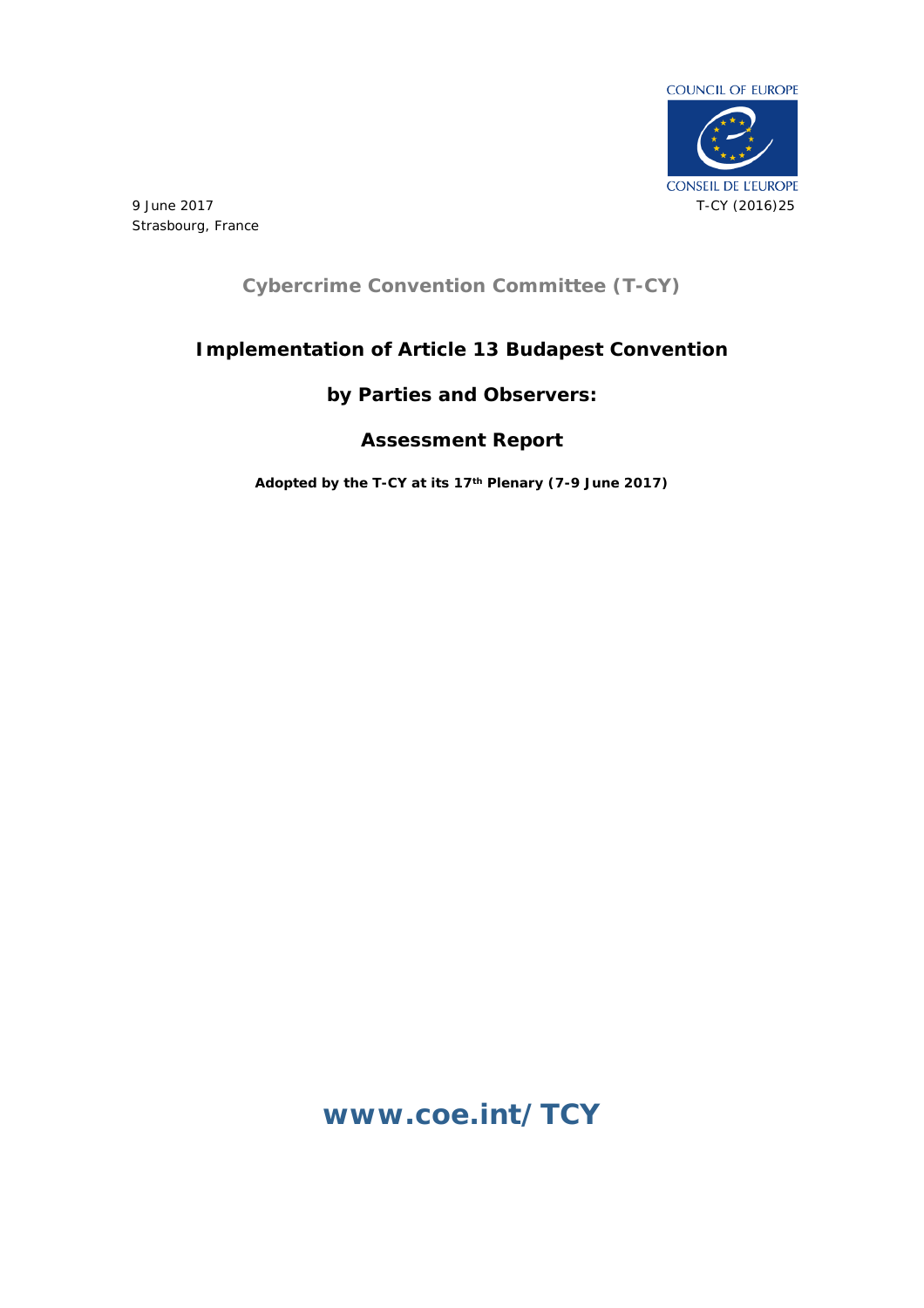COUNCIL OF EUROPE

CONSEIL DE L'EUROPE

9 June 2017
Strasbourg, France

T-CY (2016)25

**Cybercrime Convention Committee (T-CY)**

# Implementation of Article 13 Budapest Convention

# by Parties and Observers:

# Assessment Report

**Adopted by the T-CY at its 17th Plenary (7-9 June 2017)**

**www.coe.int/TCY**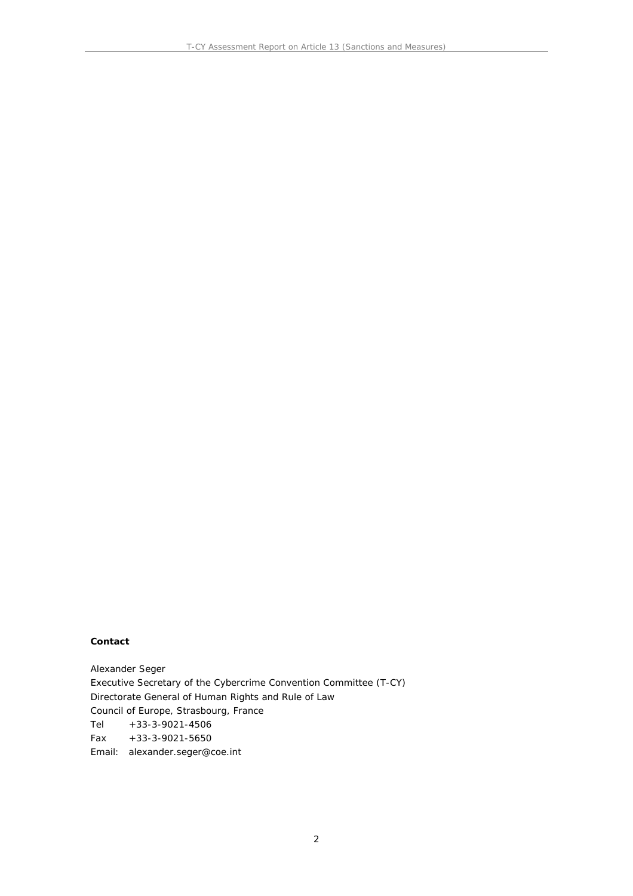**Contact**

Alexander Seger  
Executive Secretary of the Cybercrime Convention Committee (T-CY)  
Directorate General of Human Rights and Rule of Law  
Council of Europe, Strasbourg, France  
Tel +33-3-9021-4506  
Fax +33-3-9021-5650  
Email: alexander.seger@coe.int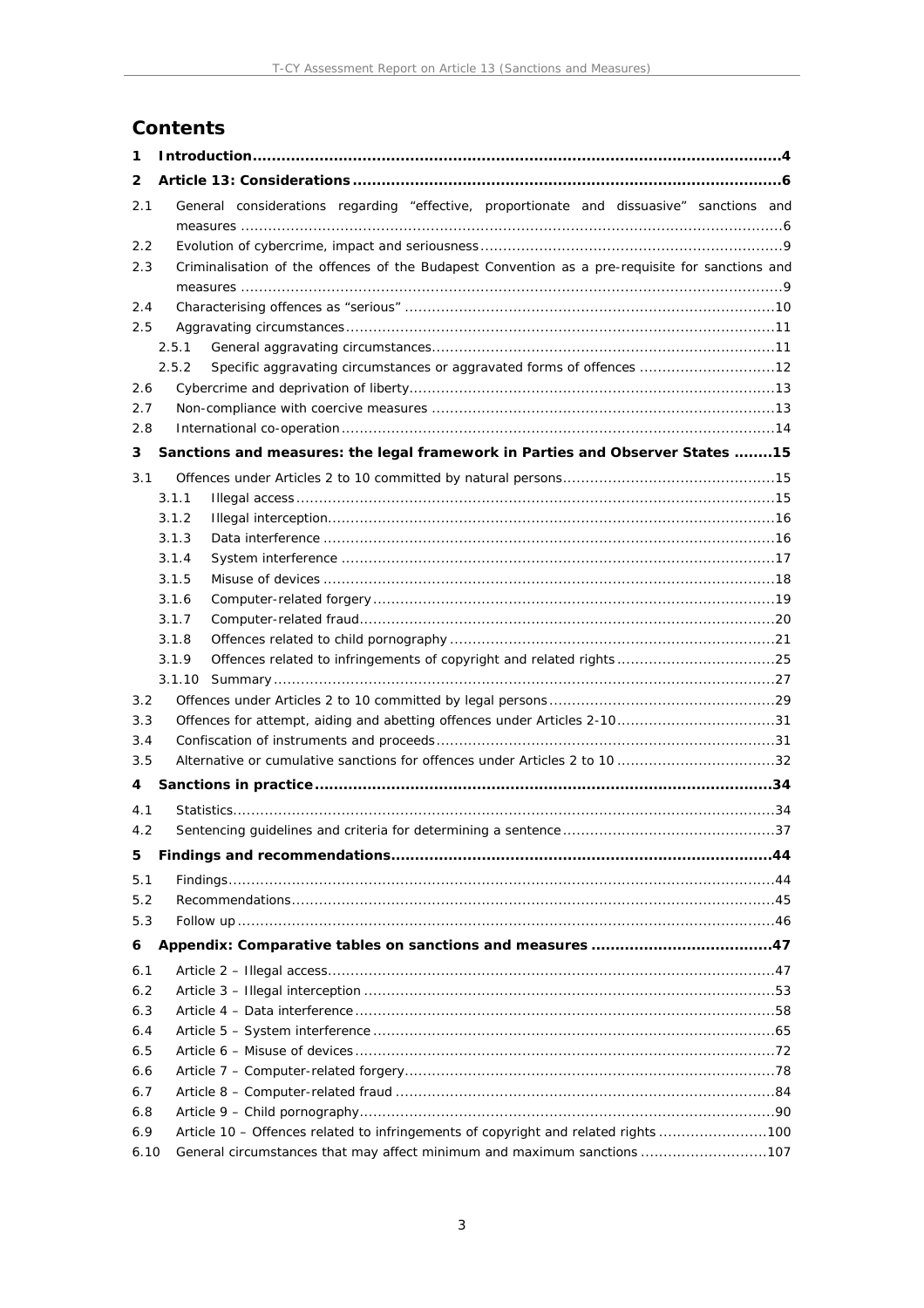# Contents

1 Introduction....4

2 Article 13: Considerations....6

- 2.1 General considerations regarding "effective, proportionate and dissuasive" sanctions and measures....6
- 2.2 Evolution of cybercrime, impact and seriousness....9
- 2.3 Criminalisation of the offences of the Budapest Convention as a pre-requisite for sanctions and measures....9
- 2.4 Characterising offences as "serious"....10
- 2.5 Aggravating circumstances....11
  - 2.5.1 General aggravating circumstances....11
  - 2.5.2 Specific aggravating circumstances or aggravated forms of offences....12
- 2.6 Cybercrime and deprivation of liberty....13
- 2.7 Non-compliance with coercive measures....13
- 2.8 International co-operation....14

3 Sanctions and measures: the legal framework in Parties and Observer States....15

- 3.1 Offences under Articles 2 to 10 committed by natural persons....15
  - 3.1.1 Illegal access....15
  - 3.1.2 Illegal interception....16
  - 3.1.3 Data interference....16
  - 3.1.4 System interference....17
  - 3.1.5 Misuse of devices....18
  - 3.1.6 Computer-related forgery....19
  - 3.1.7 Computer-related fraud....20
  - 3.1.8 Offences related to child pornography....21
  - 3.1.9 Offences related to infringements of copyright and related rights....25
  - 3.1.10 Summary....27
- 3.2 Offences under Articles 2 to 10 committed by legal persons....29
- 3.3 Offences for attempt, aiding and abetting offences under Articles 2-10....31
- 3.4 Confiscation of instruments and proceeds....31
- 3.5 Alternative or cumulative sanctions for offences under Articles 2 to 10....32

4 Sanctions in practice....34

- 4.1 Statistics....34
- 4.2 Sentencing guidelines and criteria for determining a sentence....37

5 Findings and recommendations....44

- 5.1 Findings....44
- 5.2 Recommendations....45
- 5.3 Follow up....46

6 Appendix: Comparative tables on sanctions and measures....47

- 6.1 Article 2 – Illegal access....47
- 6.2 Article 3 – Illegal interception....53
- 6.3 Article 4 – Data interference....58
- 6.4 Article 5 – System interference....65
- 6.5 Article 6 – Misuse of devices....72
- 6.6 Article 7 – Computer-related forgery....78
- 6.7 Article 8 – Computer-related fraud....84
- 6.8 Article 9 – Child pornography....90
- 6.9 Article 10 – Offences related to infringements of copyright and related rights....100
- 6.10 General circumstances that may affect minimum and maximum sanctions....107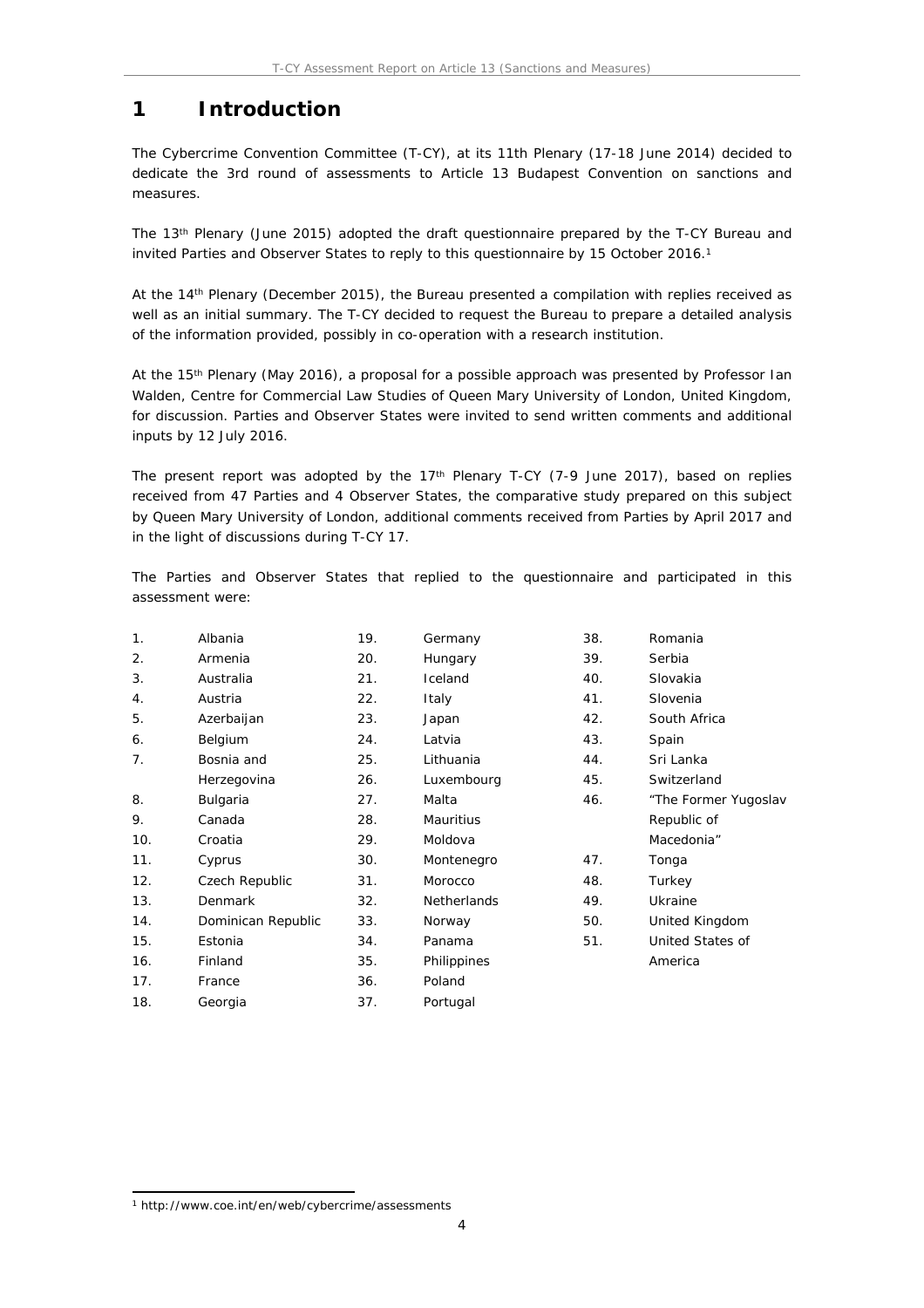# 1 Introduction

The Cybercrime Convention Committee (T-CY), at its 11th Plenary (17-18 June 2014) decided to dedicate the 3rd round of assessments to Article 13 Budapest Convention on sanctions and measures.

The 13th Plenary (June 2015) adopted the draft questionnaire prepared by the T-CY Bureau and invited Parties and Observer States to reply to this questionnaire by 15 October 2016.[1]

At the 14th Plenary (December 2015), the Bureau presented a compilation with replies received as well as an initial summary. The T-CY decided to request the Bureau to prepare a detailed analysis of the information provided, possibly in co-operation with a research institution.

At the 15th Plenary (May 2016), a proposal for a possible approach was presented by Professor Ian Walden, Centre for Commercial Law Studies of Queen Mary University of London, United Kingdom, for discussion. Parties and Observer States were invited to send written comments and additional inputs by 12 July 2016.

The present report was adopted by the 17th Plenary T-CY (7-9 June 2017), based on replies received from 47 Parties and 4 Observer States, the comparative study prepared on this subject by Queen Mary University of London, additional comments received from Parties by April 2017 and in the light of discussions during T-CY 17.

The Parties and Observer States that replied to the questionnaire and participated in this assessment were:

1. Albania
2. Armenia
3. Australia
4. Austria
5. Azerbaijan
6. Belgium
7. Bosnia and Herzegovina
8. Bulgaria
9. Canada
10. Croatia
11. Cyprus
12. Czech Republic
13. Denmark
14. Dominican Republic
15. Estonia
16. Finland
17. France
18. Georgia
19. Germany
20. Hungary
21. Iceland
22. Italy
23. Japan
24. Latvia
25. Lithuania
26. Luxembourg
27. Malta
28. Mauritius
29. Moldova
30. Montenegro
31. Morocco
32. Netherlands
33. Norway
34. Panama
35. Philippines
36. Poland
37. Portugal
38. Romania
39. Serbia
40. Slovakia
41. Slovenia
42. South Africa
43. Spain
44. Sri Lanka
45. Switzerland
46. "The Former Yugoslav Republic of Macedonia"
47. Tonga
48. Turkey
49. Ukraine
50. United Kingdom
51. United States of America

[1] http://www.coe.int/en/web/cybercrime/assessments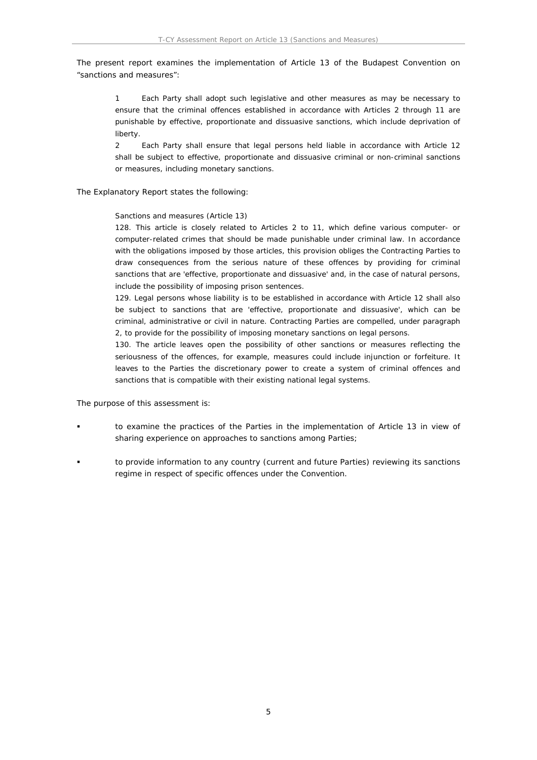The present report examines the implementation of Article 13 of the Budapest Convention on "sanctions and measures":

> 1 Each Party shall adopt such legislative and other measures as may be necessary to ensure that the criminal offences established in accordance with Articles 2 through 11 are punishable by effective, proportionate and dissuasive sanctions, which include deprivation of liberty.
>
> 2 Each Party shall ensure that legal persons held liable in accordance with Article 12 shall be subject to effective, proportionate and dissuasive criminal or non-criminal sanctions or measures, including monetary sanctions.

The Explanatory Report states the following:

> Sanctions and measures (Article 13)
>
> 128. This article is closely related to Articles 2 to 11, which define various computer- or computer-related crimes that should be made punishable under criminal law. In accordance with the obligations imposed by those articles, this provision obliges the Contracting Parties to draw consequences from the serious nature of these offences by providing for criminal sanctions that are 'effective, proportionate and dissuasive' and, in the case of natural persons, include the possibility of imposing prison sentences.
>
> 129. Legal persons whose liability is to be established in accordance with Article 12 shall also be subject to sanctions that are 'effective, proportionate and dissuasive', which can be criminal, administrative or civil in nature. Contracting Parties are compelled, under paragraph 2, to provide for the possibility of imposing monetary sanctions on legal persons.
>
> 130. The article leaves open the possibility of other sanctions or measures reflecting the seriousness of the offences, for example, measures could include injunction or forfeiture. It leaves to the Parties the discretionary power to create a system of criminal offences and sanctions that is compatible with their existing national legal systems.

The purpose of this assessment is:

- to examine the practices of the Parties in the implementation of Article 13 in view of sharing experience on approaches to sanctions among Parties;
- to provide information to any country (current and future Parties) reviewing its sanctions regime in respect of specific offences under the Convention.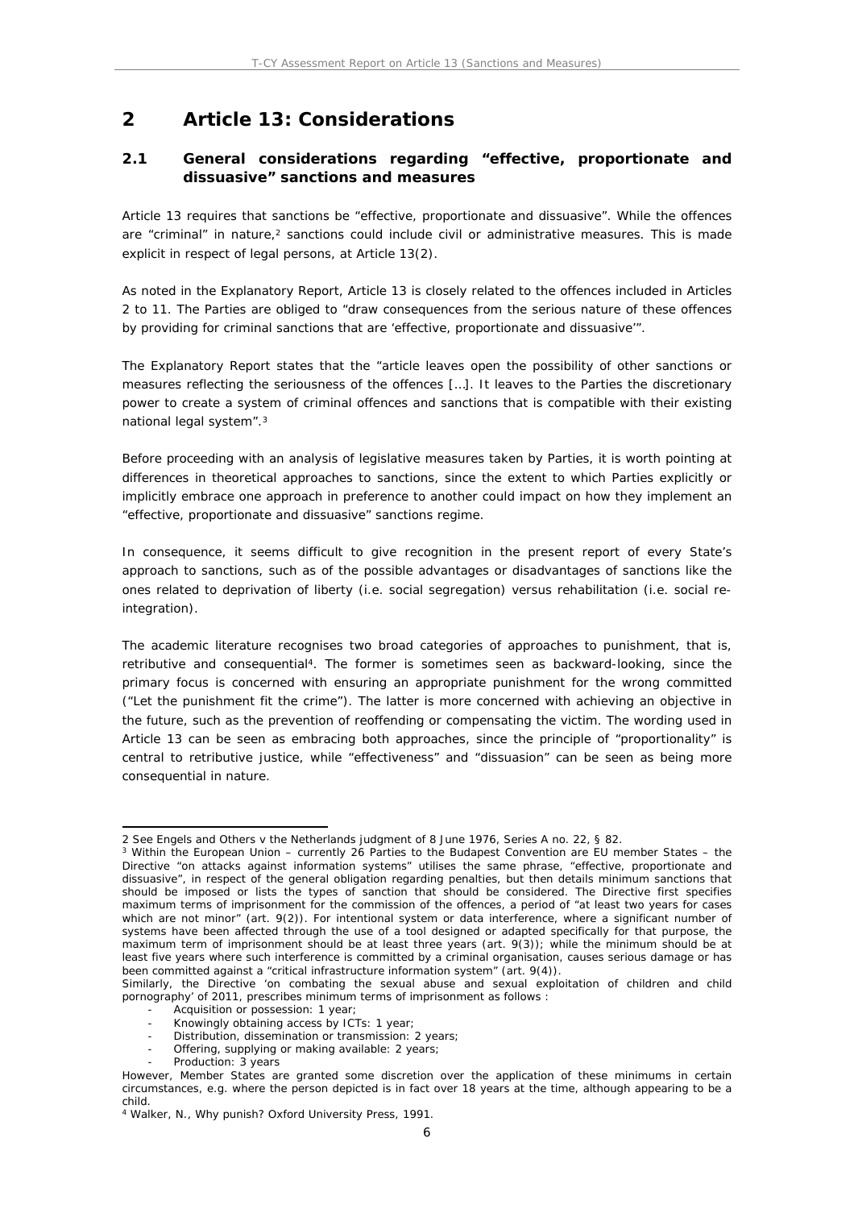# 2 Article 13: Considerations

## 2.1 General considerations regarding "effective, proportionate and dissuasive" sanctions and measures

Article 13 requires that sanctions be "effective, proportionate and dissuasive". While the offences are "criminal" in nature,[2] sanctions could include civil or administrative measures. This is made explicit in respect of legal persons, at Article 13(2).

As noted in the Explanatory Report, Article 13 is closely related to the offences included in Articles 2 to 11. The Parties are obliged to "draw consequences from the serious nature of these offences by providing for criminal sanctions that are 'effective, proportionate and dissuasive'".

The Explanatory Report states that the "article leaves open the possibility of other sanctions or measures reflecting the seriousness of the offences […]. It leaves to the Parties the discretionary power to create a system of criminal offences and sanctions that is compatible with their existing national legal system".[3]

Before proceeding with an analysis of legislative measures taken by Parties, it is worth pointing at differences in theoretical approaches to sanctions, since the extent to which Parties explicitly or implicitly embrace one approach in preference to another could impact on how they implement an "effective, proportionate and dissuasive" sanctions regime.

In consequence, it seems difficult to give recognition in the present report of every State's approach to sanctions, such as of the possible advantages or disadvantages of sanctions like the ones related to deprivation of liberty (i.e. social segregation) versus rehabilitation (i.e. social re-integration).

The academic literature recognises two broad categories of approaches to punishment, that is, retributive and consequential[4]. The former is sometimes seen as backward-looking, since the primary focus is concerned with ensuring an appropriate punishment for the wrong committed ("Let the punishment fit the crime"). The latter is more concerned with achieving an objective in the future, such as the prevention of reoffending or compensating the victim. The wording used in Article 13 can be seen as embracing both approaches, since the principle of "proportionality" is central to retributive justice, while "effectiveness" and "dissuasion" can be seen as being more consequential in nature.

---

2 See Engels and Others v the Netherlands judgment of 8 June 1976, Series A no. 22, § 82.

3 Within the European Union – currently 26 Parties to the Budapest Convention are EU member States – the Directive "on attacks against information systems" utilises the same phrase, "effective, proportionate and dissuasive", in respect of the general obligation regarding penalties, but then details minimum sanctions that should be imposed or lists the types of sanction that should be considered. The Directive first specifies maximum terms of imprisonment for the commission of the offences, a period of "at least two years for cases which are not minor" (art. 9(2)). For intentional system or data interference, where a significant number of systems have been affected through the use of a tool designed or adapted specifically for that purpose, the maximum term of imprisonment should be at least three years (art. 9(3)); while the minimum should be at least five years where such interference is committed by a criminal organisation, causes serious damage or has been committed against a "critical infrastructure information system" (art. 9(4)).

Similarly, the Directive 'on combating the sexual abuse and sexual exploitation of children and child pornography' of 2011, prescribes minimum terms of imprisonment as follows :

- Acquisition or possession: 1 year;
- Knowingly obtaining access by ICTs: 1 year;
- Distribution, dissemination or transmission: 2 years;
- Offering, supplying or making available: 2 years;
- Production: 3 years

However, Member States are granted some discretion over the application of these minimums in certain circumstances, e.g. where the person depicted is in fact over 18 years at the time, although appearing to be a child.

4 Walker, N., Why punish? Oxford University Press, 1991.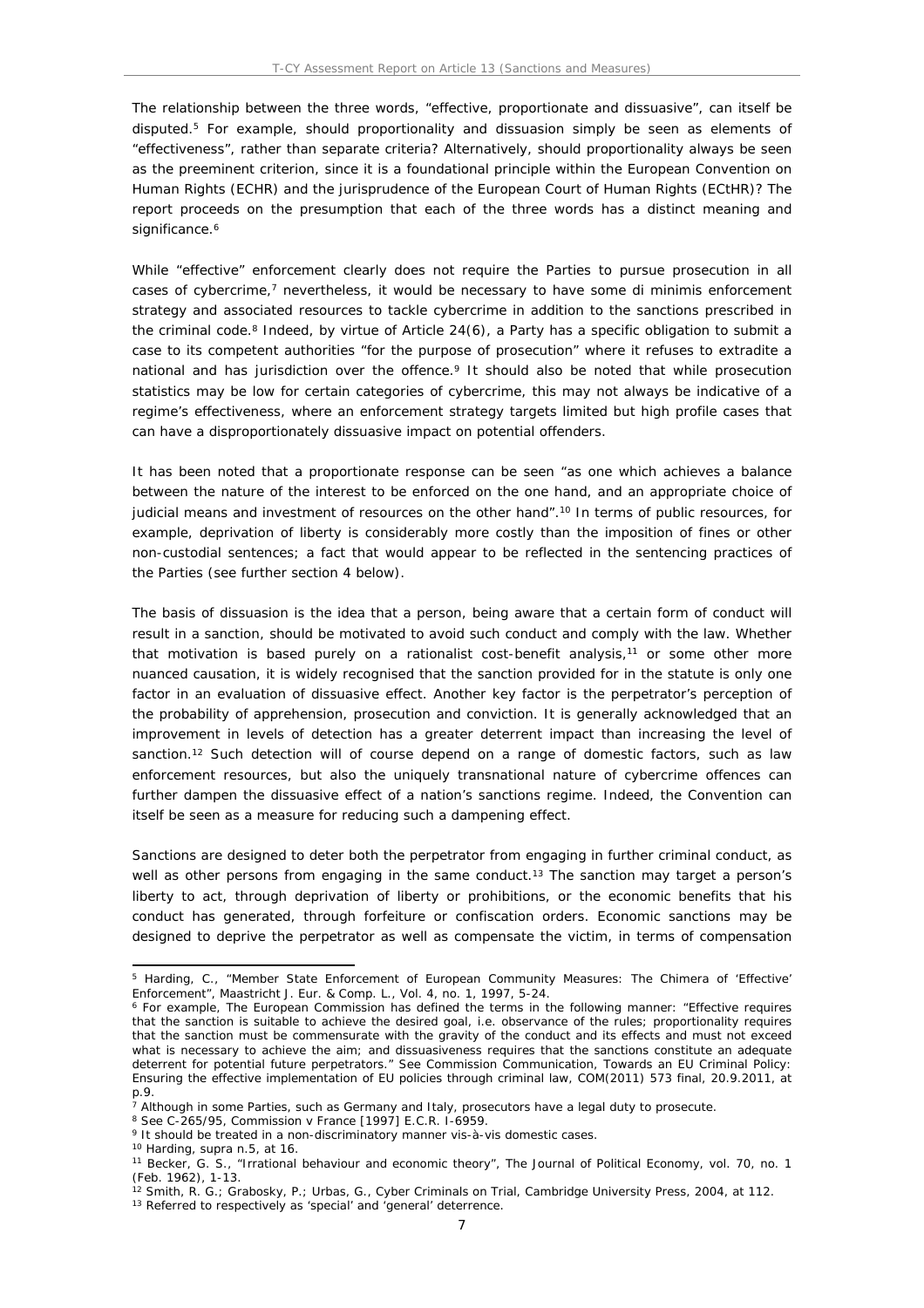The relationship between the three words, "effective, proportionate and dissuasive", can itself be disputed.[5] For example, should proportionality and dissuasion simply be seen as elements of "effectiveness", rather than separate criteria? Alternatively, should proportionality always be seen as the preeminent criterion, since it is a foundational principle within the European Convention on Human Rights (ECHR) and the jurisprudence of the European Court of Human Rights (ECtHR)? The report proceeds on the presumption that each of the three words has a distinct meaning and significance.[6]

While "effective" enforcement clearly does not require the Parties to pursue prosecution in all cases of cybercrime,[7] nevertheless, it would be necessary to have some di minimis enforcement strategy and associated resources to tackle cybercrime in addition to the sanctions prescribed in the criminal code.[8] Indeed, by virtue of Article 24(6), a Party has a specific obligation to submit a case to its competent authorities "for the purpose of prosecution" where it refuses to extradite a national and has jurisdiction over the offence.[9] It should also be noted that while prosecution statistics may be low for certain categories of cybercrime, this may not always be indicative of a regime's effectiveness, where an enforcement strategy targets limited but high profile cases that can have a disproportionately dissuasive impact on potential offenders.

It has been noted that a proportionate response can be seen "as one which achieves a balance between the nature of the interest to be enforced on the one hand, and an appropriate choice of judicial means and investment of resources on the other hand".[10] In terms of public resources, for example, deprivation of liberty is considerably more costly than the imposition of fines or other non-custodial sentences; a fact that would appear to be reflected in the sentencing practices of the Parties (see further section 4 below).

The basis of dissuasion is the idea that a person, being aware that a certain form of conduct will result in a sanction, should be motivated to avoid such conduct and comply with the law. Whether that motivation is based purely on a rationalist cost-benefit analysis,[11] or some other more nuanced causation, it is widely recognised that the sanction provided for in the statute is only one factor in an evaluation of dissuasive effect. Another key factor is the perpetrator's perception of the probability of apprehension, prosecution and conviction. It is generally acknowledged that an improvement in levels of detection has a greater deterrent impact than increasing the level of sanction.[12] Such detection will of course depend on a range of domestic factors, such as law enforcement resources, but also the uniquely transnational nature of cybercrime offences can further dampen the dissuasive effect of a nation's sanctions regime. Indeed, the Convention can itself be seen as a measure for reducing such a dampening effect.

Sanctions are designed to deter both the perpetrator from engaging in further criminal conduct, as well as other persons from engaging in the same conduct.[13] The sanction may target a person's liberty to act, through deprivation of liberty or prohibitions, or the economic benefits that his conduct has generated, through forfeiture or confiscation orders. Economic sanctions may be designed to deprive the perpetrator as well as compensate the victim, in terms of compensation

---

[5] Harding, C., "Member State Enforcement of European Community Measures: The Chimera of 'Effective' Enforcement", Maastricht J. Eur. & Comp. L., Vol. 4, no. 1, 1997, 5-24.

[6] For example, The European Commission has defined the terms in the following manner: "Effective requires that the sanction is suitable to achieve the desired goal, i.e. observance of the rules; proportionality requires that the sanction must be commensurate with the gravity of the conduct and its effects and must not exceed what is necessary to achieve the aim; and dissuasiveness requires that the sanctions constitute an adequate deterrent for potential future perpetrators." See Commission Communication, Towards an EU Criminal Policy: Ensuring the effective implementation of EU policies through criminal law, COM(2011) 573 final, 20.9.2011, at p.9.

[7] Although in some Parties, such as Germany and Italy, prosecutors have a legal duty to prosecute.

[8] See C-265/95, Commission v France [1997] E.C.R. I-6959.

[9] It should be treated in a non-discriminatory manner vis-à-vis domestic cases.

[10] Harding, supra n.5, at 16.

[11] Becker, G. S., "Irrational behaviour and economic theory", The Journal of Political Economy, vol. 70, no. 1 (Feb. 1962), 1-13.

[12] Smith, R. G.; Grabosky, P.; Urbas, G., Cyber Criminals on Trial, Cambridge University Press, 2004, at 112.

[13] Referred to respectively as 'special' and 'general' deterrence.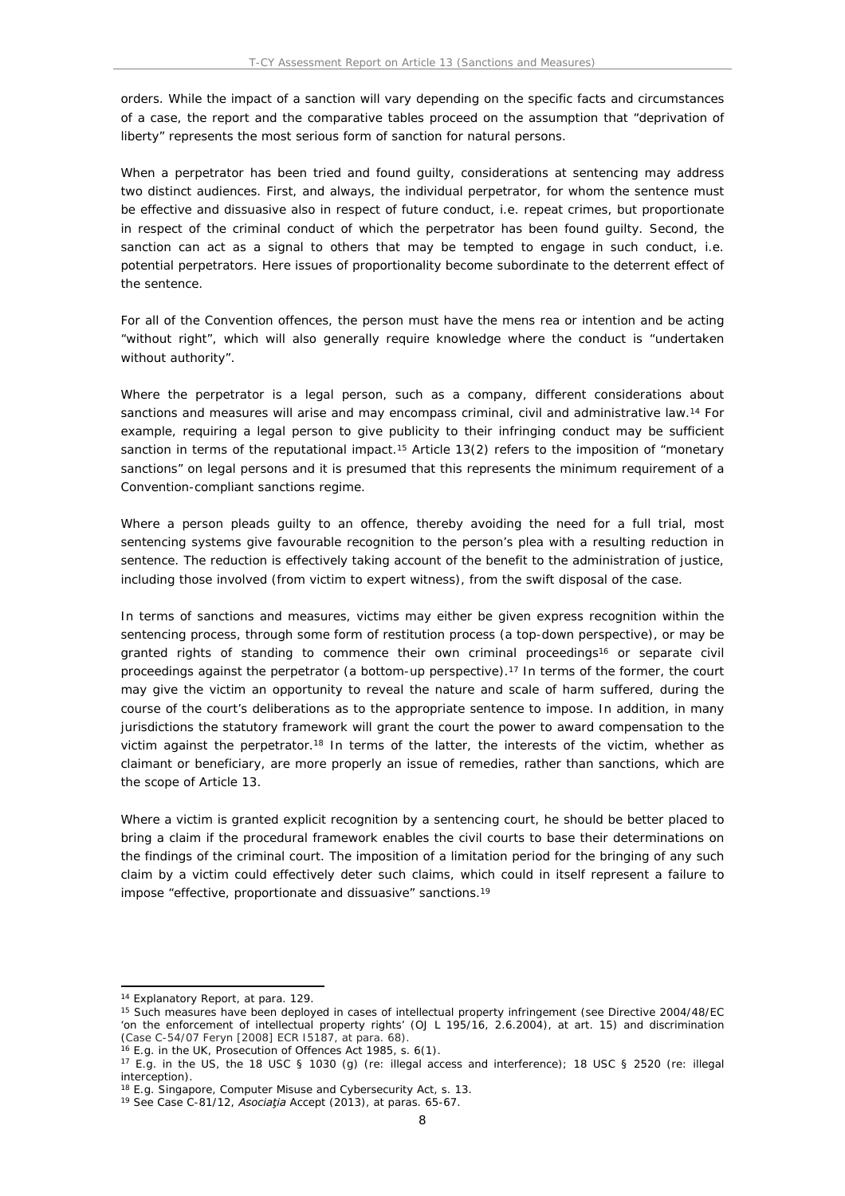orders. While the impact of a sanction will vary depending on the specific facts and circumstances of a case, the report and the comparative tables proceed on the assumption that "deprivation of liberty" represents the most serious form of sanction for natural persons.

When a perpetrator has been tried and found guilty, considerations at sentencing may address two distinct audiences. First, and always, the individual perpetrator, for whom the sentence must be effective and dissuasive also in respect of future conduct, i.e. repeat crimes, but proportionate in respect of the criminal conduct of which the perpetrator has been found guilty. Second, the sanction can act as a signal to others that may be tempted to engage in such conduct, i.e. potential perpetrators. Here issues of proportionality become subordinate to the deterrent effect of the sentence.

For all of the Convention offences, the person must have the mens rea or intention and be acting "without right", which will also generally require knowledge where the conduct is "undertaken without authority".

Where the perpetrator is a legal person, such as a company, different considerations about sanctions and measures will arise and may encompass criminal, civil and administrative law.[14] For example, requiring a legal person to give publicity to their infringing conduct may be sufficient sanction in terms of the reputational impact.[15] Article 13(2) refers to the imposition of "monetary sanctions" on legal persons and it is presumed that this represents the minimum requirement of a Convention-compliant sanctions regime.

Where a person pleads guilty to an offence, thereby avoiding the need for a full trial, most sentencing systems give favourable recognition to the person's plea with a resulting reduction in sentence. The reduction is effectively taking account of the benefit to the administration of justice, including those involved (from victim to expert witness), from the swift disposal of the case.

In terms of sanctions and measures, victims may either be given express recognition within the sentencing process, through some form of restitution process (a top-down perspective), or may be granted rights of standing to commence their own criminal proceedings[16] or separate civil proceedings against the perpetrator (a bottom-up perspective).[17] In terms of the former, the court may give the victim an opportunity to reveal the nature and scale of harm suffered, during the course of the court's deliberations as to the appropriate sentence to impose. In addition, in many jurisdictions the statutory framework will grant the court the power to award compensation to the victim against the perpetrator.[18] In terms of the latter, the interests of the victim, whether as claimant or beneficiary, are more properly an issue of remedies, rather than sanctions, which are the scope of Article 13.

Where a victim is granted explicit recognition by a sentencing court, he should be better placed to bring a claim if the procedural framework enables the civil courts to base their determinations on the findings of the criminal court. The imposition of a limitation period for the bringing of any such claim by a victim could effectively deter such claims, which could in itself represent a failure to impose "effective, proportionate and dissuasive" sanctions.[19]

---

[14] Explanatory Report, at para. 129.

[15] Such measures have been deployed in cases of intellectual property infringement (see Directive 2004/48/EC 'on the enforcement of intellectual property rights' (OJ L 195/16, 2.6.2004), at art. 15) and discrimination (Case C-54/07 Feryn [2008] ECR I5187, at para. 68).

[16] E.g. in the UK, Prosecution of Offences Act 1985, s. 6(1).

[17] E.g. in the US, the 18 USC § 1030 (g) (re: illegal access and interference); 18 USC § 2520 (re: illegal interception).

[18] E.g. Singapore, Computer Misuse and Cybersecurity Act, s. 13.

[19] See Case C-81/12, *Asociaţia* Accept (2013), at paras. 65-67.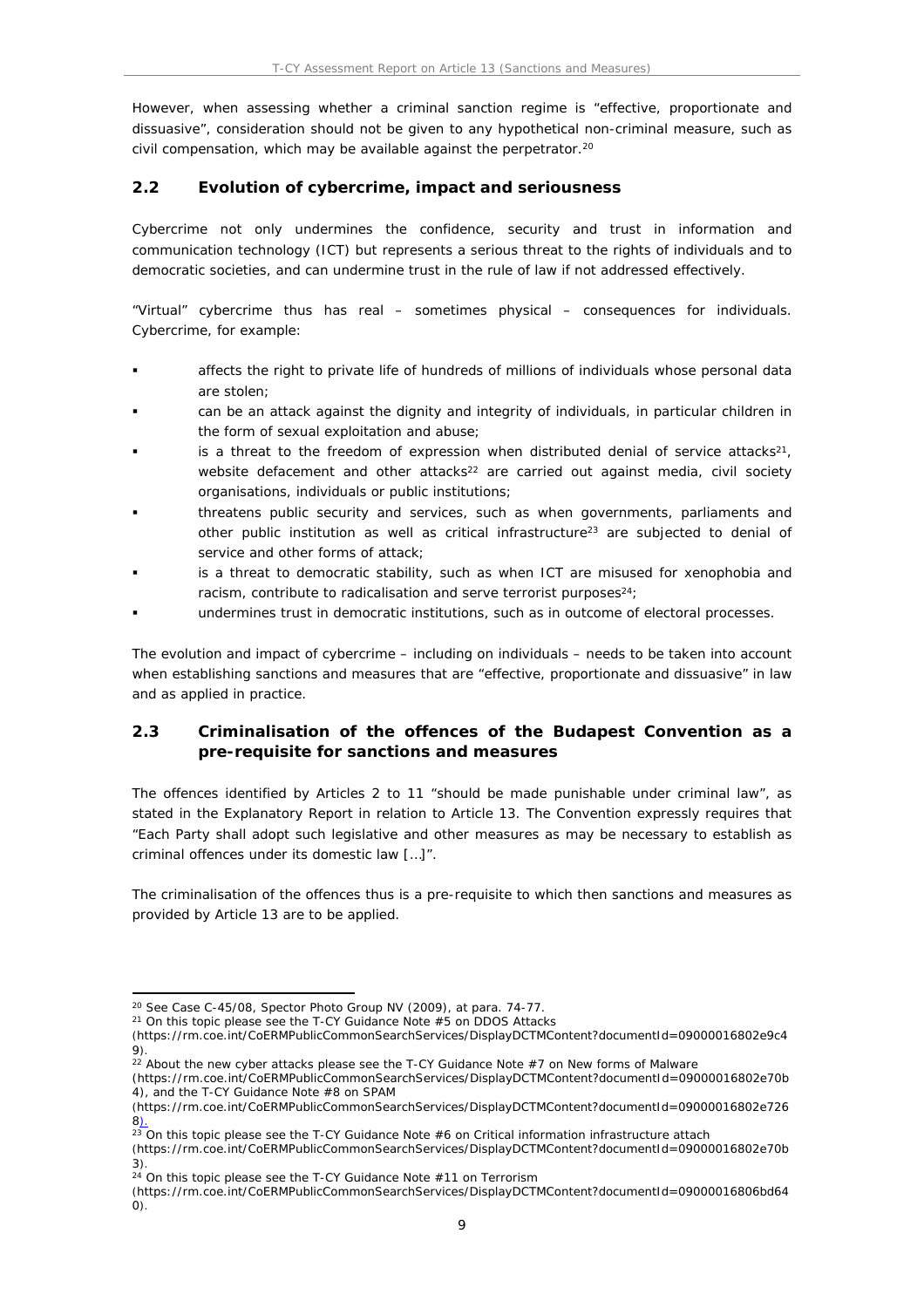However, when assessing whether a criminal sanction regime is "effective, proportionate and dissuasive", consideration should not be given to any hypothetical non-criminal measure, such as civil compensation, which may be available against the perpetrator.[20]

## 2.2 Evolution of cybercrime, impact and seriousness

Cybercrime not only undermines the confidence, security and trust in information and communication technology (ICT) but represents a serious threat to the rights of individuals and to democratic societies, and can undermine trust in the rule of law if not addressed effectively.

"Virtual" cybercrime thus has real – sometimes physical – consequences for individuals. Cybercrime, for example:

- affects the right to private life of hundreds of millions of individuals whose personal data are stolen;
- can be an attack against the dignity and integrity of individuals, in particular children in the form of sexual exploitation and abuse;
- is a threat to the freedom of expression when distributed denial of service attacks[21], website defacement and other attacks[22] are carried out against media, civil society organisations, individuals or public institutions;
- threatens public security and services, such as when governments, parliaments and other public institution as well as critical infrastructure[23] are subjected to denial of service and other forms of attack;
- is a threat to democratic stability, such as when ICT are misused for xenophobia and racism, contribute to radicalisation and serve terrorist purposes[24];
- undermines trust in democratic institutions, such as in outcome of electoral processes.

The evolution and impact of cybercrime – including on individuals – needs to be taken into account when establishing sanctions and measures that are "effective, proportionate and dissuasive" in law and as applied in practice.

## 2.3 Criminalisation of the offences of the Budapest Convention as a pre-requisite for sanctions and measures

The offences identified by Articles 2 to 11 "should be made punishable under criminal law", as stated in the Explanatory Report in relation to Article 13. The Convention expressly requires that "Each Party shall adopt such legislative and other measures as may be necessary to establish as criminal offences under its domestic law […]".

The criminalisation of the offences thus is a pre-requisite to which then sanctions and measures as provided by Article 13 are to be applied.

---

[20] See Case C-45/08, Spector Photo Group NV (2009), at para. 74-77.

[21] On this topic please see the T-CY Guidance Note #5 on DDOS Attacks (https://rm.coe.int/CoERMPublicCommonSearchServices/DisplayDCTMContent?documentId=09000016802e9c49).

[22] About the new cyber attacks please see the T-CY Guidance Note #7 on New forms of Malware (https://rm.coe.int/CoERMPublicCommonSearchServices/DisplayDCTMContent?documentId=09000016802e70b4), and the T-CY Guidance Note #8 on SPAM (https://rm.coe.int/CoERMPublicCommonSearchServices/DisplayDCTMContent?documentId=09000016802e7268).

[23] On this topic please see the T-CY Guidance Note #6 on Critical information infrastructure attach (https://rm.coe.int/CoERMPublicCommonSearchServices/DisplayDCTMContent?documentId=09000016802e70b3).

[24] On this topic please see the T-CY Guidance Note #11 on Terrorism (https://rm.coe.int/CoERMPublicCommonSearchServices/DisplayDCTMContent?documentId=09000016806bd640).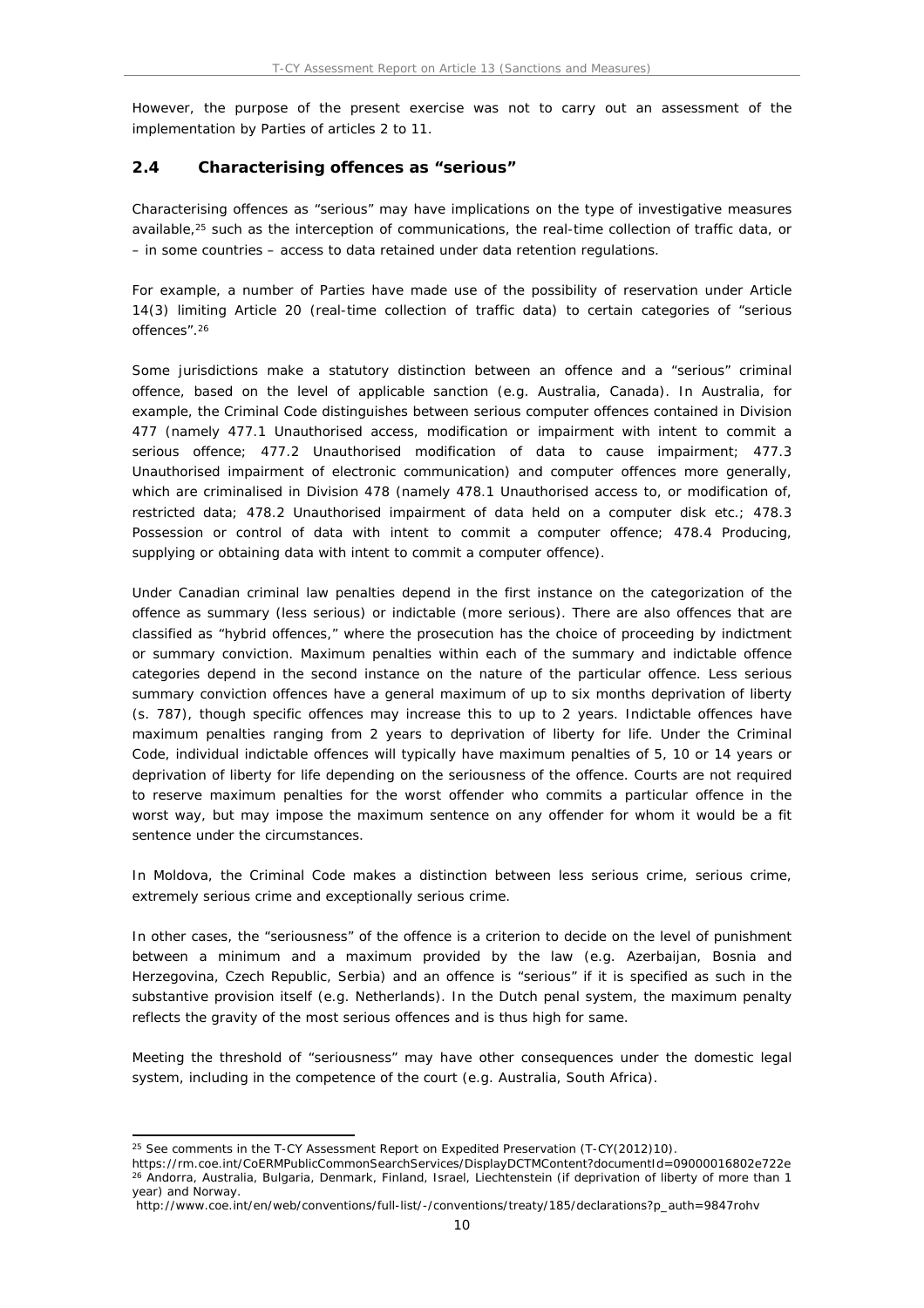However, the purpose of the present exercise was not to carry out an assessment of the implementation by Parties of articles 2 to 11.

## 2.4 Characterising offences as "serious"

Characterising offences as "serious" may have implications on the type of investigative measures available,[25] such as the interception of communications, the real-time collection of traffic data, or – in some countries – access to data retained under data retention regulations.

For example, a number of Parties have made use of the possibility of reservation under Article 14(3) limiting Article 20 (real-time collection of traffic data) to certain categories of "serious offences".[26]

Some jurisdictions make a statutory distinction between an offence and a "serious" criminal offence, based on the level of applicable sanction (e.g. Australia, Canada). In Australia, for example, the Criminal Code distinguishes between serious computer offences contained in Division 477 (namely 477.1 Unauthorised access, modification or impairment with intent to commit a serious offence; 477.2 Unauthorised modification of data to cause impairment; 477.3 Unauthorised impairment of electronic communication) and computer offences more generally, which are criminalised in Division 478 (namely 478.1 Unauthorised access to, or modification of, restricted data; 478.2 Unauthorised impairment of data held on a computer disk etc.; 478.3 Possession or control of data with intent to commit a computer offence; 478.4 Producing, supplying or obtaining data with intent to commit a computer offence).

Under Canadian criminal law penalties depend in the first instance on the categorization of the offence as summary (less serious) or indictable (more serious). There are also offences that are classified as "hybrid offences," where the prosecution has the choice of proceeding by indictment or summary conviction. Maximum penalties within each of the summary and indictable offence categories depend in the second instance on the nature of the particular offence. Less serious summary conviction offences have a general maximum of up to six months deprivation of liberty (s. 787), though specific offences may increase this to up to 2 years. Indictable offences have maximum penalties ranging from 2 years to deprivation of liberty for life. Under the Criminal Code, individual indictable offences will typically have maximum penalties of 5, 10 or 14 years or deprivation of liberty for life depending on the seriousness of the offence. Courts are not required to reserve maximum penalties for the worst offender who commits a particular offence in the worst way, but may impose the maximum sentence on any offender for whom it would be a fit sentence under the circumstances.

In Moldova, the Criminal Code makes a distinction between less serious crime, serious crime, extremely serious crime and exceptionally serious crime.

In other cases, the "seriousness" of the offence is a criterion to decide on the level of punishment between a minimum and a maximum provided by the law (e.g. Azerbaijan, Bosnia and Herzegovina, Czech Republic, Serbia) and an offence is "serious" if it is specified as such in the substantive provision itself (e.g. Netherlands). In the Dutch penal system, the maximum penalty reflects the gravity of the most serious offences and is thus high for same.

Meeting the threshold of "seriousness" may have other consequences under the domestic legal system, including in the competence of the court (e.g. Australia, South Africa).

---

[25] See comments in the T-CY Assessment Report on Expedited Preservation (T-CY(2012)10). https://rm.coe.int/CoERMPublicCommonSearchServices/DisplayDCTMContent?documentId=09000016802e722e

[26] Andorra, Australia, Bulgaria, Denmark, Finland, Israel, Liechtenstein (if deprivation of liberty of more than 1 year) and Norway. http://www.coe.int/en/web/conventions/full-list/-/conventions/treaty/185/declarations?p_auth=9847rohv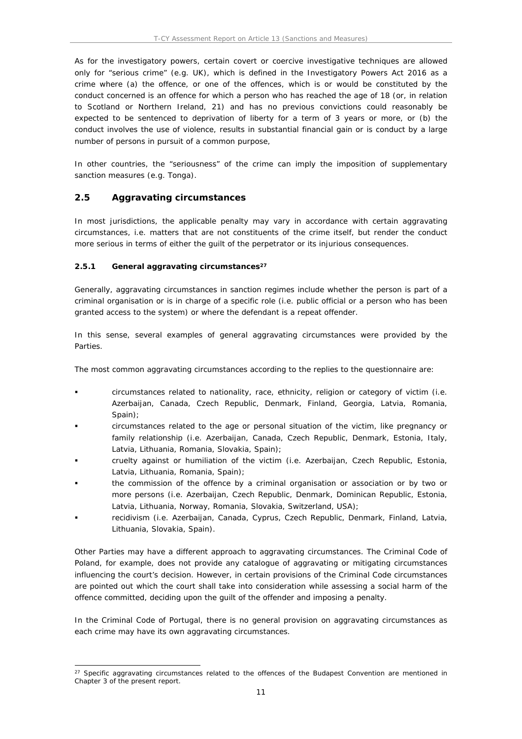As for the investigatory powers, certain covert or coercive investigative techniques are allowed only for "serious crime" (e.g. UK), which is defined in the Investigatory Powers Act 2016 as a crime where (a) the offence, or one of the offences, which is or would be constituted by the conduct concerned is an offence for which a person who has reached the age of 18 (or, in relation to Scotland or Northern Ireland, 21) and has no previous convictions could reasonably be expected to be sentenced to deprivation of liberty for a term of 3 years or more, or (b) the conduct involves the use of violence, results in substantial financial gain or is conduct by a large number of persons in pursuit of a common purpose,

In other countries, the "seriousness" of the crime can imply the imposition of supplementary sanction measures (e.g. Tonga).

## 2.5 Aggravating circumstances

In most jurisdictions, the applicable penalty may vary in accordance with certain aggravating circumstances, i.e. matters that are not constituents of the crime itself, but render the conduct more serious in terms of either the guilt of the perpetrator or its injurious consequences.

### 2.5.1 General aggravating circumstances[27]

Generally, aggravating circumstances in sanction regimes include whether the person is part of a criminal organisation or is in charge of a specific role (i.e. public official or a person who has been granted access to the system) or where the defendant is a repeat offender.

In this sense, several examples of general aggravating circumstances were provided by the Parties.

The most common aggravating circumstances according to the replies to the questionnaire are:

- circumstances related to nationality, race, ethnicity, religion or category of victim (i.e. Azerbaijan, Canada, Czech Republic, Denmark, Finland, Georgia, Latvia, Romania, Spain);
- circumstances related to the age or personal situation of the victim, like pregnancy or family relationship (i.e. Azerbaijan, Canada, Czech Republic, Denmark, Estonia, Italy, Latvia, Lithuania, Romania, Slovakia, Spain);
- cruelty against or humiliation of the victim (i.e. Azerbaijan, Czech Republic, Estonia, Latvia, Lithuania, Romania, Spain);
- the commission of the offence by a criminal organisation or association or by two or more persons (i.e. Azerbaijan, Czech Republic, Denmark, Dominican Republic, Estonia, Latvia, Lithuania, Norway, Romania, Slovakia, Switzerland, USA);
- recidivism (i.e. Azerbaijan, Canada, Cyprus, Czech Republic, Denmark, Finland, Latvia, Lithuania, Slovakia, Spain).

Other Parties may have a different approach to aggravating circumstances. The Criminal Code of Poland, for example, does not provide any catalogue of aggravating or mitigating circumstances influencing the court's decision. However, in certain provisions of the Criminal Code circumstances are pointed out which the court shall take into consideration while assessing a social harm of the offence committed, deciding upon the guilt of the offender and imposing a penalty.

In the Criminal Code of Portugal, there is no general provision on aggravating circumstances as each crime may have its own aggravating circumstances.

[27] Specific aggravating circumstances related to the offences of the Budapest Convention are mentioned in Chapter 3 of the present report.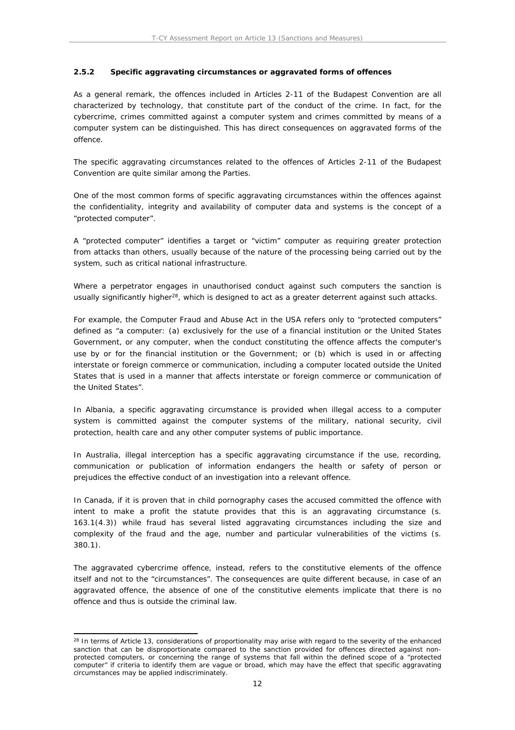### 2.5.2 Specific aggravating circumstances or aggravated forms of offences

As a general remark, the offences included in Articles 2-11 of the Budapest Convention are all characterized by technology, that constitute part of the conduct of the crime. In fact, for the cybercrime, crimes committed against a computer system and crimes committed by means of a computer system can be distinguished. This has direct consequences on aggravated forms of the offence.

The specific aggravating circumstances related to the offences of Articles 2-11 of the Budapest Convention are quite similar among the Parties.

One of the most common forms of specific aggravating circumstances within the offences against the confidentiality, integrity and availability of computer data and systems is the concept of a "protected computer".

A "protected computer" identifies a target or "victim" computer as requiring greater protection from attacks than others, usually because of the nature of the processing being carried out by the system, such as critical national infrastructure.

Where a perpetrator engages in unauthorised conduct against such computers the sanction is usually significantly higher[28], which is designed to act as a greater deterrent against such attacks.

For example, the Computer Fraud and Abuse Act in the USA refers only to "protected computers" defined as "a computer: (a) exclusively for the use of a financial institution or the United States Government, or any computer, when the conduct constituting the offence affects the computer's use by or for the financial institution or the Government; or (b) which is used in or affecting interstate or foreign commerce or communication, including a computer located outside the United States that is used in a manner that affects interstate or foreign commerce or communication of the United States".

In Albania, a specific aggravating circumstance is provided when illegal access to a computer system is committed against the computer systems of the military, national security, civil protection, health care and any other computer systems of public importance.

In Australia, illegal interception has a specific aggravating circumstance if the use, recording, communication or publication of information endangers the health or safety of person or prejudices the effective conduct of an investigation into a relevant offence.

In Canada, if it is proven that in child pornography cases the accused committed the offence with intent to make a profit the statute provides that this is an aggravating circumstance (s. 163.1(4.3)) while fraud has several listed aggravating circumstances including the size and complexity of the fraud and the age, number and particular vulnerabilities of the victims (s. 380.1).

The aggravated cybercrime offence, instead, refers to the constitutive elements of the offence itself and not to the "circumstances". The consequences are quite different because, in case of an aggravated offence, the absence of one of the constitutive elements implicate that there is no offence and thus is outside the criminal law.

---

[28] In terms of Article 13, considerations of proportionality may arise with regard to the severity of the enhanced sanction that can be disproportionate compared to the sanction provided for offences directed against non-protected computers, or concerning the range of systems that fall within the defined scope of a "protected computer" if criteria to identify them are vague or broad, which may have the effect that specific aggravating circumstances may be applied indiscriminately.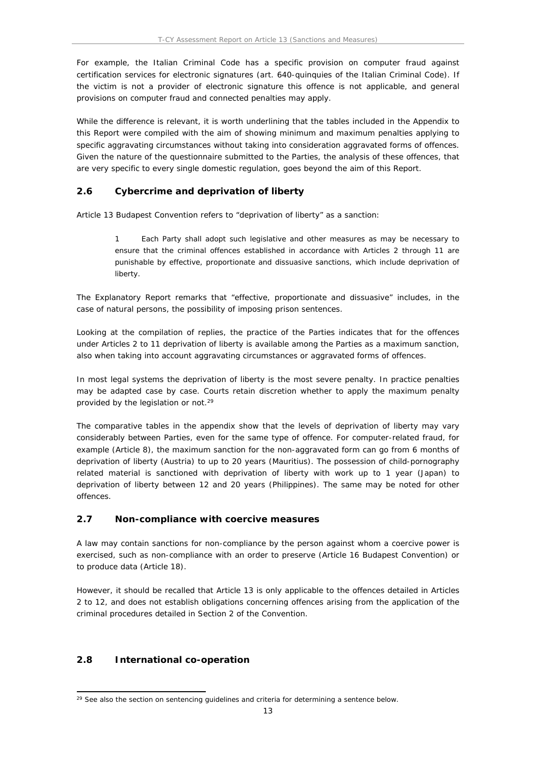For example, the Italian Criminal Code has a specific provision on computer fraud against certification services for electronic signatures (art. 640-quinquies of the Italian Criminal Code). If the victim is not a provider of electronic signature this offence is not applicable, and general provisions on computer fraud and connected penalties may apply.

While the difference is relevant, it is worth underlining that the tables included in the Appendix to this Report were compiled with the aim of showing minimum and maximum penalties applying to specific aggravating circumstances without taking into consideration aggravated forms of offences. Given the nature of the questionnaire submitted to the Parties, the analysis of these offences, that are very specific to every single domestic regulation, goes beyond the aim of this Report.

## 2.6 Cybercrime and deprivation of liberty

Article 13 Budapest Convention refers to "deprivation of liberty" as a sanction:

> 1 Each Party shall adopt such legislative and other measures as may be necessary to ensure that the criminal offences established in accordance with Articles 2 through 11 are punishable by effective, proportionate and dissuasive sanctions, which include deprivation of liberty.

The Explanatory Report remarks that "effective, proportionate and dissuasive" includes, in the case of natural persons, the possibility of imposing prison sentences.

Looking at the compilation of replies, the practice of the Parties indicates that for the offences under Articles 2 to 11 deprivation of liberty is available among the Parties as a maximum sanction, also when taking into account aggravating circumstances or aggravated forms of offences.

In most legal systems the deprivation of liberty is the most severe penalty. In practice penalties may be adapted case by case. Courts retain discretion whether to apply the maximum penalty provided by the legislation or not.[29]

The comparative tables in the appendix show that the levels of deprivation of liberty may vary considerably between Parties, even for the same type of offence. For computer-related fraud, for example (Article 8), the maximum sanction for the non-aggravated form can go from 6 months of deprivation of liberty (Austria) to up to 20 years (Mauritius). The possession of child-pornography related material is sanctioned with deprivation of liberty with work up to 1 year (Japan) to deprivation of liberty between 12 and 20 years (Philippines). The same may be noted for other offences.

## 2.7 Non-compliance with coercive measures

A law may contain sanctions for non-compliance by the person against whom a coercive power is exercised, such as non-compliance with an order to preserve (Article 16 Budapest Convention) or to produce data (Article 18).

However, it should be recalled that Article 13 is only applicable to the offences detailed in Articles 2 to 12, and does not establish obligations concerning offences arising from the application of the criminal procedures detailed in Section 2 of the Convention.

## 2.8 International co-operation

[29] See also the section on sentencing guidelines and criteria for determining a sentence below.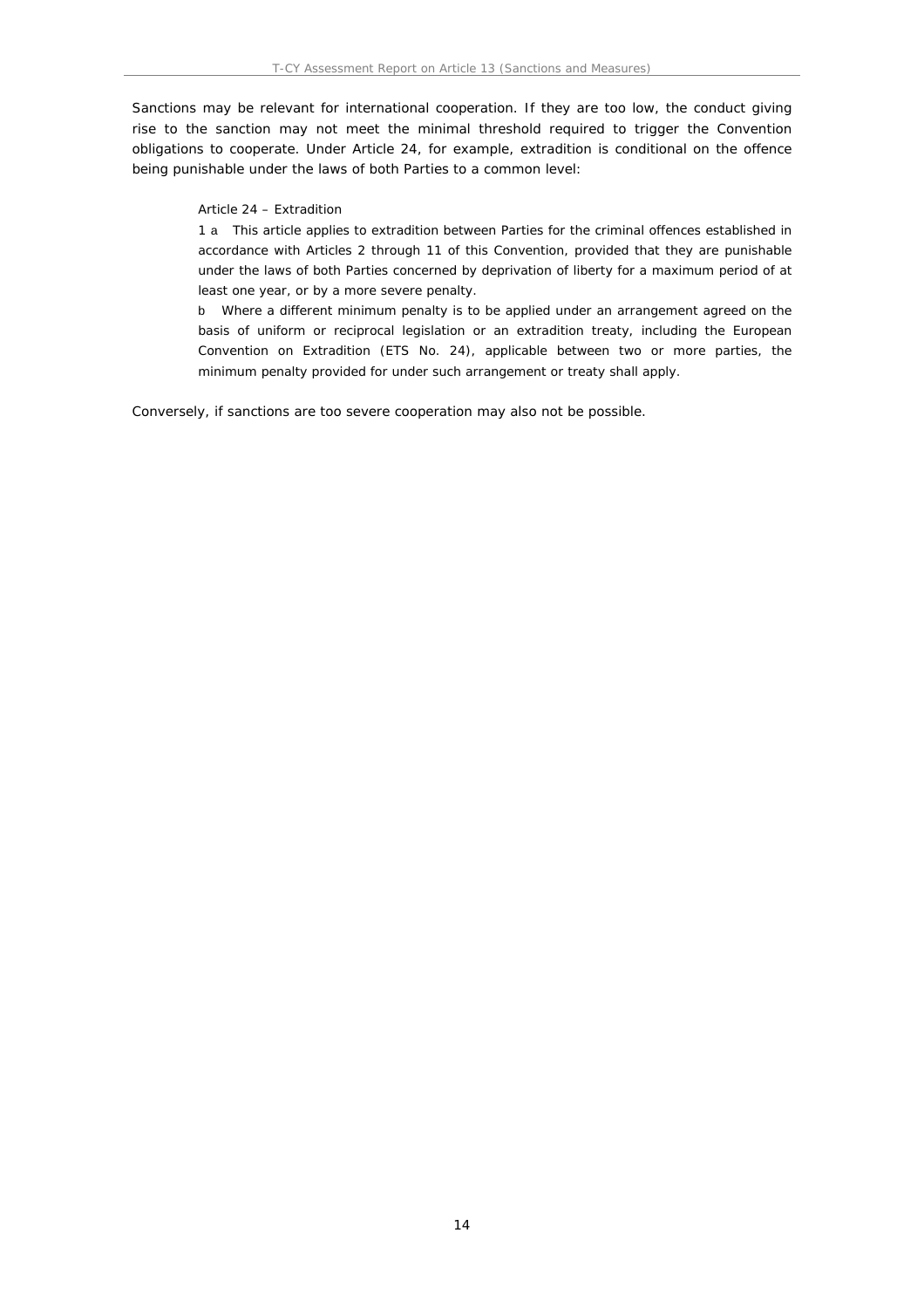Sanctions may be relevant for international cooperation. If they are too low, the conduct giving rise to the sanction may not meet the minimal threshold required to trigger the Convention obligations to cooperate. Under Article 24, for example, extradition is conditional on the offence being punishable under the laws of both Parties to a common level:

> Article 24 – Extradition
>
> 1 a This article applies to extradition between Parties for the criminal offences established in accordance with Articles 2 through 11 of this Convention, provided that they are punishable under the laws of both Parties concerned by deprivation of liberty for a maximum period of at least one year, or by a more severe penalty.
>
> b Where a different minimum penalty is to be applied under an arrangement agreed on the basis of uniform or reciprocal legislation or an extradition treaty, including the European Convention on Extradition (ETS No. 24), applicable between two or more parties, the minimum penalty provided for under such arrangement or treaty shall apply.

Conversely, if sanctions are too severe cooperation may also not be possible.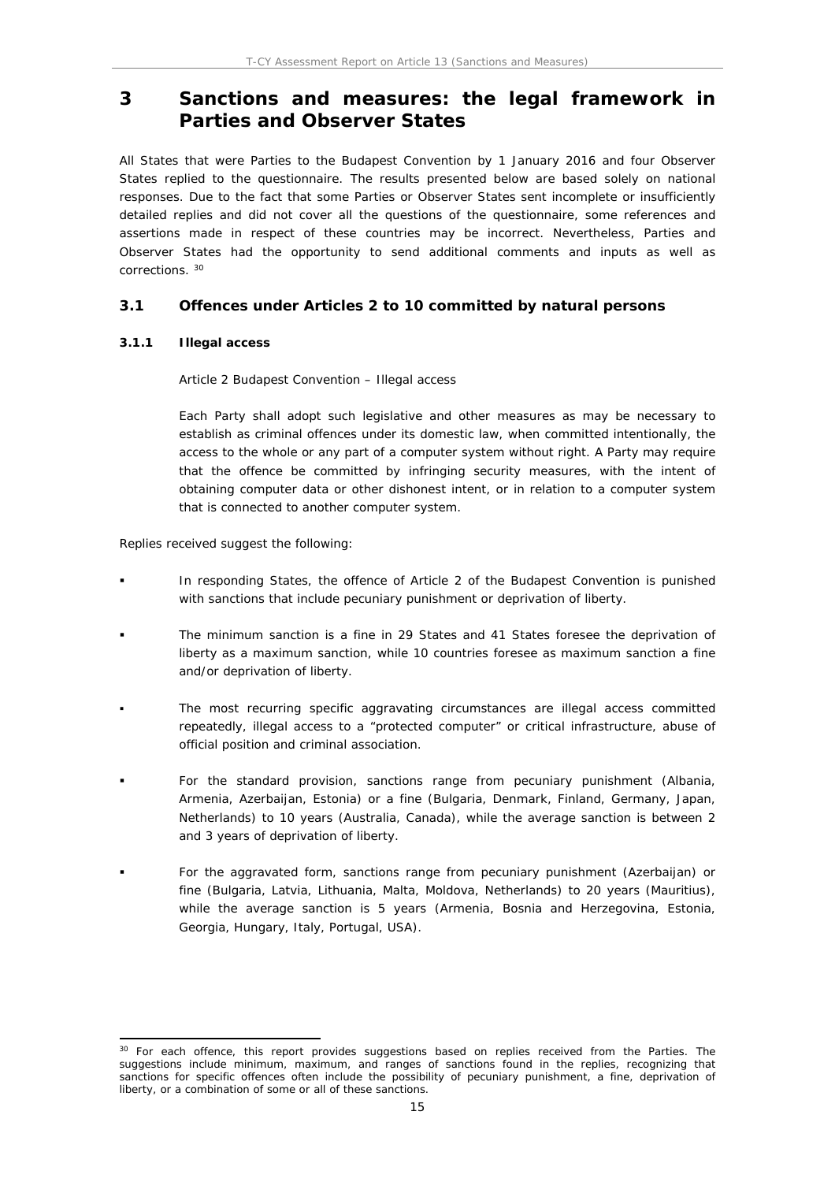# 3 Sanctions and measures: the legal framework in Parties and Observer States

All States that were Parties to the Budapest Convention by 1 January 2016 and four Observer States replied to the questionnaire. The results presented below are based solely on national responses. Due to the fact that some Parties or Observer States sent incomplete or insufficiently detailed replies and did not cover all the questions of the questionnaire, some references and assertions made in respect of these countries may be incorrect. Nevertheless, Parties and Observer States had the opportunity to send additional comments and inputs as well as corrections. [30]

## 3.1 Offences under Articles 2 to 10 committed by natural persons

### 3.1.1 Illegal access

> Article 2 Budapest Convention – Illegal access
>
> Each Party shall adopt such legislative and other measures as may be necessary to establish as criminal offences under its domestic law, when committed intentionally, the access to the whole or any part of a computer system without right. A Party may require that the offence be committed by infringing security measures, with the intent of obtaining computer data or other dishonest intent, or in relation to a computer system that is connected to another computer system.

Replies received suggest the following:

- In responding States, the offence of Article 2 of the Budapest Convention is punished with sanctions that include pecuniary punishment or deprivation of liberty.
- The minimum sanction is a fine in 29 States and 41 States foresee the deprivation of liberty as a maximum sanction, while 10 countries foresee as maximum sanction a fine and/or deprivation of liberty.
- The most recurring specific aggravating circumstances are illegal access committed repeatedly, illegal access to a "protected computer" or critical infrastructure, abuse of official position and criminal association.
- For the standard provision, sanctions range from pecuniary punishment (Albania, Armenia, Azerbaijan, Estonia) or a fine (Bulgaria, Denmark, Finland, Germany, Japan, Netherlands) to 10 years (Australia, Canada), while the average sanction is between 2 and 3 years of deprivation of liberty.
- For the aggravated form, sanctions range from pecuniary punishment (Azerbaijan) or fine (Bulgaria, Latvia, Lithuania, Malta, Moldova, Netherlands) to 20 years (Mauritius), while the average sanction is 5 years (Armenia, Bosnia and Herzegovina, Estonia, Georgia, Hungary, Italy, Portugal, USA).

---

[30] For each offence, this report provides suggestions based on replies received from the Parties. The suggestions include minimum, maximum, and ranges of sanctions found in the replies, recognizing that sanctions for specific offences often include the possibility of pecuniary punishment, a fine, deprivation of liberty, or a combination of some or all of these sanctions.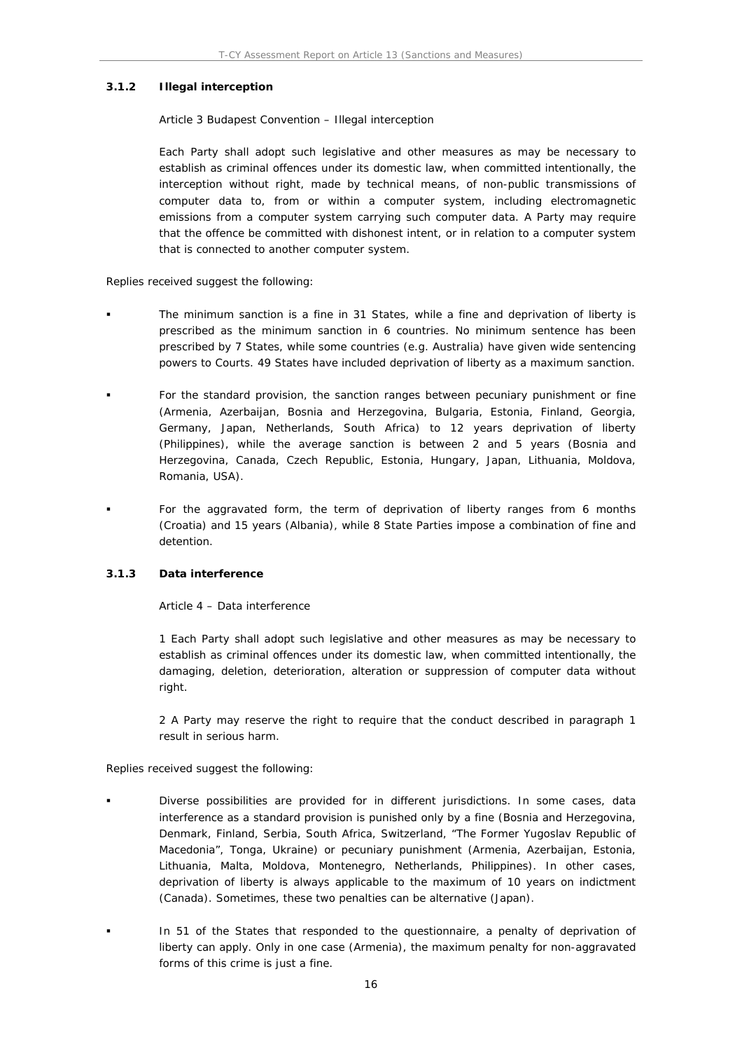### 3.1.2 Illegal interception

> Article 3 Budapest Convention – Illegal interception
>
> Each Party shall adopt such legislative and other measures as may be necessary to establish as criminal offences under its domestic law, when committed intentionally, the interception without right, made by technical means, of non-public transmissions of computer data to, from or within a computer system, including electromagnetic emissions from a computer system carrying such computer data. A Party may require that the offence be committed with dishonest intent, or in relation to a computer system that is connected to another computer system.

Replies received suggest the following:

- The minimum sanction is a fine in 31 States, while a fine and deprivation of liberty is prescribed as the minimum sanction in 6 countries. No minimum sentence has been prescribed by 7 States, while some countries (e.g. Australia) have given wide sentencing powers to Courts. 49 States have included deprivation of liberty as a maximum sanction.
- For the standard provision, the sanction ranges between pecuniary punishment or fine (Armenia, Azerbaijan, Bosnia and Herzegovina, Bulgaria, Estonia, Finland, Georgia, Germany, Japan, Netherlands, South Africa) to 12 years deprivation of liberty (Philippines), while the average sanction is between 2 and 5 years (Bosnia and Herzegovina, Canada, Czech Republic, Estonia, Hungary, Japan, Lithuania, Moldova, Romania, USA).
- For the aggravated form, the term of deprivation of liberty ranges from 6 months (Croatia) and 15 years (Albania), while 8 State Parties impose a combination of fine and detention.

### 3.1.3 Data interference

> Article 4 – Data interference
>
> 1 Each Party shall adopt such legislative and other measures as may be necessary to establish as criminal offences under its domestic law, when committed intentionally, the damaging, deletion, deterioration, alteration or suppression of computer data without right.
>
> 2 A Party may reserve the right to require that the conduct described in paragraph 1 result in serious harm.

Replies received suggest the following:

- Diverse possibilities are provided for in different jurisdictions. In some cases, data interference as a standard provision is punished only by a fine (Bosnia and Herzegovina, Denmark, Finland, Serbia, South Africa, Switzerland, "The Former Yugoslav Republic of Macedonia", Tonga, Ukraine) or pecuniary punishment (Armenia, Azerbaijan, Estonia, Lithuania, Malta, Moldova, Montenegro, Netherlands, Philippines). In other cases, deprivation of liberty is always applicable to the maximum of 10 years on indictment (Canada). Sometimes, these two penalties can be alternative (Japan).
- In 51 of the States that responded to the questionnaire, a penalty of deprivation of liberty can apply. Only in one case (Armenia), the maximum penalty for non-aggravated forms of this crime is just a fine.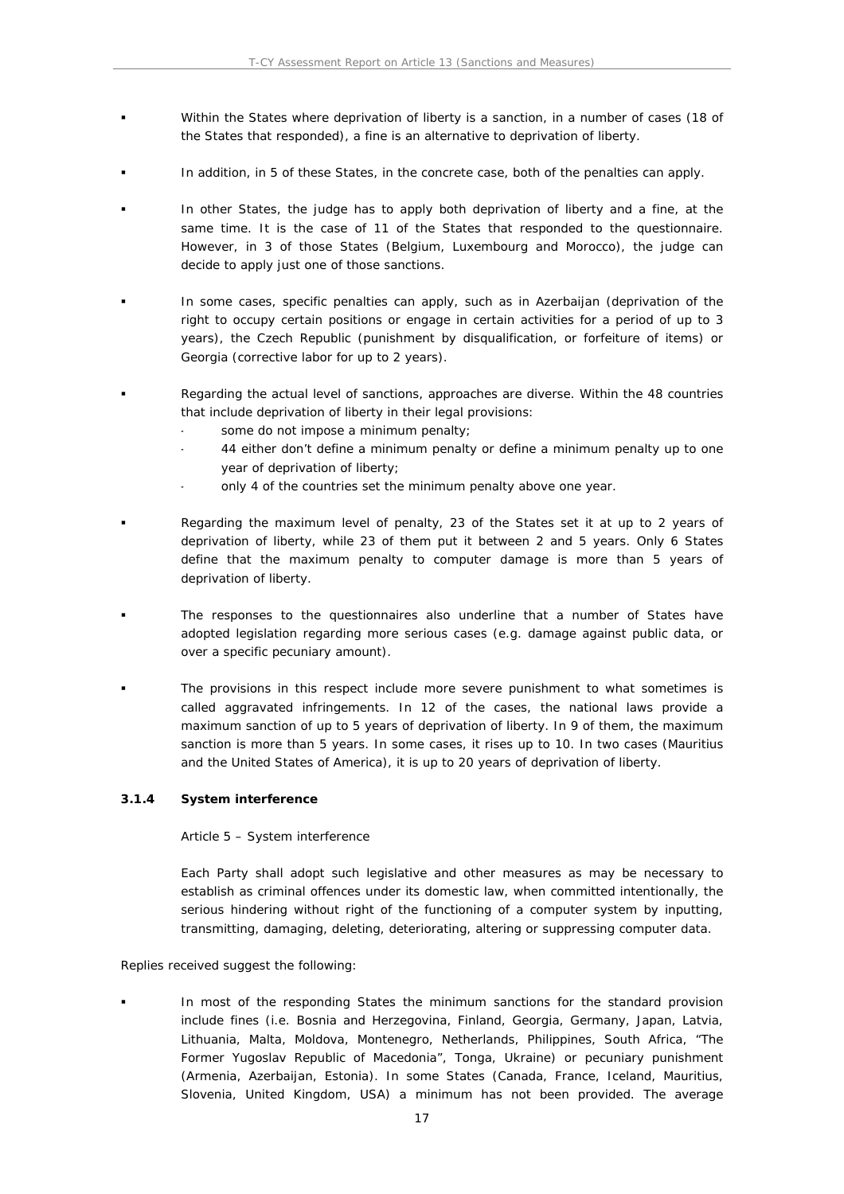- Within the States where deprivation of liberty is a sanction, in a number of cases (18 of the States that responded), a fine is an alternative to deprivation of liberty.

- In addition, in 5 of these States, in the concrete case, both of the penalties can apply.

- In other States, the judge has to apply both deprivation of liberty and a fine, at the same time. It is the case of 11 of the States that responded to the questionnaire. However, in 3 of those States (Belgium, Luxembourg and Morocco), the judge can decide to apply just one of those sanctions.

- In some cases, specific penalties can apply, such as in Azerbaijan (deprivation of the right to occupy certain positions or engage in certain activities for a period of up to 3 years), the Czech Republic (punishment by disqualification, or forfeiture of items) or Georgia (corrective labor for up to 2 years).

- Regarding the actual level of sanctions, approaches are diverse. Within the 48 countries that include deprivation of liberty in their legal provisions:
  - some do not impose a minimum penalty;
  - 44 either don't define a minimum penalty or define a minimum penalty up to one year of deprivation of liberty;
  - only 4 of the countries set the minimum penalty above one year.

- Regarding the maximum level of penalty, 23 of the States set it at up to 2 years of deprivation of liberty, while 23 of them put it between 2 and 5 years. Only 6 States define that the maximum penalty to computer damage is more than 5 years of deprivation of liberty.

- The responses to the questionnaires also underline that a number of States have adopted legislation regarding more serious cases (e.g. damage against public data, or over a specific pecuniary amount).

- The provisions in this respect include more severe punishment to what sometimes is called aggravated infringements. In 12 of the cases, the national laws provide a maximum sanction of up to 5 years of deprivation of liberty. In 9 of them, the maximum sanction is more than 5 years. In some cases, it rises up to 10. In two cases (Mauritius and the United States of America), it is up to 20 years of deprivation of liberty.

### 3.1.4 System interference

*Article 5 – System interference*

Each Party shall adopt such legislative and other measures as may be necessary to establish as criminal offences under its domestic law, when committed intentionally, the serious hindering without right of the functioning of a computer system by inputting, transmitting, damaging, deleting, deteriorating, altering or suppressing computer data.

Replies received suggest the following:

- In most of the responding States the minimum sanctions for the standard provision include fines (i.e. Bosnia and Herzegovina, Finland, Georgia, Germany, Japan, Latvia, Lithuania, Malta, Moldova, Montenegro, Netherlands, Philippines, South Africa, "The Former Yugoslav Republic of Macedonia", Tonga, Ukraine) or pecuniary punishment (Armenia, Azerbaijan, Estonia). In some States (Canada, France, Iceland, Mauritius, Slovenia, United Kingdom, USA) a minimum has not been provided. The average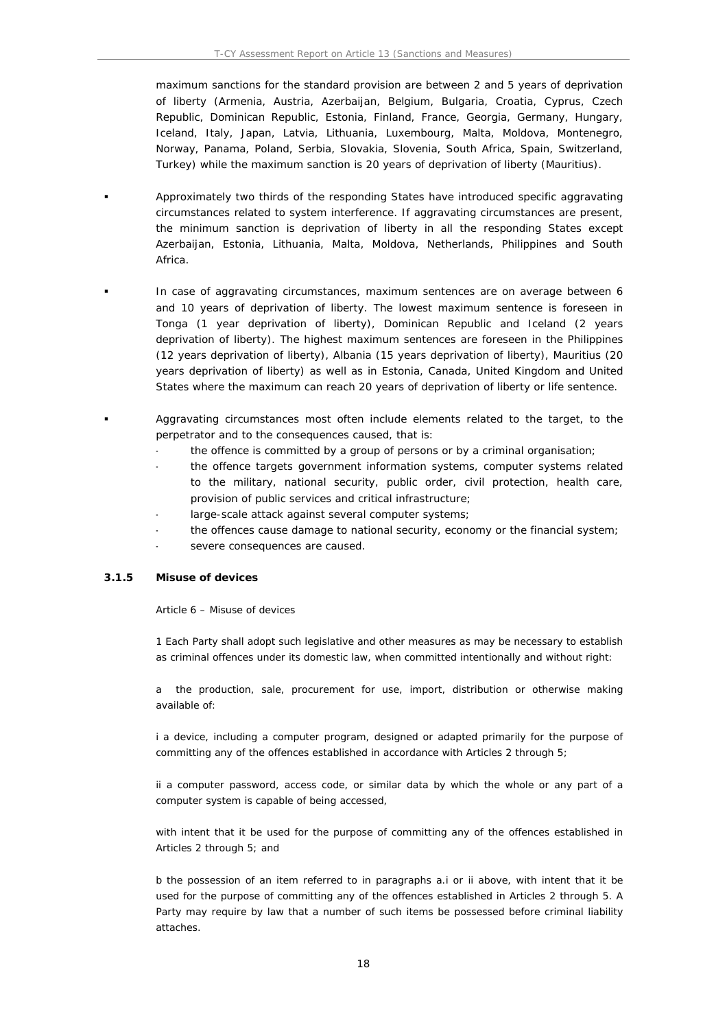maximum sanctions for the standard provision are between 2 and 5 years of deprivation of liberty (Armenia, Austria, Azerbaijan, Belgium, Bulgaria, Croatia, Cyprus, Czech Republic, Dominican Republic, Estonia, Finland, France, Georgia, Germany, Hungary, Iceland, Italy, Japan, Latvia, Lithuania, Luxembourg, Malta, Moldova, Montenegro, Norway, Panama, Poland, Serbia, Slovakia, Slovenia, South Africa, Spain, Switzerland, Turkey) while the maximum sanction is 20 years of deprivation of liberty (Mauritius).

- Approximately two thirds of the responding States have introduced specific aggravating circumstances related to system interference. If aggravating circumstances are present, the minimum sanction is deprivation of liberty in all the responding States except Azerbaijan, Estonia, Lithuania, Malta, Moldova, Netherlands, Philippines and South Africa.

- In case of aggravating circumstances, maximum sentences are on average between 6 and 10 years of deprivation of liberty. The lowest maximum sentence is foreseen in Tonga (1 year deprivation of liberty), Dominican Republic and Iceland (2 years deprivation of liberty). The highest maximum sentences are foreseen in the Philippines (12 years deprivation of liberty), Albania (15 years deprivation of liberty), Mauritius (20 years deprivation of liberty) as well as in Estonia, Canada, United Kingdom and United States where the maximum can reach 20 years of deprivation of liberty or life sentence.

- Aggravating circumstances most often include elements related to the target, to the perpetrator and to the consequences caused, that is:
  - the offence is committed by a group of persons or by a criminal organisation;
  - the offence targets government information systems, computer systems related to the military, national security, public order, civil protection, health care, provision of public services and critical infrastructure;
  - large-scale attack against several computer systems;
  - the offences cause damage to national security, economy or the financial system;
  - severe consequences are caused.

### 3.1.5 Misuse of devices

*Article 6 – Misuse of devices*

*1 Each Party shall adopt such legislative and other measures as may be necessary to establish as criminal offences under its domestic law, when committed intentionally and without right:*

*a the production, sale, procurement for use, import, distribution or otherwise making available of:*

*i a device, including a computer program, designed or adapted primarily for the purpose of committing any of the offences established in accordance with Articles 2 through 5;*

*ii a computer password, access code, or similar data by which the whole or any part of a computer system is capable of being accessed,*

*with intent that it be used for the purpose of committing any of the offences established in Articles 2 through 5; and*

*b the possession of an item referred to in paragraphs a.i or ii above, with intent that it be used for the purpose of committing any of the offences established in Articles 2 through 5. A Party may require by law that a number of such items be possessed before criminal liability attaches.*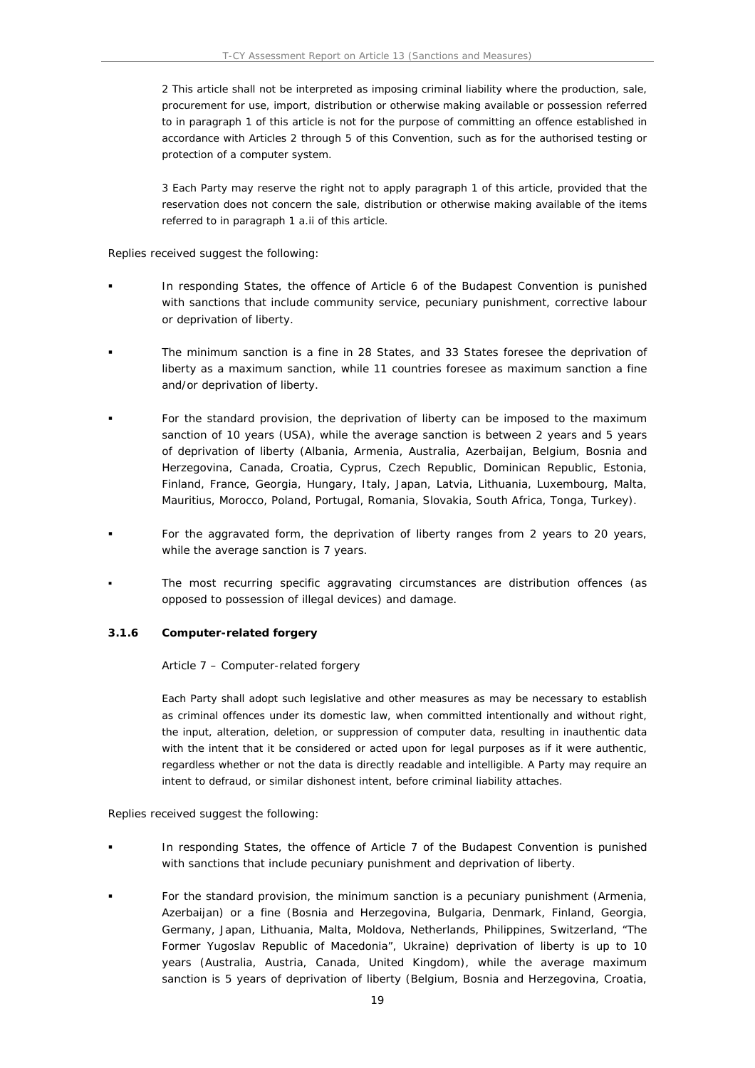> 2 This article shall not be interpreted as imposing criminal liability where the production, sale, procurement for use, import, distribution or otherwise making available or possession referred to in paragraph 1 of this article is not for the purpose of committing an offence established in accordance with Articles 2 through 5 of this Convention, such as for the authorised testing or protection of a computer system.
>
> 3 Each Party may reserve the right not to apply paragraph 1 of this article, provided that the reservation does not concern the sale, distribution or otherwise making available of the items referred to in paragraph 1 a.ii of this article.

Replies received suggest the following:

- In responding States, the offence of Article 6 of the Budapest Convention is punished with sanctions that include community service, pecuniary punishment, corrective labour or deprivation of liberty.
- The minimum sanction is a fine in 28 States, and 33 States foresee the deprivation of liberty as a maximum sanction, while 11 countries foresee as maximum sanction a fine and/or deprivation of liberty.
- For the standard provision, the deprivation of liberty can be imposed to the maximum sanction of 10 years (USA), while the average sanction is between 2 years and 5 years of deprivation of liberty (Albania, Armenia, Australia, Azerbaijan, Belgium, Bosnia and Herzegovina, Canada, Croatia, Cyprus, Czech Republic, Dominican Republic, Estonia, Finland, France, Georgia, Hungary, Italy, Japan, Latvia, Lithuania, Luxembourg, Malta, Mauritius, Morocco, Poland, Portugal, Romania, Slovakia, South Africa, Tonga, Turkey).
- For the aggravated form, the deprivation of liberty ranges from 2 years to 20 years, while the average sanction is 7 years.
- The most recurring specific aggravating circumstances are distribution offences (as opposed to possession of illegal devices) and damage.

### 3.1.6 Computer-related forgery

> Article 7 – Computer-related forgery
>
> Each Party shall adopt such legislative and other measures as may be necessary to establish as criminal offences under its domestic law, when committed intentionally and without right, the input, alteration, deletion, or suppression of computer data, resulting in inauthentic data with the intent that it be considered or acted upon for legal purposes as if it were authentic, regardless whether or not the data is directly readable and intelligible. A Party may require an intent to defraud, or similar dishonest intent, before criminal liability attaches.

Replies received suggest the following:

- In responding States, the offence of Article 7 of the Budapest Convention is punished with sanctions that include pecuniary punishment and deprivation of liberty.
- For the standard provision, the minimum sanction is a pecuniary punishment (Armenia, Azerbaijan) or a fine (Bosnia and Herzegovina, Bulgaria, Denmark, Finland, Georgia, Germany, Japan, Lithuania, Malta, Moldova, Netherlands, Philippines, Switzerland, "The Former Yugoslav Republic of Macedonia", Ukraine) deprivation of liberty is up to 10 years (Australia, Austria, Canada, United Kingdom), while the average maximum sanction is 5 years of deprivation of liberty (Belgium, Bosnia and Herzegovina, Croatia,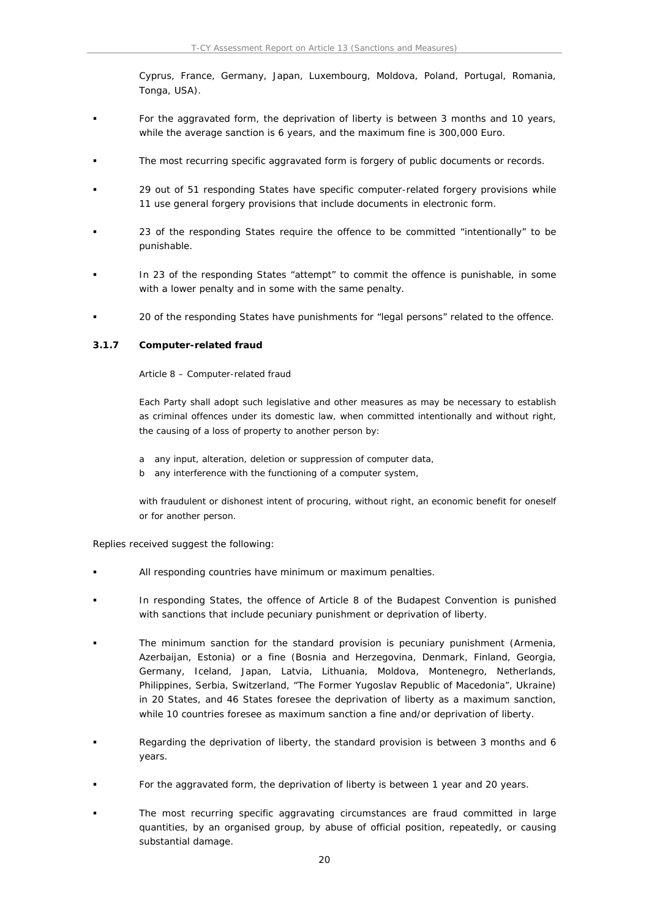Cyprus, France, Germany, Japan, Luxembourg, Moldova, Poland, Portugal, Romania, Tonga, USA).

- For the aggravated form, the deprivation of liberty is between 3 months and 10 years, while the average sanction is 6 years, and the maximum fine is 300,000 Euro.
- The most recurring specific aggravated form is forgery of public documents or records.
- 29 out of 51 responding States have specific computer-related forgery provisions while 11 use general forgery provisions that include documents in electronic form.
- 23 of the responding States require the offence to be committed "intentionally" to be punishable.
- In 23 of the responding States "attempt" to commit the offence is punishable, in some with a lower penalty and in some with the same penalty.
- 20 of the responding States have punishments for "legal persons" related to the offence.

### 3.1.7 Computer-related fraud

Article 8 – Computer-related fraud

Each Party shall adopt such legislative and other measures as may be necessary to establish as criminal offences under its domestic law, when committed intentionally and without right, the causing of a loss of property to another person by:

a any input, alteration, deletion or suppression of computer data,
b any interference with the functioning of a computer system,

with fraudulent or dishonest intent of procuring, without right, an economic benefit for oneself or for another person.

Replies received suggest the following:

- All responding countries have minimum or maximum penalties.
- In responding States, the offence of Article 8 of the Budapest Convention is punished with sanctions that include pecuniary punishment or deprivation of liberty.
- The minimum sanction for the standard provision is pecuniary punishment (Armenia, Azerbaijan, Estonia) or a fine (Bosnia and Herzegovina, Denmark, Finland, Georgia, Germany, Iceland, Japan, Latvia, Lithuania, Moldova, Montenegro, Netherlands, Philippines, Serbia, Switzerland, "The Former Yugoslav Republic of Macedonia", Ukraine) in 20 States, and 46 States foresee the deprivation of liberty as a maximum sanction, while 10 countries foresee as maximum sanction a fine and/or deprivation of liberty.
- Regarding the deprivation of liberty, the standard provision is between 3 months and 6 years.
- For the aggravated form, the deprivation of liberty is between 1 year and 20 years.
- The most recurring specific aggravating circumstances are fraud committed in large quantities, by an organised group, by abuse of official position, repeatedly, or causing substantial damage.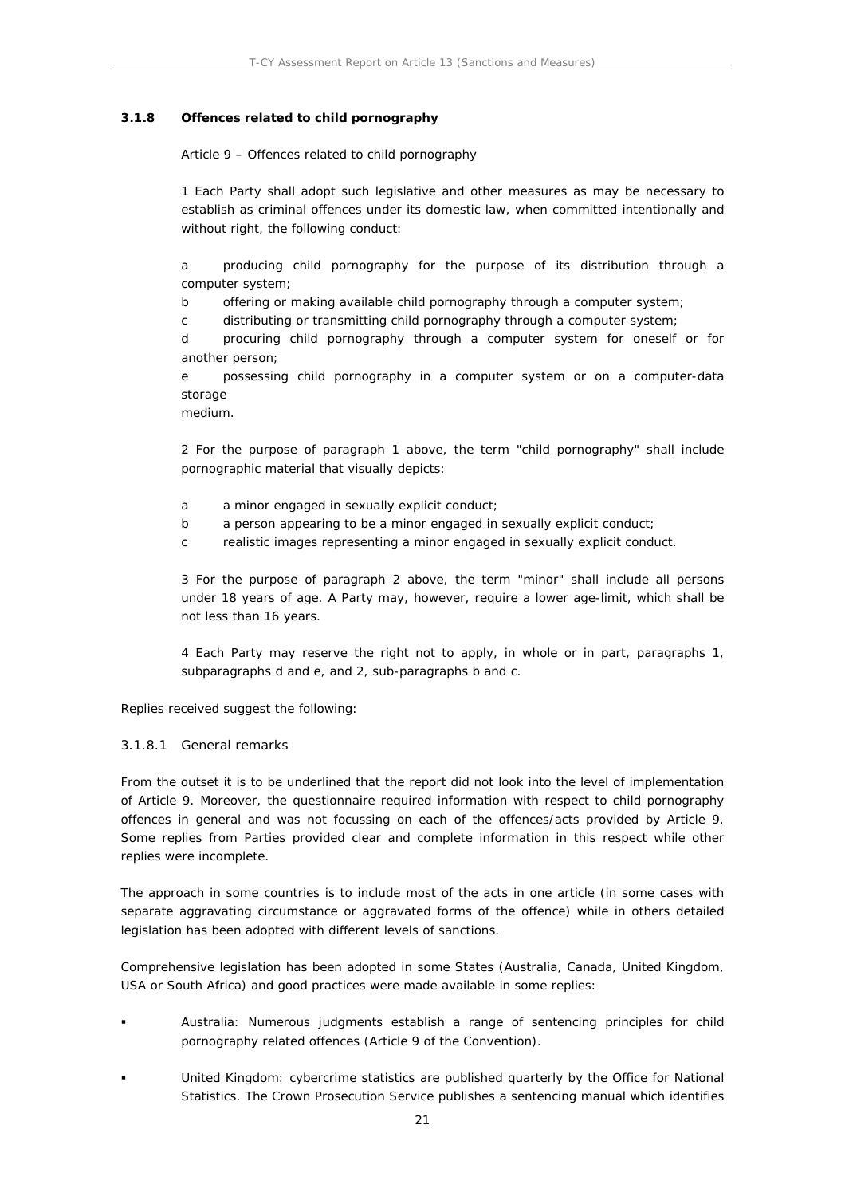### 3.1.8 Offences related to child pornography

Article 9 – Offences related to child pornography

1 Each Party shall adopt such legislative and other measures as may be necessary to establish as criminal offences under its domestic law, when committed intentionally and without right, the following conduct:

a producing child pornography for the purpose of its distribution through a computer system;

b offering or making available child pornography through a computer system;

c distributing or transmitting child pornography through a computer system;

d procuring child pornography through a computer system for oneself or for another person;

e possessing child pornography in a computer system or on a computer-data storage medium.

2 For the purpose of paragraph 1 above, the term "child pornography" shall include pornographic material that visually depicts:

a a minor engaged in sexually explicit conduct;

b a person appearing to be a minor engaged in sexually explicit conduct;

c realistic images representing a minor engaged in sexually explicit conduct.

3 For the purpose of paragraph 2 above, the term "minor" shall include all persons under 18 years of age. A Party may, however, require a lower age-limit, which shall be not less than 16 years.

4 Each Party may reserve the right not to apply, in whole or in part, paragraphs 1, subparagraphs d and e, and 2, sub-paragraphs b and c.

Replies received suggest the following:

#### 3.1.8.1 General remarks

From the outset it is to be underlined that the report did not look into the level of implementation of Article 9. Moreover, the questionnaire required information with respect to child pornography offences in general and was not focussing on each of the offences/acts provided by Article 9. Some replies from Parties provided clear and complete information in this respect while other replies were incomplete.

The approach in some countries is to include most of the acts in one article (in some cases with separate aggravating circumstance or aggravated forms of the offence) while in others detailed legislation has been adopted with different levels of sanctions.

Comprehensive legislation has been adopted in some States (Australia, Canada, United Kingdom, USA or South Africa) and good practices were made available in some replies:

- Australia: Numerous judgments establish a range of sentencing principles for child pornography related offences (Article 9 of the Convention).
- United Kingdom: cybercrime statistics are published quarterly by the Office for National Statistics. The Crown Prosecution Service publishes a sentencing manual which identifies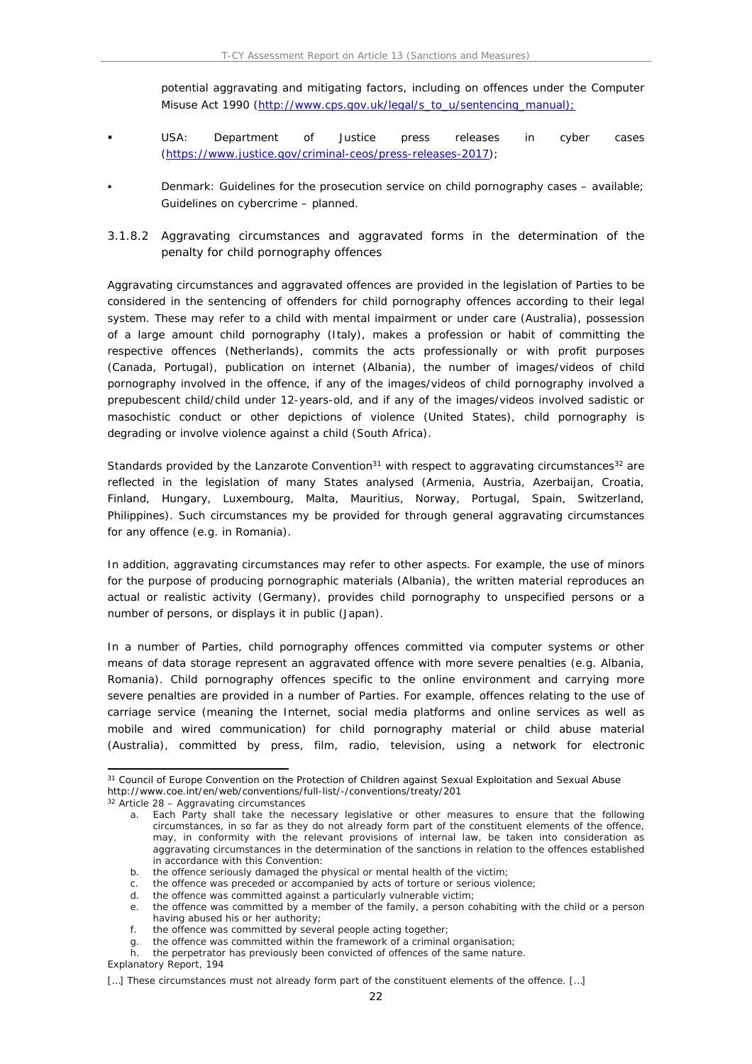potential aggravating and mitigating factors, including on offences under the Computer Misuse Act 1990 (http://www.cps.gov.uk/legal/s_to_u/sentencing_manual);

- USA: Department of Justice press releases in cyber cases (https://www.justice.gov/criminal-ceos/press-releases-2017);
- Denmark: Guidelines for the prosecution service on child pornography cases – available; Guidelines on cybercrime – planned.

#### 3.1.8.2 Aggravating circumstances and aggravated forms in the determination of the penalty for child pornography offences

Aggravating circumstances and aggravated offences are provided in the legislation of Parties to be considered in the sentencing of offenders for child pornography offences according to their legal system. These may refer to a child with mental impairment or under care (Australia), possession of a large amount child pornography (Italy), makes a profession or habit of committing the respective offences (Netherlands), commits the acts professionally or with profit purposes (Canada, Portugal), publication on internet (Albania), the number of images/videos of child pornography involved in the offence, if any of the images/videos of child pornography involved a prepubescent child/child under 12-years-old, and if any of the images/videos involved sadistic or masochistic conduct or other depictions of violence (United States), child pornography is degrading or involve violence against a child (South Africa).

Standards provided by the Lanzarote Convention[31] with respect to aggravating circumstances[32] are reflected in the legislation of many States analysed (Armenia, Austria, Azerbaijan, Croatia, Finland, Hungary, Luxembourg, Malta, Mauritius, Norway, Portugal, Spain, Switzerland, Philippines). Such circumstances my be provided for through general aggravating circumstances for any offence (e.g. in Romania).

In addition, aggravating circumstances may refer to other aspects. For example, the use of minors for the purpose of producing pornographic materials (Albania), the written material reproduces an actual or realistic activity (Germany), provides child pornography to unspecified persons or a number of persons, or displays it in public (Japan).

In a number of Parties, child pornography offences committed via computer systems or other means of data storage represent an aggravated offence with more severe penalties (e.g. Albania, Romania). Child pornography offences specific to the online environment and carrying more severe penalties are provided in a number of Parties. For example, offences relating to the use of carriage service (meaning the Internet, social media platforms and online services as well as mobile and wired communication) for child pornography material or child abuse material (Australia), committed by press, film, radio, television, using a network for electronic

---

[31] Council of Europe Convention on the Protection of Children against Sexual Exploitation and Sexual Abuse http://www.coe.int/en/web/conventions/full-list/-/conventions/treaty/201

[32] Article 28 – Aggravating circumstances

a. Each Party shall take the necessary legislative or other measures to ensure that the following circumstances, in so far as they do not already form part of the constituent elements of the offence, may, in conformity with the relevant provisions of internal law, be taken into consideration as aggravating circumstances in the determination of the sanctions in relation to the offences established in accordance with this Convention:
b. the offence seriously damaged the physical or mental health of the victim;
c. the offence was preceded or accompanied by acts of torture or serious violence;
d. the offence was committed against a particularly vulnerable victim;
e. the offence was committed by a member of the family, a person cohabiting with the child or a person having abused his or her authority;
f. the offence was committed by several people acting together;
g. the offence was committed within the framework of a criminal organisation;
h. the perpetrator has previously been convicted of offences of the same nature.

Explanatory Report, 194

[…] These circumstances must not already form part of the constituent elements of the offence. […]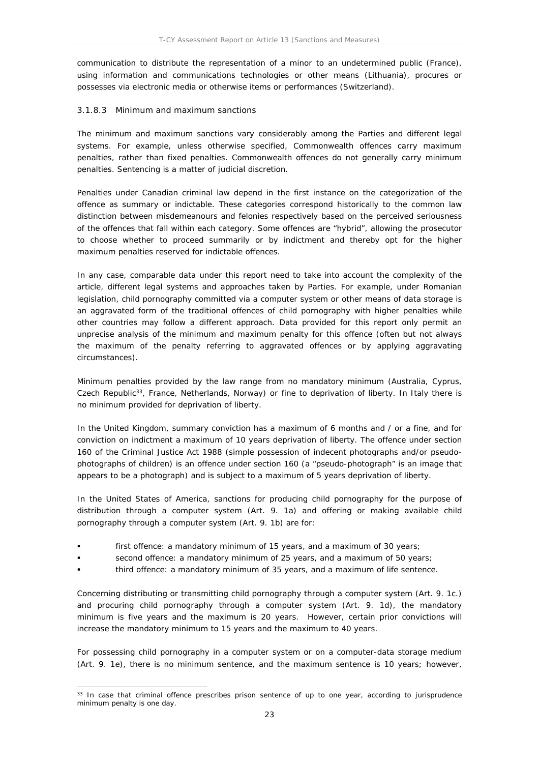communication to distribute the representation of a minor to an undetermined public (France), using information and communications technologies or other means (Lithuania), procures or possesses via electronic media or otherwise items or performances (Switzerland).

#### 3.1.8.3 Minimum and maximum sanctions

The minimum and maximum sanctions vary considerably among the Parties and different legal systems. For example, unless otherwise specified, Commonwealth offences carry maximum penalties, rather than fixed penalties. Commonwealth offences do not generally carry minimum penalties. Sentencing is a matter of judicial discretion.

Penalties under Canadian criminal law depend in the first instance on the categorization of the offence as summary or indictable. These categories correspond historically to the common law distinction between misdemeanours and felonies respectively based on the perceived seriousness of the offences that fall within each category. Some offences are "hybrid", allowing the prosecutor to choose whether to proceed summarily or by indictment and thereby opt for the higher maximum penalties reserved for indictable offences.

In any case, comparable data under this report need to take into account the complexity of the article, different legal systems and approaches taken by Parties. For example, under Romanian legislation, child pornography committed via a computer system or other means of data storage is an aggravated form of the traditional offences of child pornography with higher penalties while other countries may follow a different approach. Data provided for this report only permit an unprecise analysis of the minimum and maximum penalty for this offence (often but not always the maximum of the penalty referring to aggravated offences or by applying aggravating circumstances).

Minimum penalties provided by the law range from no mandatory minimum (Australia, Cyprus, Czech Republic[33], France, Netherlands, Norway) or fine to deprivation of liberty. In Italy there is no minimum provided for deprivation of liberty.

In the United Kingdom, summary conviction has a maximum of 6 months and / or a fine, and for conviction on indictment a maximum of 10 years deprivation of liberty. The offence under section 160 of the Criminal Justice Act 1988 (simple possession of indecent photographs and/or pseudo-photographs of children) is an offence under section 160 (a "pseudo-photograph" is an image that appears to be a photograph) and is subject to a maximum of 5 years deprivation of liberty.

In the United States of America, sanctions for producing child pornography for the purpose of distribution through a computer system (Art. 9. 1a) and offering or making available child pornography through a computer system (Art. 9. 1b) are for:

- first offence: a mandatory minimum of 15 years, and a maximum of 30 years;
- second offence: a mandatory minimum of 25 years, and a maximum of 50 years;
- third offence: a mandatory minimum of 35 years, and a maximum of life sentence.

Concerning distributing or transmitting child pornography through a computer system (Art. 9. 1c.) and procuring child pornography through a computer system (Art. 9. 1d), the mandatory minimum is five years and the maximum is 20 years. However, certain prior convictions will increase the mandatory minimum to 15 years and the maximum to 40 years.

For possessing child pornography in a computer system or on a computer-data storage medium (Art. 9. 1e), there is no minimum sentence, and the maximum sentence is 10 years; however,

---

[33] In case that criminal offence prescribes prison sentence of up to one year, according to jurisprudence minimum penalty is one day.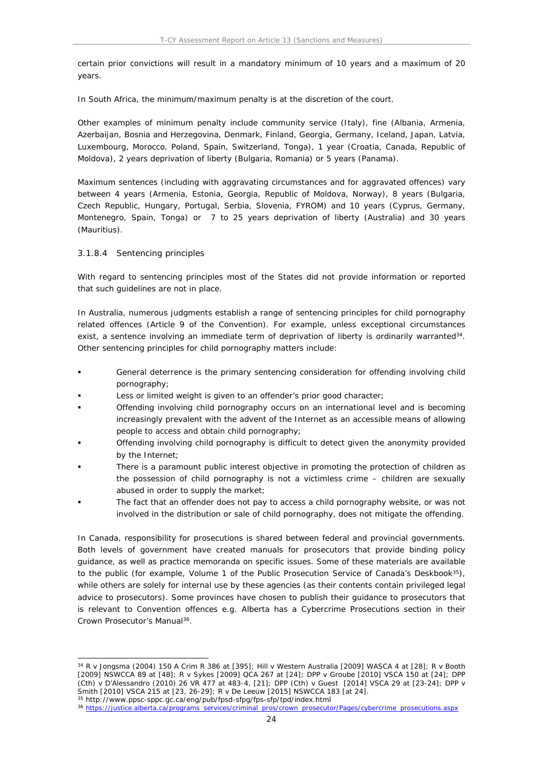certain prior convictions will result in a mandatory minimum of 10 years and a maximum of 20 years.

In South Africa, the minimum/maximum penalty is at the discretion of the court.

Other examples of minimum penalty include community service (Italy), fine (Albania, Armenia, Azerbaijan, Bosnia and Herzegovina, Denmark, Finland, Georgia, Germany, Iceland, Japan, Latvia, Luxembourg, Morocco, Poland, Spain, Switzerland, Tonga), 1 year (Croatia, Canada, Republic of Moldova), 2 years deprivation of liberty (Bulgaria, Romania) or 5 years (Panama).

Maximum sentences (including with aggravating circumstances and for aggravated offences) vary between 4 years (Armenia, Estonia, Georgia, Republic of Moldova, Norway), 8 years (Bulgaria, Czech Republic, Hungary, Portugal, Serbia, Slovenia, FYROM) and 10 years (Cyprus, Germany, Montenegro, Spain, Tonga) or 7 to 25 years deprivation of liberty (Australia) and 30 years (Mauritius).

#### 3.1.8.4 Sentencing principles

With regard to sentencing principles most of the States did not provide information or reported that such guidelines are not in place.

In Australia, numerous judgments establish a range of sentencing principles for child pornography related offences (Article 9 of the Convention). For example, unless exceptional circumstances exist, a sentence involving an immediate term of deprivation of liberty is ordinarily warranted[34]. Other sentencing principles for child pornography matters include:

- General deterrence is the primary sentencing consideration for offending involving child pornography;
- Less or limited weight is given to an offender's prior good character;
- Offending involving child pornography occurs on an international level and is becoming increasingly prevalent with the advent of the Internet as an accessible means of allowing people to access and obtain child pornography;
- Offending involving child pornography is difficult to detect given the anonymity provided by the Internet;
- There is a paramount public interest objective in promoting the protection of children as the possession of child pornography is not a victimless crime – children are sexually abused in order to supply the market;
- The fact that an offender does not pay to access a child pornography website, or was not involved in the distribution or sale of child pornography, does not mitigate the offending.

In Canada, responsibility for prosecutions is shared between federal and provincial governments. Both levels of government have created manuals for prosecutors that provide binding policy guidance, as well as practice memoranda on specific issues. Some of these materials are available to the public (for example, Volume 1 of the Public Prosecution Service of Canada's Deskbook[35]), while others are solely for internal use by these agencies (as their contents contain privileged legal advice to prosecutors). Some provinces have chosen to publish their guidance to prosecutors that is relevant to Convention offences e.g. Alberta has a Cybercrime Prosecutions section in their Crown Prosecutor's Manual[36].

---

[34] R v Jongsma (2004) 150 A Crim R 386 at [395]; Hill v Western Australia [2009] WASCA 4 at [28]; R v Booth [2009] NSWCCA 89 at [48]; R v Sykes [2009] QCA 267 at [24]; DPP v Groube [2010] VSCA 150 at [24]; DPP (Cth) v D'Alessandro (2010) 26 VR 477 at 483-4, [21]; DPP (Cth) v Guest [2014] VSCA 29 at [23-24]; DPP v Smith [2010] VSCA 215 at [23, 26-29]; R v De Leeuw [2015] NSWCCA 183 [at 24].

[35] http://www.ppsc-sppc.gc.ca/eng/pub/fpsd-sfpg/fps-sfp/tpd/index.html

[36] https://justice.alberta.ca/programs_services/criminal_pros/crown_prosecutor/Pages/cybercrime_prosecutions.aspx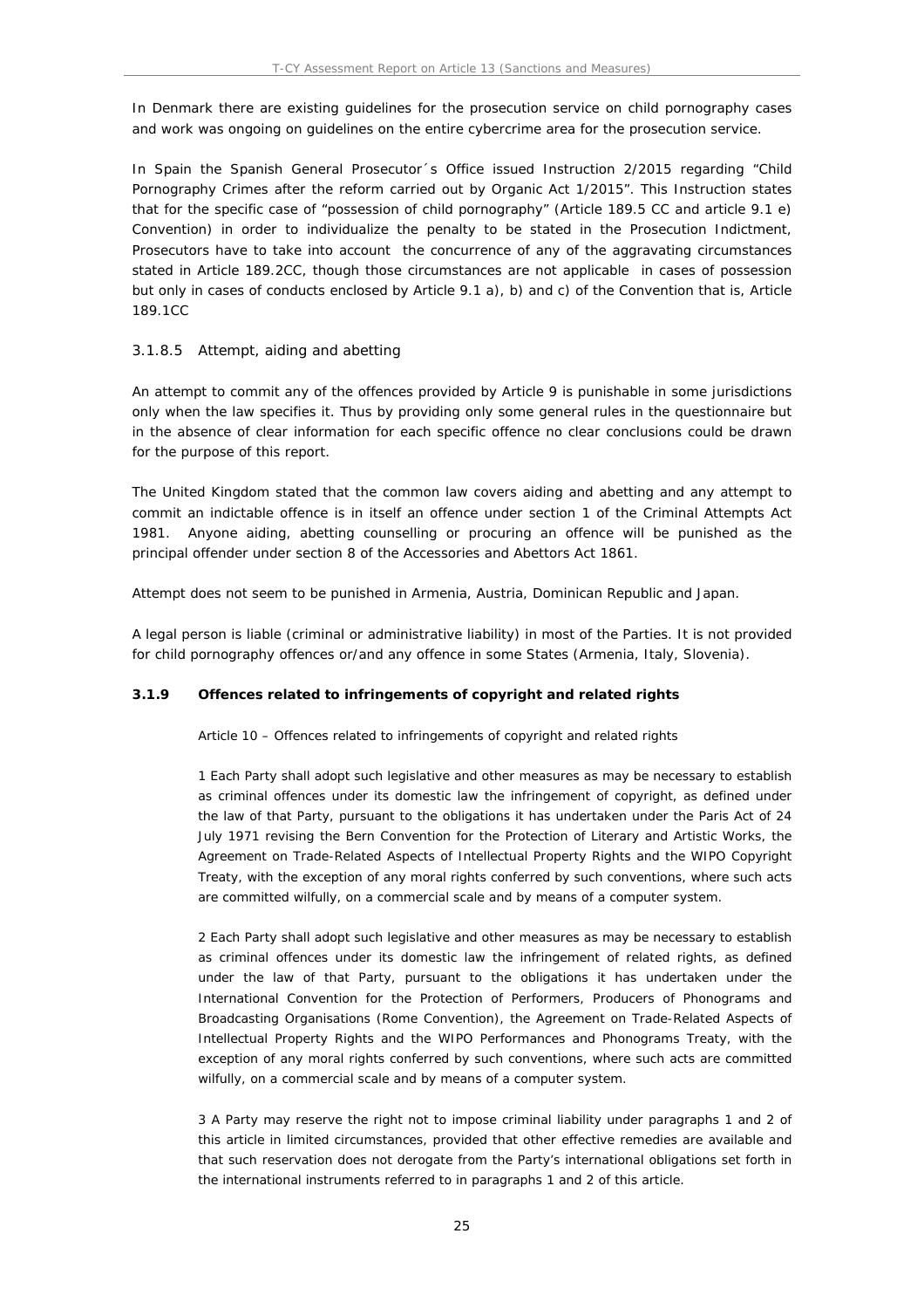In Denmark there are existing guidelines for the prosecution service on child pornography cases and work was ongoing on guidelines on the entire cybercrime area for the prosecution service.

In Spain the Spanish General Prosecutor´s Office issued Instruction 2/2015 regarding "Child Pornography Crimes after the reform carried out by Organic Act 1/2015". This Instruction states that for the specific case of "possession of child pornography" (Article 189.5 CC and article 9.1 e) Convention) in order to individualize the penalty to be stated in the Prosecution Indictment, Prosecutors have to take into account the concurrence of any of the aggravating circumstances stated in Article 189.2CC, though those circumstances are not applicable in cases of possession but only in cases of conducts enclosed by Article 9.1 a), b) and c) of the Convention that is, Article 189.1CC

#### 3.1.8.5 Attempt, aiding and abetting

An attempt to commit any of the offences provided by Article 9 is punishable in some jurisdictions only when the law specifies it. Thus by providing only some general rules in the questionnaire but in the absence of clear information for each specific offence no clear conclusions could be drawn for the purpose of this report.

The United Kingdom stated that the common law covers aiding and abetting and any attempt to commit an indictable offence is in itself an offence under section 1 of the Criminal Attempts Act 1981. Anyone aiding, abetting counselling or procuring an offence will be punished as the principal offender under section 8 of the Accessories and Abettors Act 1861.

Attempt does not seem to be punished in Armenia, Austria, Dominican Republic and Japan.

A legal person is liable (criminal or administrative liability) in most of the Parties. It is not provided for child pornography offences or/and any offence in some States (Armenia, Italy, Slovenia).

### 3.1.9 Offences related to infringements of copyright and related rights

> Article 10 – Offences related to infringements of copyright and related rights
>
> 1 Each Party shall adopt such legislative and other measures as may be necessary to establish as criminal offences under its domestic law the infringement of copyright, as defined under the law of that Party, pursuant to the obligations it has undertaken under the Paris Act of 24 July 1971 revising the Bern Convention for the Protection of Literary and Artistic Works, the Agreement on Trade-Related Aspects of Intellectual Property Rights and the WIPO Copyright Treaty, with the exception of any moral rights conferred by such conventions, where such acts are committed wilfully, on a commercial scale and by means of a computer system.
>
> 2 Each Party shall adopt such legislative and other measures as may be necessary to establish as criminal offences under its domestic law the infringement of related rights, as defined under the law of that Party, pursuant to the obligations it has undertaken under the International Convention for the Protection of Performers, Producers of Phonograms and Broadcasting Organisations (Rome Convention), the Agreement on Trade-Related Aspects of Intellectual Property Rights and the WIPO Performances and Phonograms Treaty, with the exception of any moral rights conferred by such conventions, where such acts are committed wilfully, on a commercial scale and by means of a computer system.
>
> 3 A Party may reserve the right not to impose criminal liability under paragraphs 1 and 2 of this article in limited circumstances, provided that other effective remedies are available and that such reservation does not derogate from the Party's international obligations set forth in the international instruments referred to in paragraphs 1 and 2 of this article.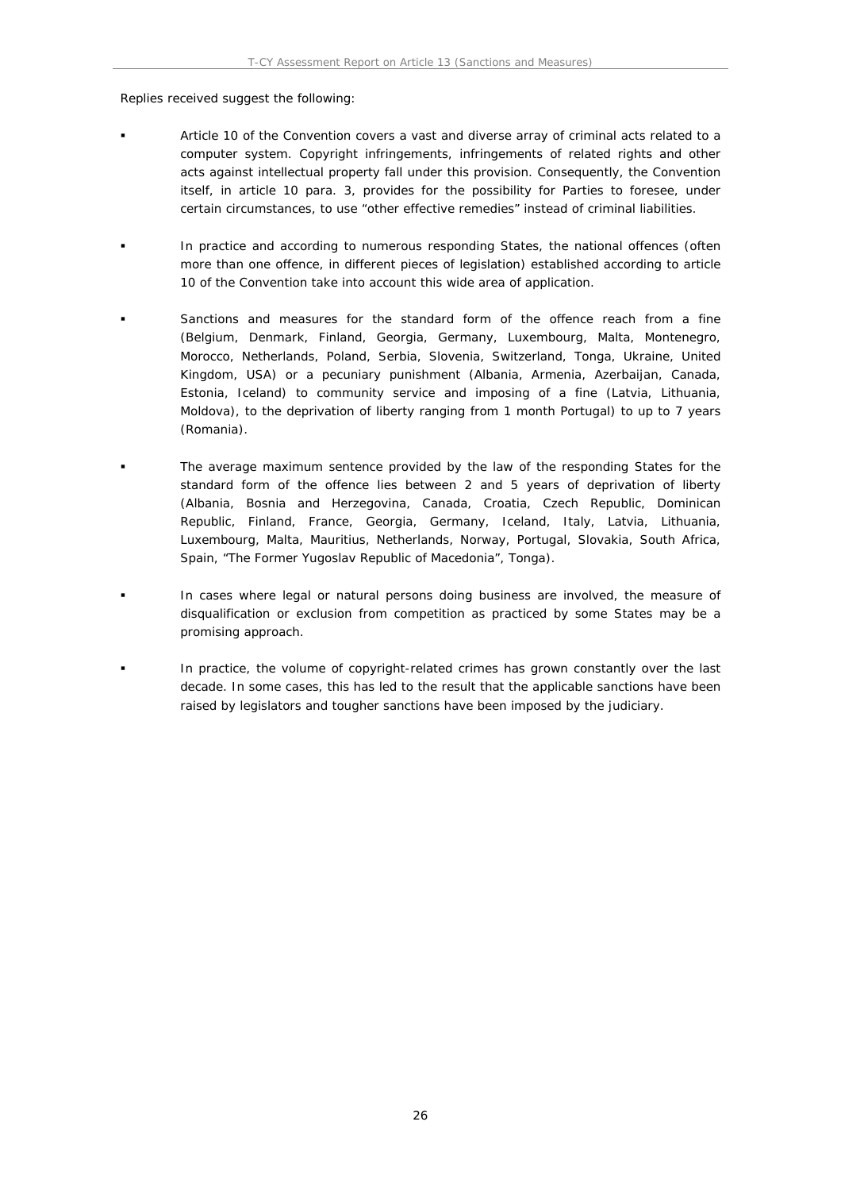Replies received suggest the following:

- Article 10 of the Convention covers a vast and diverse array of criminal acts related to a computer system. Copyright infringements, infringements of related rights and other acts against intellectual property fall under this provision. Consequently, the Convention itself, in article 10 para. 3, provides for the possibility for Parties to foresee, under certain circumstances, to use "other effective remedies" instead of criminal liabilities.

- In practice and according to numerous responding States, the national offences (often more than one offence, in different pieces of legislation) established according to article 10 of the Convention take into account this wide area of application.

- Sanctions and measures for the standard form of the offence reach from a fine (Belgium, Denmark, Finland, Georgia, Germany, Luxembourg, Malta, Montenegro, Morocco, Netherlands, Poland, Serbia, Slovenia, Switzerland, Tonga, Ukraine, United Kingdom, USA) or a pecuniary punishment (Albania, Armenia, Azerbaijan, Canada, Estonia, Iceland) to community service and imposing of a fine (Latvia, Lithuania, Moldova), to the deprivation of liberty ranging from 1 month Portugal) to up to 7 years (Romania).

- The average maximum sentence provided by the law of the responding States for the standard form of the offence lies between 2 and 5 years of deprivation of liberty (Albania, Bosnia and Herzegovina, Canada, Croatia, Czech Republic, Dominican Republic, Finland, France, Georgia, Germany, Iceland, Italy, Latvia, Lithuania, Luxembourg, Malta, Mauritius, Netherlands, Norway, Portugal, Slovakia, South Africa, Spain, "The Former Yugoslav Republic of Macedonia", Tonga).

- In cases where legal or natural persons doing business are involved, the measure of disqualification or exclusion from competition as practiced by some States may be a promising approach.

- In practice, the volume of copyright-related crimes has grown constantly over the last decade. In some cases, this has led to the result that the applicable sanctions have been raised by legislators and tougher sanctions have been imposed by the judiciary.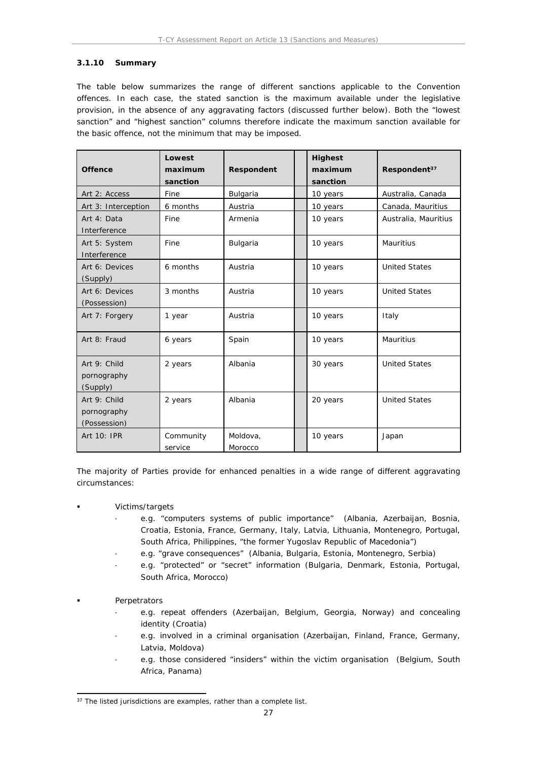### 3.1.10 Summary

The table below summarizes the range of different sanctions applicable to the Convention offences. In each case, the stated sanction is the maximum available under the legislative provision, in the absence of any aggravating factors (discussed further below). Both the "lowest sanction" and "highest sanction" columns therefore indicate the maximum sanction available for the basic offence, not the minimum that may be imposed.

| Offence | Lowest maximum sanction | Respondent | | Highest maximum sanction | Respondent[37] |
|---|---|---|---|---|---|
| Art 2: Access | Fine | Bulgaria | | 10 years | Australia, Canada |
| Art 3: Interception | 6 months | Austria | | 10 years | Canada, Mauritius |
| Art 4: Data Interference | Fine | Armenia | | 10 years | Australia, Mauritius |
| Art 5: System Interference | Fine | Bulgaria | | 10 years | Mauritius |
| Art 6: Devices (Supply) | 6 months | Austria | | 10 years | United States |
| Art 6: Devices (Possession) | 3 months | Austria | | 10 years | United States |
| Art 7: Forgery | 1 year | Austria | | 10 years | Italy |
| Art 8: Fraud | 6 years | Spain | | 10 years | Mauritius |
| Art 9: Child pornography (Supply) | 2 years | Albania | | 30 years | United States |
| Art 9: Child pornography (Possession) | 2 years | Albania | | 20 years | United States |
| Art 10: IPR | Community service | Moldova, Morocco | | 10 years | Japan |

The majority of Parties provide for enhanced penalties in a wide range of different aggravating circumstances:

- Victims/targets
  - e.g. "computers systems of public importance" (Albania, Azerbaijan, Bosnia, Croatia, Estonia, France, Germany, Italy, Latvia, Lithuania, Montenegro, Portugal, South Africa, Philippines, "the former Yugoslav Republic of Macedonia")
  - e.g. "grave consequences" (Albania, Bulgaria, Estonia, Montenegro, Serbia)
  - e.g. "protected" or "secret" information (Bulgaria, Denmark, Estonia, Portugal, South Africa, Morocco)
- Perpetrators
  - e.g. repeat offenders (Azerbaijan, Belgium, Georgia, Norway) and concealing identity (Croatia)
  - e.g. involved in a criminal organisation (Azerbaijan, Finland, France, Germany, Latvia, Moldova)
  - e.g. those considered "insiders" within the victim organisation (Belgium, South Africa, Panama)

[37] The listed jurisdictions are examples, rather than a complete list.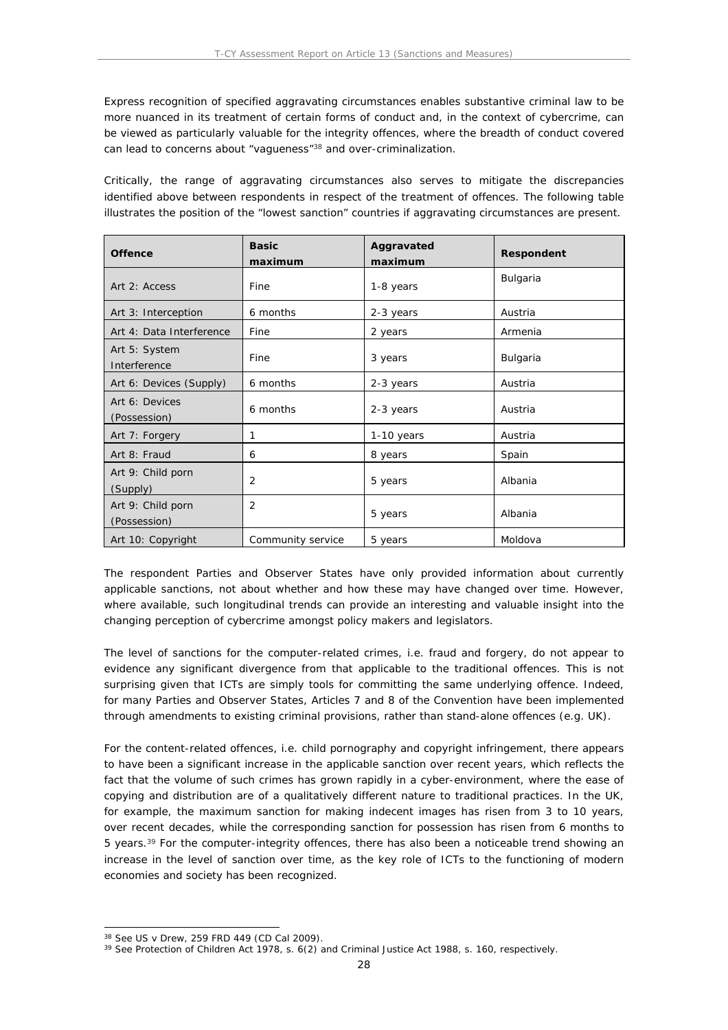Express recognition of specified aggravating circumstances enables substantive criminal law to be more nuanced in its treatment of certain forms of conduct and, in the context of cybercrime, can be viewed as particularly valuable for the integrity offences, where the breadth of conduct covered can lead to concerns about "vagueness"[38] and over-criminalization.

Critically, the range of aggravating circumstances also serves to mitigate the discrepancies identified above between respondents in respect of the treatment of offences. The following table illustrates the position of the "lowest sanction" countries if aggravating circumstances are present.

| Offence | Basic maximum | Aggravated maximum | Respondent |
|---|---|---|---|
| Art 2: Access | Fine | 1-8 years | Bulgaria |
| Art 3: Interception | 6 months | 2-3 years | Austria |
| Art 4: Data Interference | Fine | 2 years | Armenia |
| Art 5: System Interference | Fine | 3 years | Bulgaria |
| Art 6: Devices (Supply) | 6 months | 2-3 years | Austria |
| Art 6: Devices (Possession) | 6 months | 2-3 years | Austria |
| Art 7: Forgery | 1 | 1-10 years | Austria |
| Art 8: Fraud | 6 | 8 years | Spain |
| Art 9: Child porn (Supply) | 2 | 5 years | Albania |
| Art 9: Child porn (Possession) | 2 | 5 years | Albania |
| Art 10: Copyright | Community service | 5 years | Moldova |

The respondent Parties and Observer States have only provided information about currently applicable sanctions, not about whether and how these may have changed over time. However, where available, such longitudinal trends can provide an interesting and valuable insight into the changing perception of cybercrime amongst policy makers and legislators.

The level of sanctions for the computer-related crimes, i.e. fraud and forgery, do not appear to evidence any significant divergence from that applicable to the traditional offences. This is not surprising given that ICTs are simply tools for committing the same underlying offence. Indeed, for many Parties and Observer States, Articles 7 and 8 of the Convention have been implemented through amendments to existing criminal provisions, rather than stand-alone offences (e.g. UK).

For the content-related offences, i.e. child pornography and copyright infringement, there appears to have been a significant increase in the applicable sanction over recent years, which reflects the fact that the volume of such crimes has grown rapidly in a cyber-environment, where the ease of copying and distribution are of a qualitatively different nature to traditional practices. In the UK, for example, the maximum sanction for making indecent images has risen from 3 to 10 years, over recent decades, while the corresponding sanction for possession has risen from 6 months to 5 years.[39] For the computer-integrity offences, there has also been a noticeable trend showing an increase in the level of sanction over time, as the key role of ICTs to the functioning of modern economies and society has been recognized.

---

[38] See US v Drew, 259 FRD 449 (CD Cal 2009).

[39] See Protection of Children Act 1978, s. 6(2) and Criminal Justice Act 1988, s. 160, respectively.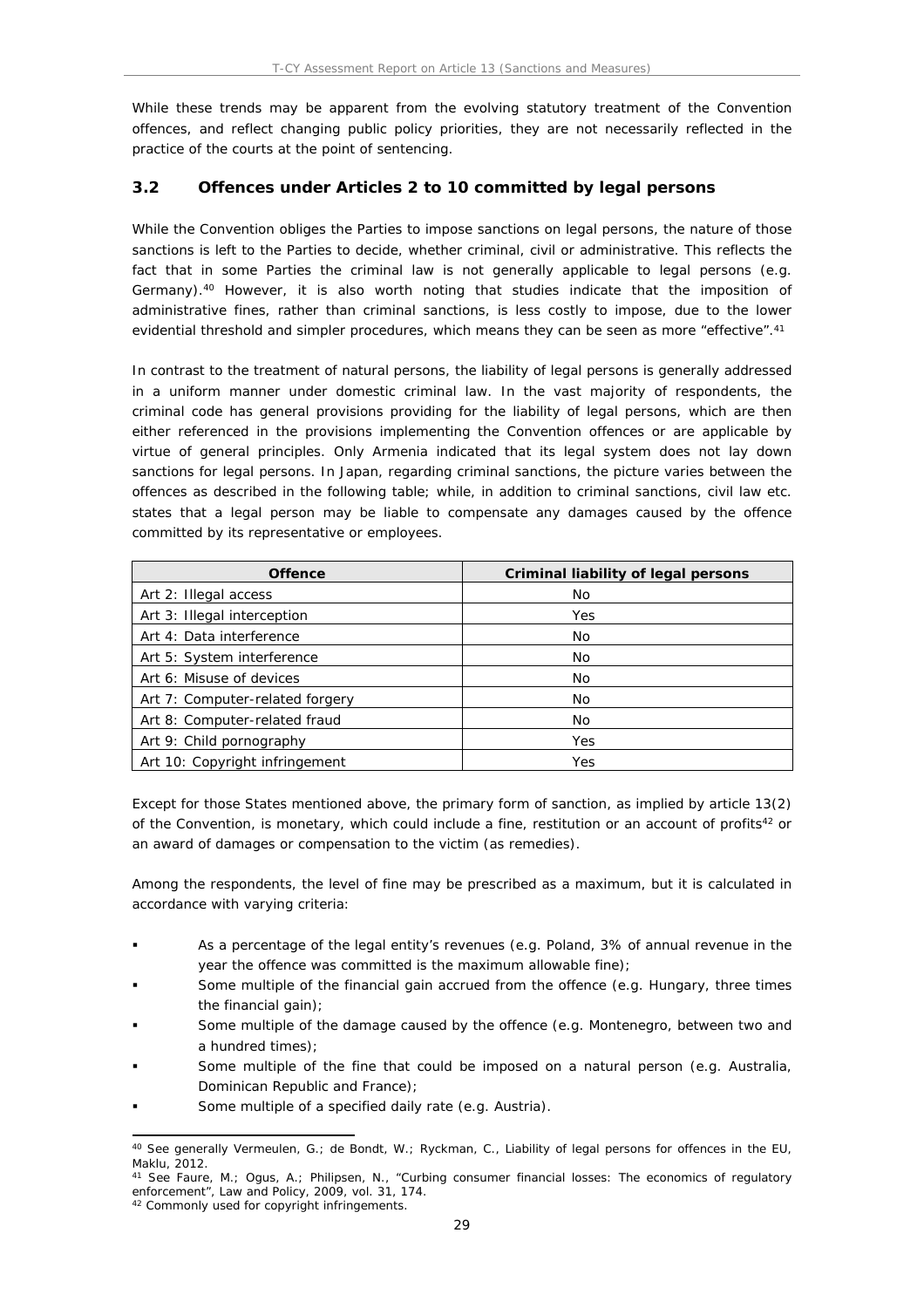While these trends may be apparent from the evolving statutory treatment of the Convention offences, and reflect changing public policy priorities, they are not necessarily reflected in the practice of the courts at the point of sentencing.

### 3.2 Offences under Articles 2 to 10 committed by legal persons

While the Convention obliges the Parties to impose sanctions on legal persons, the nature of those sanctions is left to the Parties to decide, whether criminal, civil or administrative. This reflects the fact that in some Parties the criminal law is not generally applicable to legal persons (e.g. Germany).[40] However, it is also worth noting that studies indicate that the imposition of administrative fines, rather than criminal sanctions, is less costly to impose, due to the lower evidential threshold and simpler procedures, which means they can be seen as more "effective".[41]

In contrast to the treatment of natural persons, the liability of legal persons is generally addressed in a uniform manner under domestic criminal law. In the vast majority of respondents, the criminal code has general provisions providing for the liability of legal persons, which are then either referenced in the provisions implementing the Convention offences or are applicable by virtue of general principles. Only Armenia indicated that its legal system does not lay down sanctions for legal persons. In Japan, regarding criminal sanctions, the picture varies between the offences as described in the following table; while, in addition to criminal sanctions, civil law etc. states that a legal person may be liable to compensate any damages caused by the offence committed by its representative or employees.

| Offence | Criminal liability of legal persons |
|---|---|
| Art 2: Illegal access | No |
| Art 3: Illegal interception | Yes |
| Art 4: Data interference | No |
| Art 5: System interference | No |
| Art 6: Misuse of devices | No |
| Art 7: Computer-related forgery | No |
| Art 8: Computer-related fraud | No |
| Art 9: Child pornography | Yes |
| Art 10: Copyright infringement | Yes |

Except for those States mentioned above, the primary form of sanction, as implied by article 13(2) of the Convention, is monetary, which could include a fine, restitution or an account of profits[42] or an award of damages or compensation to the victim (as remedies).

Among the respondents, the level of fine may be prescribed as a maximum, but it is calculated in accordance with varying criteria:

- As a percentage of the legal entity's revenues (e.g. Poland, 3% of annual revenue in the year the offence was committed is the maximum allowable fine);
- Some multiple of the financial gain accrued from the offence (e.g. Hungary, three times the financial gain);
- Some multiple of the damage caused by the offence (e.g. Montenegro, between two and a hundred times);
- Some multiple of the fine that could be imposed on a natural person (e.g. Australia, Dominican Republic and France);
- Some multiple of a specified daily rate (e.g. Austria).

---

[40] See generally Vermeulen, G.; de Bondt, W.; Ryckman, C., Liability of legal persons for offences in the EU, Maklu, 2012.

[41] See Faure, M.; Ogus, A.; Philipsen, N., "Curbing consumer financial losses: The economics of regulatory enforcement", Law and Policy, 2009, vol. 31, 174.

[42] Commonly used for copyright infringements.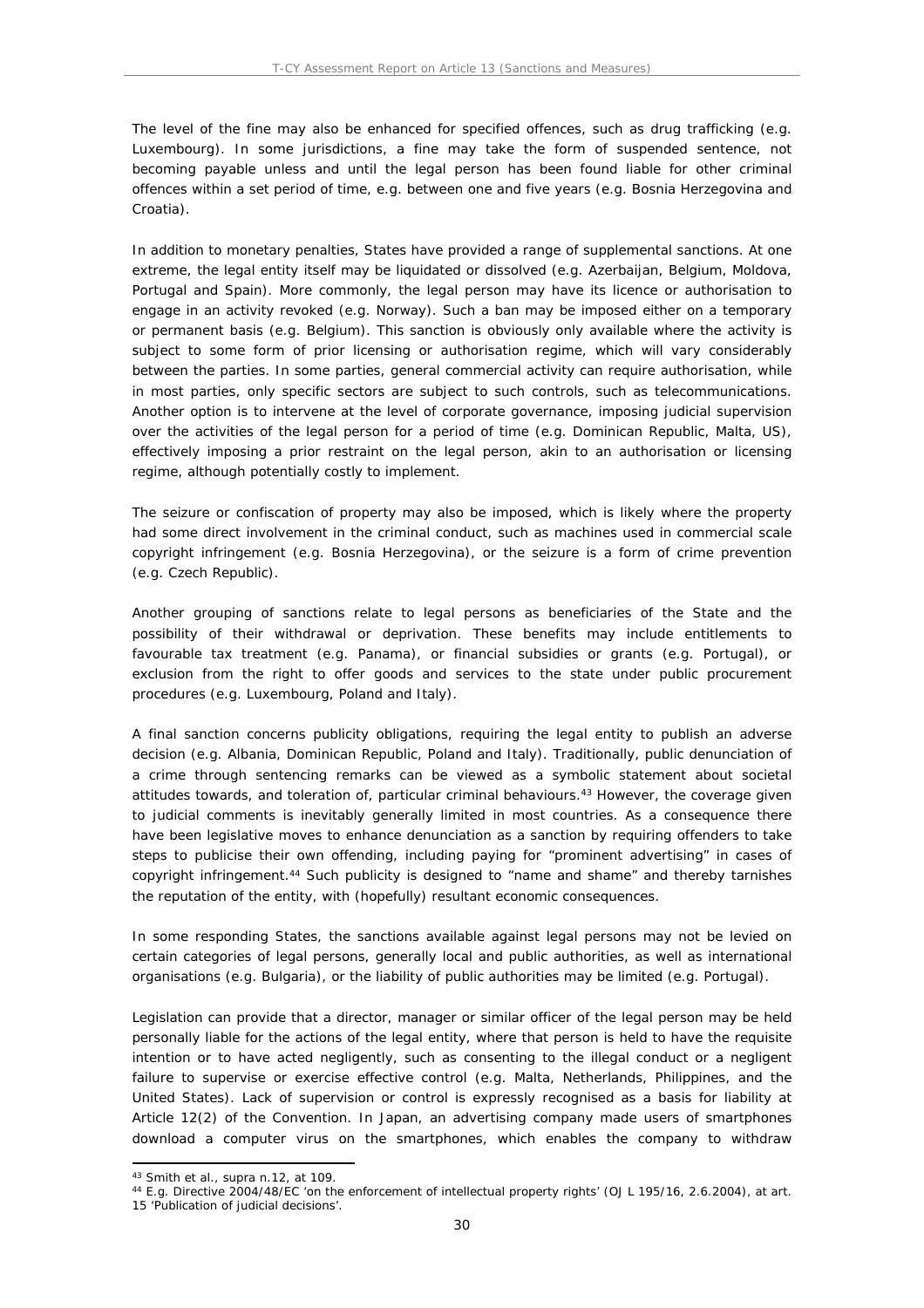The level of the fine may also be enhanced for specified offences, such as drug trafficking (e.g. Luxembourg). In some jurisdictions, a fine may take the form of suspended sentence, not becoming payable unless and until the legal person has been found liable for other criminal offences within a set period of time, e.g. between one and five years (e.g. Bosnia Herzegovina and Croatia).

In addition to monetary penalties, States have provided a range of supplemental sanctions. At one extreme, the legal entity itself may be liquidated or dissolved (e.g. Azerbaijan, Belgium, Moldova, Portugal and Spain). More commonly, the legal person may have its licence or authorisation to engage in an activity revoked (e.g. Norway). Such a ban may be imposed either on a temporary or permanent basis (e.g. Belgium). This sanction is obviously only available where the activity is subject to some form of prior licensing or authorisation regime, which will vary considerably between the parties. In some parties, general commercial activity can require authorisation, while in most parties, only specific sectors are subject to such controls, such as telecommunications. Another option is to intervene at the level of corporate governance, imposing judicial supervision over the activities of the legal person for a period of time (e.g. Dominican Republic, Malta, US), effectively imposing a prior restraint on the legal person, akin to an authorisation or licensing regime, although potentially costly to implement.

The seizure or confiscation of property may also be imposed, which is likely where the property had some direct involvement in the criminal conduct, such as machines used in commercial scale copyright infringement (e.g. Bosnia Herzegovina), or the seizure is a form of crime prevention (e.g. Czech Republic).

Another grouping of sanctions relate to legal persons as beneficiaries of the State and the possibility of their withdrawal or deprivation. These benefits may include entitlements to favourable tax treatment (e.g. Panama), or financial subsidies or grants (e.g. Portugal), or exclusion from the right to offer goods and services to the state under public procurement procedures (e.g. Luxembourg, Poland and Italy).

A final sanction concerns publicity obligations, requiring the legal entity to publish an adverse decision (e.g. Albania, Dominican Republic, Poland and Italy). Traditionally, public denunciation of a crime through sentencing remarks can be viewed as a symbolic statement about societal attitudes towards, and toleration of, particular criminal behaviours.[43] However, the coverage given to judicial comments is inevitably generally limited in most countries. As a consequence there have been legislative moves to enhance denunciation as a sanction by requiring offenders to take steps to publicise their own offending, including paying for "prominent advertising" in cases of copyright infringement.[44] Such publicity is designed to "name and shame" and thereby tarnishes the reputation of the entity, with (hopefully) resultant economic consequences.

In some responding States, the sanctions available against legal persons may not be levied on certain categories of legal persons, generally local and public authorities, as well as international organisations (e.g. Bulgaria), or the liability of public authorities may be limited (e.g. Portugal).

Legislation can provide that a director, manager or similar officer of the legal person may be held personally liable for the actions of the legal entity, where that person is held to have the requisite intention or to have acted negligently, such as consenting to the illegal conduct or a negligent failure to supervise or exercise effective control (e.g. Malta, Netherlands, Philippines, and the United States). Lack of supervision or control is expressly recognised as a basis for liability at Article 12(2) of the Convention. In Japan, an advertising company made users of smartphones download a computer virus on the smartphones, which enables the company to withdraw

---

[43] Smith et al., supra n.12, at 109.

[44] E.g. Directive 2004/48/EC 'on the enforcement of intellectual property rights' (OJ L 195/16, 2.6.2004), at art. 15 'Publication of judicial decisions'.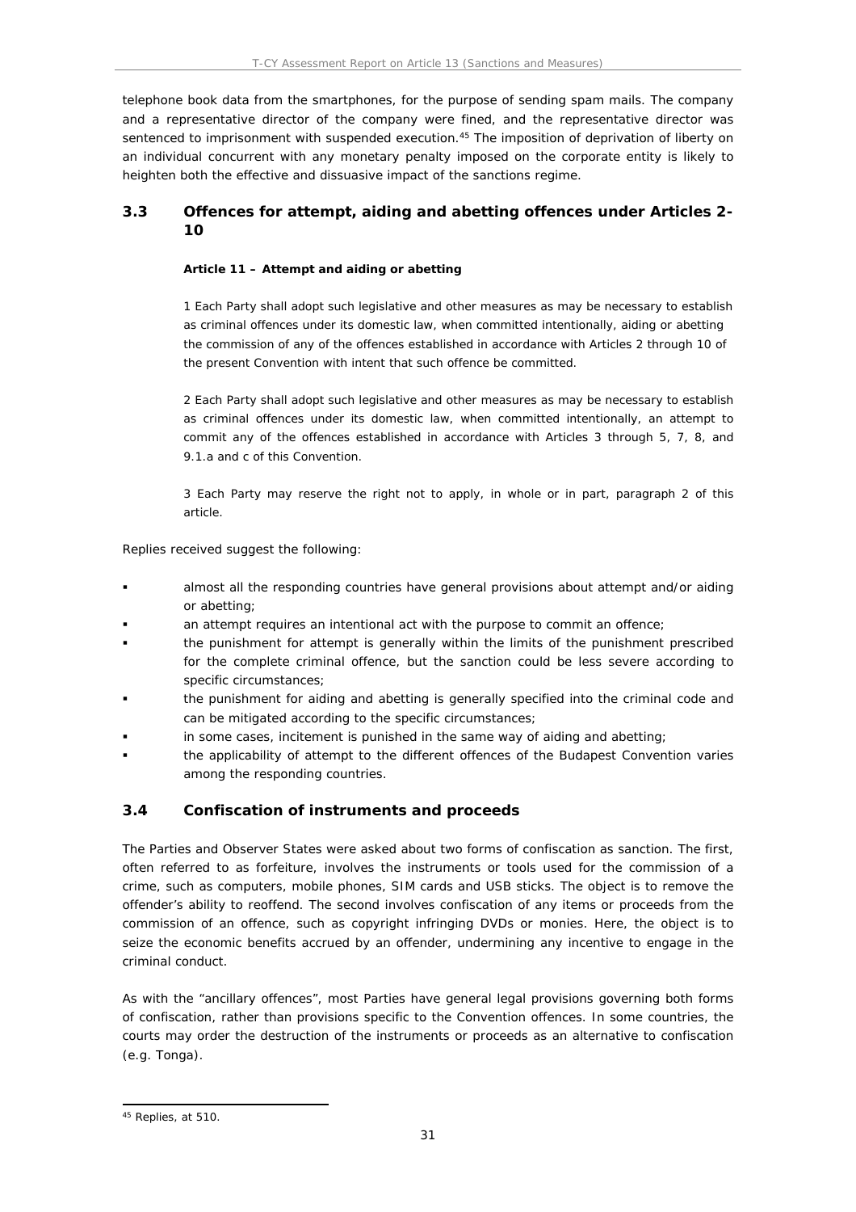telephone book data from the smartphones, for the purpose of sending spam mails. The company and a representative director of the company were fined, and the representative director was sentenced to imprisonment with suspended execution.[45] The imposition of deprivation of liberty on an individual concurrent with any monetary penalty imposed on the corporate entity is likely to heighten both the effective and dissuasive impact of the sanctions regime.

## 3.3 Offences for attempt, aiding and abetting offences under Articles 2-10

> **Article 11 – Attempt and aiding or abetting**
>
> 1 Each Party shall adopt such legislative and other measures as may be necessary to establish as criminal offences under its domestic law, when committed intentionally, aiding or abetting the commission of any of the offences established in accordance with Articles 2 through 10 of the present Convention with intent that such offence be committed.
>
> 2 Each Party shall adopt such legislative and other measures as may be necessary to establish as criminal offences under its domestic law, when committed intentionally, an attempt to commit any of the offences established in accordance with Articles 3 through 5, 7, 8, and 9.1.a and c of this Convention.
>
> 3 Each Party may reserve the right not to apply, in whole or in part, paragraph 2 of this article.

Replies received suggest the following:

- almost all the responding countries have general provisions about attempt and/or aiding or abetting;
- an attempt requires an intentional act with the purpose to commit an offence;
- the punishment for attempt is generally within the limits of the punishment prescribed for the complete criminal offence, but the sanction could be less severe according to specific circumstances;
- the punishment for aiding and abetting is generally specified into the criminal code and can be mitigated according to the specific circumstances;
- in some cases, incitement is punished in the same way of aiding and abetting;
- the applicability of attempt to the different offences of the Budapest Convention varies among the responding countries.

## 3.4 Confiscation of instruments and proceeds

The Parties and Observer States were asked about two forms of confiscation as sanction. The first, often referred to as forfeiture, involves the instruments or tools used for the commission of a crime, such as computers, mobile phones, SIM cards and USB sticks. The object is to remove the offender's ability to reoffend. The second involves confiscation of any items or proceeds from the commission of an offence, such as copyright infringing DVDs or monies. Here, the object is to seize the economic benefits accrued by an offender, undermining any incentive to engage in the criminal conduct.

As with the "ancillary offences", most Parties have general legal provisions governing both forms of confiscation, rather than provisions specific to the Convention offences. In some countries, the courts may order the destruction of the instruments or proceeds as an alternative to confiscation (e.g. Tonga).

[45] Replies, at 510.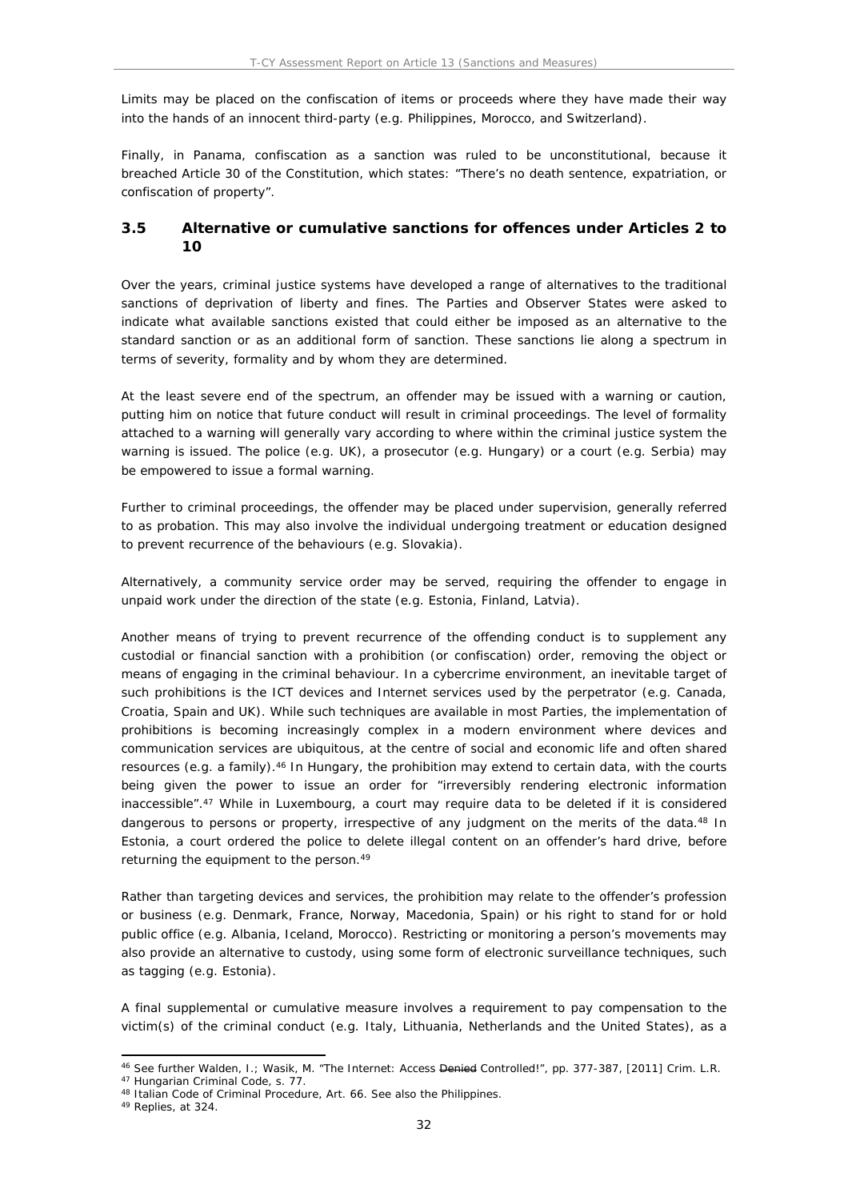Limits may be placed on the confiscation of items or proceeds where they have made their way into the hands of an innocent third-party (e.g. Philippines, Morocco, and Switzerland).

Finally, in Panama, confiscation as a sanction was ruled to be unconstitutional, because it breached Article 30 of the Constitution, which states: "There's no death sentence, expatriation, or confiscation of property".

## 3.5 Alternative or cumulative sanctions for offences under Articles 2 to 10

Over the years, criminal justice systems have developed a range of alternatives to the traditional sanctions of deprivation of liberty and fines. The Parties and Observer States were asked to indicate what available sanctions existed that could either be imposed as an alternative to the standard sanction or as an additional form of sanction. These sanctions lie along a spectrum in terms of severity, formality and by whom they are determined.

At the least severe end of the spectrum, an offender may be issued with a warning or caution, putting him on notice that future conduct will result in criminal proceedings. The level of formality attached to a warning will generally vary according to where within the criminal justice system the warning is issued. The police (e.g. UK), a prosecutor (e.g. Hungary) or a court (e.g. Serbia) may be empowered to issue a formal warning.

Further to criminal proceedings, the offender may be placed under supervision, generally referred to as probation. This may also involve the individual undergoing treatment or education designed to prevent recurrence of the behaviours (e.g. Slovakia).

Alternatively, a community service order may be served, requiring the offender to engage in unpaid work under the direction of the state (e.g. Estonia, Finland, Latvia).

Another means of trying to prevent recurrence of the offending conduct is to supplement any custodial or financial sanction with a prohibition (or confiscation) order, removing the object or means of engaging in the criminal behaviour. In a cybercrime environment, an inevitable target of such prohibitions is the ICT devices and Internet services used by the perpetrator (e.g. Canada, Croatia, Spain and UK). While such techniques are available in most Parties, the implementation of prohibitions is becoming increasingly complex in a modern environment where devices and communication services are ubiquitous, at the centre of social and economic life and often shared resources (e.g. a family).[46] In Hungary, the prohibition may extend to certain data, with the courts being given the power to issue an order for "irreversibly rendering electronic information inaccessible".[47] While in Luxembourg, a court may require data to be deleted if it is considered dangerous to persons or property, irrespective of any judgment on the merits of the data.[48] In Estonia, a court ordered the police to delete illegal content on an offender's hard drive, before returning the equipment to the person.[49]

Rather than targeting devices and services, the prohibition may relate to the offender's profession or business (e.g. Denmark, France, Norway, Macedonia, Spain) or his right to stand for or hold public office (e.g. Albania, Iceland, Morocco). Restricting or monitoring a person's movements may also provide an alternative to custody, using some form of electronic surveillance techniques, such as tagging (e.g. Estonia).

A final supplemental or cumulative measure involves a requirement to pay compensation to the victim(s) of the criminal conduct (e.g. Italy, Lithuania, Netherlands and the United States), as a

---

[46] See further Walden, I.; Wasik, M. "The Internet: Access ~~Denied~~ Controlled!", pp. 377-387, [2011] Crim. L.R.

[47] Hungarian Criminal Code, s. 77.

[48] Italian Code of Criminal Procedure, Art. 66. See also the Philippines.

[49] Replies, at 324.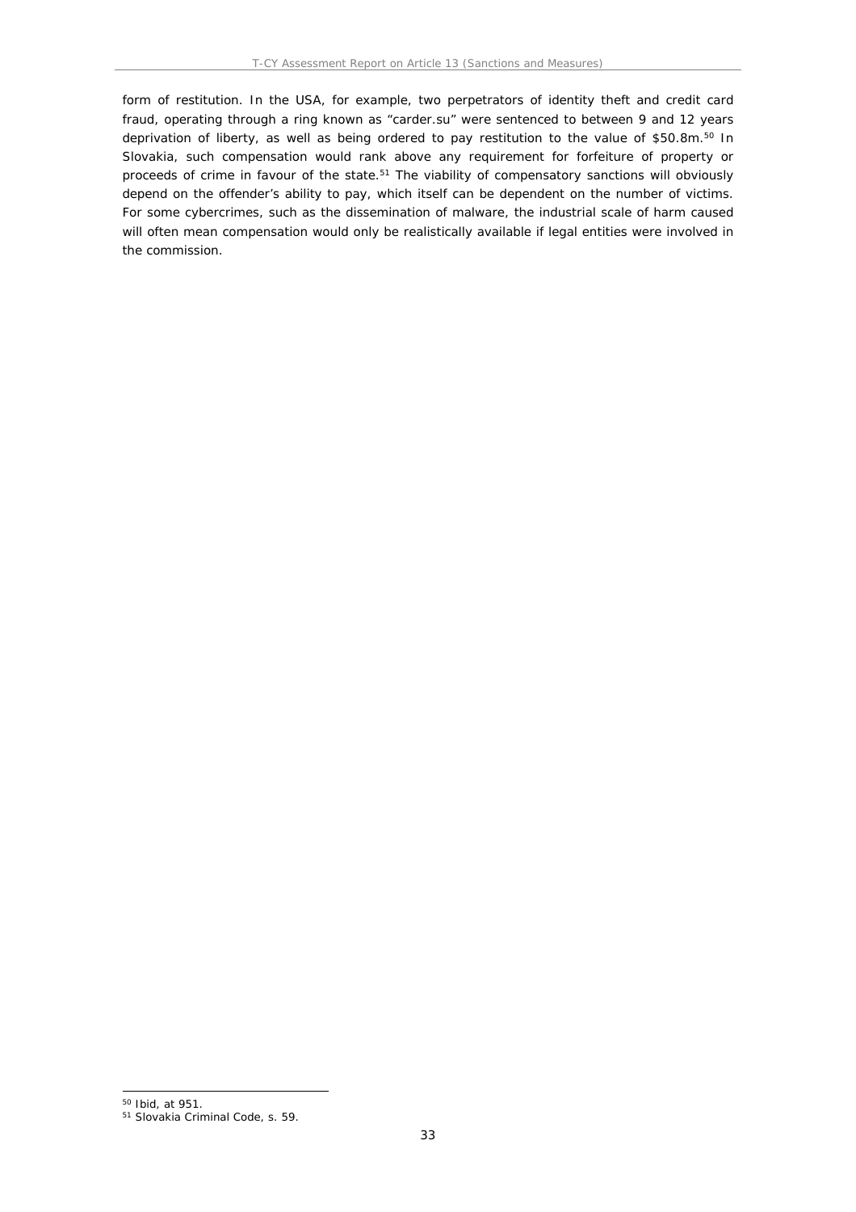form of restitution. In the USA, for example, two perpetrators of identity theft and credit card fraud, operating through a ring known as "carder.su" were sentenced to between 9 and 12 years deprivation of liberty, as well as being ordered to pay restitution to the value of $50.8m.[50] In Slovakia, such compensation would rank above any requirement for forfeiture of property or proceeds of crime in favour of the state.[51] The viability of compensatory sanctions will obviously depend on the offender's ability to pay, which itself can be dependent on the number of victims. For some cybercrimes, such as the dissemination of malware, the industrial scale of harm caused will often mean compensation would only be realistically available if legal entities were involved in the commission.

[50] Ibid, at 951.

[51] Slovakia Criminal Code, s. 59.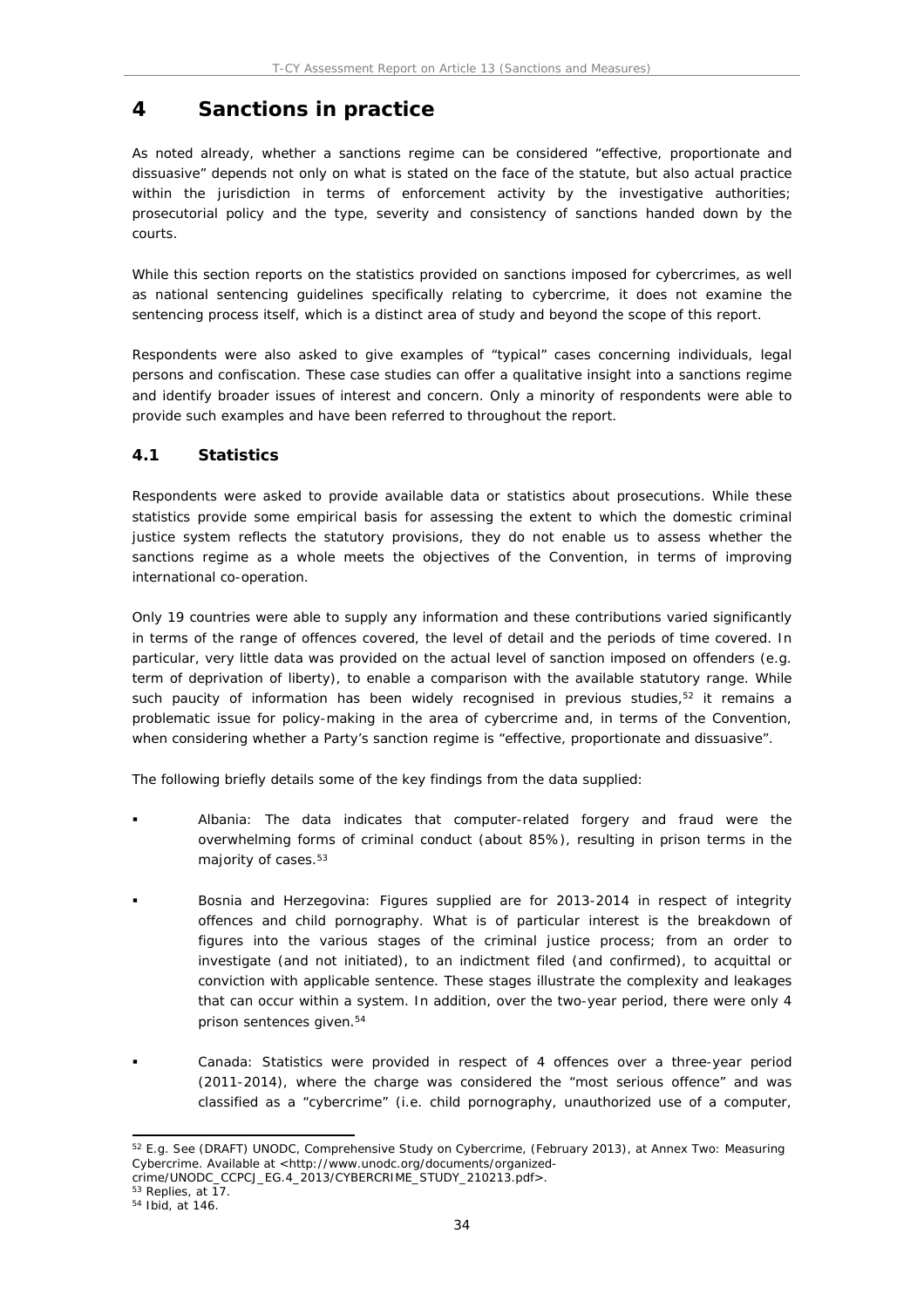# 4 Sanctions in practice

As noted already, whether a sanctions regime can be considered "effective, proportionate and dissuasive" depends not only on what is stated on the face of the statute, but also actual practice within the jurisdiction in terms of enforcement activity by the investigative authorities; prosecutorial policy and the type, severity and consistency of sanctions handed down by the courts.

While this section reports on the statistics provided on sanctions imposed for cybercrimes, as well as national sentencing guidelines specifically relating to cybercrime, it does not examine the sentencing process itself, which is a distinct area of study and beyond the scope of this report.

Respondents were also asked to give examples of "typical" cases concerning individuals, legal persons and confiscation. These case studies can offer a qualitative insight into a sanctions regime and identify broader issues of interest and concern. Only a minority of respondents were able to provide such examples and have been referred to throughout the report.

## 4.1 Statistics

Respondents were asked to provide available data or statistics about prosecutions. While these statistics provide some empirical basis for assessing the extent to which the domestic criminal justice system reflects the statutory provisions, they do not enable us to assess whether the sanctions regime as a whole meets the objectives of the Convention, in terms of improving international co-operation.

Only 19 countries were able to supply any information and these contributions varied significantly in terms of the range of offences covered, the level of detail and the periods of time covered. In particular, very little data was provided on the actual level of sanction imposed on offenders (e.g. term of deprivation of liberty), to enable a comparison with the available statutory range. While such paucity of information has been widely recognised in previous studies,[52] it remains a problematic issue for policy-making in the area of cybercrime and, in terms of the Convention, when considering whether a Party's sanction regime is "effective, proportionate and dissuasive".

The following briefly details some of the key findings from the data supplied:

- Albania: The data indicates that computer-related forgery and fraud were the overwhelming forms of criminal conduct (about 85%), resulting in prison terms in the majority of cases.[53]
- Bosnia and Herzegovina: Figures supplied are for 2013-2014 in respect of integrity offences and child pornography. What is of particular interest is the breakdown of figures into the various stages of the criminal justice process; from an order to investigate (and not initiated), to an indictment filed (and confirmed), to acquittal or conviction with applicable sentence. These stages illustrate the complexity and leakages that can occur within a system. In addition, over the two-year period, there were only 4 prison sentences given.[54]
- Canada: Statistics were provided in respect of 4 offences over a three-year period (2011-2014), where the charge was considered the "most serious offence" and was classified as a "cybercrime" (i.e. child pornography, unauthorized use of a computer,

[52] E.g. See (DRAFT) UNODC, Comprehensive Study on Cybercrime, (February 2013), at Annex Two: Measuring Cybercrime. Available at <http://www.unodc.org/documents/organized-crime/UNODC_CCPCJ_EG.4_2013/CYBERCRIME_STUDY_210213.pdf>.

[53] Replies, at 17.

[54] Ibid, at 146.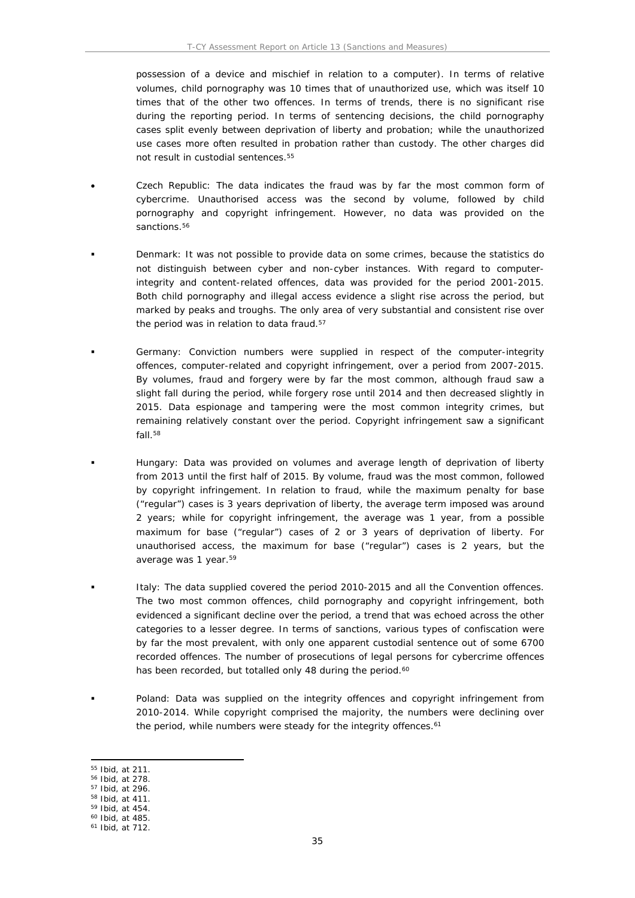possession of a device and mischief in relation to a computer). In terms of relative volumes, child pornography was 10 times that of unauthorized use, which was itself 10 times that of the other two offences. In terms of trends, there is no significant rise during the reporting period. In terms of sentencing decisions, the child pornography cases split evenly between deprivation of liberty and probation; while the unauthorized use cases more often resulted in probation rather than custody. The other charges did not result in custodial sentences.[55]

- Czech Republic: The data indicates the fraud was by far the most common form of cybercrime. Unauthorised access was the second by volume, followed by child pornography and copyright infringement. However, no data was provided on the sanctions.[56]

- Denmark: It was not possible to provide data on some crimes, because the statistics do not distinguish between cyber and non-cyber instances. With regard to computer-integrity and content-related offences, data was provided for the period 2001-2015. Both child pornography and illegal access evidence a slight rise across the period, but marked by peaks and troughs. The only area of very substantial and consistent rise over the period was in relation to data fraud.[57]

- Germany: Conviction numbers were supplied in respect of the computer-integrity offences, computer-related and copyright infringement, over a period from 2007-2015. By volumes, fraud and forgery were by far the most common, although fraud saw a slight fall during the period, while forgery rose until 2014 and then decreased slightly in 2015. Data espionage and tampering were the most common integrity crimes, but remaining relatively constant over the period. Copyright infringement saw a significant fall.[58]

- Hungary: Data was provided on volumes and average length of deprivation of liberty from 2013 until the first half of 2015. By volume, fraud was the most common, followed by copyright infringement. In relation to fraud, while the maximum penalty for base ("regular") cases is 3 years deprivation of liberty, the average term imposed was around 2 years; while for copyright infringement, the average was 1 year, from a possible maximum for base ("regular") cases of 2 or 3 years of deprivation of liberty. For unauthorised access, the maximum for base ("regular") cases is 2 years, but the average was 1 year.[59]

- Italy: The data supplied covered the period 2010-2015 and all the Convention offences. The two most common offences, child pornography and copyright infringement, both evidenced a significant decline over the period, a trend that was echoed across the other categories to a lesser degree. In terms of sanctions, various types of confiscation were by far the most prevalent, with only one apparent custodial sentence out of some 6700 recorded offences. The number of prosecutions of legal persons for cybercrime offences has been recorded, but totalled only 48 during the period.[60]

- Poland: Data was supplied on the integrity offences and copyright infringement from 2010-2014. While copyright comprised the majority, the numbers were declining over the period, while numbers were steady for the integrity offences.[61]

---

[55] Ibid, at 211.
[56] Ibid, at 278.
[57] Ibid, at 296.
[58] Ibid, at 411.
[59] Ibid, at 454.
[60] Ibid, at 485.
[61] Ibid, at 712.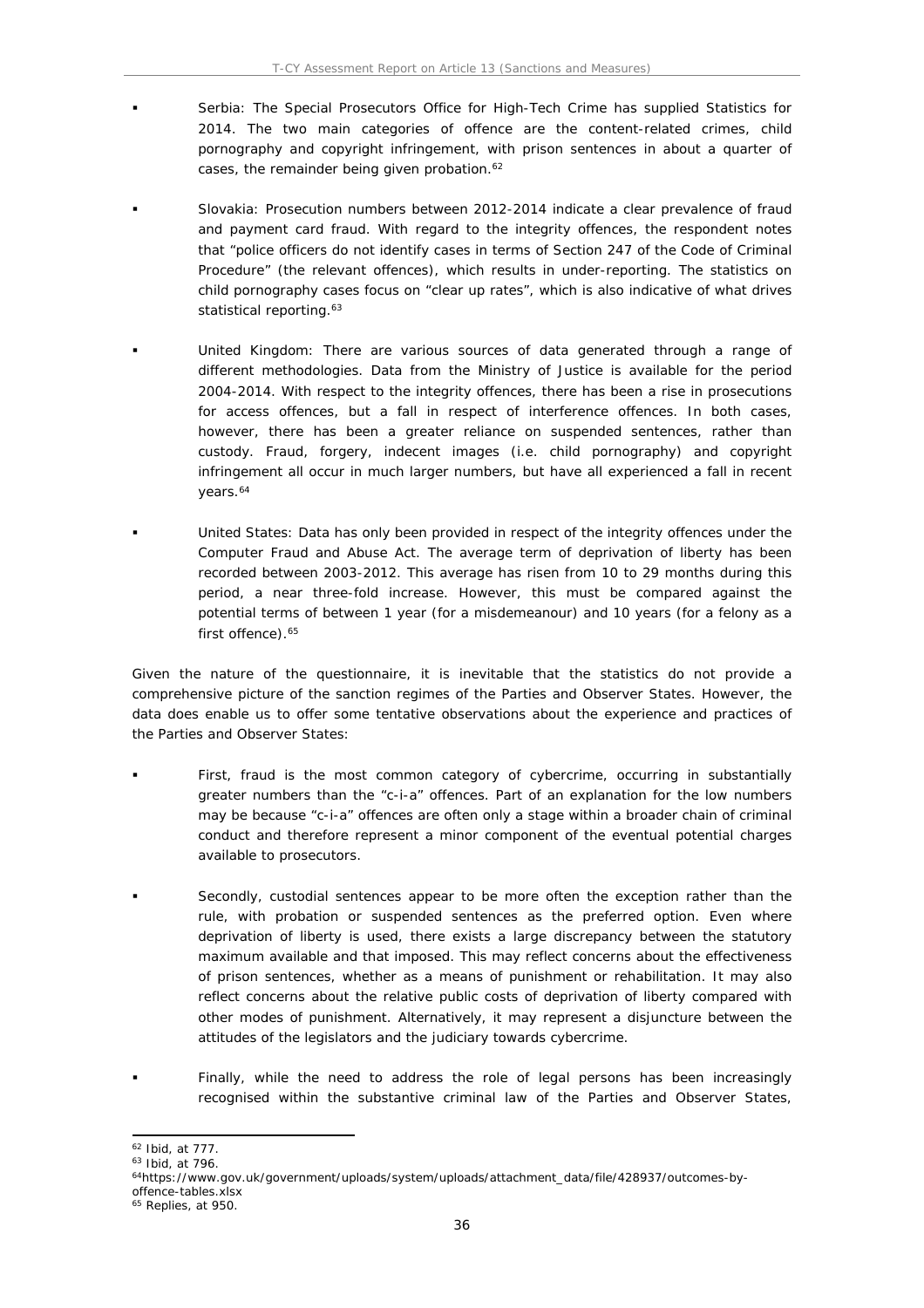- Serbia: The Special Prosecutors Office for High-Tech Crime has supplied Statistics for 2014. The two main categories of offence are the content-related crimes, child pornography and copyright infringement, with prison sentences in about a quarter of cases, the remainder being given probation.[62]

- Slovakia: Prosecution numbers between 2012-2014 indicate a clear prevalence of fraud and payment card fraud. With regard to the integrity offences, the respondent notes that "police officers do not identify cases in terms of Section 247 of the Code of Criminal Procedure" (the relevant offences), which results in under-reporting. The statistics on child pornography cases focus on "clear up rates", which is also indicative of what drives statistical reporting.[63]

- United Kingdom: There are various sources of data generated through a range of different methodologies. Data from the Ministry of Justice is available for the period 2004-2014. With respect to the integrity offences, there has been a rise in prosecutions for access offences, but a fall in respect of interference offences. In both cases, however, there has been a greater reliance on suspended sentences, rather than custody. Fraud, forgery, indecent images (i.e. child pornography) and copyright infringement all occur in much larger numbers, but have all experienced a fall in recent years.[64]

- United States: Data has only been provided in respect of the integrity offences under the Computer Fraud and Abuse Act. The average term of deprivation of liberty has been recorded between 2003-2012. This average has risen from 10 to 29 months during this period, a near three-fold increase. However, this must be compared against the potential terms of between 1 year (for a misdemeanour) and 10 years (for a felony as a first offence).[65]

Given the nature of the questionnaire, it is inevitable that the statistics do not provide a comprehensive picture of the sanction regimes of the Parties and Observer States. However, the data does enable us to offer some tentative observations about the experience and practices of the Parties and Observer States:

- First, fraud is the most common category of cybercrime, occurring in substantially greater numbers than the "c-i-a" offences. Part of an explanation for the low numbers may be because "c-i-a" offences are often only a stage within a broader chain of criminal conduct and therefore represent a minor component of the eventual potential charges available to prosecutors.

- Secondly, custodial sentences appear to be more often the exception rather than the rule, with probation or suspended sentences as the preferred option. Even where deprivation of liberty is used, there exists a large discrepancy between the statutory maximum available and that imposed. This may reflect concerns about the effectiveness of prison sentences, whether as a means of punishment or rehabilitation. It may also reflect concerns about the relative public costs of deprivation of liberty compared with other modes of punishment. Alternatively, it may represent a disjuncture between the attitudes of the legislators and the judiciary towards cybercrime.

- Finally, while the need to address the role of legal persons has been increasingly recognised within the substantive criminal law of the Parties and Observer States,

---

[62] Ibid, at 777.

[63] Ibid, at 796.

[64] https://www.gov.uk/government/uploads/system/uploads/attachment_data/file/428937/outcomes-by-offence-tables.xlsx

[65] Replies, at 950.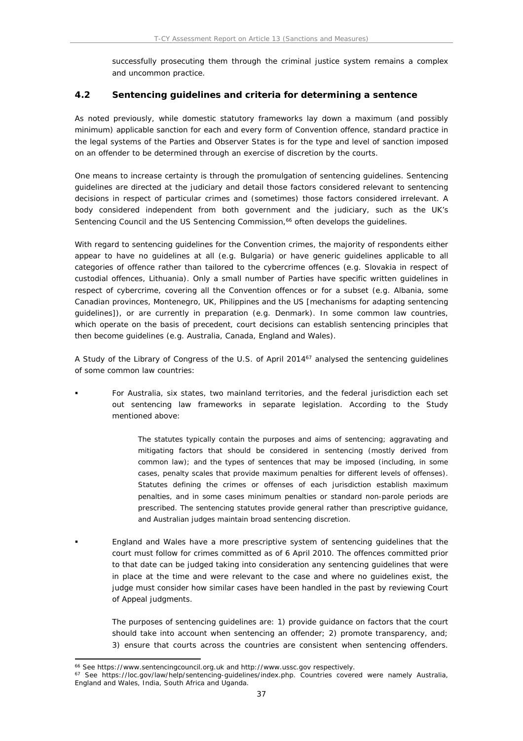successfully prosecuting them through the criminal justice system remains a complex and uncommon practice.

## 4.2 Sentencing guidelines and criteria for determining a sentence

As noted previously, while domestic statutory frameworks lay down a maximum (and possibly minimum) applicable sanction for each and every form of Convention offence, standard practice in the legal systems of the Parties and Observer States is for the type and level of sanction imposed on an offender to be determined through an exercise of discretion by the courts.

One means to increase certainty is through the promulgation of sentencing guidelines. Sentencing guidelines are directed at the judiciary and detail those factors considered relevant to sentencing decisions in respect of particular crimes and (sometimes) those factors considered irrelevant. A body considered independent from both government and the judiciary, such as the UK's Sentencing Council and the US Sentencing Commission,[66] often develops the guidelines.

With regard to sentencing guidelines for the Convention crimes, the majority of respondents either appear to have no guidelines at all (e.g. Bulgaria) or have generic guidelines applicable to all categories of offence rather than tailored to the cybercrime offences (e.g. Slovakia in respect of custodial offences, Lithuania). Only a small number of Parties have specific written guidelines in respect of cybercrime, covering all the Convention offences or for a subset (e.g. Albania, some Canadian provinces, Montenegro, UK, Philippines and the US [mechanisms for adapting sentencing guidelines]), or are currently in preparation (e.g. Denmark). In some common law countries, which operate on the basis of precedent, court decisions can establish sentencing principles that then become guidelines (e.g. Australia, Canada, England and Wales).

A Study of the Library of Congress of the U.S. of April 2014[67] analysed the sentencing guidelines of some common law countries:

- For Australia, six states, two mainland territories, and the federal jurisdiction each set out sentencing law frameworks in separate legislation. According to the Study mentioned above:

  > The statutes typically contain the purposes and aims of sentencing; aggravating and mitigating factors that should be considered in sentencing (mostly derived from common law); and the types of sentences that may be imposed (including, in some cases, penalty scales that provide maximum penalties for different levels of offenses). Statutes defining the crimes or offenses of each jurisdiction establish maximum penalties, and in some cases minimum penalties or standard non-parole periods are prescribed. The sentencing statutes provide general rather than prescriptive guidance, and Australian judges maintain broad sentencing discretion.

- England and Wales have a more prescriptive system of sentencing guidelines that the court must follow for crimes committed as of 6 April 2010. The offences committed prior to that date can be judged taking into consideration any sentencing guidelines that were in place at the time and were relevant to the case and where no guidelines exist, the judge must consider how similar cases have been handled in the past by reviewing Court of Appeal judgments.

  The purposes of sentencing guidelines are: 1) provide guidance on factors that the court should take into account when sentencing an offender; 2) promote transparency, and; 3) ensure that courts across the countries are consistent when sentencing offenders.

[66] See https://www.sentencingcouncil.org.uk and http://www.ussc.gov respectively.

[67] See https://loc.gov/law/help/sentencing-guidelines/index.php. Countries covered were namely Australia, England and Wales, India, South Africa and Uganda.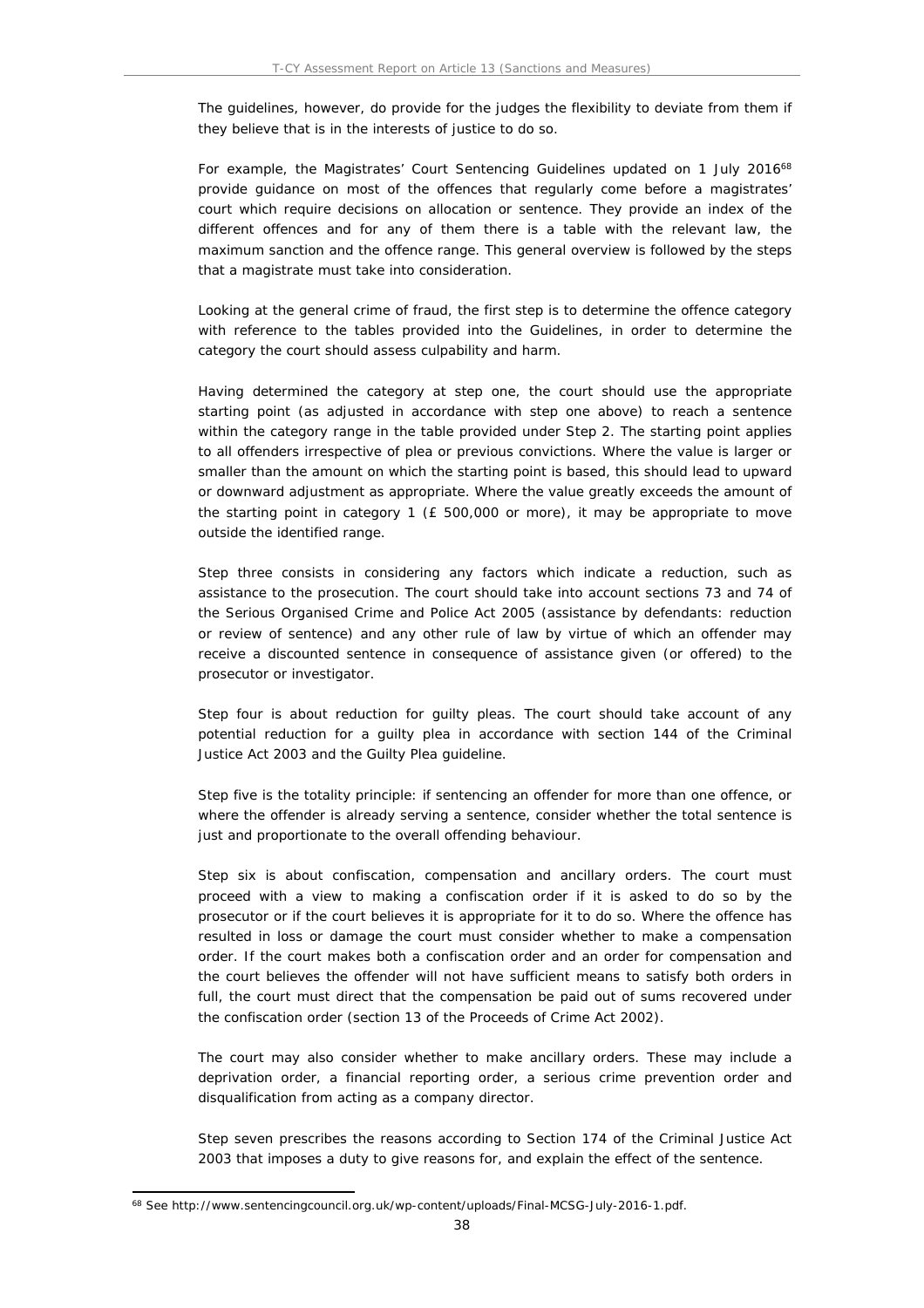The guidelines, however, do provide for the judges the flexibility to deviate from them if they believe that is in the interests of justice to do so.

For example, the Magistrates' Court Sentencing Guidelines updated on 1 July 2016[68] provide guidance on most of the offences that regularly come before a magistrates' court which require decisions on allocation or sentence. They provide an index of the different offences and for any of them there is a table with the relevant law, the maximum sanction and the offence range. This general overview is followed by the steps that a magistrate must take into consideration.

Looking at the general crime of fraud, the first step is to determine the offence category with reference to the tables provided into the Guidelines, in order to determine the category the court should assess culpability and harm.

Having determined the category at step one, the court should use the appropriate starting point (as adjusted in accordance with step one above) to reach a sentence within the category range in the table provided under Step 2. The starting point applies to all offenders irrespective of plea or previous convictions. Where the value is larger or smaller than the amount on which the starting point is based, this should lead to upward or downward adjustment as appropriate. Where the value greatly exceeds the amount of the starting point in category 1 (£ 500,000 or more), it may be appropriate to move outside the identified range.

Step three consists in considering any factors which indicate a reduction, such as assistance to the prosecution. The court should take into account sections 73 and 74 of the Serious Organised Crime and Police Act 2005 (assistance by defendants: reduction or review of sentence) and any other rule of law by virtue of which an offender may receive a discounted sentence in consequence of assistance given (or offered) to the prosecutor or investigator.

Step four is about reduction for guilty pleas. The court should take account of any potential reduction for a guilty plea in accordance with section 144 of the Criminal Justice Act 2003 and the Guilty Plea guideline.

Step five is the totality principle: if sentencing an offender for more than one offence, or where the offender is already serving a sentence, consider whether the total sentence is just and proportionate to the overall offending behaviour.

Step six is about confiscation, compensation and ancillary orders. The court must proceed with a view to making a confiscation order if it is asked to do so by the prosecutor or if the court believes it is appropriate for it to do so. Where the offence has resulted in loss or damage the court must consider whether to make a compensation order. If the court makes both a confiscation order and an order for compensation and the court believes the offender will not have sufficient means to satisfy both orders in full, the court must direct that the compensation be paid out of sums recovered under the confiscation order (section 13 of the Proceeds of Crime Act 2002).

The court may also consider whether to make ancillary orders. These may include a deprivation order, a financial reporting order, a serious crime prevention order and disqualification from acting as a company director.

Step seven prescribes the reasons according to Section 174 of the Criminal Justice Act 2003 that imposes a duty to give reasons for, and explain the effect of the sentence.

---

[68] See http://www.sentencingcouncil.org.uk/wp-content/uploads/Final-MCSG-July-2016-1.pdf.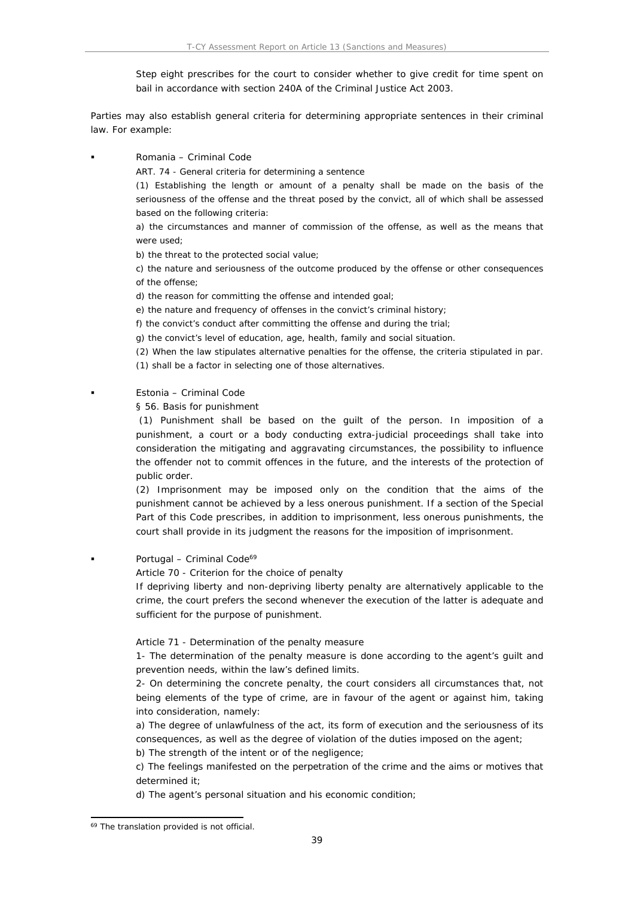Step eight prescribes for the court to consider whether to give credit for time spent on bail in accordance with section 240A of the Criminal Justice Act 2003.

Parties may also establish general criteria for determining appropriate sentences in their criminal law. For example:

- Romania – Criminal Code

  ART. 74 - General criteria for determining a sentence

  (1) Establishing the length or amount of a penalty shall be made on the basis of the seriousness of the offense and the threat posed by the convict, all of which shall be assessed based on the following criteria:

  a) the circumstances and manner of commission of the offense, as well as the means that were used;

  b) the threat to the protected social value;

  c) the nature and seriousness of the outcome produced by the offense or other consequences of the offense;

  d) the reason for committing the offense and intended goal;

  e) the nature and frequency of offenses in the convict's criminal history;

  f) the convict's conduct after committing the offense and during the trial;

  g) the convict's level of education, age, health, family and social situation.

  (2) When the law stipulates alternative penalties for the offense, the criteria stipulated in par. (1) shall be a factor in selecting one of those alternatives.

- Estonia – Criminal Code

  § 56. Basis for punishment

  (1) Punishment shall be based on the guilt of the person. In imposition of a punishment, a court or a body conducting extra-judicial proceedings shall take into consideration the mitigating and aggravating circumstances, the possibility to influence the offender not to commit offences in the future, and the interests of the protection of public order.

  (2) Imprisonment may be imposed only on the condition that the aims of the punishment cannot be achieved by a less onerous punishment. If a section of the Special Part of this Code prescribes, in addition to imprisonment, less onerous punishments, the court shall provide in its judgment the reasons for the imposition of imprisonment.

- Portugal – Criminal Code[69]

  Article 70 - Criterion for the choice of penalty

  If depriving liberty and non-depriving liberty penalty are alternatively applicable to the crime, the court prefers the second whenever the execution of the latter is adequate and sufficient for the purpose of punishment.

  Article 71 - Determination of the penalty measure

  1- The determination of the penalty measure is done according to the agent's guilt and prevention needs, within the law's defined limits.

  2- On determining the concrete penalty, the court considers all circumstances that, not being elements of the type of crime, are in favour of the agent or against him, taking into consideration, namely:

  a) The degree of unlawfulness of the act, its form of execution and the seriousness of its consequences, as well as the degree of violation of the duties imposed on the agent;

  b) The strength of the intent or of the negligence;

  c) The feelings manifested on the perpetration of the crime and the aims or motives that determined it;

  d) The agent's personal situation and his economic condition;

---

[69] The translation provided is not official.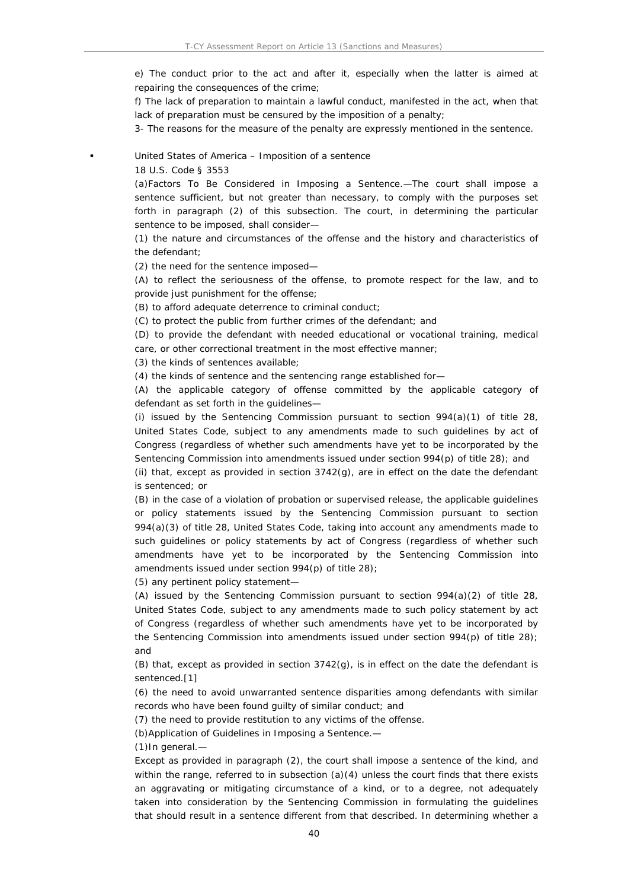e) The conduct prior to the act and after it, especially when the latter is aimed at repairing the consequences of the crime;

f) The lack of preparation to maintain a lawful conduct, manifested in the act, when that lack of preparation must be censured by the imposition of a penalty;

3- The reasons for the measure of the penalty are expressly mentioned in the sentence.

- United States of America – Imposition of a sentence

  18 U.S. Code § 3553

  (a)Factors To Be Considered in Imposing a Sentence.—The court shall impose a sentence sufficient, but not greater than necessary, to comply with the purposes set forth in paragraph (2) of this subsection. The court, in determining the particular sentence to be imposed, shall consider—

  (1) the nature and circumstances of the offense and the history and characteristics of the defendant;

  (2) the need for the sentence imposed—

  (A) to reflect the seriousness of the offense, to promote respect for the law, and to provide just punishment for the offense;

  (B) to afford adequate deterrence to criminal conduct;

  (C) to protect the public from further crimes of the defendant; and

  (D) to provide the defendant with needed educational or vocational training, medical care, or other correctional treatment in the most effective manner;

  (3) the kinds of sentences available;

  (4) the kinds of sentence and the sentencing range established for—

  (A) the applicable category of offense committed by the applicable category of defendant as set forth in the guidelines—

  (i) issued by the Sentencing Commission pursuant to section 994(a)(1) of title 28, United States Code, subject to any amendments made to such guidelines by act of Congress (regardless of whether such amendments have yet to be incorporated by the Sentencing Commission into amendments issued under section 994(p) of title 28); and

  (ii) that, except as provided in section 3742(g), are in effect on the date the defendant is sentenced; or

  (B) in the case of a violation of probation or supervised release, the applicable guidelines or policy statements issued by the Sentencing Commission pursuant to section 994(a)(3) of title 28, United States Code, taking into account any amendments made to such guidelines or policy statements by act of Congress (regardless of whether such amendments have yet to be incorporated by the Sentencing Commission into amendments issued under section 994(p) of title 28);

  (5) any pertinent policy statement—

  (A) issued by the Sentencing Commission pursuant to section 994(a)(2) of title 28, United States Code, subject to any amendments made to such policy statement by act of Congress (regardless of whether such amendments have yet to be incorporated by the Sentencing Commission into amendments issued under section 994(p) of title 28); and

  (B) that, except as provided in section 3742(g), is in effect on the date the defendant is sentenced.[1]

  (6) the need to avoid unwarranted sentence disparities among defendants with similar records who have been found guilty of similar conduct; and

  (7) the need to provide restitution to any victims of the offense.

  (b)Application of Guidelines in Imposing a Sentence.—

  (1)In general.—

  Except as provided in paragraph (2), the court shall impose a sentence of the kind, and within the range, referred to in subsection (a)(4) unless the court finds that there exists an aggravating or mitigating circumstance of a kind, or to a degree, not adequately taken into consideration by the Sentencing Commission in formulating the guidelines that should result in a sentence different from that described. In determining whether a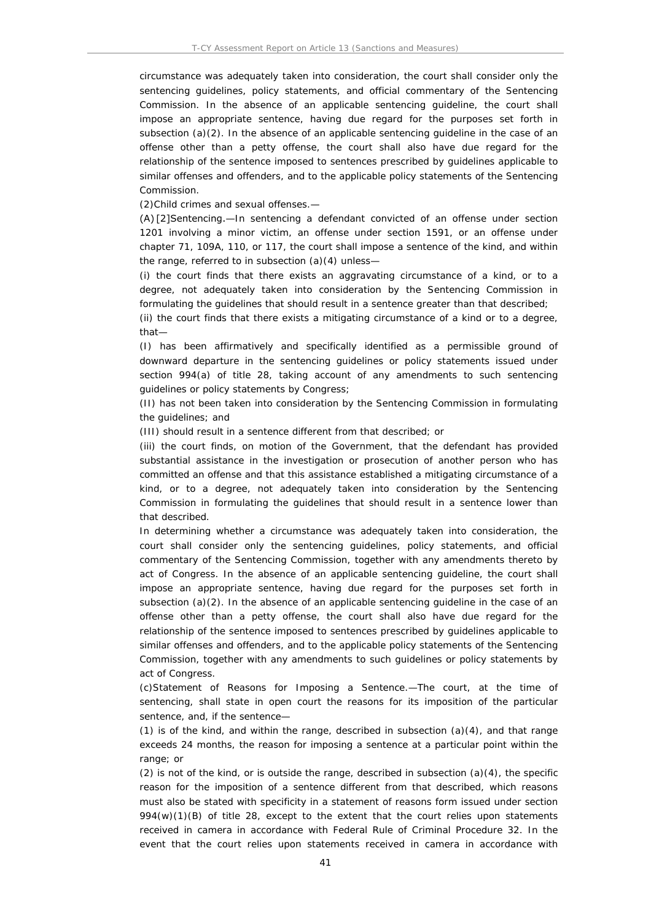circumstance was adequately taken into consideration, the court shall consider only the sentencing guidelines, policy statements, and official commentary of the Sentencing Commission. In the absence of an applicable sentencing guideline, the court shall impose an appropriate sentence, having due regard for the purposes set forth in subsection (a)(2). In the absence of an applicable sentencing guideline in the case of an offense other than a petty offense, the court shall also have due regard for the relationship of the sentence imposed to sentences prescribed by guidelines applicable to similar offenses and offenders, and to the applicable policy statements of the Sentencing Commission.

(2)Child crimes and sexual offenses.—

(A)[2]Sentencing.—In sentencing a defendant convicted of an offense under section 1201 involving a minor victim, an offense under section 1591, or an offense under chapter 71, 109A, 110, or 117, the court shall impose a sentence of the kind, and within the range, referred to in subsection (a)(4) unless—

(i) the court finds that there exists an aggravating circumstance of a kind, or to a degree, not adequately taken into consideration by the Sentencing Commission in formulating the guidelines that should result in a sentence greater than that described;

(ii) the court finds that there exists a mitigating circumstance of a kind or to a degree, that—

(I) has been affirmatively and specifically identified as a permissible ground of downward departure in the sentencing guidelines or policy statements issued under section 994(a) of title 28, taking account of any amendments to such sentencing guidelines or policy statements by Congress;

(II) has not been taken into consideration by the Sentencing Commission in formulating the guidelines; and

(III) should result in a sentence different from that described; or

(iii) the court finds, on motion of the Government, that the defendant has provided substantial assistance in the investigation or prosecution of another person who has committed an offense and that this assistance established a mitigating circumstance of a kind, or to a degree, not adequately taken into consideration by the Sentencing Commission in formulating the guidelines that should result in a sentence lower than that described.

In determining whether a circumstance was adequately taken into consideration, the court shall consider only the sentencing guidelines, policy statements, and official commentary of the Sentencing Commission, together with any amendments thereto by act of Congress. In the absence of an applicable sentencing guideline, the court shall impose an appropriate sentence, having due regard for the purposes set forth in subsection (a)(2). In the absence of an applicable sentencing guideline in the case of an offense other than a petty offense, the court shall also have due regard for the relationship of the sentence imposed to sentences prescribed by guidelines applicable to similar offenses and offenders, and to the applicable policy statements of the Sentencing Commission, together with any amendments to such guidelines or policy statements by act of Congress.

(c)Statement of Reasons for Imposing a Sentence.—The court, at the time of sentencing, shall state in open court the reasons for its imposition of the particular sentence, and, if the sentence—

(1) is of the kind, and within the range, described in subsection (a)(4), and that range exceeds 24 months, the reason for imposing a sentence at a particular point within the range; or

(2) is not of the kind, or is outside the range, described in subsection (a)(4), the specific reason for the imposition of a sentence different from that described, which reasons must also be stated with specificity in a statement of reasons form issued under section 994(w)(1)(B) of title 28, except to the extent that the court relies upon statements received in camera in accordance with Federal Rule of Criminal Procedure 32. In the event that the court relies upon statements received in camera in accordance with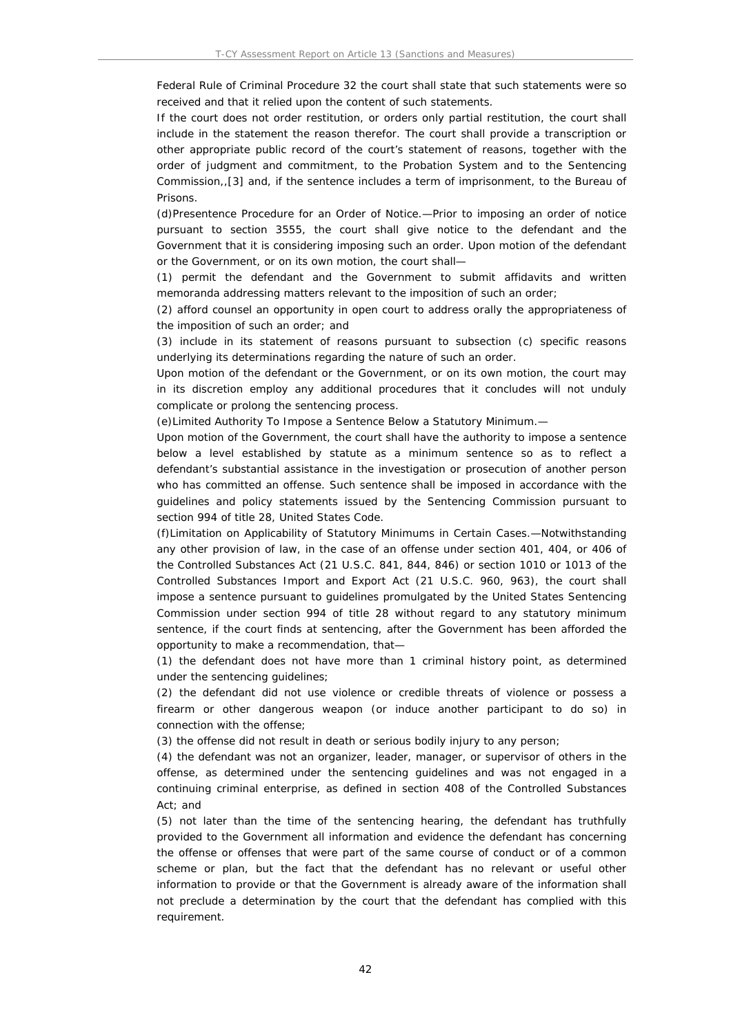Federal Rule of Criminal Procedure 32 the court shall state that such statements were so received and that it relied upon the content of such statements.

If the court does not order restitution, or orders only partial restitution, the court shall include in the statement the reason therefor. The court shall provide a transcription or other appropriate public record of the court's statement of reasons, together with the order of judgment and commitment, to the Probation System and to the Sentencing Commission,,[3] and, if the sentence includes a term of imprisonment, to the Bureau of Prisons.

(d)Presentence Procedure for an Order of Notice.—Prior to imposing an order of notice pursuant to section 3555, the court shall give notice to the defendant and the Government that it is considering imposing such an order. Upon motion of the defendant or the Government, or on its own motion, the court shall—

(1) permit the defendant and the Government to submit affidavits and written memoranda addressing matters relevant to the imposition of such an order;

(2) afford counsel an opportunity in open court to address orally the appropriateness of the imposition of such an order; and

(3) include in its statement of reasons pursuant to subsection (c) specific reasons underlying its determinations regarding the nature of such an order.

Upon motion of the defendant or the Government, or on its own motion, the court may in its discretion employ any additional procedures that it concludes will not unduly complicate or prolong the sentencing process.

(e)Limited Authority To Impose a Sentence Below a Statutory Minimum.—

Upon motion of the Government, the court shall have the authority to impose a sentence below a level established by statute as a minimum sentence so as to reflect a defendant's substantial assistance in the investigation or prosecution of another person who has committed an offense. Such sentence shall be imposed in accordance with the guidelines and policy statements issued by the Sentencing Commission pursuant to section 994 of title 28, United States Code.

(f)Limitation on Applicability of Statutory Minimums in Certain Cases.—Notwithstanding any other provision of law, in the case of an offense under section 401, 404, or 406 of the Controlled Substances Act (21 U.S.C. 841, 844, 846) or section 1010 or 1013 of the Controlled Substances Import and Export Act (21 U.S.C. 960, 963), the court shall impose a sentence pursuant to guidelines promulgated by the United States Sentencing Commission under section 994 of title 28 without regard to any statutory minimum sentence, if the court finds at sentencing, after the Government has been afforded the opportunity to make a recommendation, that—

(1) the defendant does not have more than 1 criminal history point, as determined under the sentencing guidelines;

(2) the defendant did not use violence or credible threats of violence or possess a firearm or other dangerous weapon (or induce another participant to do so) in connection with the offense;

(3) the offense did not result in death or serious bodily injury to any person;

(4) the defendant was not an organizer, leader, manager, or supervisor of others in the offense, as determined under the sentencing guidelines and was not engaged in a continuing criminal enterprise, as defined in section 408 of the Controlled Substances Act; and

(5) not later than the time of the sentencing hearing, the defendant has truthfully provided to the Government all information and evidence the defendant has concerning the offense or offenses that were part of the same course of conduct or of a common scheme or plan, but the fact that the defendant has no relevant or useful other information to provide or that the Government is already aware of the information shall not preclude a determination by the court that the defendant has complied with this requirement.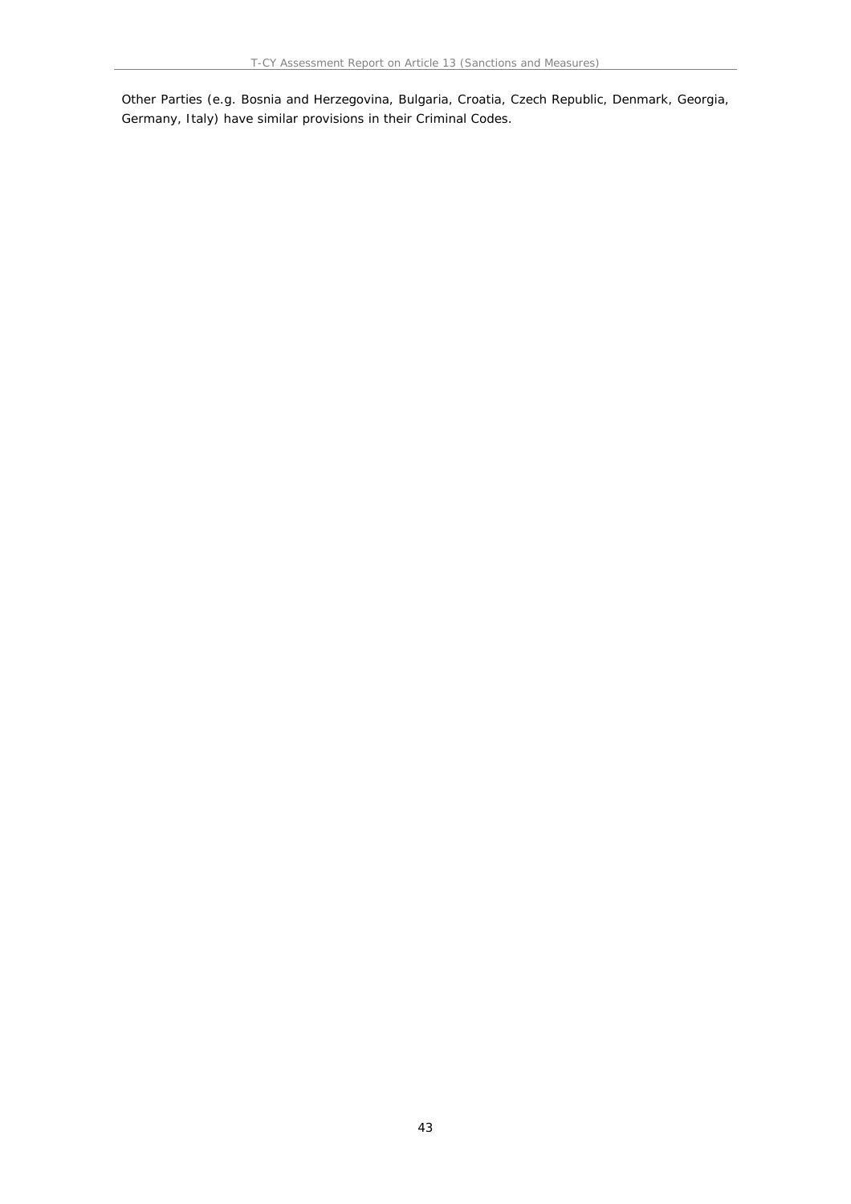Other Parties (e.g. Bosnia and Herzegovina, Bulgaria, Croatia, Czech Republic, Denmark, Georgia, Germany, Italy) have similar provisions in their Criminal Codes.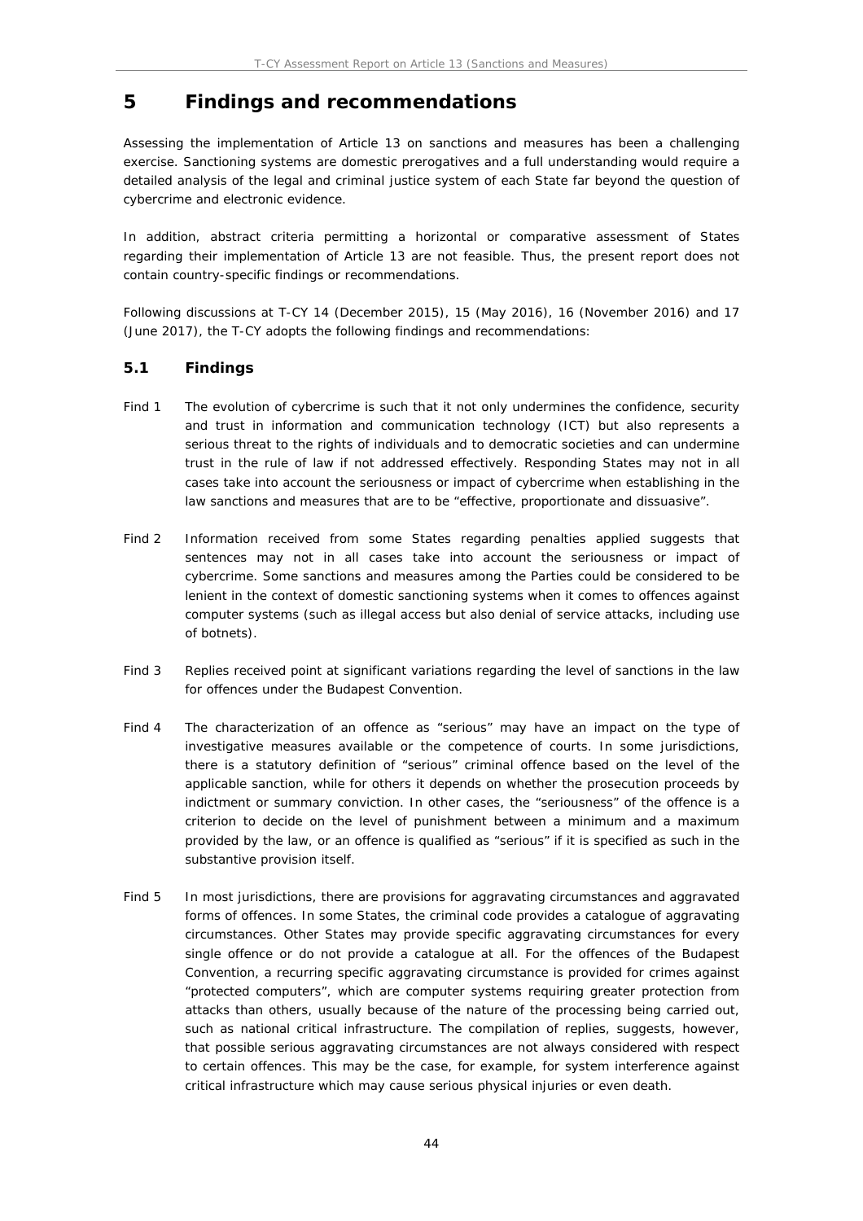# 5 Findings and recommendations

Assessing the implementation of Article 13 on sanctions and measures has been a challenging exercise. Sanctioning systems are domestic prerogatives and a full understanding would require a detailed analysis of the legal and criminal justice system of each State far beyond the question of cybercrime and electronic evidence.

In addition, abstract criteria permitting a horizontal or comparative assessment of States regarding their implementation of Article 13 are not feasible. Thus, the present report does not contain country-specific findings or recommendations.

Following discussions at T-CY 14 (December 2015), 15 (May 2016), 16 (November 2016) and 17 (June 2017), the T-CY adopts the following findings and recommendations:

## 5.1 Findings

Find 1 The evolution of cybercrime is such that it not only undermines the confidence, security and trust in information and communication technology (ICT) but also represents a serious threat to the rights of individuals and to democratic societies and can undermine trust in the rule of law if not addressed effectively. Responding States may not in all cases take into account the seriousness or impact of cybercrime when establishing in the law sanctions and measures that are to be "effective, proportionate and dissuasive".

Find 2 Information received from some States regarding penalties applied suggests that sentences may not in all cases take into account the seriousness or impact of cybercrime. Some sanctions and measures among the Parties could be considered to be lenient in the context of domestic sanctioning systems when it comes to offences against computer systems (such as illegal access but also denial of service attacks, including use of botnets).

Find 3 Replies received point at significant variations regarding the level of sanctions in the law for offences under the Budapest Convention.

Find 4 The characterization of an offence as "serious" may have an impact on the type of investigative measures available or the competence of courts. In some jurisdictions, there is a statutory definition of "serious" criminal offence based on the level of the applicable sanction, while for others it depends on whether the prosecution proceeds by indictment or summary conviction. In other cases, the "seriousness" of the offence is a criterion to decide on the level of punishment between a minimum and a maximum provided by the law, or an offence is qualified as "serious" if it is specified as such in the substantive provision itself.

Find 5 In most jurisdictions, there are provisions for aggravating circumstances and aggravated forms of offences. In some States, the criminal code provides a catalogue of aggravating circumstances. Other States may provide specific aggravating circumstances for every single offence or do not provide a catalogue at all. For the offences of the Budapest Convention, a recurring specific aggravating circumstance is provided for crimes against "protected computers", which are computer systems requiring greater protection from attacks than others, usually because of the nature of the processing being carried out, such as national critical infrastructure. The compilation of replies, suggests, however, that possible serious aggravating circumstances are not always considered with respect to certain offences. This may be the case, for example, for system interference against critical infrastructure which may cause serious physical injuries or even death.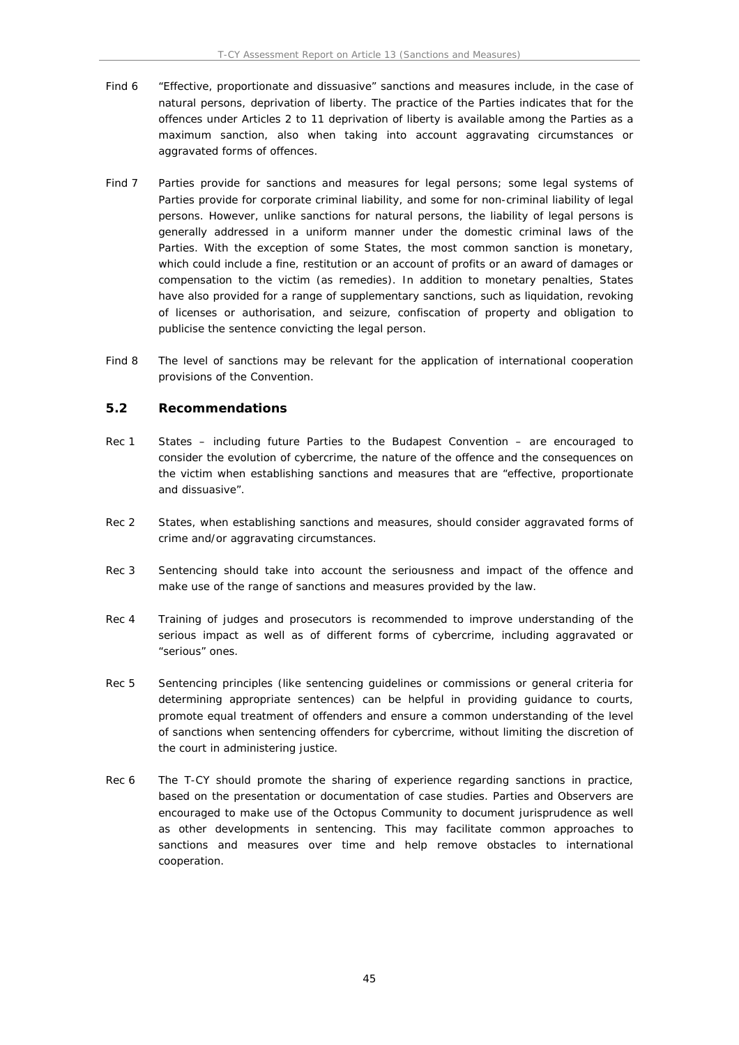Find 6 "Effective, proportionate and dissuasive" sanctions and measures include, in the case of natural persons, deprivation of liberty. The practice of the Parties indicates that for the offences under Articles 2 to 11 deprivation of liberty is available among the Parties as a maximum sanction, also when taking into account aggravating circumstances or aggravated forms of offences.

Find 7 Parties provide for sanctions and measures for legal persons; some legal systems of Parties provide for corporate criminal liability, and some for non-criminal liability of legal persons. However, unlike sanctions for natural persons, the liability of legal persons is generally addressed in a uniform manner under the domestic criminal laws of the Parties. With the exception of some States, the most common sanction is monetary, which could include a fine, restitution or an account of profits or an award of damages or compensation to the victim (as remedies). In addition to monetary penalties, States have also provided for a range of supplementary sanctions, such as liquidation, revoking of licenses or authorisation, and seizure, confiscation of property and obligation to publicise the sentence convicting the legal person.

Find 8 The level of sanctions may be relevant for the application of international cooperation provisions of the Convention.

## 5.2 Recommendations

Rec 1 States – including future Parties to the Budapest Convention – are encouraged to consider the evolution of cybercrime, the nature of the offence and the consequences on the victim when establishing sanctions and measures that are "effective, proportionate and dissuasive".

Rec 2 States, when establishing sanctions and measures, should consider aggravated forms of crime and/or aggravating circumstances.

Rec 3 Sentencing should take into account the seriousness and impact of the offence and make use of the range of sanctions and measures provided by the law.

Rec 4 Training of judges and prosecutors is recommended to improve understanding of the serious impact as well as of different forms of cybercrime, including aggravated or "serious" ones.

Rec 5 Sentencing principles (like sentencing guidelines or commissions or general criteria for determining appropriate sentences) can be helpful in providing guidance to courts, promote equal treatment of offenders and ensure a common understanding of the level of sanctions when sentencing offenders for cybercrime, without limiting the discretion of the court in administering justice.

Rec 6 The T-CY should promote the sharing of experience regarding sanctions in practice, based on the presentation or documentation of case studies. Parties and Observers are encouraged to make use of the Octopus Community to document jurisprudence as well as other developments in sentencing. This may facilitate common approaches to sanctions and measures over time and help remove obstacles to international cooperation.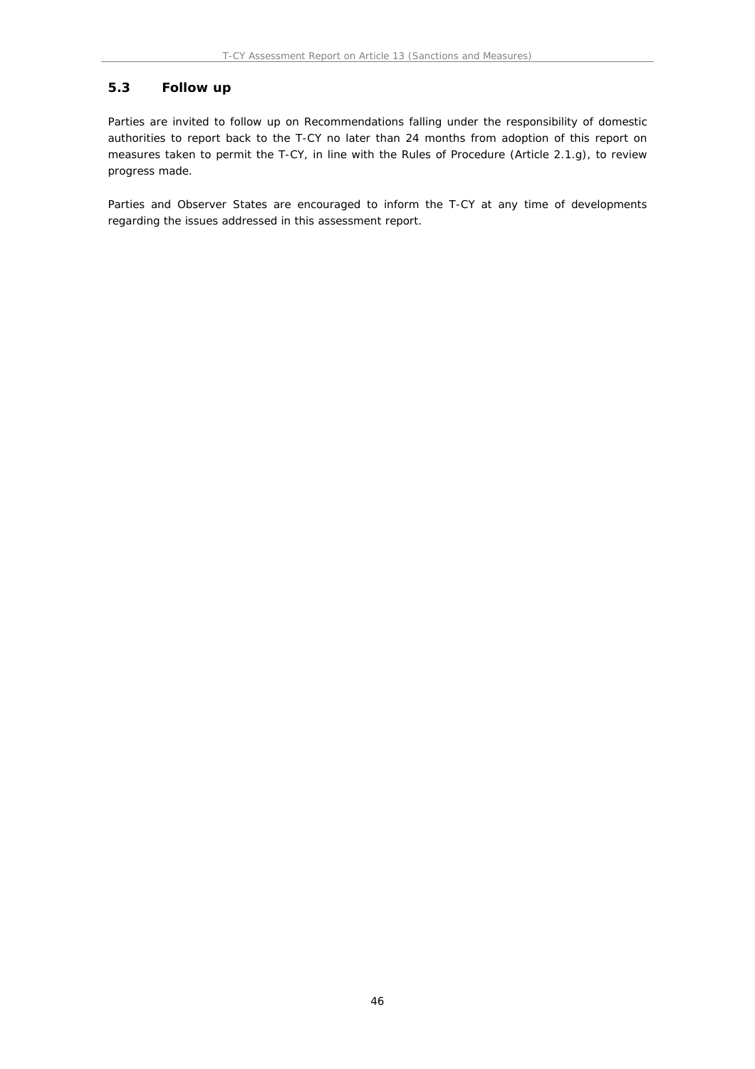### 5.3 Follow up

Parties are invited to follow up on Recommendations falling under the responsibility of domestic authorities to report back to the T-CY no later than 24 months from adoption of this report on measures taken to permit the T-CY, in line with the Rules of Procedure (Article 2.1.g), to review progress made.

Parties and Observer States are encouraged to inform the T-CY at any time of developments regarding the issues addressed in this assessment report.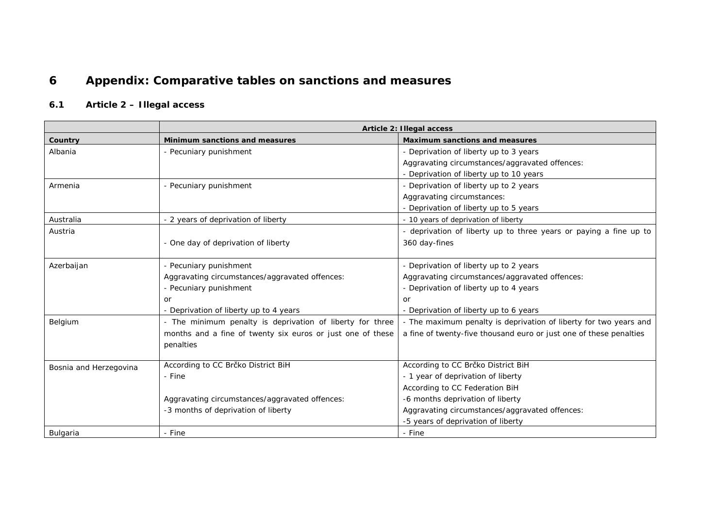# 6 Appendix: Comparative tables on sanctions and measures

## 6.1 Article 2 – Illegal access

| | Article 2: Illegal access | |
|---|---|---|
| **Country** | **Minimum sanctions and measures** | **Maximum sanctions and measures** |
| Albania | - Pecuniary punishment | - Deprivation of liberty up to 3 years<br>Aggravating circumstances/aggravated offences:<br>- Deprivation of liberty up to 10 years |
| Armenia | - Pecuniary punishment | - Deprivation of liberty up to 2 years<br>Aggravating circumstances:<br>- Deprivation of liberty up to 5 years |
| Australia | - 2 years of deprivation of liberty | - 10 years of deprivation of liberty |
| Austria | - One day of deprivation of liberty | - deprivation of liberty up to three years or paying a fine up to 360 day-fines |
| Azerbaijan | - Pecuniary punishment<br>Aggravating circumstances/aggravated offences:<br>- Pecuniary punishment<br>or<br>- Deprivation of liberty up to 4 years | - Deprivation of liberty up to 2 years<br>Aggravating circumstances/aggravated offences:<br>- Deprivation of liberty up to 4 years<br>or<br>- Deprivation of liberty up to 6 years |
| Belgium | - The minimum penalty is deprivation of liberty for three months and a fine of twenty six euros or just one of these penalties | - The maximum penalty is deprivation of liberty for two years and a fine of twenty-five thousand euro or just one of these penalties |
| Bosnia and Herzegovina | According to CC Brčko District BiH<br>- Fine<br><br>Aggravating circumstances/aggravated offences:<br>-3 months of deprivation of liberty | According to CC Brčko District BiH<br>- 1 year of deprivation of liberty<br>According to CC Federation BiH<br>-6 months deprivation of liberty<br>Aggravating circumstances/aggravated offences:<br>-5 years of deprivation of liberty |
| Bulgaria | - Fine | - Fine |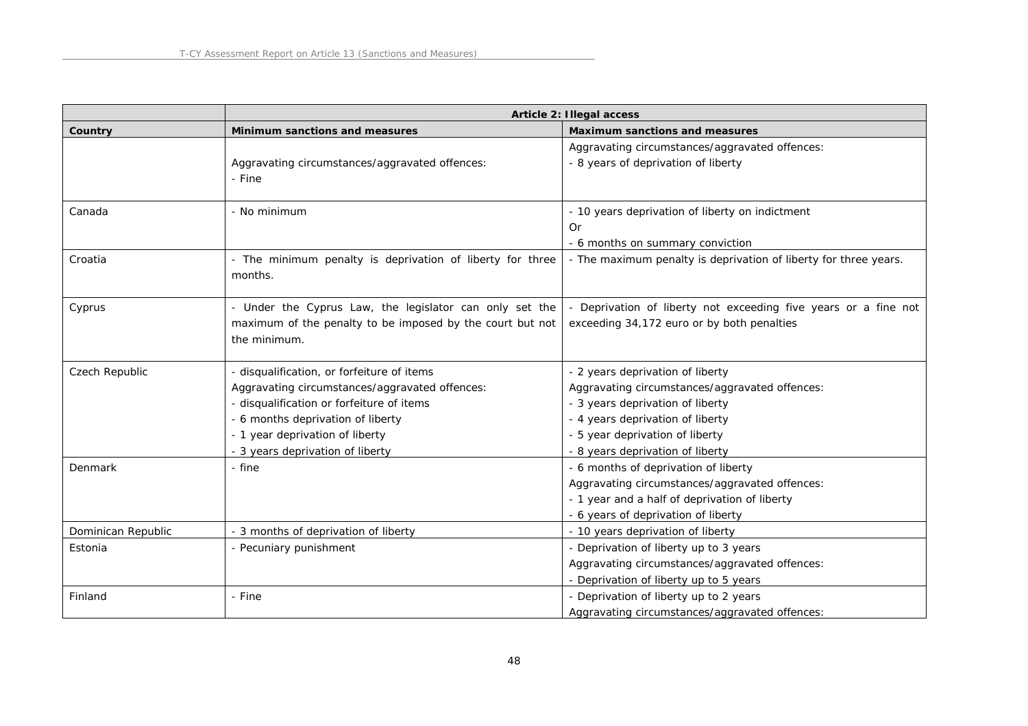| | Article 2: Illegal access | |
|---|---|---|
| **Country** | **Minimum sanctions and measures** | **Maximum sanctions and measures** |
| | Aggravating circumstances/aggravated offences:<br>- Fine | Aggravating circumstances/aggravated offences:<br>- 8 years of deprivation of liberty |
| Canada | - No minimum | - 10 years deprivation of liberty on indictment<br>Or<br>- 6 months on summary conviction |
| Croatia | - The minimum penalty is deprivation of liberty for three months. | - The maximum penalty is deprivation of liberty for three years. |
| Cyprus | - Under the Cyprus Law, the legislator can only set the maximum of the penalty to be imposed by the court but not the minimum. | - Deprivation of liberty not exceeding five years or a fine not exceeding 34,172 euro or by both penalties |
| Czech Republic | - disqualification, or forfeiture of items<br>Aggravating circumstances/aggravated offences:<br>- disqualification or forfeiture of items<br>- 6 months deprivation of liberty<br>- 1 year deprivation of liberty<br>- 3 years deprivation of liberty | - 2 years deprivation of liberty<br>Aggravating circumstances/aggravated offences:<br>- 3 years deprivation of liberty<br>- 4 years deprivation of liberty<br>- 5 year deprivation of liberty<br>- 8 years deprivation of liberty |
| Denmark | - fine | - 6 months of deprivation of liberty<br>Aggravating circumstances/aggravated offences:<br>- 1 year and a half of deprivation of liberty<br>- 6 years of deprivation of liberty |
| Dominican Republic | - 3 months of deprivation of liberty | - 10 years deprivation of liberty |
| Estonia | - Pecuniary punishment | - Deprivation of liberty up to 3 years<br>Aggravating circumstances/aggravated offences:<br>- Deprivation of liberty up to 5 years |
| Finland | - Fine | - Deprivation of liberty up to 2 years<br>Aggravating circumstances/aggravated offences: |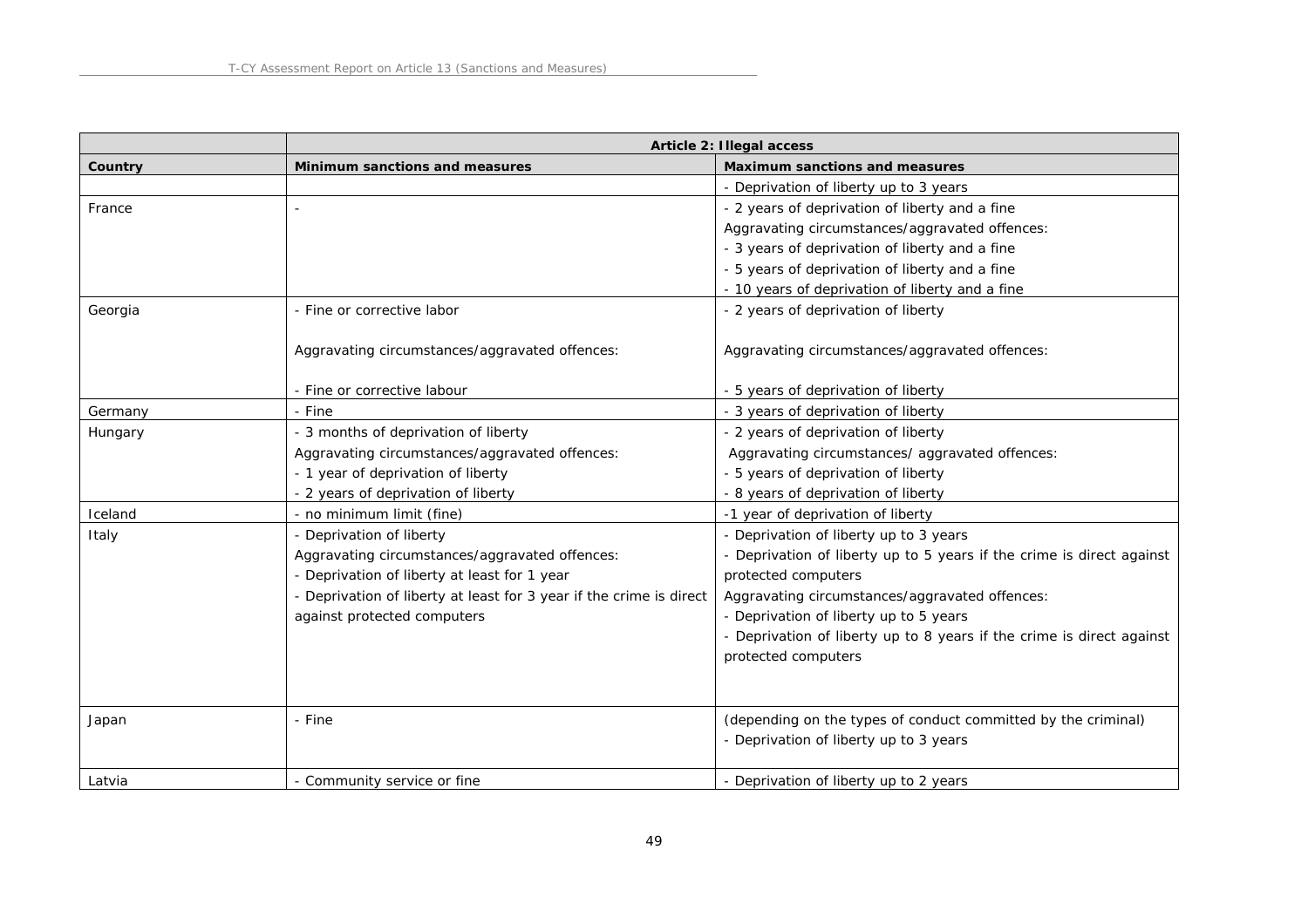| | Article 2: Illegal access | |
|---|---|---|
| **Country** | **Minimum sanctions and measures** | **Maximum sanctions and measures** |
| | | - Deprivation of liberty up to 3 years |
| France | - | - 2 years of deprivation of liberty and a fine<br>Aggravating circumstances/aggravated offences:<br>- 3 years of deprivation of liberty and a fine<br>- 5 years of deprivation of liberty and a fine<br>- 10 years of deprivation of liberty and a fine |
| Georgia | - Fine or corrective labor<br><br>Aggravating circumstances/aggravated offences:<br><br>- Fine or corrective labour | - 2 years of deprivation of liberty<br><br>Aggravating circumstances/aggravated offences:<br><br>- 5 years of deprivation of liberty |
| Germany | - Fine | - 3 years of deprivation of liberty |
| Hungary | - 3 months of deprivation of liberty<br>Aggravating circumstances/aggravated offences:<br>- 1 year of deprivation of liberty<br>- 2 years of deprivation of liberty | - 2 years of deprivation of liberty<br>Aggravating circumstances/ aggravated offences:<br>- 5 years of deprivation of liberty<br>- 8 years of deprivation of liberty |
| Iceland | - no minimum limit (fine) | -1 year of deprivation of liberty |
| Italy | - Deprivation of liberty<br>Aggravating circumstances/aggravated offences:<br>- Deprivation of liberty at least for 1 year<br>- Deprivation of liberty at least for 3 year if the crime is direct against protected computers | - Deprivation of liberty up to 3 years<br>- Deprivation of liberty up to 5 years if the crime is direct against protected computers<br>Aggravating circumstances/aggravated offences:<br>- Deprivation of liberty up to 5 years<br>- Deprivation of liberty up to 8 years if the crime is direct against protected computers |
| Japan | - Fine | (depending on the types of conduct committed by the criminal)<br>- Deprivation of liberty up to 3 years |
| Latvia | - Community service or fine | - Deprivation of liberty up to 2 years |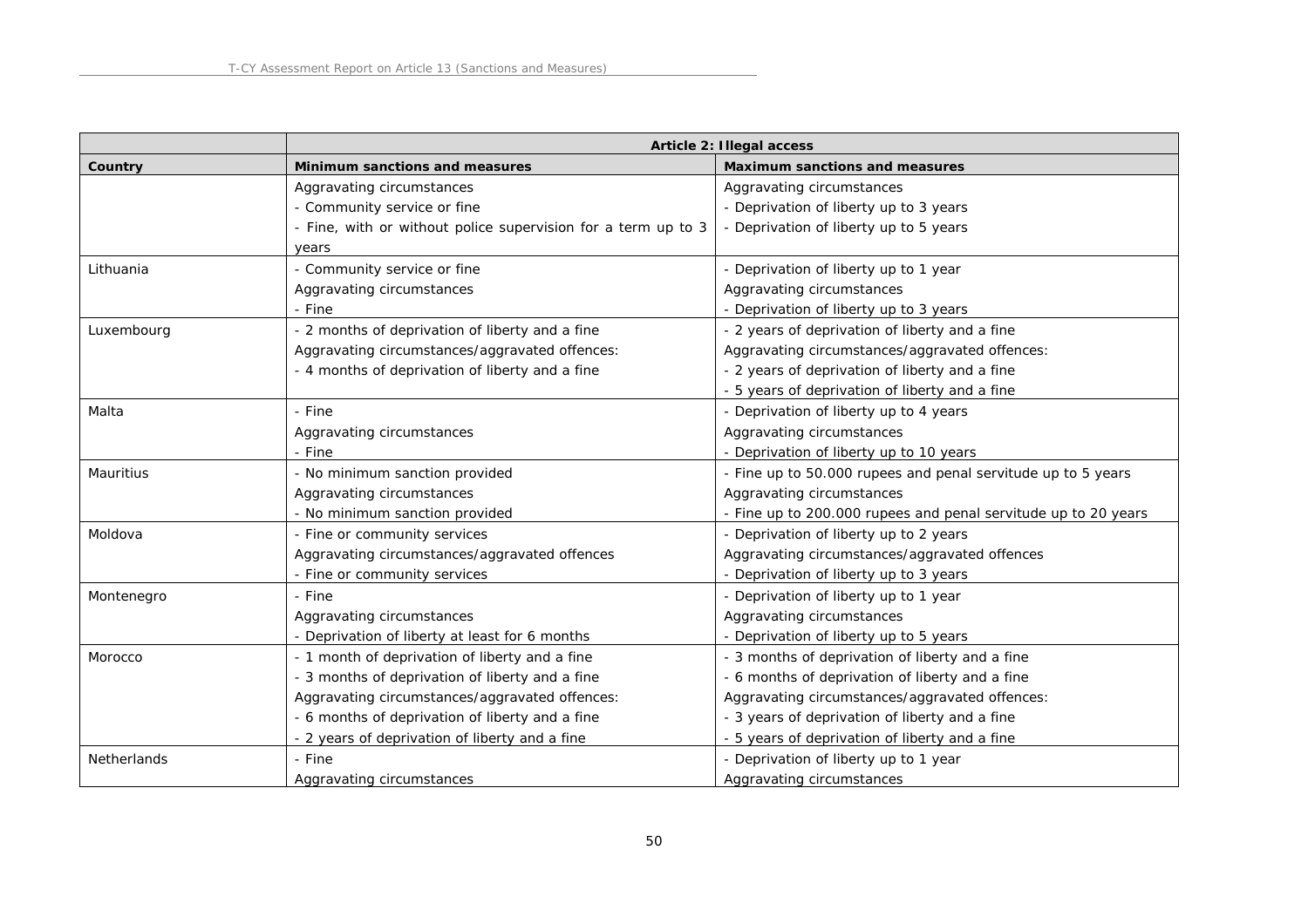| | Article 2: Illegal access | |
|---|---|---|
| Country | Minimum sanctions and measures | Maximum sanctions and measures |
| | Aggravating circumstances<br>- Community service or fine<br>- Fine, with or without police supervision for a term up to 3 years | Aggravating circumstances<br>- Deprivation of liberty up to 3 years<br>- Deprivation of liberty up to 5 years |
| Lithuania | - Community service or fine<br>Aggravating circumstances<br>- Fine | - Deprivation of liberty up to 1 year<br>Aggravating circumstances<br>- Deprivation of liberty up to 3 years |
| Luxembourg | - 2 months of deprivation of liberty and a fine<br>Aggravating circumstances/aggravated offences:<br>- 4 months of deprivation of liberty and a fine | - 2 years of deprivation of liberty and a fine<br>Aggravating circumstances/aggravated offences:<br>- 2 years of deprivation of liberty and a fine<br>- 5 years of deprivation of liberty and a fine |
| Malta | - Fine<br>Aggravating circumstances<br>- Fine | - Deprivation of liberty up to 4 years<br>Aggravating circumstances<br>- Deprivation of liberty up to 10 years |
| Mauritius | - No minimum sanction provided<br>Aggravating circumstances<br>- No minimum sanction provided | - Fine up to 50.000 rupees and penal servitude up to 5 years<br>Aggravating circumstances<br>- Fine up to 200.000 rupees and penal servitude up to 20 years |
| Moldova | - Fine or community services<br>Aggravating circumstances/aggravated offences<br>- Fine or community services | - Deprivation of liberty up to 2 years<br>Aggravating circumstances/aggravated offences<br>- Deprivation of liberty up to 3 years |
| Montenegro | - Fine<br>Aggravating circumstances<br>- Deprivation of liberty at least for 6 months | - Deprivation of liberty up to 1 year<br>Aggravating circumstances<br>- Deprivation of liberty up to 5 years |
| Morocco | - 1 month of deprivation of liberty and a fine<br>- 3 months of deprivation of liberty and a fine<br>Aggravating circumstances/aggravated offences:<br>- 6 months of deprivation of liberty and a fine<br>- 2 years of deprivation of liberty and a fine | - 3 months of deprivation of liberty and a fine<br>- 6 months of deprivation of liberty and a fine<br>Aggravating circumstances/aggravated offences:<br>- 3 years of deprivation of liberty and a fine<br>- 5 years of deprivation of liberty and a fine |
| Netherlands | - Fine<br>Aggravating circumstances | - Deprivation of liberty up to 1 year<br>Aggravating circumstances |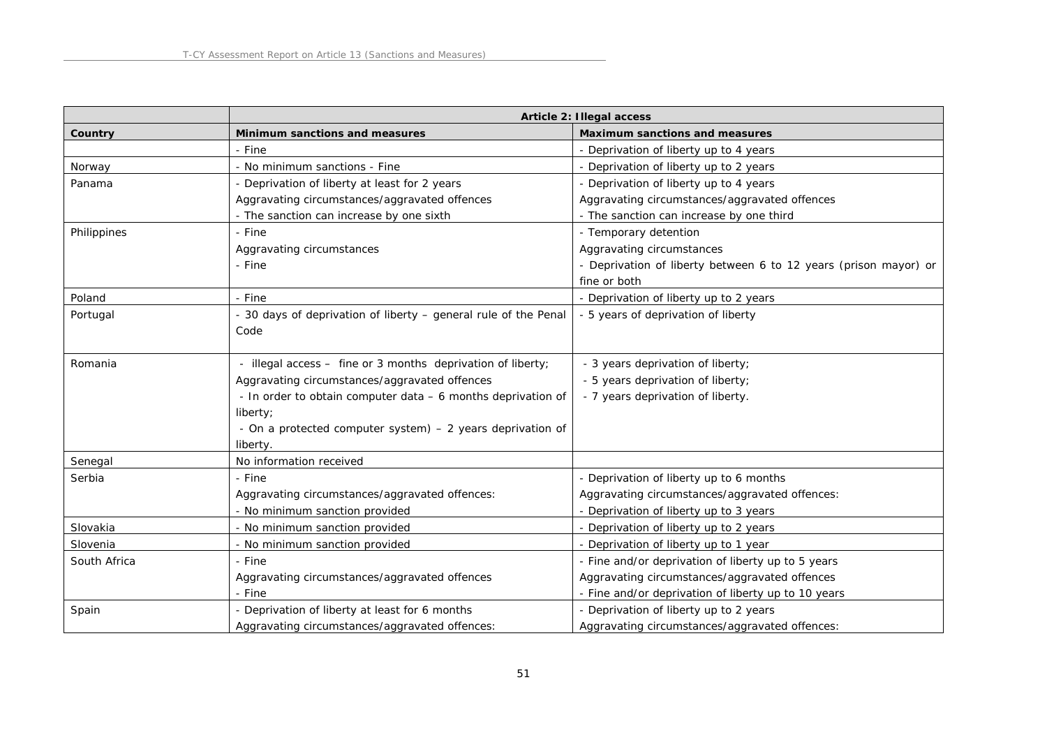| | Article 2: Illegal access | |
|---|---|---|
| **Country** | **Minimum sanctions and measures** | **Maximum sanctions and measures** |
| | - Fine | - Deprivation of liberty up to 4 years |
| Norway | - No minimum sanctions - Fine | - Deprivation of liberty up to 2 years |
| Panama | - Deprivation of liberty at least for 2 years<br>Aggravating circumstances/aggravated offences<br>- The sanction can increase by one sixth | - Deprivation of liberty up to 4 years<br>Aggravating circumstances/aggravated offences<br>- The sanction can increase by one third |
| Philippines | - Fine<br>Aggravating circumstances<br>- Fine | - Temporary detention<br>Aggravating circumstances<br>- Deprivation of liberty between 6 to 12 years (prison mayor) or fine or both |
| Poland | - Fine | - Deprivation of liberty up to 2 years |
| Portugal | - 30 days of deprivation of liberty – general rule of the Penal Code | - 5 years of deprivation of liberty |
| Romania | - illegal access – fine or 3 months deprivation of liberty;<br>Aggravating circumstances/aggravated offences<br>- In order to obtain computer data – 6 months deprivation of liberty;<br>- On a protected computer system) – 2 years deprivation of liberty. | - 3 years deprivation of liberty;<br>- 5 years deprivation of liberty;<br>- 7 years deprivation of liberty. |
| Senegal | No information received | |
| Serbia | - Fine<br>Aggravating circumstances/aggravated offences:<br>- No minimum sanction provided | - Deprivation of liberty up to 6 months<br>Aggravating circumstances/aggravated offences:<br>- Deprivation of liberty up to 3 years |
| Slovakia | - No minimum sanction provided | - Deprivation of liberty up to 2 years |
| Slovenia | - No minimum sanction provided | - Deprivation of liberty up to 1 year |
| South Africa | - Fine<br>Aggravating circumstances/aggravated offences<br>- Fine | - Fine and/or deprivation of liberty up to 5 years<br>Aggravating circumstances/aggravated offences<br>- Fine and/or deprivation of liberty up to 10 years |
| Spain | - Deprivation of liberty at least for 6 months<br>Aggravating circumstances/aggravated offences: | - Deprivation of liberty up to 2 years<br>Aggravating circumstances/aggravated offences: |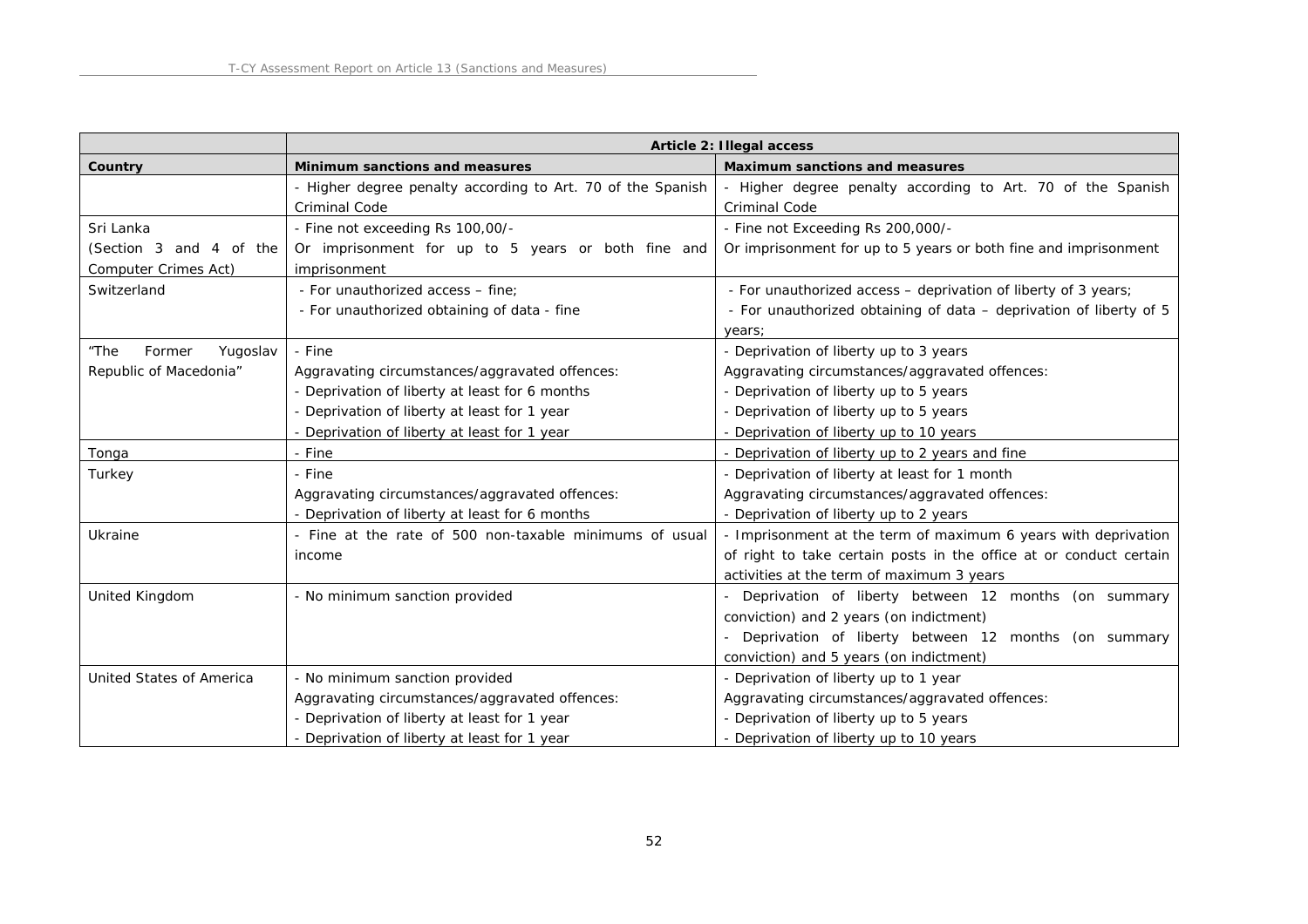| | Article 2: Illegal access | |
|---|---|---|
| **Country** | **Minimum sanctions and measures** | **Maximum sanctions and measures** |
| | - Higher degree penalty according to Art. 70 of the Spanish Criminal Code | - Higher degree penalty according to Art. 70 of the Spanish Criminal Code |
| Sri Lanka (Section 3 and 4 of the Computer Crimes Act) | - Fine not exceeding Rs 100,00/-<br>Or imprisonment for up to 5 years or both fine and imprisonment | - Fine not Exceeding Rs 200,000/-<br>Or imprisonment for up to 5 years or both fine and imprisonment |
| Switzerland | - For unauthorized access – fine;<br>- For unauthorized obtaining of data - fine | - For unauthorized access – deprivation of liberty of 3 years;<br>- For unauthorized obtaining of data – deprivation of liberty of 5 years; |
| "The Former Yugoslav Republic of Macedonia" | - Fine<br>Aggravating circumstances/aggravated offences:<br>- Deprivation of liberty at least for 6 months<br>- Deprivation of liberty at least for 1 year<br>- Deprivation of liberty at least for 1 year | - Deprivation of liberty up to 3 years<br>Aggravating circumstances/aggravated offences:<br>- Deprivation of liberty up to 5 years<br>- Deprivation of liberty up to 5 years<br>- Deprivation of liberty up to 10 years |
| Tonga | - Fine | - Deprivation of liberty up to 2 years and fine |
| Turkey | - Fine<br>Aggravating circumstances/aggravated offences:<br>- Deprivation of liberty at least for 6 months | - Deprivation of liberty at least for 1 month<br>Aggravating circumstances/aggravated offences:<br>- Deprivation of liberty up to 2 years |
| Ukraine | - Fine at the rate of 500 non-taxable minimums of usual income | - Imprisonment at the term of maximum 6 years with deprivation of right to take certain posts in the office at or conduct certain activities at the term of maximum 3 years |
| United Kingdom | - No minimum sanction provided | - Deprivation of liberty between 12 months (on summary conviction) and 2 years (on indictment)<br>- Deprivation of liberty between 12 months (on summary conviction) and 5 years (on indictment) |
| United States of America | - No minimum sanction provided<br>Aggravating circumstances/aggravated offences:<br>- Deprivation of liberty at least for 1 year<br>- Deprivation of liberty at least for 1 year | - Deprivation of liberty up to 1 year<br>Aggravating circumstances/aggravated offences:<br>- Deprivation of liberty up to 5 years<br>- Deprivation of liberty up to 10 years |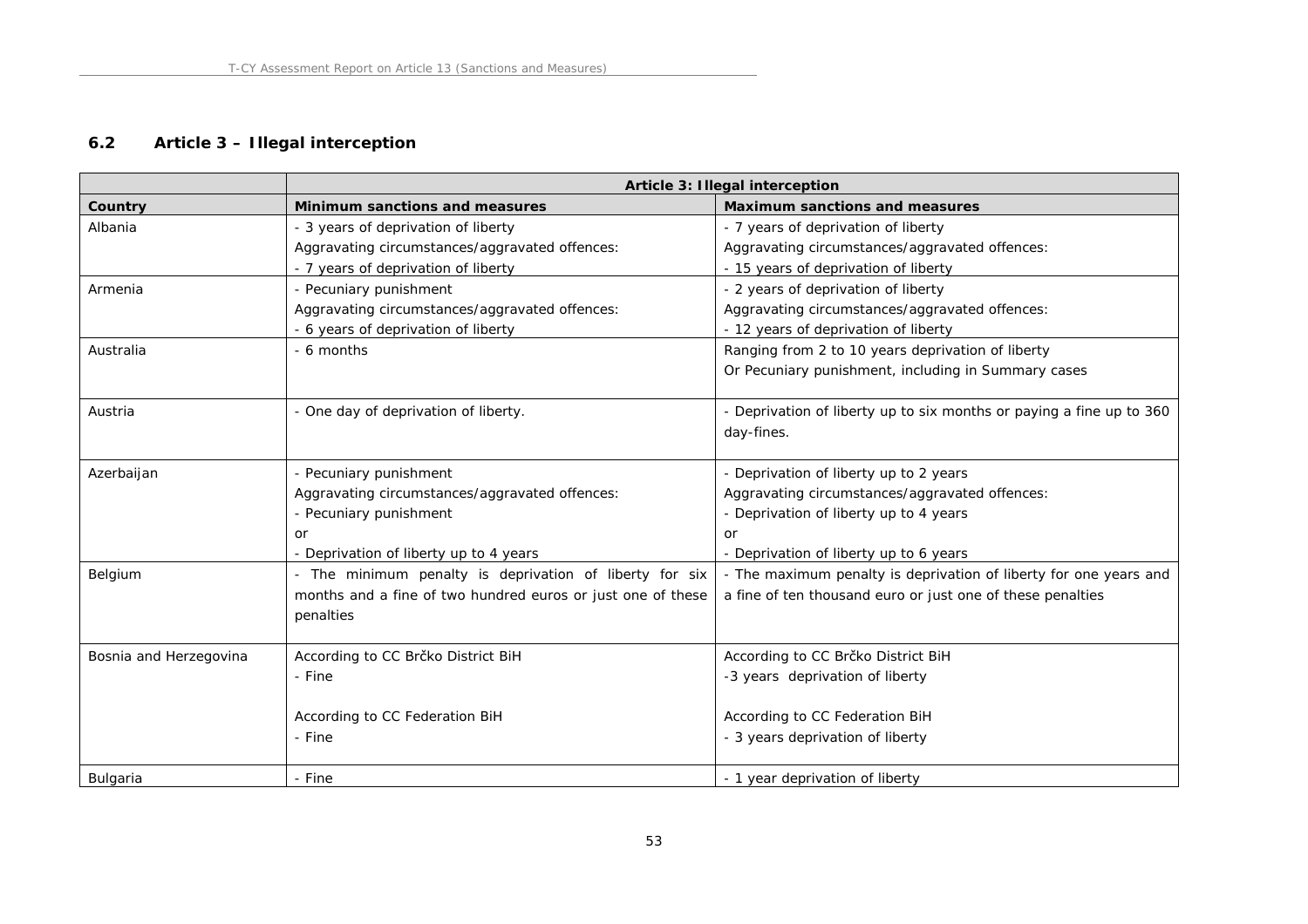## 6.2 Article 3 – Illegal interception

| | **Article 3: Illegal interception** | |
|---|---|---|
| **Country** | **Minimum sanctions and measures** | **Maximum sanctions and measures** |
| Albania | - 3 years of deprivation of liberty<br>Aggravating circumstances/aggravated offences:<br>- 7 years of deprivation of liberty | - 7 years of deprivation of liberty<br>Aggravating circumstances/aggravated offences:<br>- 15 years of deprivation of liberty |
| Armenia | - Pecuniary punishment<br>Aggravating circumstances/aggravated offences:<br>- 6 years of deprivation of liberty | - 2 years of deprivation of liberty<br>Aggravating circumstances/aggravated offences:<br>- 12 years of deprivation of liberty |
| Australia | - 6 months | Ranging from 2 to 10 years deprivation of liberty<br>Or Pecuniary punishment, including in Summary cases |
| Austria | - One day of deprivation of liberty. | - Deprivation of liberty up to six months or paying a fine up to 360 day-fines. |
| Azerbaijan | - Pecuniary punishment<br>Aggravating circumstances/aggravated offences:<br>- Pecuniary punishment<br>or<br>- Deprivation of liberty up to 4 years | - Deprivation of liberty up to 2 years<br>Aggravating circumstances/aggravated offences:<br>- Deprivation of liberty up to 4 years<br>or<br>- Deprivation of liberty up to 6 years |
| Belgium | - The minimum penalty is deprivation of liberty for six months and a fine of two hundred euros or just one of these penalties | - The maximum penalty is deprivation of liberty for one years and a fine of ten thousand euro or just one of these penalties |
| Bosnia and Herzegovina | According to CC Brčko District BiH<br>- Fine<br><br>According to CC Federation BiH<br>- Fine | According to CC Brčko District BiH<br>-3 years deprivation of liberty<br><br>According to CC Federation BiH<br>- 3 years deprivation of liberty |
| Bulgaria | - Fine | - 1 year deprivation of liberty |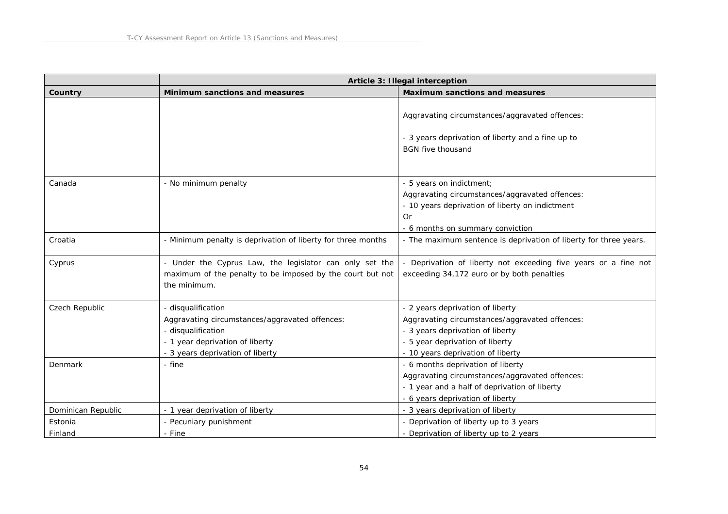| | Article 3: Illegal interception | |
|---|---|---|
| Country | Minimum sanctions and measures | Maximum sanctions and measures |
| | | Aggravating circumstances/aggravated offences:<br><br>- 3 years deprivation of liberty and a fine up to BGN five thousand |
| Canada | - No minimum penalty | - 5 years on indictment;<br>Aggravating circumstances/aggravated offences:<br>- 10 years deprivation of liberty on indictment<br>Or<br>- 6 months on summary conviction |
| Croatia | - Minimum penalty is deprivation of liberty for three months | - The maximum sentence is deprivation of liberty for three years. |
| Cyprus | - Under the Cyprus Law, the legislator can only set the maximum of the penalty to be imposed by the court but not the minimum. | - Deprivation of liberty not exceeding five years or a fine not exceeding 34,172 euro or by both penalties |
| Czech Republic | - disqualification<br>Aggravating circumstances/aggravated offences:<br>- disqualification<br>- 1 year deprivation of liberty<br>- 3 years deprivation of liberty | - 2 years deprivation of liberty<br>Aggravating circumstances/aggravated offences:<br>- 3 years deprivation of liberty<br>- 5 year deprivation of liberty<br>- 10 years deprivation of liberty |
| Denmark | - fine | - 6 months deprivation of liberty<br>Aggravating circumstances/aggravated offences:<br>- 1 year and a half of deprivation of liberty<br>- 6 years deprivation of liberty |
| Dominican Republic | - 1 year deprivation of liberty | - 3 years deprivation of liberty |
| Estonia | - Pecuniary punishment | - Deprivation of liberty up to 3 years |
| Finland | - Fine | - Deprivation of liberty up to 2 years |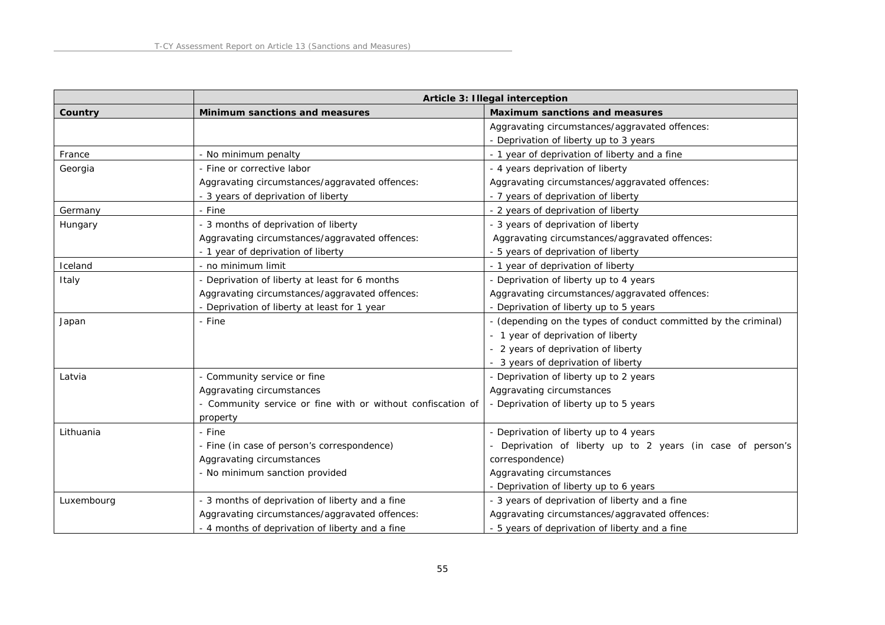| | Article 3: Illegal interception | |
|---|---|---|
| Country | Minimum sanctions and measures | Maximum sanctions and measures |
| | | Aggravating circumstances/aggravated offences:<br>- Deprivation of liberty up to 3 years |
| France | - No minimum penalty | - 1 year of deprivation of liberty and a fine |
| Georgia | - Fine or corrective labor<br>Aggravating circumstances/aggravated offences:<br>- 3 years of deprivation of liberty | - 4 years deprivation of liberty<br>Aggravating circumstances/aggravated offences:<br>- 7 years of deprivation of liberty |
| Germany | - Fine | - 2 years of deprivation of liberty |
| Hungary | - 3 months of deprivation of liberty<br>Aggravating circumstances/aggravated offences:<br>- 1 year of deprivation of liberty | - 3 years of deprivation of liberty<br>Aggravating circumstances/aggravated offences:<br>- 5 years of deprivation of liberty |
| Iceland | - no minimum limit | - 1 year of deprivation of liberty |
| Italy | - Deprivation of liberty at least for 6 months<br>Aggravating circumstances/aggravated offences:<br>- Deprivation of liberty at least for 1 year | - Deprivation of liberty up to 4 years<br>Aggravating circumstances/aggravated offences:<br>- Deprivation of liberty up to 5 years |
| Japan | - Fine | - (depending on the types of conduct committed by the criminal)<br>- 1 year of deprivation of liberty<br>- 2 years of deprivation of liberty<br>- 3 years of deprivation of liberty |
| Latvia | - Community service or fine<br>Aggravating circumstances<br>- Community service or fine with or without confiscation of property | - Deprivation of liberty up to 2 years<br>Aggravating circumstances<br>- Deprivation of liberty up to 5 years |
| Lithuania | - Fine<br>- Fine (in case of person's correspondence)<br>Aggravating circumstances<br>- No minimum sanction provided | - Deprivation of liberty up to 4 years<br>- Deprivation of liberty up to 2 years (in case of person's correspondence)<br>Aggravating circumstances<br>- Deprivation of liberty up to 6 years |
| Luxembourg | - 3 months of deprivation of liberty and a fine<br>Aggravating circumstances/aggravated offences:<br>- 4 months of deprivation of liberty and a fine | - 3 years of deprivation of liberty and a fine<br>Aggravating circumstances/aggravated offences:<br>- 5 years of deprivation of liberty and a fine |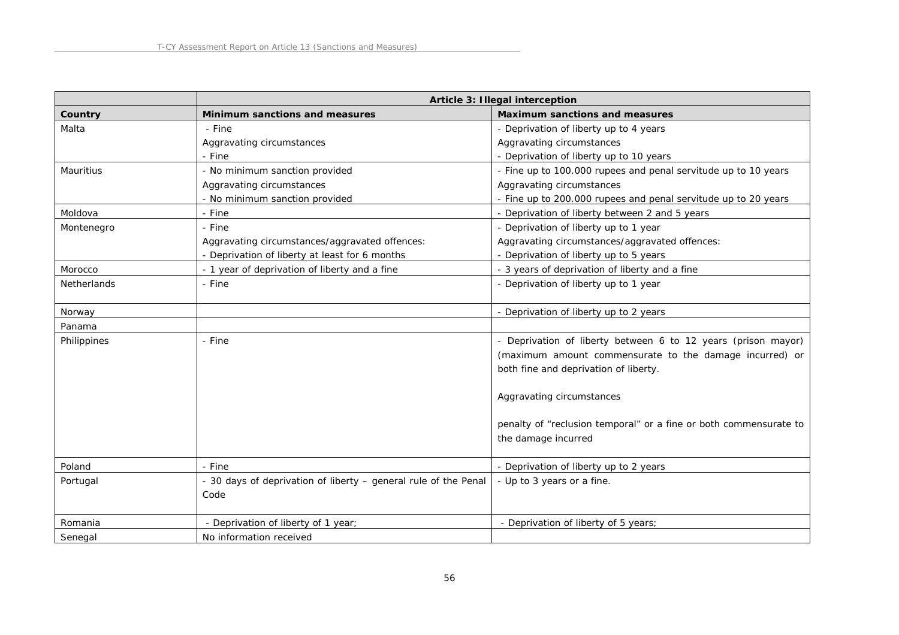| | Article 3: Illegal interception | |
|---|---|---|
| **Country** | **Minimum sanctions and measures** | **Maximum sanctions and measures** |
| Malta | - Fine<br>Aggravating circumstances<br>- Fine | - Deprivation of liberty up to 4 years<br>Aggravating circumstances<br>- Deprivation of liberty up to 10 years |
| Mauritius | - No minimum sanction provided<br>Aggravating circumstances<br>- No minimum sanction provided | - Fine up to 100.000 rupees and penal servitude up to 10 years<br>Aggravating circumstances<br>- Fine up to 200.000 rupees and penal servitude up to 20 years |
| Moldova | - Fine | - Deprivation of liberty between 2 and 5 years |
| Montenegro | - Fine<br>Aggravating circumstances/aggravated offences:<br>- Deprivation of liberty at least for 6 months | - Deprivation of liberty up to 1 year<br>Aggravating circumstances/aggravated offences:<br>- Deprivation of liberty up to 5 years |
| Morocco | - 1 year of deprivation of liberty and a fine | - 3 years of deprivation of liberty and a fine |
| Netherlands | - Fine | - Deprivation of liberty up to 1 year |
| Norway | | - Deprivation of liberty up to 2 years |
| Panama | | |
| Philippines | - Fine | - Deprivation of liberty between 6 to 12 years (prison mayor) (maximum amount commensurate to the damage incurred) or both fine and deprivation of liberty.<br><br>Aggravating circumstances<br><br>penalty of "reclusion temporal" or a fine or both commensurate to the damage incurred |
| Poland | - Fine | - Deprivation of liberty up to 2 years |
| Portugal | - 30 days of deprivation of liberty – general rule of the Penal Code | - Up to 3 years or a fine. |
| Romania | - Deprivation of liberty of 1 year; | - Deprivation of liberty of 5 years; |
| Senegal | No information received | |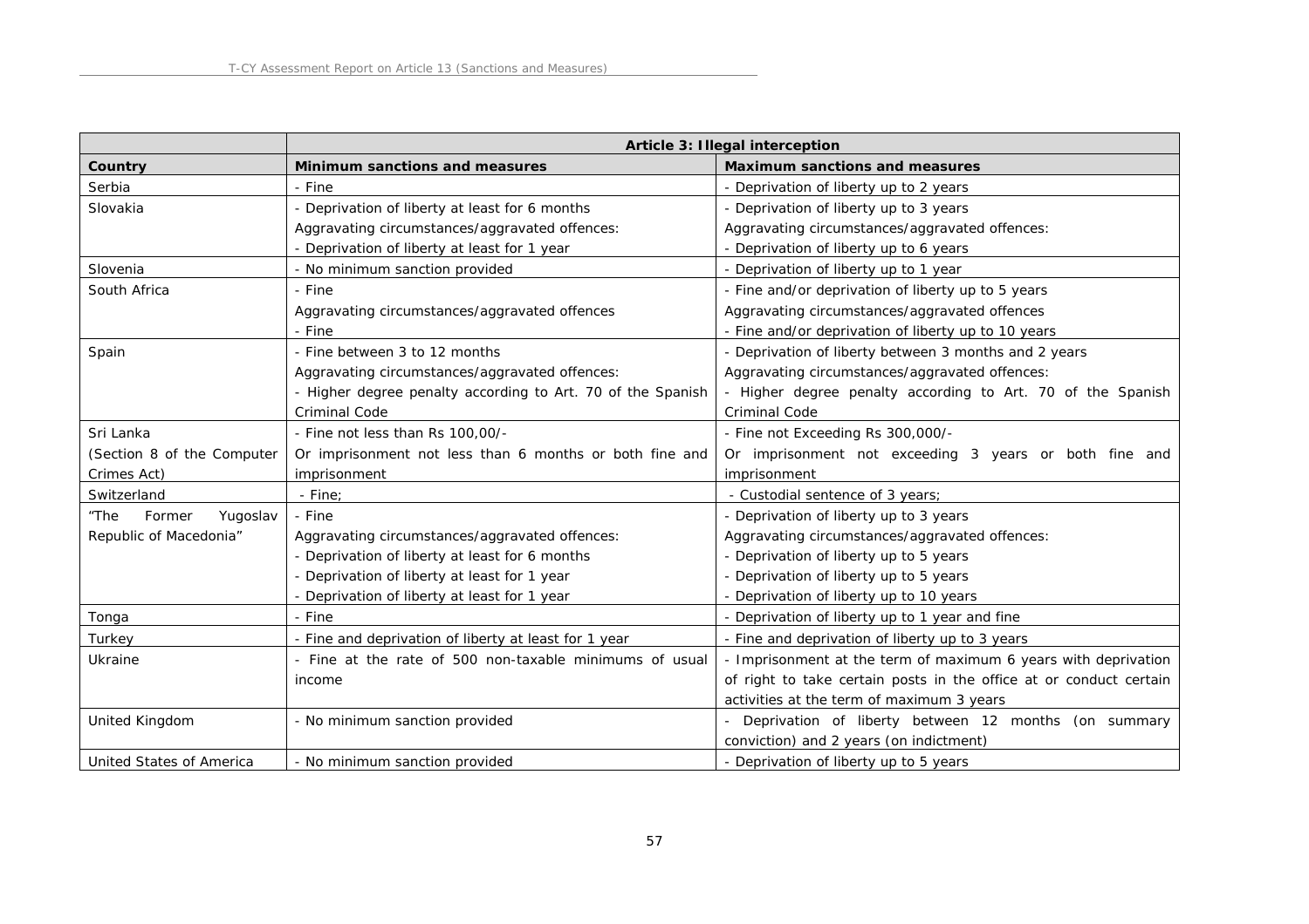| | Article 3: Illegal interception | |
|---|---|---|
| **Country** | **Minimum sanctions and measures** | **Maximum sanctions and measures** |
| Serbia | - Fine | - Deprivation of liberty up to 2 years |
| Slovakia | - Deprivation of liberty at least for 6 months<br>Aggravating circumstances/aggravated offences:<br>- Deprivation of liberty at least for 1 year | - Deprivation of liberty up to 3 years<br>Aggravating circumstances/aggravated offences:<br>- Deprivation of liberty up to 6 years |
| Slovenia | - No minimum sanction provided | - Deprivation of liberty up to 1 year |
| South Africa | - Fine<br>Aggravating circumstances/aggravated offences<br>- Fine | - Fine and/or deprivation of liberty up to 5 years<br>Aggravating circumstances/aggravated offences<br>- Fine and/or deprivation of liberty up to 10 years |
| Spain | - Fine between 3 to 12 months<br>Aggravating circumstances/aggravated offences:<br>- Higher degree penalty according to Art. 70 of the Spanish Criminal Code | - Deprivation of liberty between 3 months and 2 years<br>Aggravating circumstances/aggravated offences:<br>- Higher degree penalty according to Art. 70 of the Spanish Criminal Code |
| Sri Lanka<br>(Section 8 of the Computer Crimes Act) | - Fine not less than Rs 100,00/-<br>Or imprisonment not less than 6 months or both fine and imprisonment | - Fine not Exceeding Rs 300,000/-<br>Or imprisonment not exceeding 3 years or both fine and imprisonment |
| Switzerland | - Fine; | - Custodial sentence of 3 years; |
| "The Former Yugoslav Republic of Macedonia" | - Fine<br>Aggravating circumstances/aggravated offences:<br>- Deprivation of liberty at least for 6 months<br>- Deprivation of liberty at least for 1 year<br>- Deprivation of liberty at least for 1 year | - Deprivation of liberty up to 3 years<br>Aggravating circumstances/aggravated offences:<br>- Deprivation of liberty up to 5 years<br>- Deprivation of liberty up to 5 years<br>- Deprivation of liberty up to 10 years |
| Tonga | - Fine | - Deprivation of liberty up to 1 year and fine |
| Turkey | - Fine and deprivation of liberty at least for 1 year | - Fine and deprivation of liberty up to 3 years |
| Ukraine | - Fine at the rate of 500 non-taxable minimums of usual income | - Imprisonment at the term of maximum 6 years with deprivation of right to take certain posts in the office at or conduct certain activities at the term of maximum 3 years |
| United Kingdom | - No minimum sanction provided | - Deprivation of liberty between 12 months (on summary conviction) and 2 years (on indictment) |
| United States of America | - No minimum sanction provided | - Deprivation of liberty up to 5 years |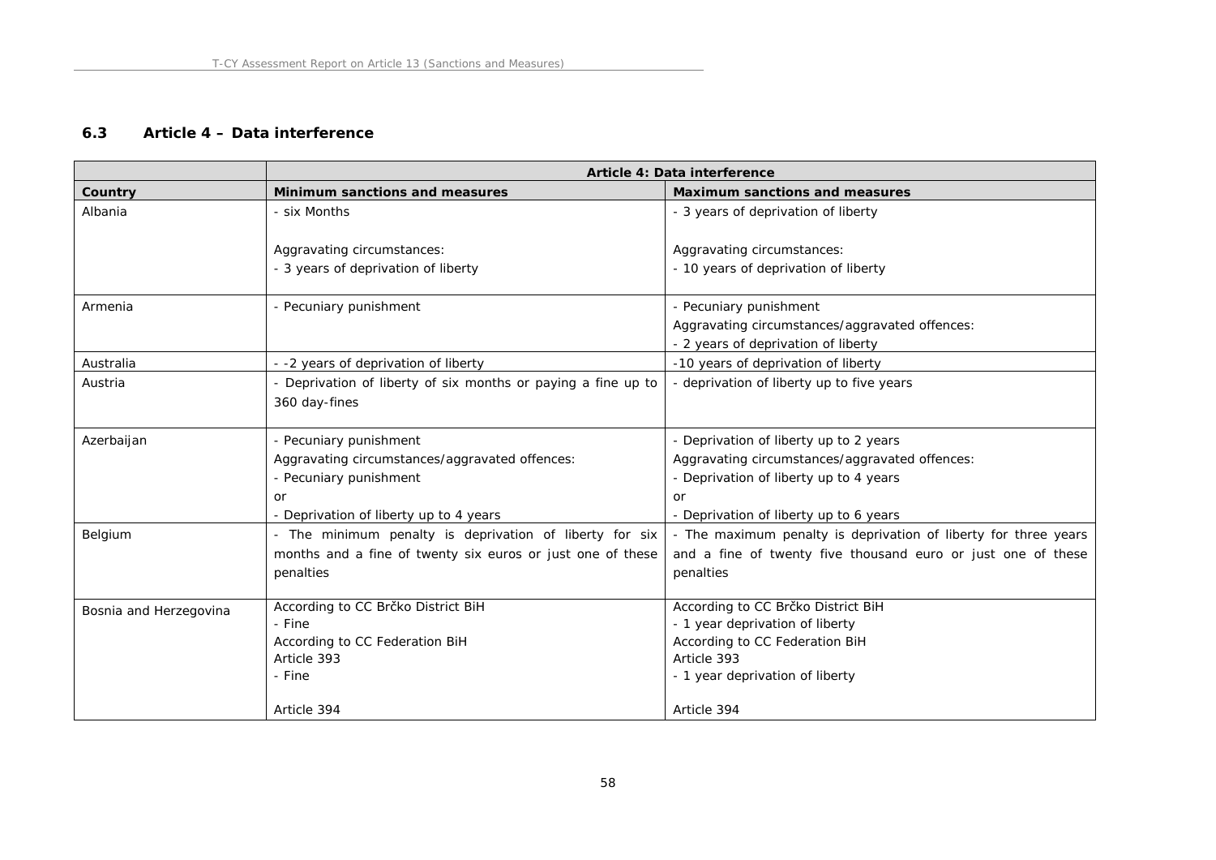### 6.3 Article 4 – Data interference

| | **Article 4: Data interference** | |
|---|---|---|
| **Country** | **Minimum sanctions and measures** | **Maximum sanctions and measures** |
| Albania | - six Months<br><br>Aggravating circumstances:<br>- 3 years of deprivation of liberty | - 3 years of deprivation of liberty<br><br>Aggravating circumstances:<br>- 10 years of deprivation of liberty |
| Armenia | - Pecuniary punishment | - Pecuniary punishment<br>Aggravating circumstances/aggravated offences:<br>- 2 years of deprivation of liberty |
| Australia | - -2 years of deprivation of liberty | -10 years of deprivation of liberty |
| Austria | - Deprivation of liberty of six months or paying a fine up to 360 day-fines | - deprivation of liberty up to five years |
| Azerbaijan | - Pecuniary punishment<br>Aggravating circumstances/aggravated offences:<br>- Pecuniary punishment<br>or<br>- Deprivation of liberty up to 4 years | - Deprivation of liberty up to 2 years<br>Aggravating circumstances/aggravated offences:<br>- Deprivation of liberty up to 4 years<br>or<br>- Deprivation of liberty up to 6 years |
| Belgium | - The minimum penalty is deprivation of liberty for six months and a fine of twenty six euros or just one of these penalties | - The maximum penalty is deprivation of liberty for three years and a fine of twenty five thousand euro or just one of these penalties |
| Bosnia and Herzegovina | According to CC Brčko District BiH<br>- Fine<br>According to CC Federation BiH<br>Article 393<br>- Fine<br><br>Article 394 | According to CC Brčko District BiH<br>- 1 year deprivation of liberty<br>According to CC Federation BiH<br>Article 393<br>- 1 year deprivation of liberty<br><br>Article 394 |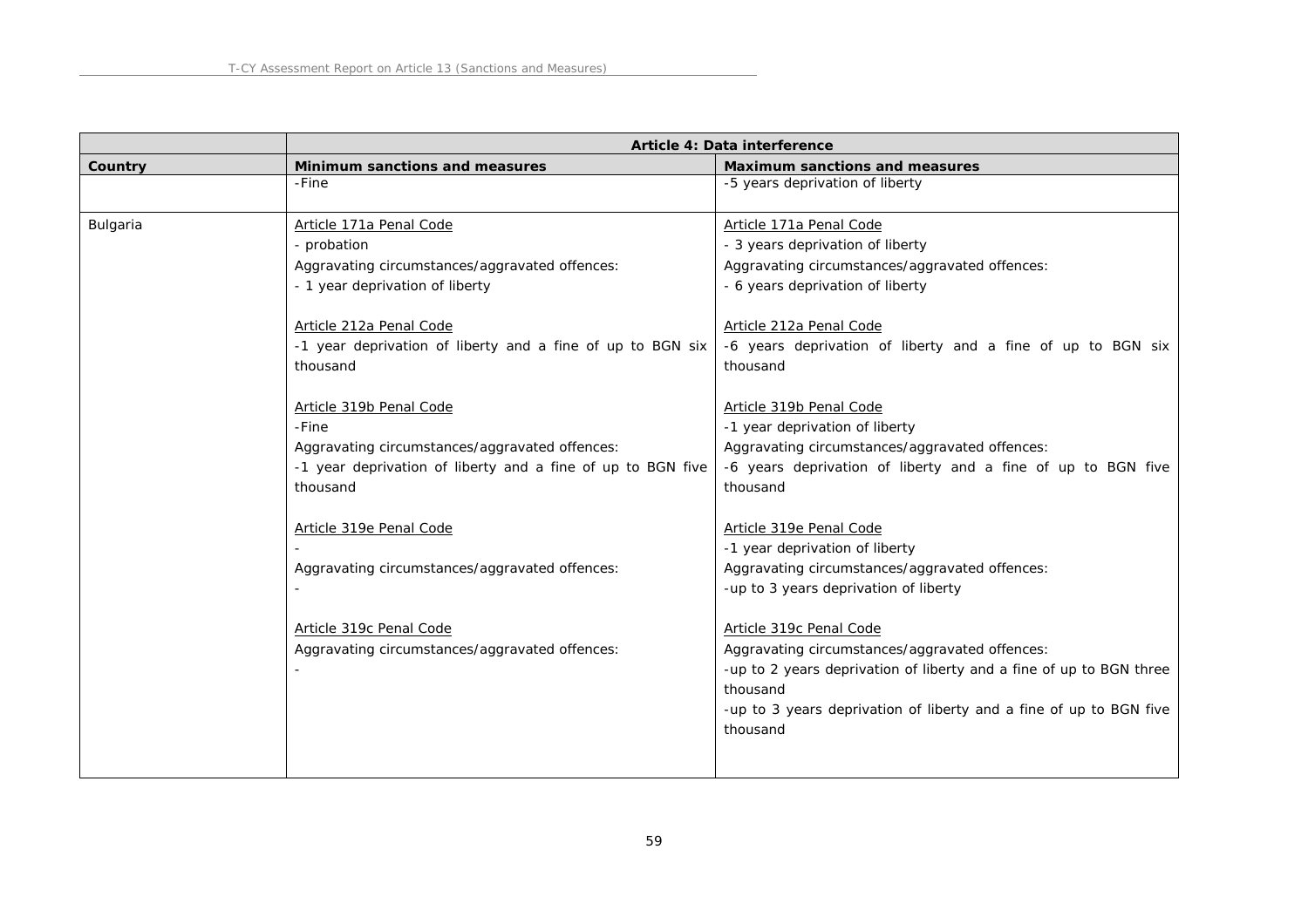| | Article 4: Data interference | |
|---|---|---|
| **Country** | **Minimum sanctions and measures** | **Maximum sanctions and measures** |
| | -Fine | -5 years deprivation of liberty |
| Bulgaria | Article 171a Penal Code<br>- probation<br>Aggravating circumstances/aggravated offences:<br>- 1 year deprivation of liberty<br><br>Article 212a Penal Code<br>-1 year deprivation of liberty and a fine of up to BGN six thousand<br><br>Article 319b Penal Code<br>-Fine<br>Aggravating circumstances/aggravated offences:<br>-1 year deprivation of liberty and a fine of up to BGN five thousand<br><br>Article 319e Penal Code<br>-<br>Aggravating circumstances/aggravated offences:<br>-<br><br>Article 319c Penal Code<br>Aggravating circumstances/aggravated offences:<br>- | Article 171a Penal Code<br>- 3 years deprivation of liberty<br>Aggravating circumstances/aggravated offences:<br>- 6 years deprivation of liberty<br><br>Article 212a Penal Code<br>-6 years deprivation of liberty and a fine of up to BGN six thousand<br><br>Article 319b Penal Code<br>-1 year deprivation of liberty<br>Aggravating circumstances/aggravated offences:<br>-6 years deprivation of liberty and a fine of up to BGN five thousand<br><br>Article 319e Penal Code<br>-1 year deprivation of liberty<br>Aggravating circumstances/aggravated offences:<br>-up to 3 years deprivation of liberty<br><br>Article 319c Penal Code<br>Aggravating circumstances/aggravated offences:<br>-up to 2 years deprivation of liberty and a fine of up to BGN three thousand<br>-up to 3 years deprivation of liberty and a fine of up to BGN five thousand |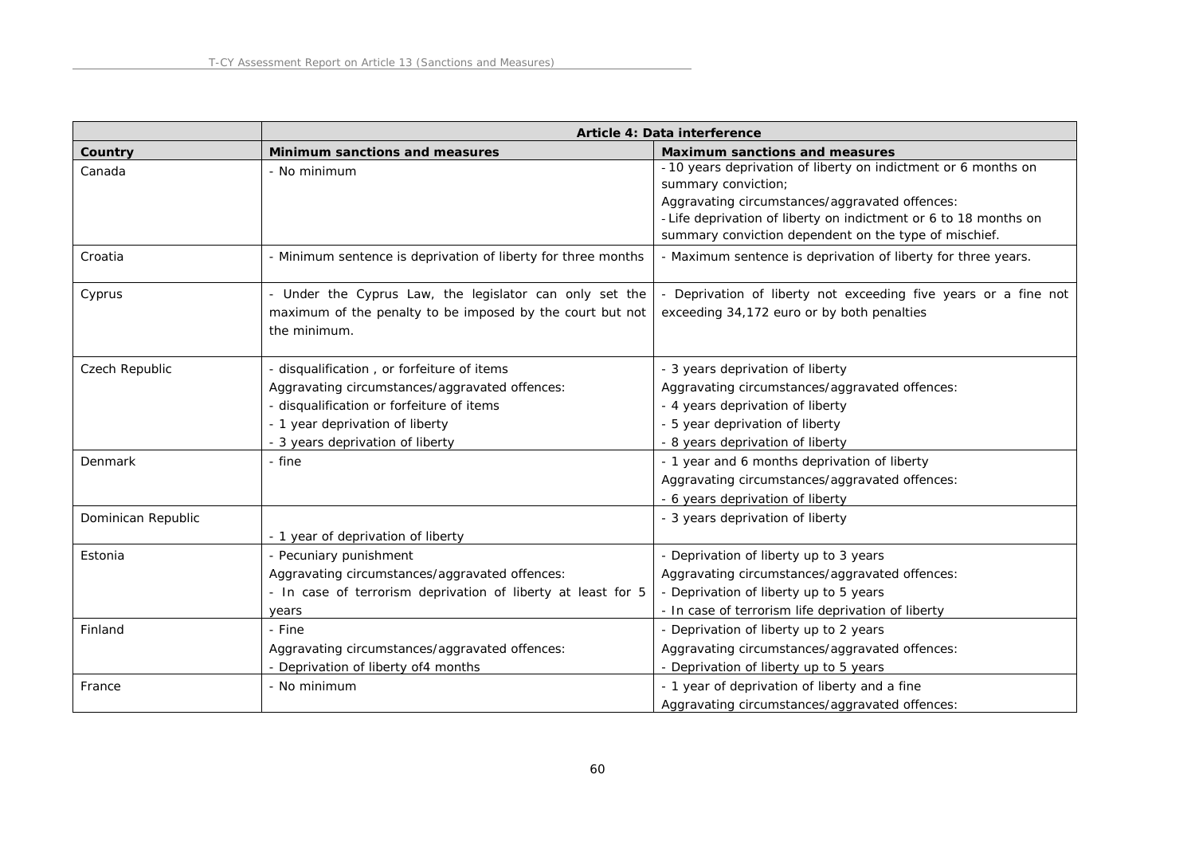| | Article 4: Data interference | |
|---|---|---|
| **Country** | **Minimum sanctions and measures** | **Maximum sanctions and measures** |
| Canada | - No minimum | - 10 years deprivation of liberty on indictment or 6 months on summary conviction;<br>Aggravating circumstances/aggravated offences:<br>- Life deprivation of liberty on indictment or 6 to 18 months on summary conviction dependent on the type of mischief. |
| Croatia | - Minimum sentence is deprivation of liberty for three months | - Maximum sentence is deprivation of liberty for three years. |
| Cyprus | - Under the Cyprus Law, the legislator can only set the maximum of the penalty to be imposed by the court but not the minimum. | - Deprivation of liberty not exceeding five years or a fine not exceeding 34,172 euro or by both penalties |
| Czech Republic | - disqualification , or forfeiture of items<br>Aggravating circumstances/aggravated offences:<br>- disqualification or forfeiture of items<br>- 1 year deprivation of liberty<br>- 3 years deprivation of liberty | - 3 years deprivation of liberty<br>Aggravating circumstances/aggravated offences:<br>- 4 years deprivation of liberty<br>- 5 year deprivation of liberty<br>- 8 years deprivation of liberty |
| Denmark | - fine | - 1 year and 6 months deprivation of liberty<br>Aggravating circumstances/aggravated offences:<br>- 6 years deprivation of liberty |
| Dominican Republic | - 1 year of deprivation of liberty | - 3 years deprivation of liberty |
| Estonia | - Pecuniary punishment<br>Aggravating circumstances/aggravated offences:<br>- In case of terrorism deprivation of liberty at least for 5 years | - Deprivation of liberty up to 3 years<br>Aggravating circumstances/aggravated offences:<br>- Deprivation of liberty up to 5 years<br>- In case of terrorism life deprivation of liberty |
| Finland | - Fine<br>Aggravating circumstances/aggravated offences:<br>- Deprivation of liberty of4 months | - Deprivation of liberty up to 2 years<br>Aggravating circumstances/aggravated offences:<br>- Deprivation of liberty up to 5 years |
| France | - No minimum | - 1 year of deprivation of liberty and a fine<br>Aggravating circumstances/aggravated offences: |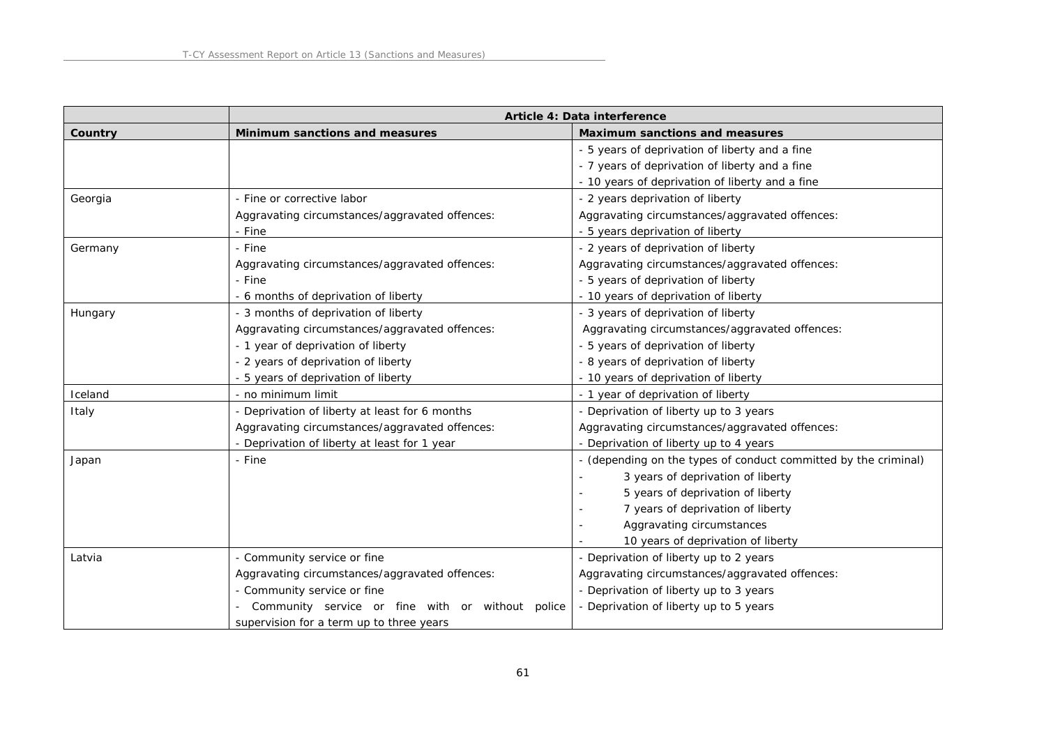| | Article 4: Data interference | |
|---|---|---|
| Country | Minimum sanctions and measures | Maximum sanctions and measures |
| | | - 5 years of deprivation of liberty and a fine<br>- 7 years of deprivation of liberty and a fine<br>- 10 years of deprivation of liberty and a fine |
| Georgia | - Fine or corrective labor<br>Aggravating circumstances/aggravated offences:<br>- Fine | - 2 years deprivation of liberty<br>Aggravating circumstances/aggravated offences:<br>- 5 years deprivation of liberty |
| Germany | - Fine<br>Aggravating circumstances/aggravated offences:<br>- Fine<br>- 6 months of deprivation of liberty | - 2 years of deprivation of liberty<br>Aggravating circumstances/aggravated offences:<br>- 5 years of deprivation of liberty<br>- 10 years of deprivation of liberty |
| Hungary | - 3 months of deprivation of liberty<br>Aggravating circumstances/aggravated offences:<br>- 1 year of deprivation of liberty<br>- 2 years of deprivation of liberty<br>- 5 years of deprivation of liberty | - 3 years of deprivation of liberty<br>Aggravating circumstances/aggravated offences:<br>- 5 years of deprivation of liberty<br>- 8 years of deprivation of liberty<br>- 10 years of deprivation of liberty |
| Iceland | - no minimum limit | - 1 year of deprivation of liberty |
| Italy | - Deprivation of liberty at least for 6 months<br>Aggravating circumstances/aggravated offences:<br>- Deprivation of liberty at least for 1 year | - Deprivation of liberty up to 3 years<br>Aggravating circumstances/aggravated offences:<br>- Deprivation of liberty up to 4 years |
| Japan | - Fine | - (depending on the types of conduct committed by the criminal)<br>- 3 years of deprivation of liberty<br>- 5 years of deprivation of liberty<br>- 7 years of deprivation of liberty<br>- Aggravating circumstances<br>- 10 years of deprivation of liberty |
| Latvia | - Community service or fine<br>Aggravating circumstances/aggravated offences:<br>- Community service or fine<br>- Community service or fine with or without police supervision for a term up to three years | - Deprivation of liberty up to 2 years<br>Aggravating circumstances/aggravated offences:<br>- Deprivation of liberty up to 3 years<br>- Deprivation of liberty up to 5 years |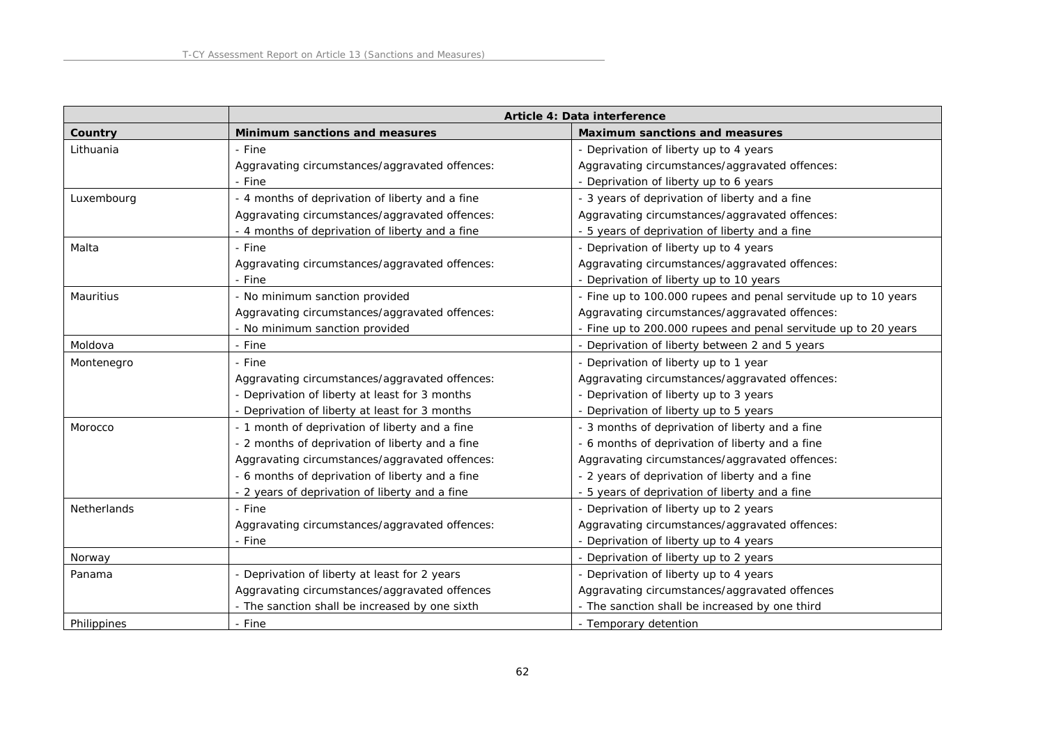| | Article 4: Data interference | |
|---|---|---|
| **Country** | **Minimum sanctions and measures** | **Maximum sanctions and measures** |
| Lithuania | - Fine<br>Aggravating circumstances/aggravated offences:<br>- Fine | - Deprivation of liberty up to 4 years<br>Aggravating circumstances/aggravated offences:<br>- Deprivation of liberty up to 6 years |
| Luxembourg | - 4 months of deprivation of liberty and a fine<br>Aggravating circumstances/aggravated offences:<br>- 4 months of deprivation of liberty and a fine | - 3 years of deprivation of liberty and a fine<br>Aggravating circumstances/aggravated offences:<br>- 5 years of deprivation of liberty and a fine |
| Malta | - Fine<br>Aggravating circumstances/aggravated offences:<br>- Fine | - Deprivation of liberty up to 4 years<br>Aggravating circumstances/aggravated offences:<br>- Deprivation of liberty up to 10 years |
| Mauritius | - No minimum sanction provided<br>Aggravating circumstances/aggravated offences:<br>- No minimum sanction provided | - Fine up to 100.000 rupees and penal servitude up to 10 years<br>Aggravating circumstances/aggravated offences:<br>- Fine up to 200.000 rupees and penal servitude up to 20 years |
| Moldova | - Fine | - Deprivation of liberty between 2 and 5 years |
| Montenegro | - Fine<br>Aggravating circumstances/aggravated offences:<br>- Deprivation of liberty at least for 3 months<br>- Deprivation of liberty at least for 3 months | - Deprivation of liberty up to 1 year<br>Aggravating circumstances/aggravated offences:<br>- Deprivation of liberty up to 3 years<br>- Deprivation of liberty up to 5 years |
| Morocco | - 1 month of deprivation of liberty and a fine<br>- 2 months of deprivation of liberty and a fine<br>Aggravating circumstances/aggravated offences:<br>- 6 months of deprivation of liberty and a fine<br>- 2 years of deprivation of liberty and a fine | - 3 months of deprivation of liberty and a fine<br>- 6 months of deprivation of liberty and a fine<br>Aggravating circumstances/aggravated offences:<br>- 2 years of deprivation of liberty and a fine<br>- 5 years of deprivation of liberty and a fine |
| Netherlands | - Fine<br>Aggravating circumstances/aggravated offences:<br>- Fine | - Deprivation of liberty up to 2 years<br>Aggravating circumstances/aggravated offences:<br>- Deprivation of liberty up to 4 years |
| Norway | | - Deprivation of liberty up to 2 years |
| Panama | - Deprivation of liberty at least for 2 years<br>Aggravating circumstances/aggravated offences<br>- The sanction shall be increased by one sixth | - Deprivation of liberty up to 4 years<br>Aggravating circumstances/aggravated offences<br>- The sanction shall be increased by one third |
| Philippines | - Fine | - Temporary detention |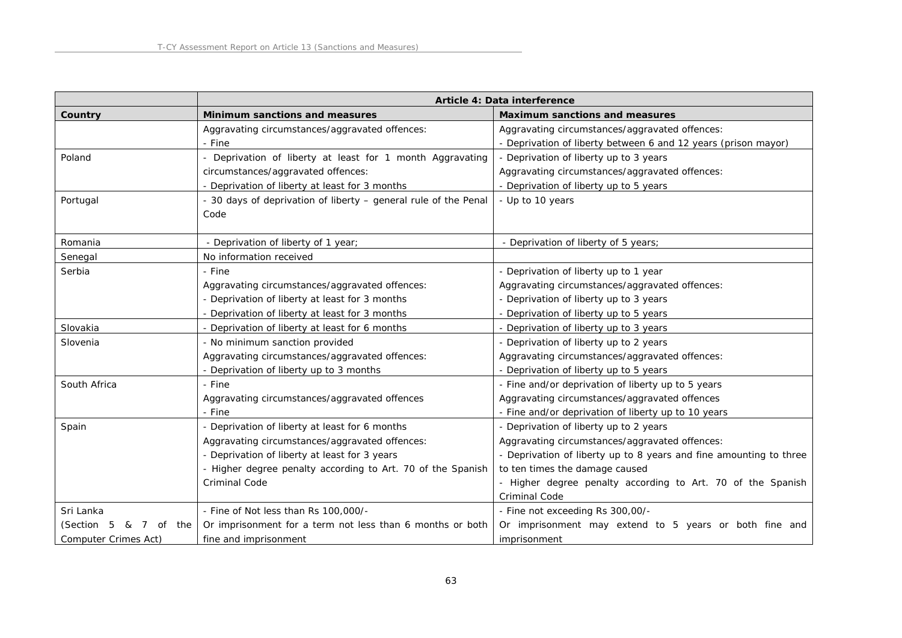| | Article 4: Data interference | |
|---|---|---|
| **Country** | **Minimum sanctions and measures** | **Maximum sanctions and measures** |
| | Aggravating circumstances/aggravated offences:<br>- Fine | Aggravating circumstances/aggravated offences:<br>- Deprivation of liberty between 6 and 12 years (prison mayor) |
| Poland | - Deprivation of liberty at least for 1 month Aggravating circumstances/aggravated offences:<br>- Deprivation of liberty at least for 3 months | - Deprivation of liberty up to 3 years<br>Aggravating circumstances/aggravated offences:<br>- Deprivation of liberty up to 5 years |
| Portugal | - 30 days of deprivation of liberty – general rule of the Penal Code | - Up to 10 years |
| Romania | - Deprivation of liberty of 1 year; | - Deprivation of liberty of 5 years; |
| Senegal | No information received | |
| Serbia | - Fine<br>Aggravating circumstances/aggravated offences:<br>- Deprivation of liberty at least for 3 months<br>- Deprivation of liberty at least for 3 months | - Deprivation of liberty up to 1 year<br>Aggravating circumstances/aggravated offences:<br>- Deprivation of liberty up to 3 years<br>- Deprivation of liberty up to 5 years |
| Slovakia | - Deprivation of liberty at least for 6 months | - Deprivation of liberty up to 3 years |
| Slovenia | - No minimum sanction provided<br>Aggravating circumstances/aggravated offences:<br>- Deprivation of liberty up to 3 months | - Deprivation of liberty up to 2 years<br>Aggravating circumstances/aggravated offences:<br>- Deprivation of liberty up to 5 years |
| South Africa | - Fine<br>Aggravating circumstances/aggravated offences<br>- Fine | - Fine and/or deprivation of liberty up to 5 years<br>Aggravating circumstances/aggravated offences<br>- Fine and/or deprivation of liberty up to 10 years |
| Spain | - Deprivation of liberty at least for 6 months<br>Aggravating circumstances/aggravated offences:<br>- Deprivation of liberty at least for 3 years<br>- Higher degree penalty according to Art. 70 of the Spanish Criminal Code | - Deprivation of liberty up to 2 years<br>Aggravating circumstances/aggravated offences:<br>- Deprivation of liberty up to 8 years and fine amounting to three to ten times the damage caused<br>- Higher degree penalty according to Art. 70 of the Spanish Criminal Code |
| Sri Lanka<br>(Section 5 & 7 of the Computer Crimes Act) | - Fine of Not less than Rs 100,000/-<br>Or imprisonment for a term not less than 6 months or both fine and imprisonment | - Fine not exceeding Rs 300,00/-<br>Or imprisonment may extend to 5 years or both fine and imprisonment |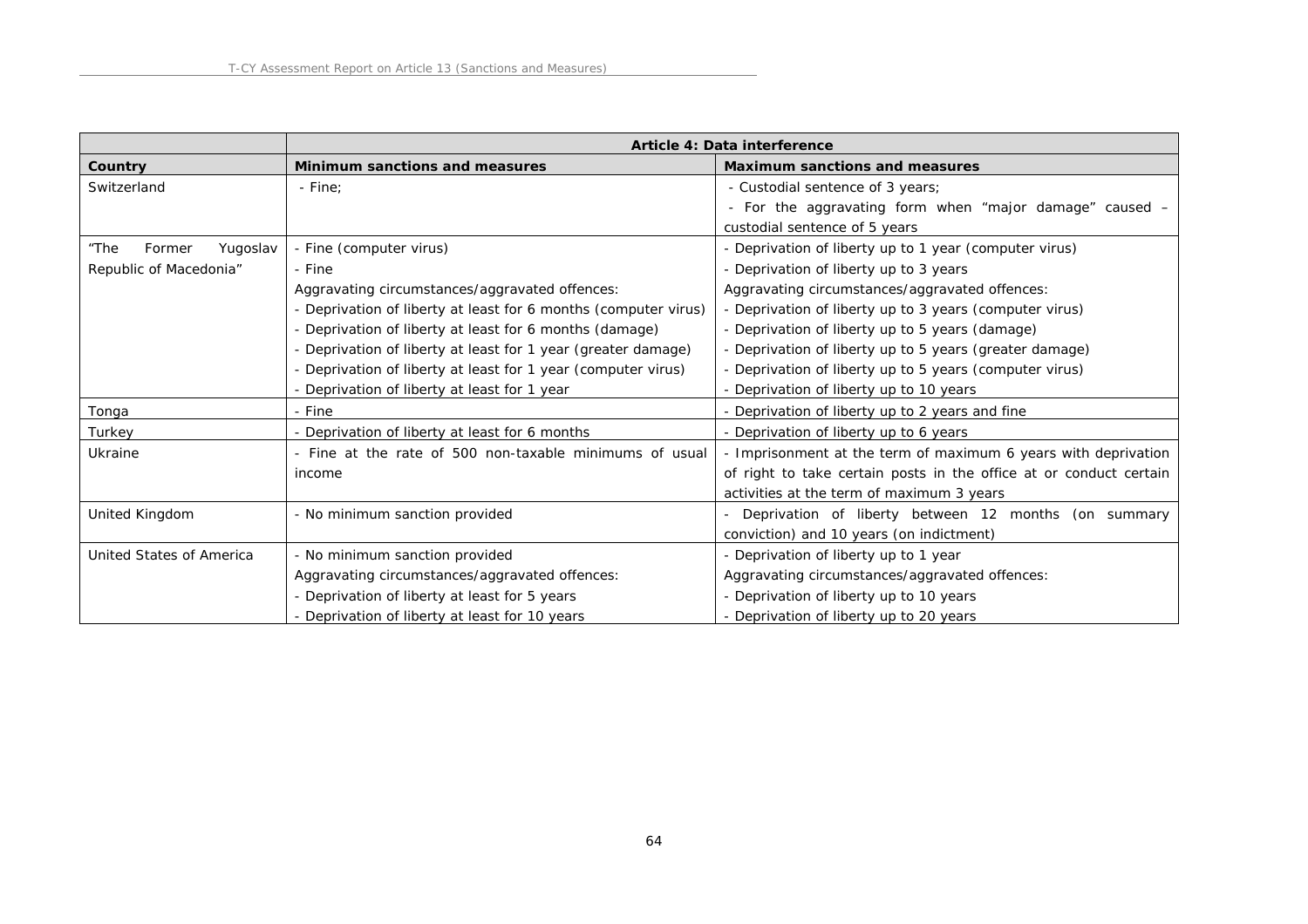| | Article 4: Data interference | |
|---|---|---|
| **Country** | **Minimum sanctions and measures** | **Maximum sanctions and measures** |
| Switzerland | - Fine; | - Custodial sentence of 3 years;<br>- For the aggravating form when "major damage" caused – custodial sentence of 5 years |
| "The Former Yugoslav Republic of Macedonia" | - Fine (computer virus)<br>- Fine<br>Aggravating circumstances/aggravated offences:<br>- Deprivation of liberty at least for 6 months (computer virus)<br>- Deprivation of liberty at least for 6 months (damage)<br>- Deprivation of liberty at least for 1 year (greater damage)<br>- Deprivation of liberty at least for 1 year (computer virus)<br>- Deprivation of liberty at least for 1 year | - Deprivation of liberty up to 1 year (computer virus)<br>- Deprivation of liberty up to 3 years<br>Aggravating circumstances/aggravated offences:<br>- Deprivation of liberty up to 3 years (computer virus)<br>- Deprivation of liberty up to 5 years (damage)<br>- Deprivation of liberty up to 5 years (greater damage)<br>- Deprivation of liberty up to 5 years (computer virus)<br>- Deprivation of liberty up to 10 years |
| Tonga | - Fine | - Deprivation of liberty up to 2 years and fine |
| Turkey | - Deprivation of liberty at least for 6 months | - Deprivation of liberty up to 6 years |
| Ukraine | - Fine at the rate of 500 non-taxable minimums of usual income | - Imprisonment at the term of maximum 6 years with deprivation of right to take certain posts in the office at or conduct certain activities at the term of maximum 3 years |
| United Kingdom | - No minimum sanction provided | - Deprivation of liberty between 12 months (on summary conviction) and 10 years (on indictment) |
| United States of America | - No minimum sanction provided<br>Aggravating circumstances/aggravated offences:<br>- Deprivation of liberty at least for 5 years<br>- Deprivation of liberty at least for 10 years | - Deprivation of liberty up to 1 year<br>Aggravating circumstances/aggravated offences:<br>- Deprivation of liberty up to 10 years<br>- Deprivation of liberty up to 20 years |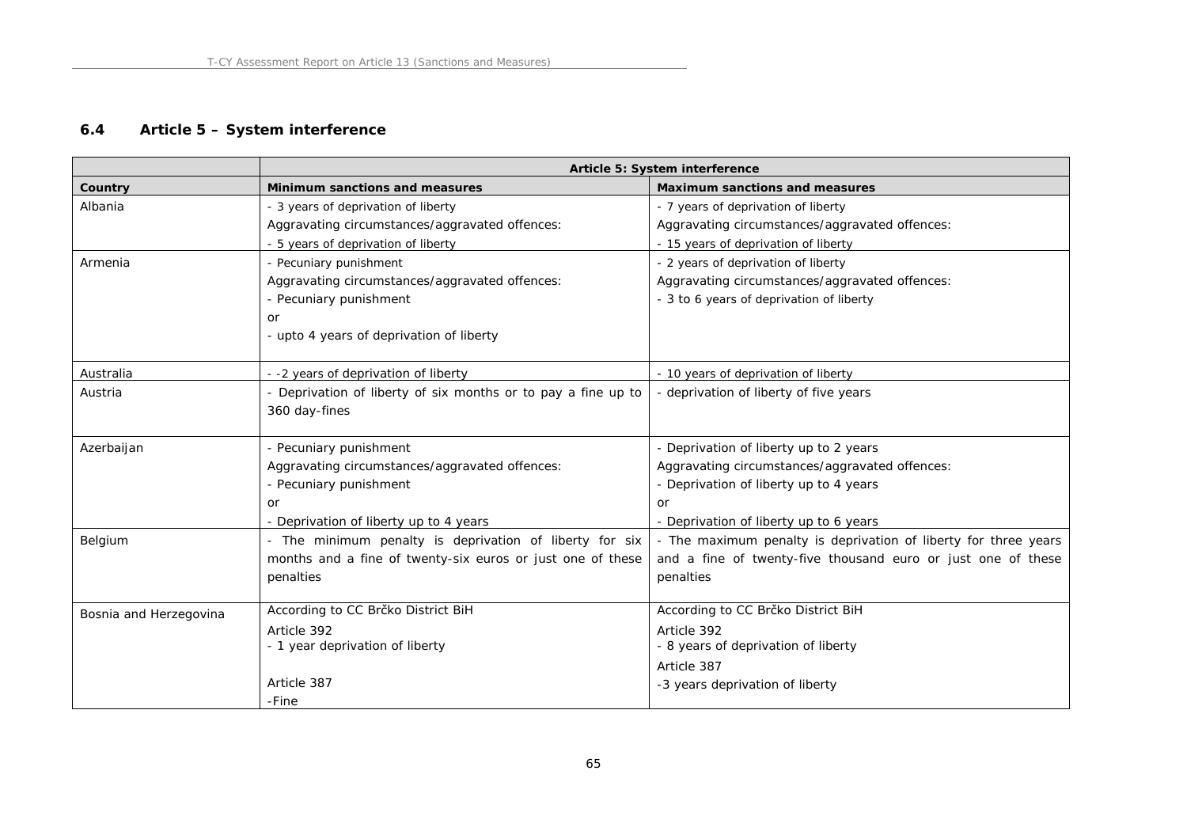### 6.4 Article 5 – System interference

| | Article 5: System interference | |
|---|---|---|
| **Country** | **Minimum sanctions and measures** | **Maximum sanctions and measures** |
| Albania | - 3 years of deprivation of liberty<br>Aggravating circumstances/aggravated offences:<br>- 5 years of deprivation of liberty | - 7 years of deprivation of liberty<br>Aggravating circumstances/aggravated offences:<br>- 15 years of deprivation of liberty |
| Armenia | - Pecuniary punishment<br>Aggravating circumstances/aggravated offences:<br>- Pecuniary punishment<br>or<br>- upto 4 years of deprivation of liberty | - 2 years of deprivation of liberty<br>Aggravating circumstances/aggravated offences:<br>- 3 to 6 years of deprivation of liberty |
| Australia | - -2 years of deprivation of liberty | - 10 years of deprivation of liberty |
| Austria | - Deprivation of liberty of six months or to pay a fine up to 360 day-fines | - deprivation of liberty of five years |
| Azerbaijan | - Pecuniary punishment<br>Aggravating circumstances/aggravated offences:<br>- Pecuniary punishment<br>or<br>- Deprivation of liberty up to 4 years | - Deprivation of liberty up to 2 years<br>Aggravating circumstances/aggravated offences:<br>- Deprivation of liberty up to 4 years<br>or<br>- Deprivation of liberty up to 6 years |
| Belgium | - The minimum penalty is deprivation of liberty for six months and a fine of twenty-six euros or just one of these penalties | - The maximum penalty is deprivation of liberty for three years and a fine of twenty-five thousand euro or just one of these penalties |
| Bosnia and Herzegovina | According to CC Brčko District BiH<br>Article 392<br>- 1 year deprivation of liberty<br><br>Article 387<br>-Fine | According to CC Brčko District BiH<br>Article 392<br>- 8 years of deprivation of liberty<br>Article 387<br>-3 years deprivation of liberty |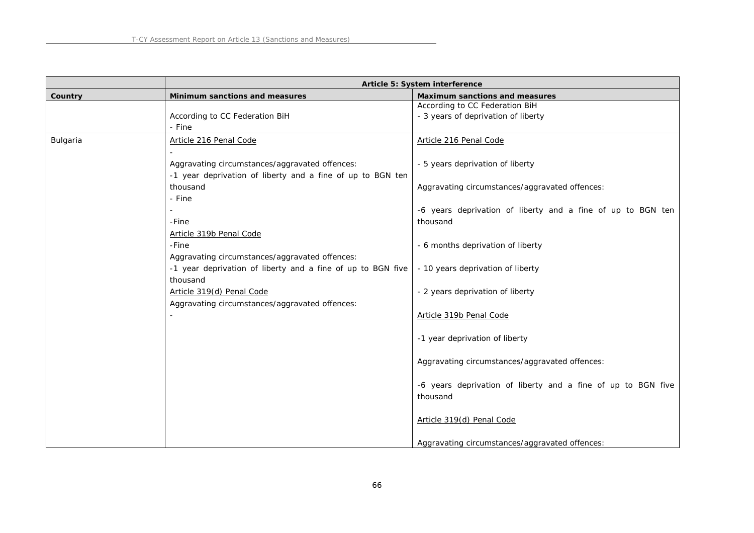|  | Article 5: System interference |  |
| --- | --- | --- |
| Country | Minimum sanctions and measures | Maximum sanctions and measures |
|  | According to CC Federation BiH<br>- Fine | According to CC Federation BiH<br>- 3 years of deprivation of liberty |
| Bulgaria | Article 216 Penal Code<br>-<br>Aggravating circumstances/aggravated offences:<br>-1 year deprivation of liberty and a fine of up to BGN ten thousand<br>- Fine<br>-<br>-Fine<br>Article 319b Penal Code<br>-Fine<br>Aggravating circumstances/aggravated offences:<br>-1 year deprivation of liberty and a fine of up to BGN five thousand<br>Article 319(d) Penal Code<br>Aggravating circumstances/aggravated offences:<br>- | Article 216 Penal Code<br>- 5 years deprivation of liberty<br>Aggravating circumstances/aggravated offences:<br>-6 years deprivation of liberty and a fine of up to BGN ten thousand<br>- 6 months deprivation of liberty<br>- 10 years deprivation of liberty<br>- 2 years deprivation of liberty<br>Article 319b Penal Code<br>-1 year deprivation of liberty<br>Aggravating circumstances/aggravated offences:<br>-6 years deprivation of liberty and a fine of up to BGN five thousand<br>Article 319(d) Penal Code<br>Aggravating circumstances/aggravated offences: |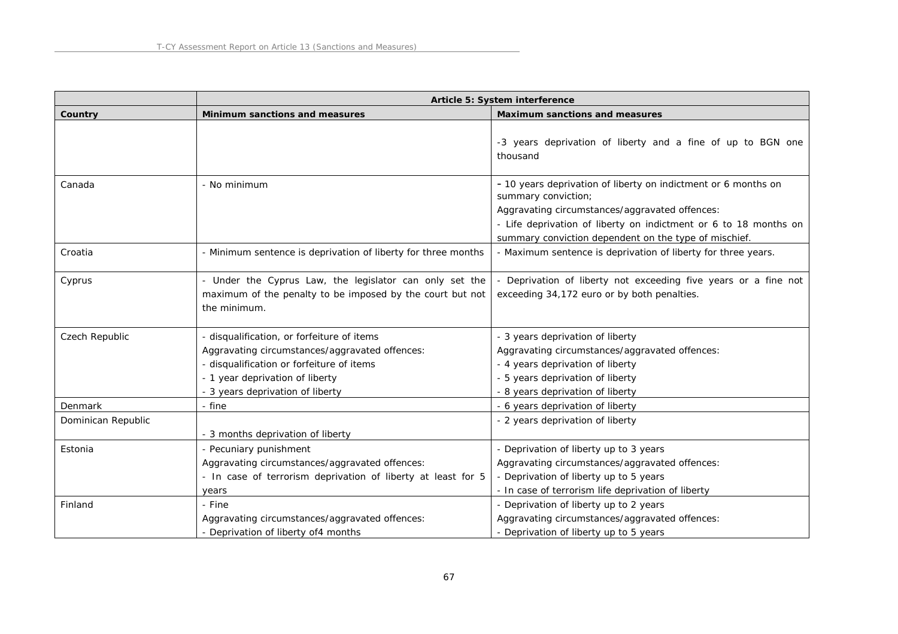| | Article 5: System interference | |
|---|---|---|
| **Country** | **Minimum sanctions and measures** | **Maximum sanctions and measures** |
| | | -3 years deprivation of liberty and a fine of up to BGN one thousand |
| Canada | - No minimum | – 10 years deprivation of liberty on indictment or 6 months on summary conviction;<br>Aggravating circumstances/aggravated offences:<br>- Life deprivation of liberty on indictment or 6 to 18 months on summary conviction dependent on the type of mischief. |
| Croatia | - Minimum sentence is deprivation of liberty for three months | - Maximum sentence is deprivation of liberty for three years. |
| Cyprus | - Under the Cyprus Law, the legislator can only set the maximum of the penalty to be imposed by the court but not the minimum. | - Deprivation of liberty not exceeding five years or a fine not exceeding 34,172 euro or by both penalties. |
| Czech Republic | - disqualification, or forfeiture of items<br>Aggravating circumstances/aggravated offences:<br>- disqualification or forfeiture of items<br>- 1 year deprivation of liberty<br>- 3 years deprivation of liberty | - 3 years deprivation of liberty<br>Aggravating circumstances/aggravated offences:<br>- 4 years deprivation of liberty<br>- 5 years deprivation of liberty<br>- 8 years deprivation of liberty |
| Denmark | - fine | - 6 years deprivation of liberty |
| Dominican Republic | - 3 months deprivation of liberty | - 2 years deprivation of liberty |
| Estonia | - Pecuniary punishment<br>Aggravating circumstances/aggravated offences:<br>- In case of terrorism deprivation of liberty at least for 5 years | - Deprivation of liberty up to 3 years<br>Aggravating circumstances/aggravated offences:<br>- Deprivation of liberty up to 5 years<br>- In case of terrorism life deprivation of liberty |
| Finland | - Fine<br>Aggravating circumstances/aggravated offences:<br>- Deprivation of liberty of4 months | - Deprivation of liberty up to 2 years<br>Aggravating circumstances/aggravated offences:<br>- Deprivation of liberty up to 5 years |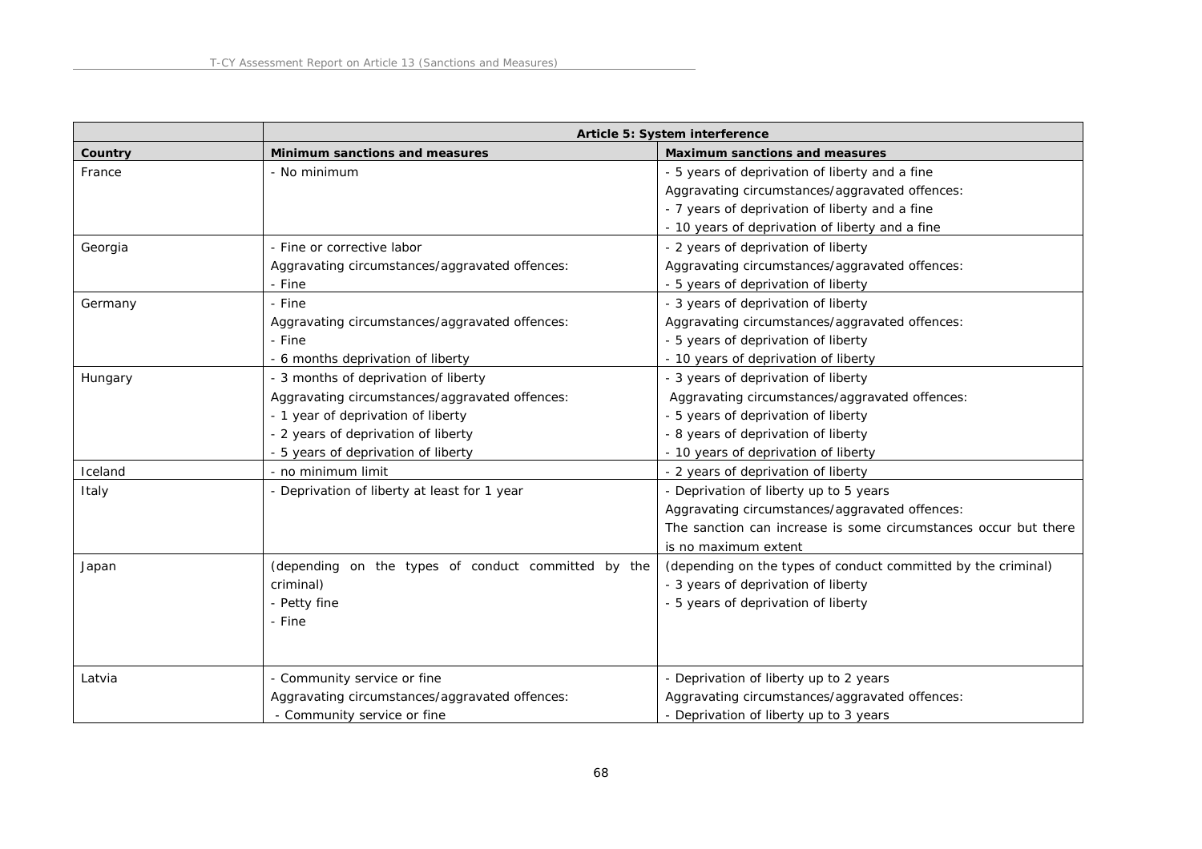| | Article 5: System interference | |
|---|---|---|
| **Country** | **Minimum sanctions and measures** | **Maximum sanctions and measures** |
| France | - No minimum | - 5 years of deprivation of liberty and a fine<br>Aggravating circumstances/aggravated offences:<br>- 7 years of deprivation of liberty and a fine<br>- 10 years of deprivation of liberty and a fine |
| Georgia | - Fine or corrective labor<br>Aggravating circumstances/aggravated offences:<br>- Fine | - 2 years of deprivation of liberty<br>Aggravating circumstances/aggravated offences:<br>- 5 years of deprivation of liberty |
| Germany | - Fine<br>Aggravating circumstances/aggravated offences:<br>- Fine<br>- 6 months deprivation of liberty | - 3 years of deprivation of liberty<br>Aggravating circumstances/aggravated offences:<br>- 5 years of deprivation of liberty<br>- 10 years of deprivation of liberty |
| Hungary | - 3 months of deprivation of liberty<br>Aggravating circumstances/aggravated offences:<br>- 1 year of deprivation of liberty<br>- 2 years of deprivation of liberty<br>- 5 years of deprivation of liberty | - 3 years of deprivation of liberty<br>Aggravating circumstances/aggravated offences:<br>- 5 years of deprivation of liberty<br>- 8 years of deprivation of liberty<br>- 10 years of deprivation of liberty |
| Iceland | - no minimum limit | - 2 years of deprivation of liberty |
| Italy | - Deprivation of liberty at least for 1 year | - Deprivation of liberty up to 5 years<br>Aggravating circumstances/aggravated offences:<br>The sanction can increase is some circumstances occur but there is no maximum extent |
| Japan | (depending on the types of conduct committed by the criminal)<br>- Petty fine<br>- Fine | (depending on the types of conduct committed by the criminal)<br>- 3 years of deprivation of liberty<br>- 5 years of deprivation of liberty |
| Latvia | - Community service or fine<br>Aggravating circumstances/aggravated offences:<br>- Community service or fine | - Deprivation of liberty up to 2 years<br>Aggravating circumstances/aggravated offences:<br>- Deprivation of liberty up to 3 years |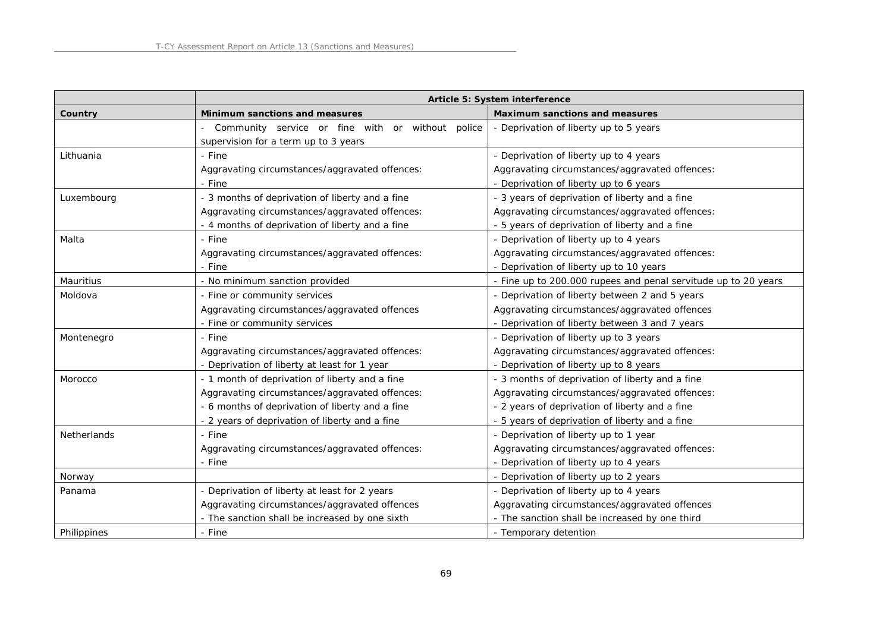| | Article 5: System interference | |
|---|---|---|
| **Country** | **Minimum sanctions and measures** | **Maximum sanctions and measures** |
| | - Community service or fine with or without police supervision for a term up to 3 years | - Deprivation of liberty up to 5 years |
| Lithuania | - Fine<br>Aggravating circumstances/aggravated offences:<br>- Fine | - Deprivation of liberty up to 4 years<br>Aggravating circumstances/aggravated offences:<br>- Deprivation of liberty up to 6 years |
| Luxembourg | - 3 months of deprivation of liberty and a fine<br>Aggravating circumstances/aggravated offences:<br>- 4 months of deprivation of liberty and a fine | - 3 years of deprivation of liberty and a fine<br>Aggravating circumstances/aggravated offences:<br>- 5 years of deprivation of liberty and a fine |
| Malta | - Fine<br>Aggravating circumstances/aggravated offences:<br>- Fine | - Deprivation of liberty up to 4 years<br>Aggravating circumstances/aggravated offences:<br>- Deprivation of liberty up to 10 years |
| Mauritius | - No minimum sanction provided | - Fine up to 200.000 rupees and penal servitude up to 20 years |
| Moldova | - Fine or community services<br>Aggravating circumstances/aggravated offences<br>- Fine or community services | - Deprivation of liberty between 2 and 5 years<br>Aggravating circumstances/aggravated offences<br>- Deprivation of liberty between 3 and 7 years |
| Montenegro | - Fine<br>Aggravating circumstances/aggravated offences:<br>- Deprivation of liberty at least for 1 year | - Deprivation of liberty up to 3 years<br>Aggravating circumstances/aggravated offences:<br>- Deprivation of liberty up to 8 years |
| Morocco | - 1 month of deprivation of liberty and a fine<br>Aggravating circumstances/aggravated offences:<br>- 6 months of deprivation of liberty and a fine<br>- 2 years of deprivation of liberty and a fine | - 3 months of deprivation of liberty and a fine<br>Aggravating circumstances/aggravated offences:<br>- 2 years of deprivation of liberty and a fine<br>- 5 years of deprivation of liberty and a fine |
| Netherlands | - Fine<br>Aggravating circumstances/aggravated offences:<br>- Fine | - Deprivation of liberty up to 1 year<br>Aggravating circumstances/aggravated offences:<br>- Deprivation of liberty up to 4 years |
| Norway | | - Deprivation of liberty up to 2 years |
| Panama | - Deprivation of liberty at least for 2 years<br>Aggravating circumstances/aggravated offences<br>- The sanction shall be increased by one sixth | - Deprivation of liberty up to 4 years<br>Aggravating circumstances/aggravated offences<br>- The sanction shall be increased by one third |
| Philippines | - Fine | - Temporary detention |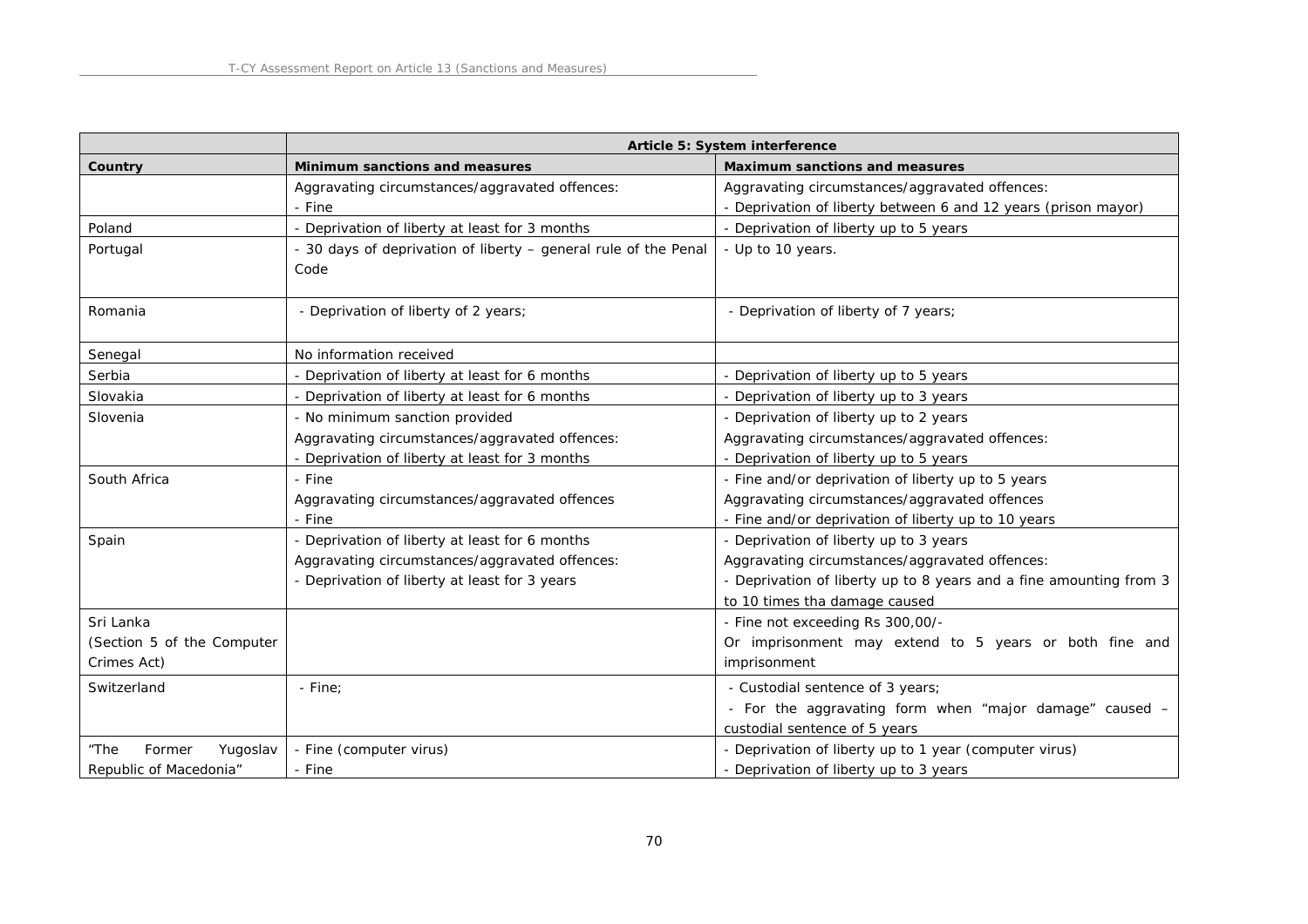| | Article 5: System interference | |
|---|---|---|
| **Country** | **Minimum sanctions and measures** | **Maximum sanctions and measures** |
| | Aggravating circumstances/aggravated offences:<br>- Fine | Aggravating circumstances/aggravated offences:<br>- Deprivation of liberty between 6 and 12 years (prison mayor) |
| Poland | - Deprivation of liberty at least for 3 months | - Deprivation of liberty up to 5 years |
| Portugal | - 30 days of deprivation of liberty – general rule of the Penal Code | - Up to 10 years. |
| Romania | - Deprivation of liberty of 2 years; | - Deprivation of liberty of 7 years; |
| Senegal | No information received | |
| Serbia | - Deprivation of liberty at least for 6 months | - Deprivation of liberty up to 5 years |
| Slovakia | - Deprivation of liberty at least for 6 months | - Deprivation of liberty up to 3 years |
| Slovenia | - No minimum sanction provided<br>Aggravating circumstances/aggravated offences:<br>- Deprivation of liberty at least for 3 months | - Deprivation of liberty up to 2 years<br>Aggravating circumstances/aggravated offences:<br>- Deprivation of liberty up to 5 years |
| South Africa | - Fine<br>Aggravating circumstances/aggravated offences<br>- Fine | - Fine and/or deprivation of liberty up to 5 years<br>Aggravating circumstances/aggravated offences<br>- Fine and/or deprivation of liberty up to 10 years |
| Spain | - Deprivation of liberty at least for 6 months<br>Aggravating circumstances/aggravated offences:<br>- Deprivation of liberty at least for 3 years | - Deprivation of liberty up to 3 years<br>Aggravating circumstances/aggravated offences:<br>- Deprivation of liberty up to 8 years and a fine amounting from 3 to 10 times tha damage caused |
| Sri Lanka<br>(Section 5 of the Computer Crimes Act) | | - Fine not exceeding Rs 300,00/-<br>Or imprisonment may extend to 5 years or both fine and imprisonment |
| Switzerland | - Fine; | - Custodial sentence of 3 years;<br>- For the aggravating form when "major damage" caused – custodial sentence of 5 years |
| "The Former Yugoslav Republic of Macedonia" | - Fine (computer virus)<br>- Fine | - Deprivation of liberty up to 1 year (computer virus)<br>- Deprivation of liberty up to 3 years |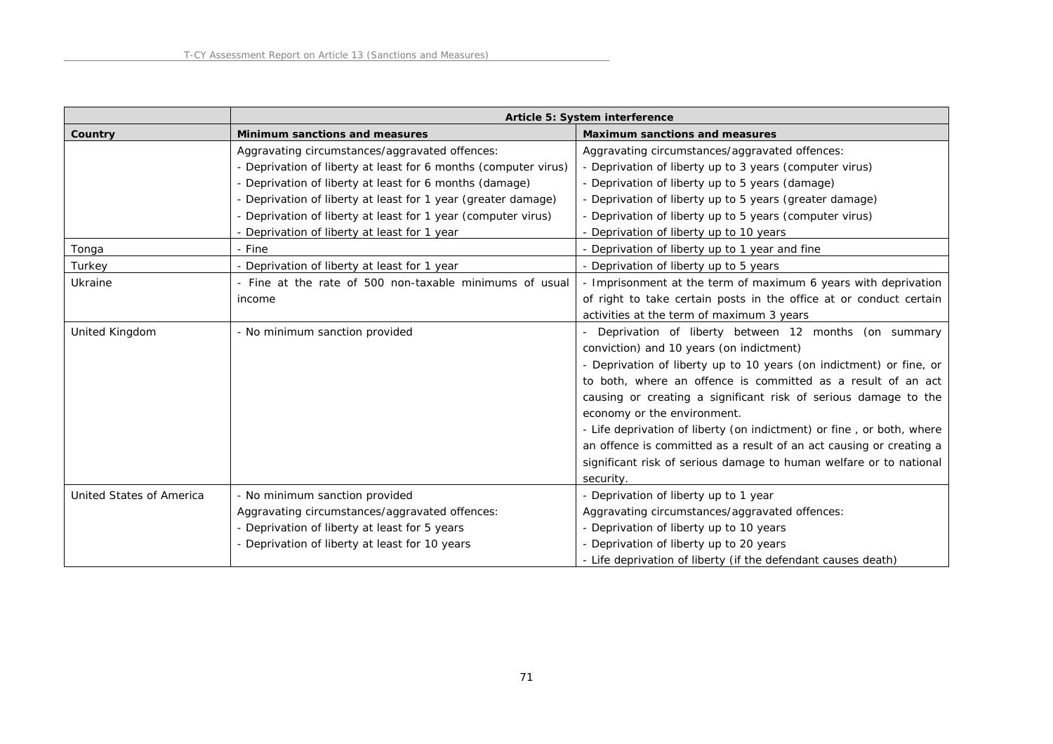| | Article 5: System interference | |
|---|---|---|
| **Country** | **Minimum sanctions and measures** | **Maximum sanctions and measures** |
| | Aggravating circumstances/aggravated offences:<br>- Deprivation of liberty at least for 6 months (computer virus)<br>- Deprivation of liberty at least for 6 months (damage)<br>- Deprivation of liberty at least for 1 year (greater damage)<br>- Deprivation of liberty at least for 1 year (computer virus)<br>- Deprivation of liberty at least for 1 year | Aggravating circumstances/aggravated offences:<br>- Deprivation of liberty up to 3 years (computer virus)<br>- Deprivation of liberty up to 5 years (damage)<br>- Deprivation of liberty up to 5 years (greater damage)<br>- Deprivation of liberty up to 5 years (computer virus)<br>- Deprivation of liberty up to 10 years |
| Tonga | - Fine | - Deprivation of liberty up to 1 year and fine |
| Turkey | - Deprivation of liberty at least for 1 year | - Deprivation of liberty up to 5 years |
| Ukraine | - Fine at the rate of 500 non-taxable minimums of usual income | - Imprisonment at the term of maximum 6 years with deprivation of right to take certain posts in the office at or conduct certain activities at the term of maximum 3 years |
| United Kingdom | - No minimum sanction provided | - Deprivation of liberty between 12 months (on summary conviction) and 10 years (on indictment)<br>- Deprivation of liberty up to 10 years (on indictment) or fine, or to both, where an offence is committed as a result of an act causing or creating a significant risk of serious damage to the economy or the environment.<br>- Life deprivation of liberty (on indictment) or fine , or both, where an offence is committed as a result of an act causing or creating a significant risk of serious damage to human welfare or to national security. |
| United States of America | - No minimum sanction provided<br>Aggravating circumstances/aggravated offences:<br>- Deprivation of liberty at least for 5 years<br>- Deprivation of liberty at least for 10 years | - Deprivation of liberty up to 1 year<br>Aggravating circumstances/aggravated offences:<br>- Deprivation of liberty up to 10 years<br>- Deprivation of liberty up to 20 years<br>- Life deprivation of liberty (if the defendant causes death) |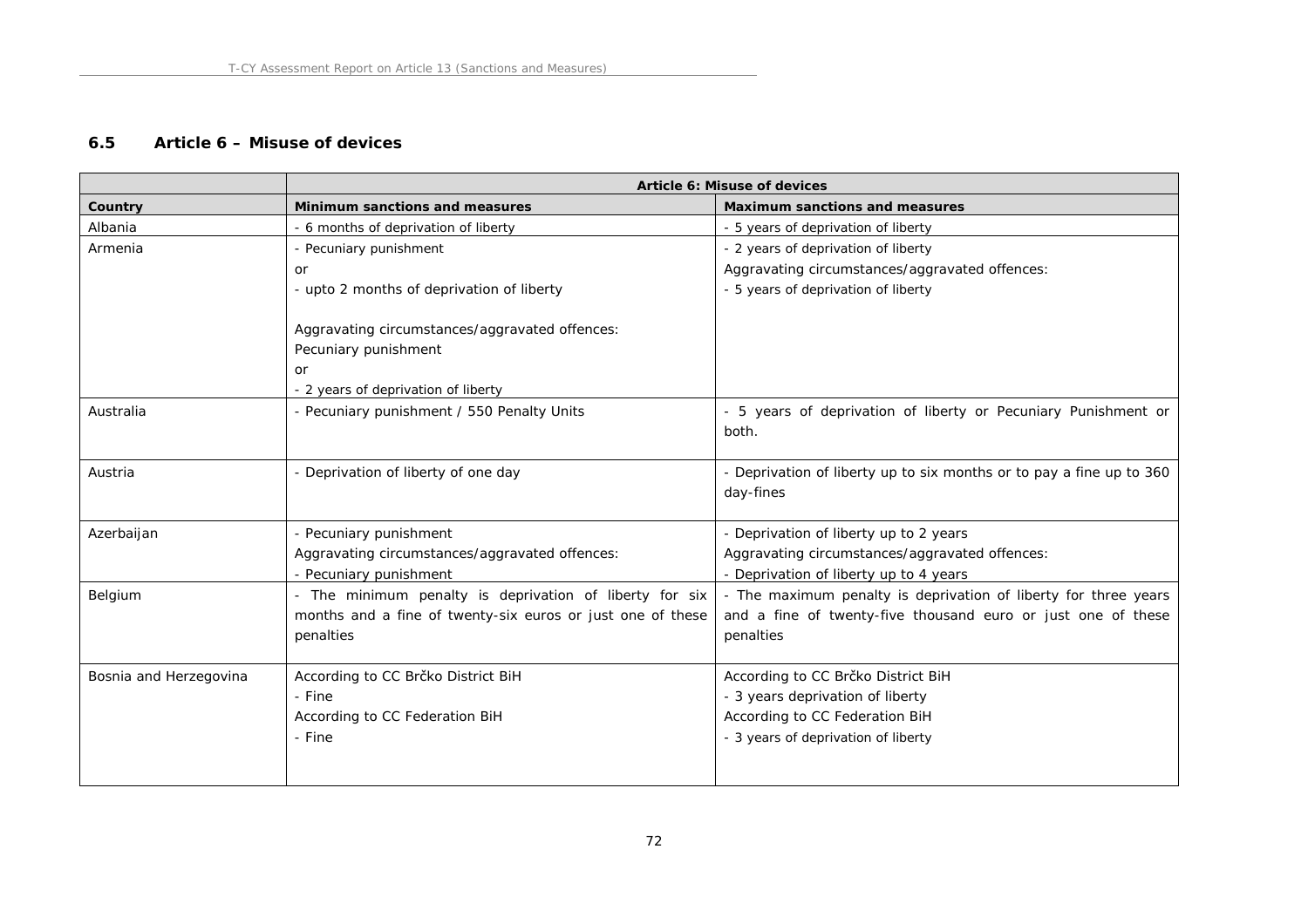## 6.5 Article 6 – Misuse of devices

| | Article 6: Misuse of devices | |
|---|---|---|
| **Country** | **Minimum sanctions and measures** | **Maximum sanctions and measures** |
| Albania | - 6 months of deprivation of liberty | - 5 years of deprivation of liberty |
| Armenia | - Pecuniary punishment<br>or<br>- upto 2 months of deprivation of liberty<br><br>Aggravating circumstances/aggravated offences:<br>Pecuniary punishment<br>or<br>- 2 years of deprivation of liberty | - 2 years of deprivation of liberty<br>Aggravating circumstances/aggravated offences:<br>- 5 years of deprivation of liberty |
| Australia | - Pecuniary punishment / 550 Penalty Units | - 5 years of deprivation of liberty or Pecuniary Punishment or both. |
| Austria | - Deprivation of liberty of one day | - Deprivation of liberty up to six months or to pay a fine up to 360 day-fines |
| Azerbaijan | - Pecuniary punishment<br>Aggravating circumstances/aggravated offences:<br>- Pecuniary punishment | - Deprivation of liberty up to 2 years<br>Aggravating circumstances/aggravated offences:<br>- Deprivation of liberty up to 4 years |
| Belgium | - The minimum penalty is deprivation of liberty for six months and a fine of twenty-six euros or just one of these penalties | - The maximum penalty is deprivation of liberty for three years and a fine of twenty-five thousand euro or just one of these penalties |
| Bosnia and Herzegovina | According to CC Brčko District BiH<br>- Fine<br>According to CC Federation BiH<br>- Fine | According to CC Brčko District BiH<br>- 3 years deprivation of liberty<br>According to CC Federation BiH<br>- 3 years of deprivation of liberty |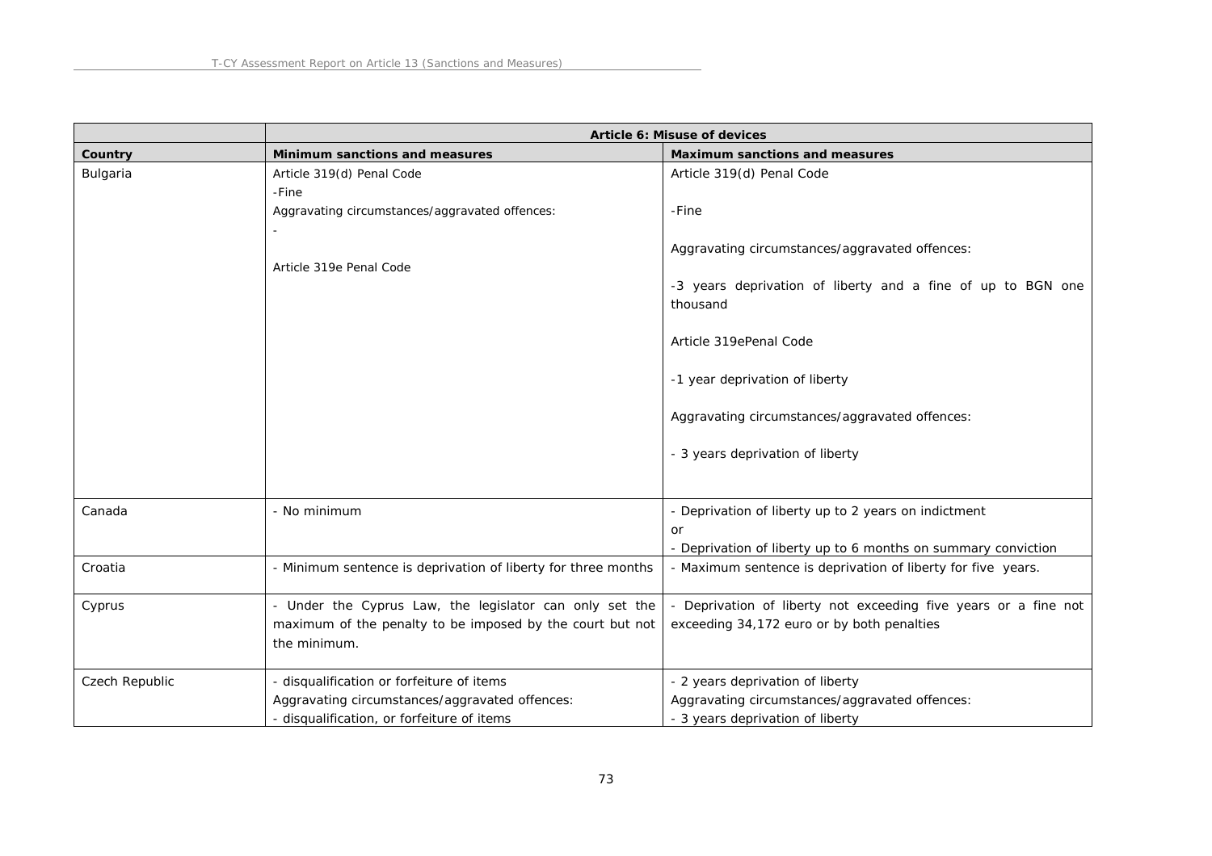| | Article 6: Misuse of devices | |
|---|---|---|
| **Country** | **Minimum sanctions and measures** | **Maximum sanctions and measures** |
| Bulgaria | Article 319(d) Penal Code<br>-Fine<br>Aggravating circumstances/aggravated offences:<br>-<br><br>Article 319e Penal Code | Article 319(d) Penal Code<br><br>-Fine<br><br>Aggravating circumstances/aggravated offences:<br><br>-3 years deprivation of liberty and a fine of up to BGN one thousand<br><br>Article 319ePenal Code<br><br>-1 year deprivation of liberty<br><br>Aggravating circumstances/aggravated offences:<br><br>- 3 years deprivation of liberty |
| Canada | - No minimum | - Deprivation of liberty up to 2 years on indictment<br>or<br>- Deprivation of liberty up to 6 months on summary conviction |
| Croatia | - Minimum sentence is deprivation of liberty for three months | - Maximum sentence is deprivation of liberty for five years. |
| Cyprus | - Under the Cyprus Law, the legislator can only set the maximum of the penalty to be imposed by the court but not the minimum. | - Deprivation of liberty not exceeding five years or a fine not exceeding 34,172 euro or by both penalties |
| Czech Republic | - disqualification or forfeiture of items<br>Aggravating circumstances/aggravated offences:<br>- disqualification, or forfeiture of items | - 2 years deprivation of liberty<br>Aggravating circumstances/aggravated offences:<br>- 3 years deprivation of liberty |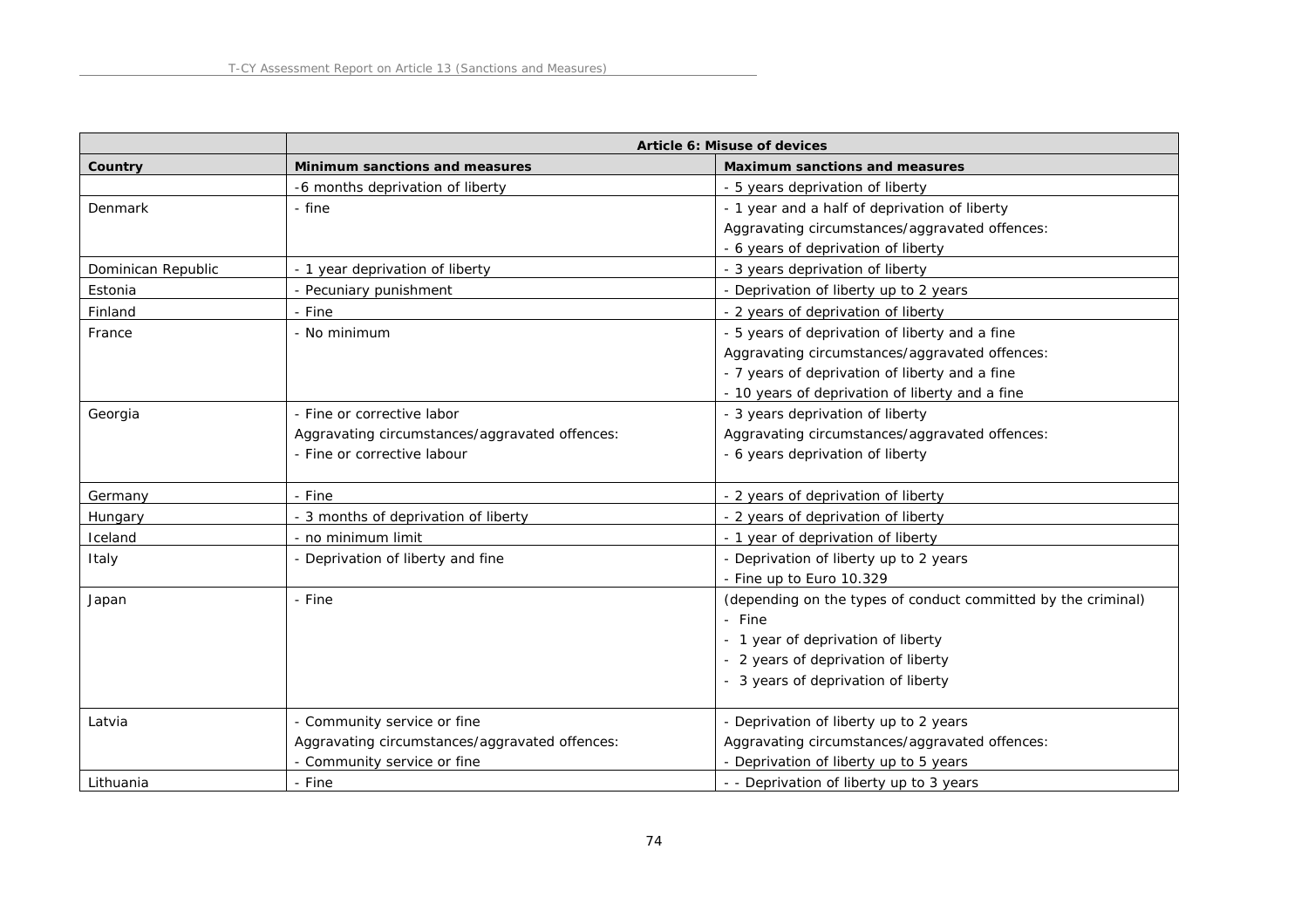| | Article 6: Misuse of devices | |
|---|---|---|
| Country | Minimum sanctions and measures | Maximum sanctions and measures |
| | -6 months deprivation of liberty | - 5 years deprivation of liberty |
| Denmark | - fine | - 1 year and a half of deprivation of liberty<br>Aggravating circumstances/aggravated offences:<br>- 6 years of deprivation of liberty |
| Dominican Republic | - 1 year deprivation of liberty | - 3 years deprivation of liberty |
| Estonia | - Pecuniary punishment | - Deprivation of liberty up to 2 years |
| Finland | - Fine | - 2 years of deprivation of liberty |
| France | - No minimum | - 5 years of deprivation of liberty and a fine<br>Aggravating circumstances/aggravated offences:<br>- 7 years of deprivation of liberty and a fine<br>- 10 years of deprivation of liberty and a fine |
| Georgia | - Fine or corrective labor<br>Aggravating circumstances/aggravated offences:<br>- Fine or corrective labour | - 3 years deprivation of liberty<br>Aggravating circumstances/aggravated offences:<br>- 6 years deprivation of liberty |
| Germany | - Fine | - 2 years of deprivation of liberty |
| Hungary | - 3 months of deprivation of liberty | - 2 years of deprivation of liberty |
| Iceland | - no minimum limit | - 1 year of deprivation of liberty |
| Italy | - Deprivation of liberty and fine | - Deprivation of liberty up to 2 years<br>- Fine up to Euro 10.329 |
| Japan | - Fine | (depending on the types of conduct committed by the criminal)<br>- Fine<br>- 1 year of deprivation of liberty<br>- 2 years of deprivation of liberty<br>- 3 years of deprivation of liberty |
| Latvia | - Community service or fine<br>Aggravating circumstances/aggravated offences:<br>- Community service or fine | - Deprivation of liberty up to 2 years<br>Aggravating circumstances/aggravated offences:<br>- Deprivation of liberty up to 5 years |
| Lithuania | - Fine | - - Deprivation of liberty up to 3 years |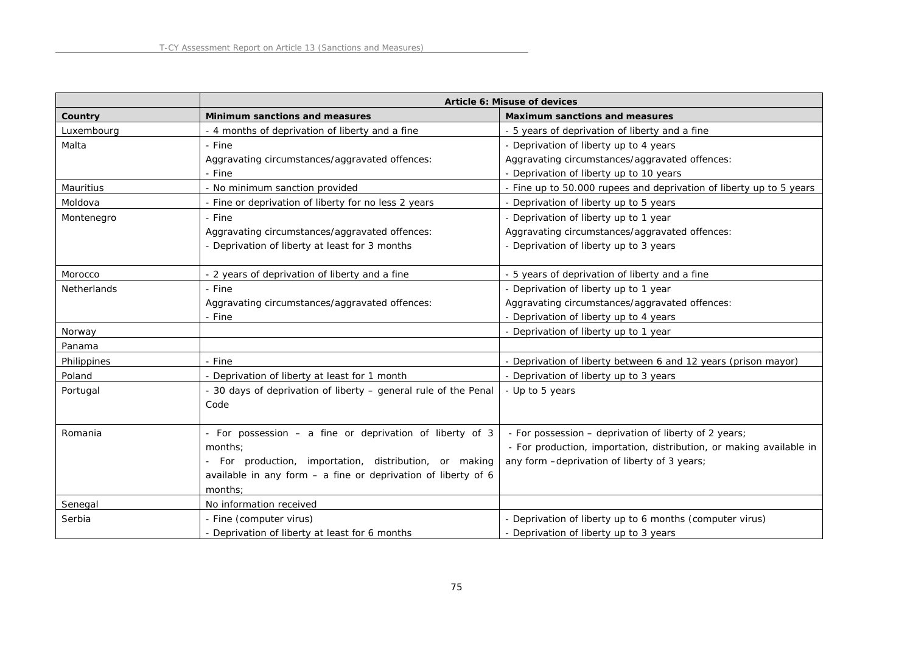| | Article 6: Misuse of devices | |
|---|---|---|
| **Country** | **Minimum sanctions and measures** | **Maximum sanctions and measures** |
| Luxembourg | - 4 months of deprivation of liberty and a fine | - 5 years of deprivation of liberty and a fine |
| Malta | - Fine<br>Aggravating circumstances/aggravated offences:<br>- Fine | - Deprivation of liberty up to 4 years<br>Aggravating circumstances/aggravated offences:<br>- Deprivation of liberty up to 10 years |
| Mauritius | - No minimum sanction provided | - Fine up to 50.000 rupees and deprivation of liberty up to 5 years |
| Moldova | - Fine or deprivation of liberty for no less 2 years | - Deprivation of liberty up to 5 years |
| Montenegro | - Fine<br>Aggravating circumstances/aggravated offences:<br>- Deprivation of liberty at least for 3 months | - Deprivation of liberty up to 1 year<br>Aggravating circumstances/aggravated offences:<br>- Deprivation of liberty up to 3 years |
| Morocco | - 2 years of deprivation of liberty and a fine | - 5 years of deprivation of liberty and a fine |
| Netherlands | - Fine<br>Aggravating circumstances/aggravated offences:<br>- Fine | - Deprivation of liberty up to 1 year<br>Aggravating circumstances/aggravated offences:<br>- Deprivation of liberty up to 4 years |
| Norway | | - Deprivation of liberty up to 1 year |
| Panama | | |
| Philippines | - Fine | - Deprivation of liberty between 6 and 12 years (prison mayor) |
| Poland | - Deprivation of liberty at least for 1 month | - Deprivation of liberty up to 3 years |
| Portugal | - 30 days of deprivation of liberty – general rule of the Penal Code | - Up to 5 years |
| Romania | - For possession – a fine or deprivation of liberty of 3 months;<br>- For production, importation, distribution, or making available in any form – a fine or deprivation of liberty of 6 months; | - For possession – deprivation of liberty of 2 years;<br>- For production, importation, distribution, or making available in any form –deprivation of liberty of 3 years; |
| Senegal | No information received | |
| Serbia | - Fine (computer virus)<br>- Deprivation of liberty at least for 6 months | - Deprivation of liberty up to 6 months (computer virus)<br>- Deprivation of liberty up to 3 years |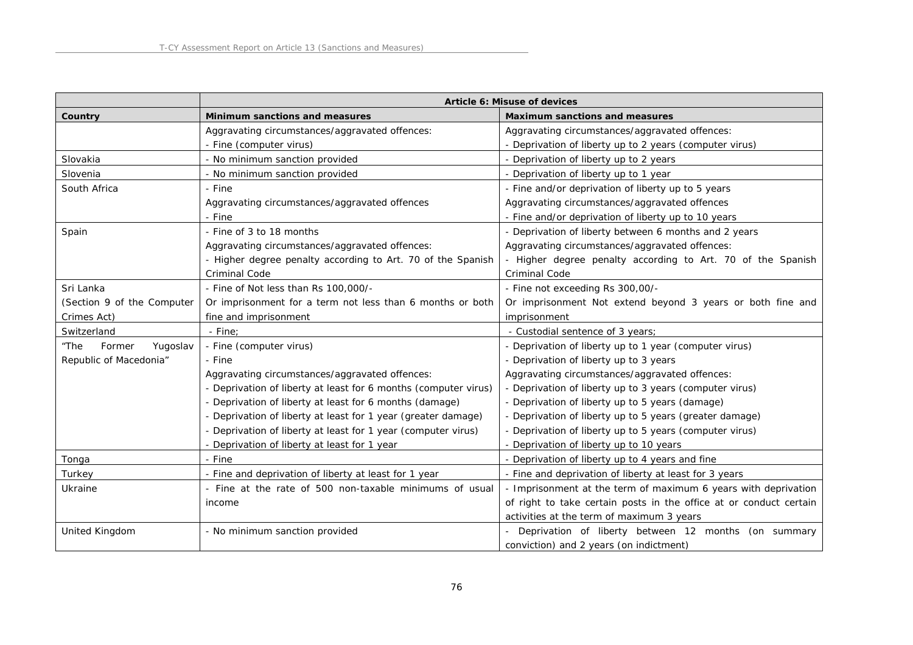| | Article 6: Misuse of devices | |
|---|---|---|
| Country | Minimum sanctions and measures | Maximum sanctions and measures |
| | Aggravating circumstances/aggravated offences:<br>- Fine (computer virus) | Aggravating circumstances/aggravated offences:<br>- Deprivation of liberty up to 2 years (computer virus) |
| Slovakia | - No minimum sanction provided | - Deprivation of liberty up to 2 years |
| Slovenia | - No minimum sanction provided | - Deprivation of liberty up to 1 year |
| South Africa | - Fine<br>Aggravating circumstances/aggravated offences<br>- Fine | - Fine and/or deprivation of liberty up to 5 years<br>Aggravating circumstances/aggravated offences<br>- Fine and/or deprivation of liberty up to 10 years |
| Spain | - Fine of 3 to 18 months<br>Aggravating circumstances/aggravated offences:<br>- Higher degree penalty according to Art. 70 of the Spanish Criminal Code | - Deprivation of liberty between 6 months and 2 years<br>Aggravating circumstances/aggravated offences:<br>- Higher degree penalty according to Art. 70 of the Spanish Criminal Code |
| Sri Lanka (Section 9 of the Computer Crimes Act) | - Fine of Not less than Rs 100,000/-<br>Or imprisonment for a term not less than 6 months or both fine and imprisonment | - Fine not exceeding Rs 300,00/-<br>Or imprisonment Not extend beyond 3 years or both fine and imprisonment |
| Switzerland | - Fine; | - Custodial sentence of 3 years; |
| "The Former Yugoslav Republic of Macedonia" | - Fine (computer virus)<br>- Fine<br>Aggravating circumstances/aggravated offences:<br>- Deprivation of liberty at least for 6 months (computer virus)<br>- Deprivation of liberty at least for 6 months (damage)<br>- Deprivation of liberty at least for 1 year (greater damage)<br>- Deprivation of liberty at least for 1 year (computer virus)<br>- Deprivation of liberty at least for 1 year | - Deprivation of liberty up to 1 year (computer virus)<br>- Deprivation of liberty up to 3 years<br>Aggravating circumstances/aggravated offences:<br>- Deprivation of liberty up to 3 years (computer virus)<br>- Deprivation of liberty up to 5 years (damage)<br>- Deprivation of liberty up to 5 years (greater damage)<br>- Deprivation of liberty up to 5 years (computer virus)<br>- Deprivation of liberty up to 10 years |
| Tonga | - Fine | - Deprivation of liberty up to 4 years and fine |
| Turkey | - Fine and deprivation of liberty at least for 1 year | - Fine and deprivation of liberty at least for 3 years |
| Ukraine | - Fine at the rate of 500 non-taxable minimums of usual income | - Imprisonment at the term of maximum 6 years with deprivation of right to take certain posts in the office at or conduct certain activities at the term of maximum 3 years |
| United Kingdom | - No minimum sanction provided | - Deprivation of liberty between 12 months (on summary conviction) and 2 years (on indictment) |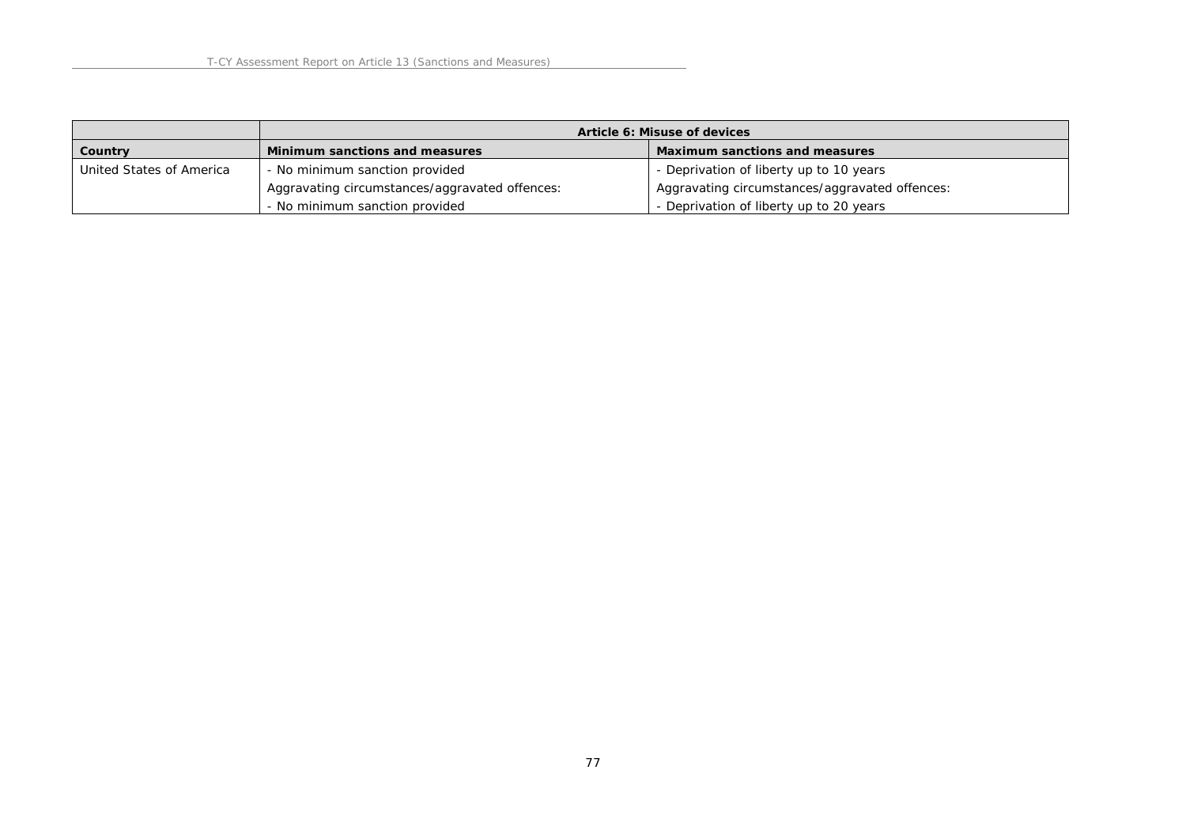| | Article 6: Misuse of devices | |
|---|---|---|
| **Country** | **Minimum sanctions and measures** | **Maximum sanctions and measures** |
| United States of America | - No minimum sanction provided<br>Aggravating circumstances/aggravated offences:<br>- No minimum sanction provided | - Deprivation of liberty up to 10 years<br>Aggravating circumstances/aggravated offences:<br>- Deprivation of liberty up to 20 years |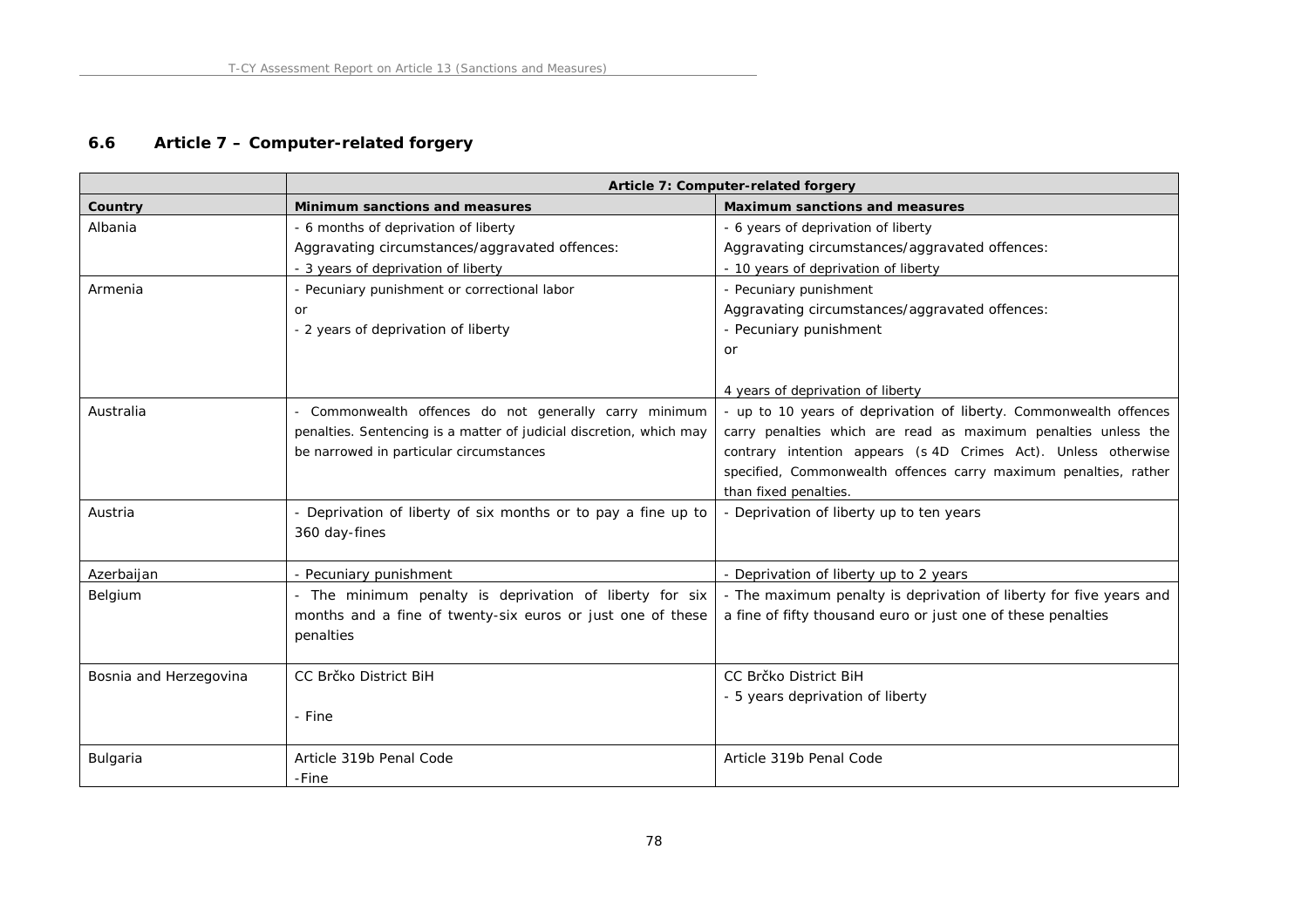## 6.6 Article 7 – Computer-related forgery

| | **Article 7: Computer-related forgery** | |
|---|---|---|
| **Country** | **Minimum sanctions and measures** | **Maximum sanctions and measures** |
| Albania | - 6 months of deprivation of liberty<br>Aggravating circumstances/aggravated offences:<br>- 3 years of deprivation of liberty | - 6 years of deprivation of liberty<br>Aggravating circumstances/aggravated offences:<br>- 10 years of deprivation of liberty |
| Armenia | - Pecuniary punishment or correctional labor<br>or<br>- 2 years of deprivation of liberty | - Pecuniary punishment<br>Aggravating circumstances/aggravated offences:<br>- Pecuniary punishment<br>or<br><br>4 years of deprivation of liberty |
| Australia | - Commonwealth offences do not generally carry minimum penalties. Sentencing is a matter of judicial discretion, which may be narrowed in particular circumstances | - up to 10 years of deprivation of liberty. Commonwealth offences carry penalties which are read as maximum penalties unless the contrary intention appears (s 4D Crimes Act). Unless otherwise specified, Commonwealth offences carry maximum penalties, rather than fixed penalties. |
| Austria | - Deprivation of liberty of six months or to pay a fine up to 360 day-fines | - Deprivation of liberty up to ten years |
| Azerbaijan | - Pecuniary punishment | - Deprivation of liberty up to 2 years |
| Belgium | - The minimum penalty is deprivation of liberty for six months and a fine of twenty-six euros or just one of these penalties | - The maximum penalty is deprivation of liberty for five years and a fine of fifty thousand euro or just one of these penalties |
| Bosnia and Herzegovina | CC Brčko District BiH<br><br>- Fine | CC Brčko District BiH<br>- 5 years deprivation of liberty |
| Bulgaria | Article 319b Penal Code<br>-Fine | Article 319b Penal Code |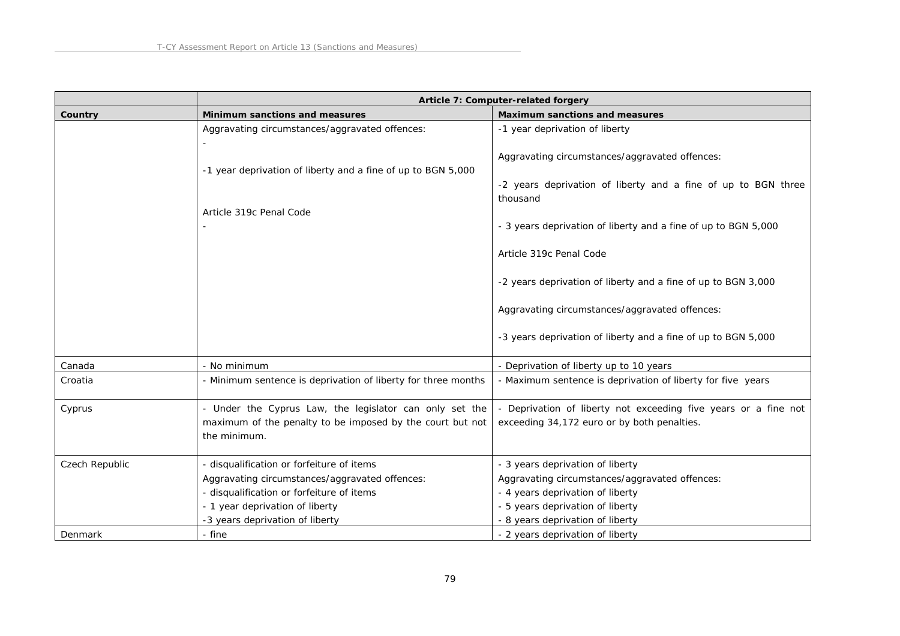| | Article 7: Computer-related forgery | |
|---|---|---|
| Country | Minimum sanctions and measures | Maximum sanctions and measures |
| | Aggravating circumstances/aggravated offences:<br>-<br>-1 year deprivation of liberty and a fine of up to BGN 5,000<br>Article 319c Penal Code<br>- | -1 year deprivation of liberty<br>Aggravating circumstances/aggravated offences:<br>-2 years deprivation of liberty and a fine of up to BGN three thousand<br>- 3 years deprivation of liberty and a fine of up to BGN 5,000<br>Article 319c Penal Code<br>-2 years deprivation of liberty and a fine of up to BGN 3,000<br>Aggravating circumstances/aggravated offences:<br>-3 years deprivation of liberty and a fine of up to BGN 5,000 |
| Canada | - No minimum | - Deprivation of liberty up to 10 years |
| Croatia | - Minimum sentence is deprivation of liberty for three months | - Maximum sentence is deprivation of liberty for five years |
| Cyprus | - Under the Cyprus Law, the legislator can only set the maximum of the penalty to be imposed by the court but not the minimum. | - Deprivation of liberty not exceeding five years or a fine not exceeding 34,172 euro or by both penalties. |
| Czech Republic | - disqualification or forfeiture of items<br>Aggravating circumstances/aggravated offences:<br>- disqualification or forfeiture of items<br>- 1 year deprivation of liberty<br>-3 years deprivation of liberty | - 3 years deprivation of liberty<br>Aggravating circumstances/aggravated offences:<br>- 4 years deprivation of liberty<br>- 5 years deprivation of liberty<br>- 8 years deprivation of liberty |
| Denmark | - fine | - 2 years deprivation of liberty |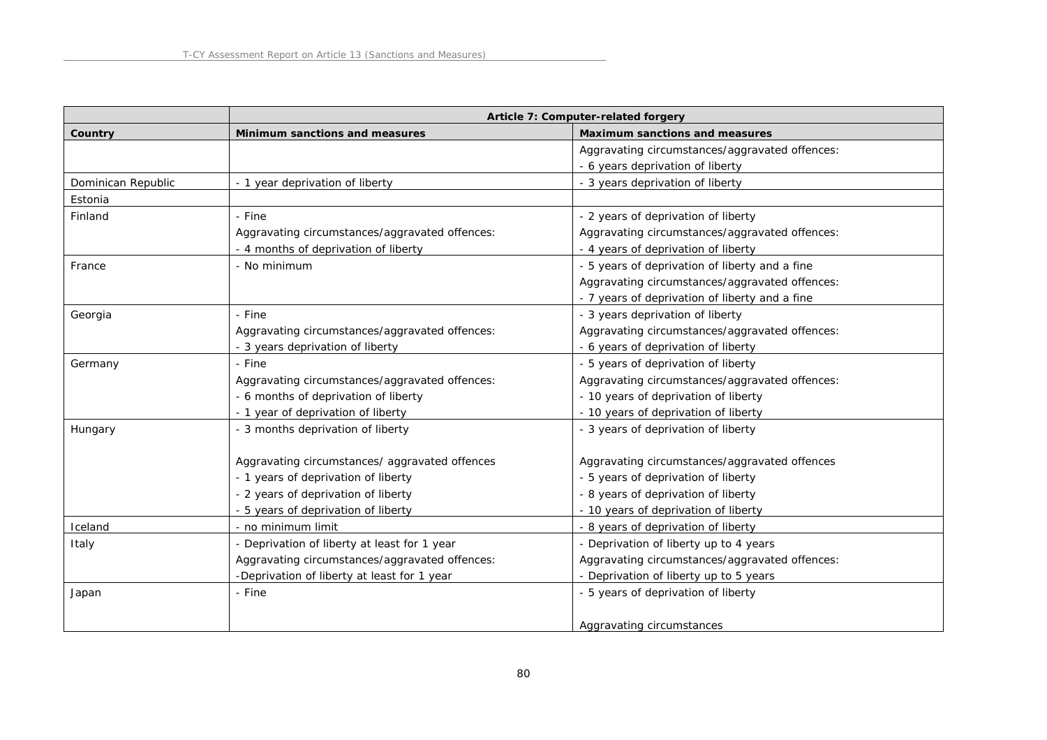| | Article 7: Computer-related forgery | |
|---|---|---|
| Country | Minimum sanctions and measures | Maximum sanctions and measures |
| | | Aggravating circumstances/aggravated offences:<br>- 6 years deprivation of liberty |
| Dominican Republic | - 1 year deprivation of liberty | - 3 years deprivation of liberty |
| Estonia | | |
| Finland | - Fine<br>Aggravating circumstances/aggravated offences:<br>- 4 months of deprivation of liberty | - 2 years of deprivation of liberty<br>Aggravating circumstances/aggravated offences:<br>- 4 years of deprivation of liberty |
| France | - No minimum | - 5 years of deprivation of liberty and a fine<br>Aggravating circumstances/aggravated offences:<br>- 7 years of deprivation of liberty and a fine |
| Georgia | - Fine<br>Aggravating circumstances/aggravated offences:<br>- 3 years deprivation of liberty | - 3 years deprivation of liberty<br>Aggravating circumstances/aggravated offences:<br>- 6 years of deprivation of liberty |
| Germany | - Fine<br>Aggravating circumstances/aggravated offences:<br>- 6 months of deprivation of liberty<br>- 1 year of deprivation of liberty | - 5 years of deprivation of liberty<br>Aggravating circumstances/aggravated offences:<br>- 10 years of deprivation of liberty<br>- 10 years of deprivation of liberty |
| Hungary | - 3 months deprivation of liberty<br><br>Aggravating circumstances/ aggravated offences<br>- 1 years of deprivation of liberty<br>- 2 years of deprivation of liberty<br>- 5 years of deprivation of liberty | - 3 years of deprivation of liberty<br><br>Aggravating circumstances/aggravated offences<br>- 5 years of deprivation of liberty<br>- 8 years of deprivation of liberty<br>- 10 years of deprivation of liberty |
| Iceland | - no minimum limit | - 8 years of deprivation of liberty |
| Italy | - Deprivation of liberty at least for 1 year<br>Aggravating circumstances/aggravated offences:<br>-Deprivation of liberty at least for 1 year | - Deprivation of liberty up to 4 years<br>Aggravating circumstances/aggravated offences:<br>- Deprivation of liberty up to 5 years |
| Japan | - Fine | - 5 years of deprivation of liberty<br><br>Aggravating circumstances |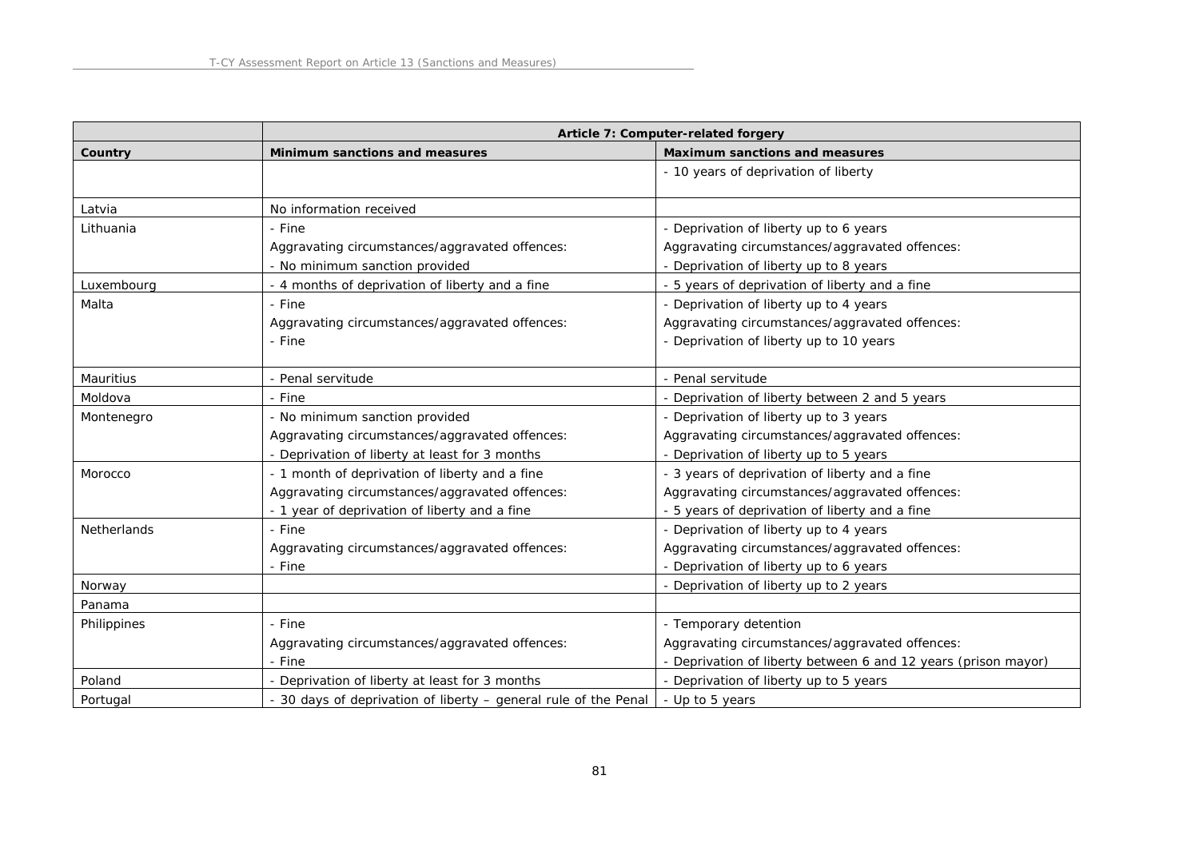| | Article 7: Computer-related forgery | |
|---|---|---|
| Country | Minimum sanctions and measures | Maximum sanctions and measures |
| | | - 10 years of deprivation of liberty |
| Latvia | No information received | |
| Lithuania | - Fine<br>Aggravating circumstances/aggravated offences:<br>- No minimum sanction provided | - Deprivation of liberty up to 6 years<br>Aggravating circumstances/aggravated offences:<br>- Deprivation of liberty up to 8 years |
| Luxembourg | - 4 months of deprivation of liberty and a fine | - 5 years of deprivation of liberty and a fine |
| Malta | - Fine<br>Aggravating circumstances/aggravated offences:<br>- Fine | - Deprivation of liberty up to 4 years<br>Aggravating circumstances/aggravated offences:<br>- Deprivation of liberty up to 10 years |
| Mauritius | - Penal servitude | - Penal servitude |
| Moldova | - Fine | - Deprivation of liberty between 2 and 5 years |
| Montenegro | - No minimum sanction provided<br>Aggravating circumstances/aggravated offences:<br>- Deprivation of liberty at least for 3 months | - Deprivation of liberty up to 3 years<br>Aggravating circumstances/aggravated offences:<br>- Deprivation of liberty up to 5 years |
| Morocco | - 1 month of deprivation of liberty and a fine<br>Aggravating circumstances/aggravated offences:<br>- 1 year of deprivation of liberty and a fine | - 3 years of deprivation of liberty and a fine<br>Aggravating circumstances/aggravated offences:<br>- 5 years of deprivation of liberty and a fine |
| Netherlands | - Fine<br>Aggravating circumstances/aggravated offences:<br>- Fine | - Deprivation of liberty up to 4 years<br>Aggravating circumstances/aggravated offences:<br>- Deprivation of liberty up to 6 years |
| Norway | | - Deprivation of liberty up to 2 years |
| Panama | | |
| Philippines | - Fine<br>Aggravating circumstances/aggravated offences:<br>- Fine | - Temporary detention<br>Aggravating circumstances/aggravated offences:<br>- Deprivation of liberty between 6 and 12 years (prison mayor) |
| Poland | - Deprivation of liberty at least for 3 months | - Deprivation of liberty up to 5 years |
| Portugal | - 30 days of deprivation of liberty – general rule of the Penal | - Up to 5 years |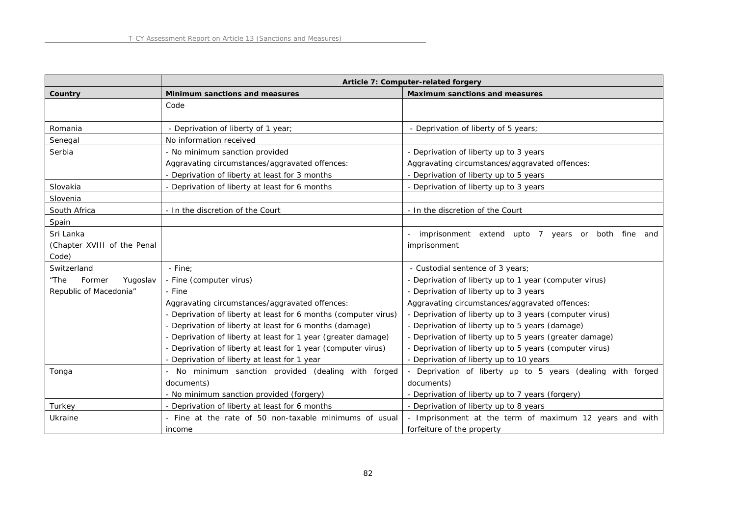| | Article 7: Computer-related forgery | |
|---|---|---|
| Country | Minimum sanctions and measures | Maximum sanctions and measures |
| | Code | |
| Romania | - Deprivation of liberty of 1 year; | - Deprivation of liberty of 5 years; |
| Senegal | No information received | |
| Serbia | - No minimum sanction provided<br>Aggravating circumstances/aggravated offences:<br>- Deprivation of liberty at least for 3 months | - Deprivation of liberty up to 3 years<br>Aggravating circumstances/aggravated offences:<br>- Deprivation of liberty up to 5 years |
| Slovakia | - Deprivation of liberty at least for 6 months | - Deprivation of liberty up to 3 years |
| Slovenia | | |
| South Africa | - In the discretion of the Court | - In the discretion of the Court |
| Spain | | |
| Sri Lanka (Chapter XVIII of the Penal Code) | | - imprisonment extend upto 7 years or both fine and imprisonment |
| Switzerland | - Fine; | - Custodial sentence of 3 years; |
| "The Former Yugoslav Republic of Macedonia" | - Fine (computer virus)<br>- Fine<br>Aggravating circumstances/aggravated offences:<br>- Deprivation of liberty at least for 6 months (computer virus)<br>- Deprivation of liberty at least for 6 months (damage)<br>- Deprivation of liberty at least for 1 year (greater damage)<br>- Deprivation of liberty at least for 1 year (computer virus)<br>- Deprivation of liberty at least for 1 year | - Deprivation of liberty up to 1 year (computer virus)<br>- Deprivation of liberty up to 3 years<br>Aggravating circumstances/aggravated offences:<br>- Deprivation of liberty up to 3 years (computer virus)<br>- Deprivation of liberty up to 5 years (damage)<br>- Deprivation of liberty up to 5 years (greater damage)<br>- Deprivation of liberty up to 5 years (computer virus)<br>- Deprivation of liberty up to 10 years |
| Tonga | - No minimum sanction provided (dealing with forged documents)<br>- No minimum sanction provided (forgery) | - Deprivation of liberty up to 5 years (dealing with forged documents)<br>- Deprivation of liberty up to 7 years (forgery) |
| Turkey | - Deprivation of liberty at least for 6 months | - Deprivation of liberty up to 8 years |
| Ukraine | - Fine at the rate of 50 non-taxable minimums of usual income | - Imprisonment at the term of maximum 12 years and with forfeiture of the property |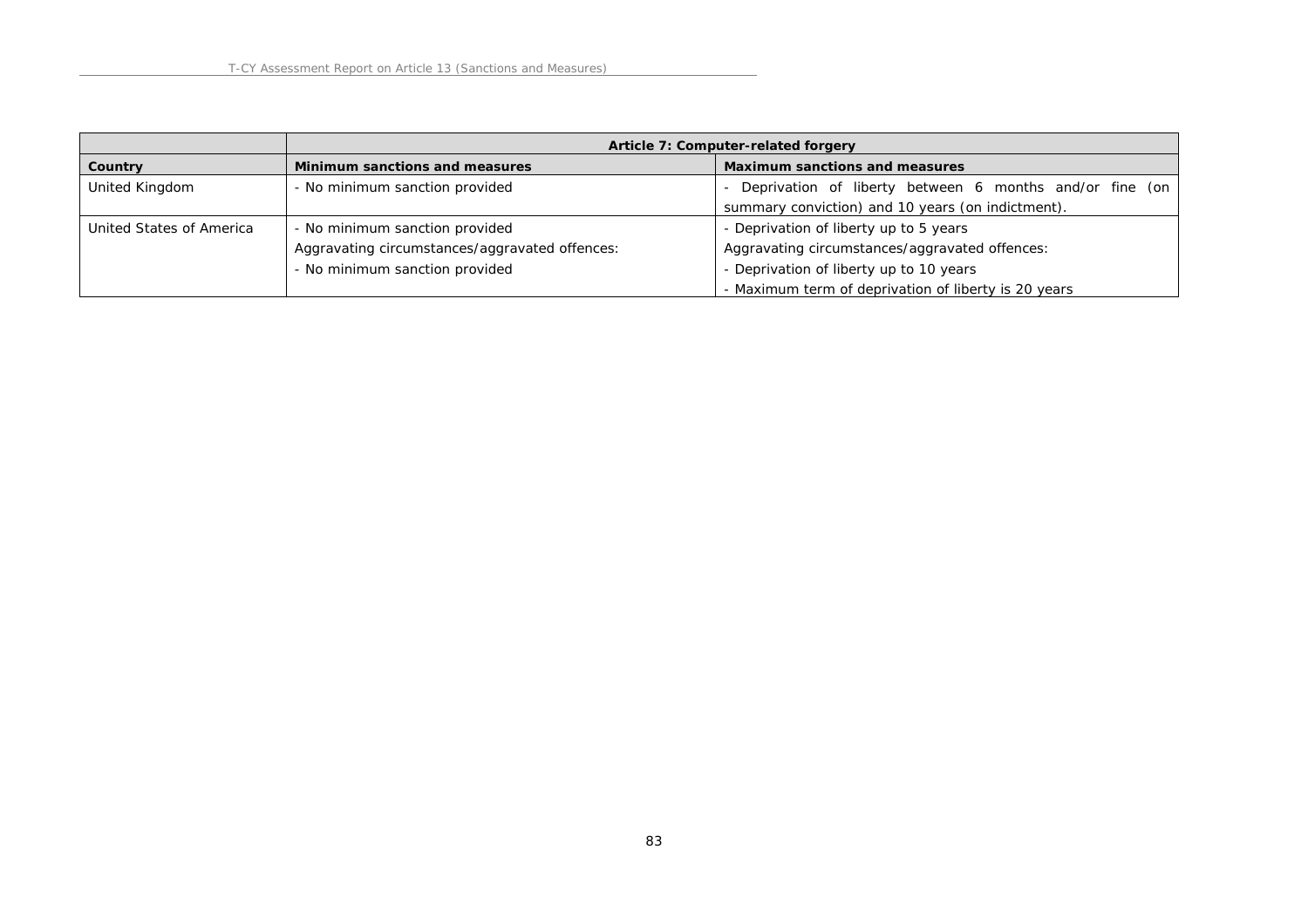| | Article 7: Computer-related forgery | |
|---|---|---|
| **Country** | **Minimum sanctions and measures** | **Maximum sanctions and measures** |
| United Kingdom | - No minimum sanction provided | - Deprivation of liberty between 6 months and/or fine (on summary conviction) and 10 years (on indictment). |
| United States of America | - No minimum sanction provided<br>Aggravating circumstances/aggravated offences:<br>- No minimum sanction provided | - Deprivation of liberty up to 5 years<br>Aggravating circumstances/aggravated offences:<br>- Deprivation of liberty up to 10 years<br>- Maximum term of deprivation of liberty is 20 years |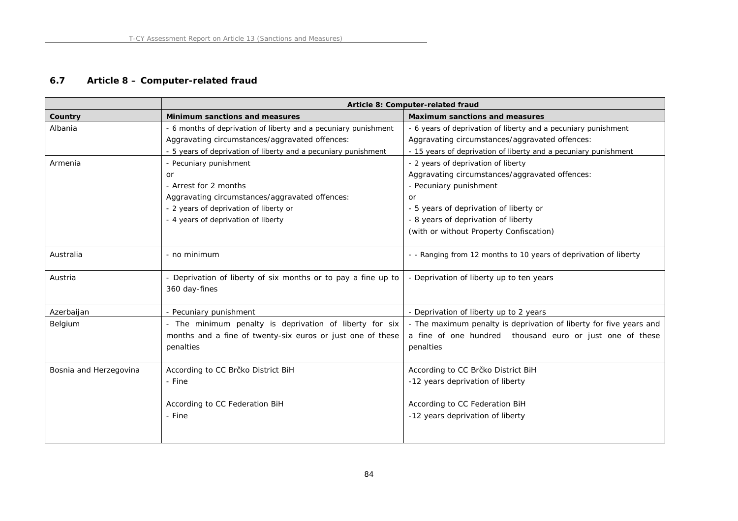### 6.7 Article 8 – Computer-related fraud

| | Article 8: Computer-related fraud | |
|---|---|---|
| **Country** | **Minimum sanctions and measures** | **Maximum sanctions and measures** |
| Albania | - 6 months of deprivation of liberty and a pecuniary punishment<br>Aggravating circumstances/aggravated offences:<br>- 5 years of deprivation of liberty and a pecuniary punishment | - 6 years of deprivation of liberty and a pecuniary punishment<br>Aggravating circumstances/aggravated offences:<br>- 15 years of deprivation of liberty and a pecuniary punishment |
| Armenia | - Pecuniary punishment<br>or<br>- Arrest for 2 months<br>Aggravating circumstances/aggravated offences:<br>- 2 years of deprivation of liberty or<br>- 4 years of deprivation of liberty | - 2 years of deprivation of liberty<br>Aggravating circumstances/aggravated offences:<br>- Pecuniary punishment<br>or<br>- 5 years of deprivation of liberty or<br>- 8 years of deprivation of liberty<br>(with or without Property Confiscation) |
| Australia | - no minimum | - - Ranging from 12 months to 10 years of deprivation of liberty |
| Austria | - Deprivation of liberty of six months or to pay a fine up to 360 day-fines | - Deprivation of liberty up to ten years |
| Azerbaijan | - Pecuniary punishment | - Deprivation of liberty up to 2 years |
| Belgium | - The minimum penalty is deprivation of liberty for six months and a fine of twenty-six euros or just one of these penalties | - The maximum penalty is deprivation of liberty for five years and a fine of one hundred thousand euro or just one of these penalties |
| Bosnia and Herzegovina | According to CC Brčko District BiH<br>- Fine<br><br>According to CC Federation BiH<br>- Fine | According to CC Brčko District BiH<br>-12 years deprivation of liberty<br><br>According to CC Federation BiH<br>-12 years deprivation of liberty |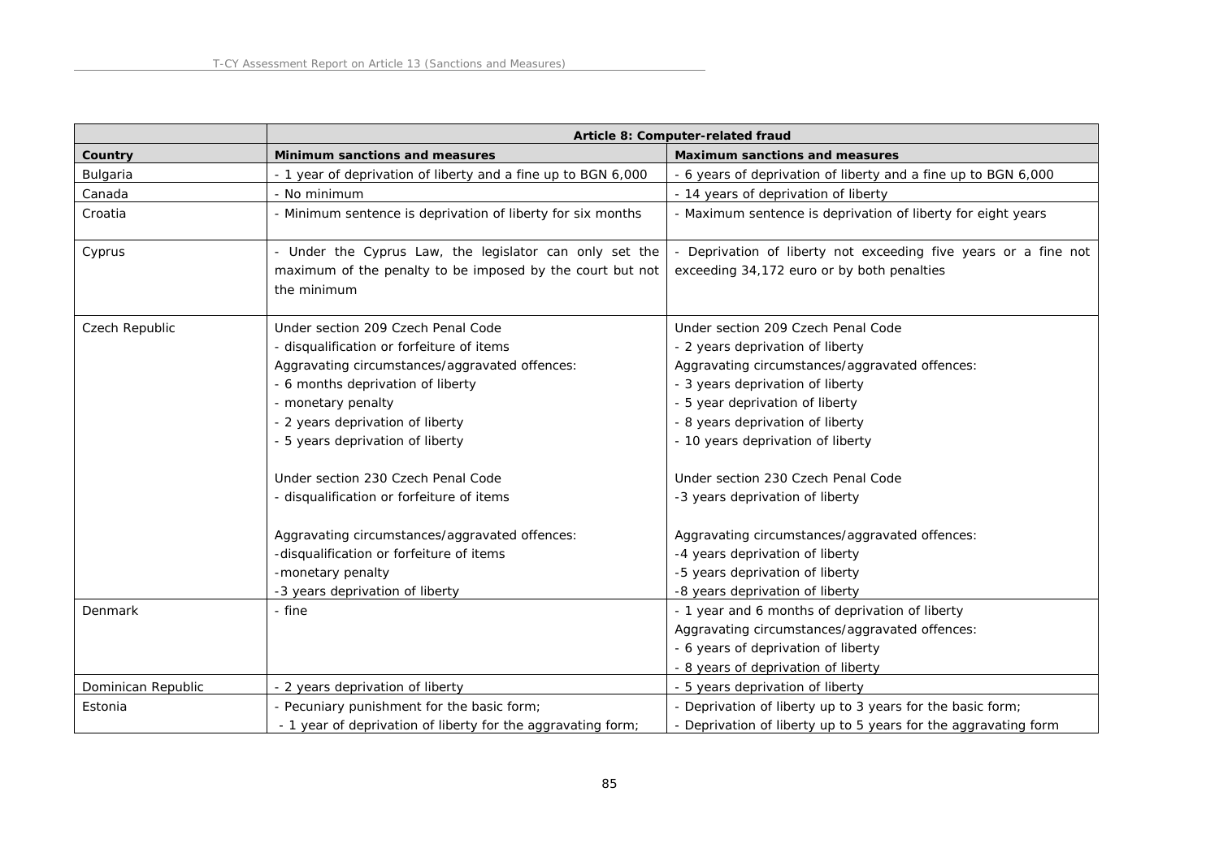| | Article 8: Computer-related fraud | |
|---|---|---|
| **Country** | **Minimum sanctions and measures** | **Maximum sanctions and measures** |
| Bulgaria | - 1 year of deprivation of liberty and a fine up to BGN 6,000 | - 6 years of deprivation of liberty and a fine up to BGN 6,000 |
| Canada | - No minimum | - 14 years of deprivation of liberty |
| Croatia | - Minimum sentence is deprivation of liberty for six months | - Maximum sentence is deprivation of liberty for eight years |
| Cyprus | - Under the Cyprus Law, the legislator can only set the maximum of the penalty to be imposed by the court but not the minimum | - Deprivation of liberty not exceeding five years or a fine not exceeding 34,172 euro or by both penalties |
| Czech Republic | Under section 209 Czech Penal Code<br>- disqualification or forfeiture of items<br>Aggravating circumstances/aggravated offences:<br>- 6 months deprivation of liberty<br>- monetary penalty<br>- 2 years deprivation of liberty<br>- 5 years deprivation of liberty<br><br>Under section 230 Czech Penal Code<br>- disqualification or forfeiture of items<br><br>Aggravating circumstances/aggravated offences:<br>-disqualification or forfeiture of items<br>-monetary penalty<br>-3 years deprivation of liberty | Under section 209 Czech Penal Code<br>- 2 years deprivation of liberty<br>Aggravating circumstances/aggravated offences:<br>- 3 years deprivation of liberty<br>- 5 year deprivation of liberty<br>- 8 years deprivation of liberty<br>- 10 years deprivation of liberty<br><br>Under section 230 Czech Penal Code<br>-3 years deprivation of liberty<br><br>Aggravating circumstances/aggravated offences:<br>-4 years deprivation of liberty<br>-5 years deprivation of liberty<br>-8 years deprivation of liberty |
| Denmark | - fine | - 1 year and 6 months of deprivation of liberty<br>Aggravating circumstances/aggravated offences:<br>- 6 years of deprivation of liberty<br>- 8 years of deprivation of liberty |
| Dominican Republic | - 2 years deprivation of liberty | - 5 years deprivation of liberty |
| Estonia | - Pecuniary punishment for the basic form;<br>- 1 year of deprivation of liberty for the aggravating form; | - Deprivation of liberty up to 3 years for the basic form;<br>- Deprivation of liberty up to 5 years for the aggravating form |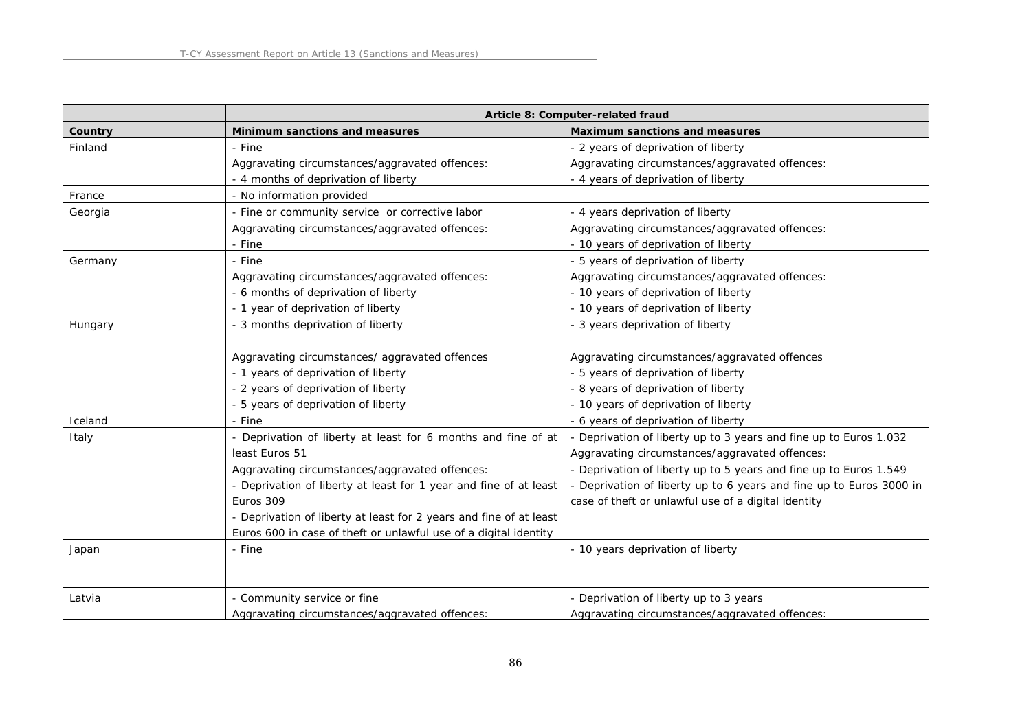| | Article 8: Computer-related fraud | |
|---|---|---|
| Country | Minimum sanctions and measures | Maximum sanctions and measures |
| Finland | - Fine<br>Aggravating circumstances/aggravated offences:<br>- 4 months of deprivation of liberty | - 2 years of deprivation of liberty<br>Aggravating circumstances/aggravated offences:<br>- 4 years of deprivation of liberty |
| France | - No information provided | |
| Georgia | - Fine or community service or corrective labor<br>Aggravating circumstances/aggravated offences:<br>- Fine | - 4 years deprivation of liberty<br>Aggravating circumstances/aggravated offences:<br>- 10 years of deprivation of liberty |
| Germany | - Fine<br>Aggravating circumstances/aggravated offences:<br>- 6 months of deprivation of liberty<br>- 1 year of deprivation of liberty | - 5 years of deprivation of liberty<br>Aggravating circumstances/aggravated offences:<br>- 10 years of deprivation of liberty<br>- 10 years of deprivation of liberty |
| Hungary | - 3 months deprivation of liberty<br><br>Aggravating circumstances/ aggravated offences<br>- 1 years of deprivation of liberty<br>- 2 years of deprivation of liberty<br>- 5 years of deprivation of liberty | - 3 years deprivation of liberty<br><br>Aggravating circumstances/aggravated offences<br>- 5 years of deprivation of liberty<br>- 8 years of deprivation of liberty<br>- 10 years of deprivation of liberty |
| Iceland | - Fine | - 6 years of deprivation of liberty |
| Italy | - Deprivation of liberty at least for 6 months and fine of at least Euros 51<br>Aggravating circumstances/aggravated offences:<br>- Deprivation of liberty at least for 1 year and fine of at least Euros 309<br>- Deprivation of liberty at least for 2 years and fine of at least Euros 600 in case of theft or unlawful use of a digital identity | - Deprivation of liberty up to 3 years and fine up to Euros 1.032<br>Aggravating circumstances/aggravated offences:<br>- Deprivation of liberty up to 5 years and fine up to Euros 1.549<br>- Deprivation of liberty up to 6 years and fine up to Euros 3000 in case of theft or unlawful use of a digital identity |
| Japan | - Fine | - 10 years deprivation of liberty |
| Latvia | - Community service or fine<br>Aggravating circumstances/aggravated offences: | - Deprivation of liberty up to 3 years<br>Aggravating circumstances/aggravated offences: |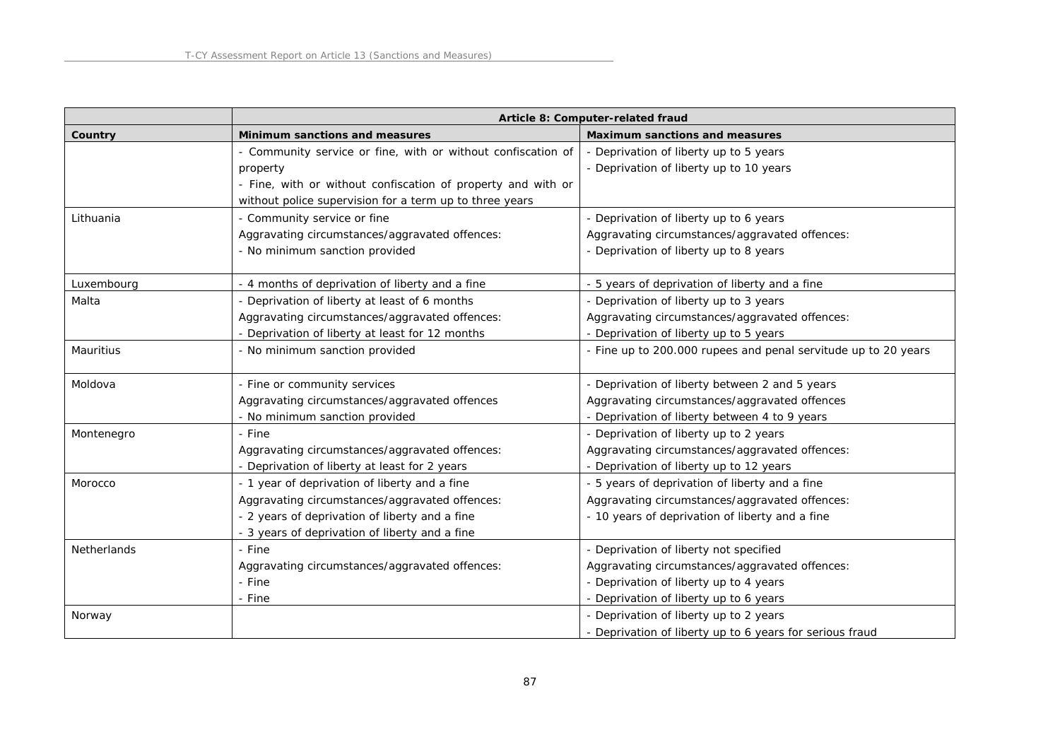| | Article 8: Computer-related fraud | |
|---|---|---|
| **Country** | **Minimum sanctions and measures** | **Maximum sanctions and measures** |
| | - Community service or fine, with or without confiscation of property<br>- Fine, with or without confiscation of property and with or without police supervision for a term up to three years | - Deprivation of liberty up to 5 years<br>- Deprivation of liberty up to 10 years |
| Lithuania | - Community service or fine<br>Aggravating circumstances/aggravated offences:<br>- No minimum sanction provided | - Deprivation of liberty up to 6 years<br>Aggravating circumstances/aggravated offences:<br>- Deprivation of liberty up to 8 years |
| Luxembourg | - 4 months of deprivation of liberty and a fine | - 5 years of deprivation of liberty and a fine |
| Malta | - Deprivation of liberty at least of 6 months<br>Aggravating circumstances/aggravated offences:<br>- Deprivation of liberty at least for 12 months | - Deprivation of liberty up to 3 years<br>Aggravating circumstances/aggravated offences:<br>- Deprivation of liberty up to 5 years |
| Mauritius | - No minimum sanction provided | - Fine up to 200.000 rupees and penal servitude up to 20 years |
| Moldova | - Fine or community services<br>Aggravating circumstances/aggravated offences<br>- No minimum sanction provided | - Deprivation of liberty between 2 and 5 years<br>Aggravating circumstances/aggravated offences<br>- Deprivation of liberty between 4 to 9 years |
| Montenegro | - Fine<br>Aggravating circumstances/aggravated offences:<br>- Deprivation of liberty at least for 2 years | - Deprivation of liberty up to 2 years<br>Aggravating circumstances/aggravated offences:<br>- Deprivation of liberty up to 12 years |
| Morocco | - 1 year of deprivation of liberty and a fine<br>Aggravating circumstances/aggravated offences:<br>- 2 years of deprivation of liberty and a fine<br>- 3 years of deprivation of liberty and a fine | - 5 years of deprivation of liberty and a fine<br>Aggravating circumstances/aggravated offences:<br>- 10 years of deprivation of liberty and a fine |
| Netherlands | - Fine<br>Aggravating circumstances/aggravated offences:<br>- Fine<br>- Fine | - Deprivation of liberty not specified<br>Aggravating circumstances/aggravated offences:<br>- Deprivation of liberty up to 4 years<br>- Deprivation of liberty up to 6 years |
| Norway | | - Deprivation of liberty up to 2 years<br>- Deprivation of liberty up to 6 years for serious fraud |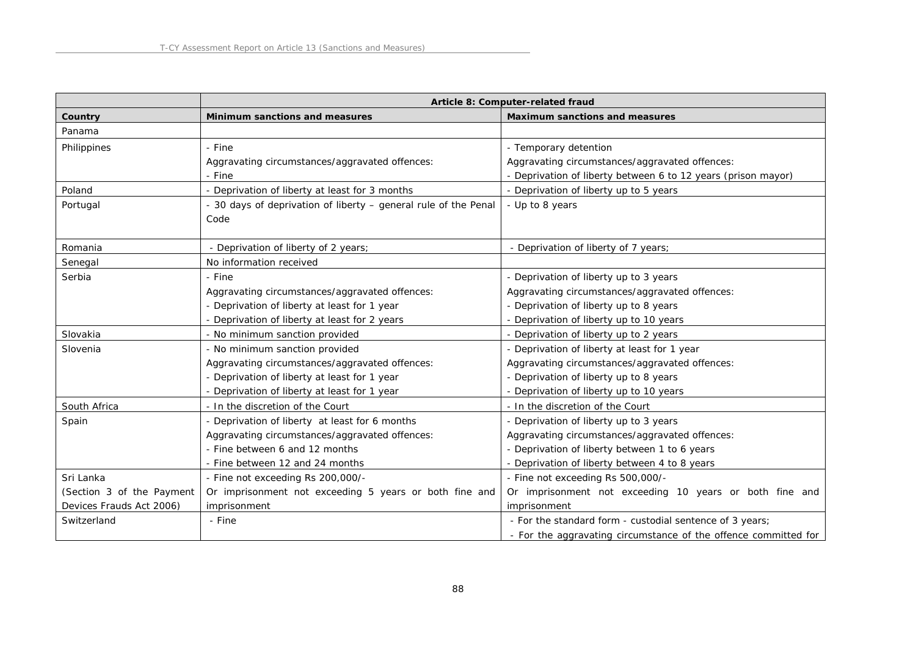| | Article 8: Computer-related fraud | |
|---|---|---|
| **Country** | **Minimum sanctions and measures** | **Maximum sanctions and measures** |
| Panama | | |
| Philippines | - Fine<br>Aggravating circumstances/aggravated offences:<br>- Fine | - Temporary detention<br>Aggravating circumstances/aggravated offences:<br>- Deprivation of liberty between 6 to 12 years (prison mayor) |
| Poland | - Deprivation of liberty at least for 3 months | - Deprivation of liberty up to 5 years |
| Portugal | - 30 days of deprivation of liberty – general rule of the Penal Code | - Up to 8 years |
| Romania | - Deprivation of liberty of 2 years; | - Deprivation of liberty of 7 years; |
| Senegal | No information received | |
| Serbia | - Fine<br>Aggravating circumstances/aggravated offences:<br>- Deprivation of liberty at least for 1 year<br>- Deprivation of liberty at least for 2 years | - Deprivation of liberty up to 3 years<br>Aggravating circumstances/aggravated offences:<br>- Deprivation of liberty up to 8 years<br>- Deprivation of liberty up to 10 years |
| Slovakia | - No minimum sanction provided | - Deprivation of liberty up to 2 years |
| Slovenia | - No minimum sanction provided<br>Aggravating circumstances/aggravated offences:<br>- Deprivation of liberty at least for 1 year<br>- Deprivation of liberty at least for 1 year | - Deprivation of liberty at least for 1 year<br>Aggravating circumstances/aggravated offences:<br>- Deprivation of liberty up to 8 years<br>- Deprivation of liberty up to 10 years |
| South Africa | - In the discretion of the Court | - In the discretion of the Court |
| Spain | - Deprivation of liberty at least for 6 months<br>Aggravating circumstances/aggravated offences:<br>- Fine between 6 and 12 months<br>- Fine between 12 and 24 months | - Deprivation of liberty up to 3 years<br>Aggravating circumstances/aggravated offences:<br>- Deprivation of liberty between 1 to 6 years<br>- Deprivation of liberty between 4 to 8 years |
| Sri Lanka<br>(Section 3 of the Payment Devices Frauds Act 2006) | - Fine not exceeding Rs 200,000/-<br>Or imprisonment not exceeding 5 years or both fine and imprisonment | - Fine not exceeding Rs 500,000/-<br>Or imprisonment not exceeding 10 years or both fine and imprisonment |
| Switzerland | - Fine | - For the standard form - custodial sentence of 3 years;<br>- For the aggravating circumstance of the offence committed for |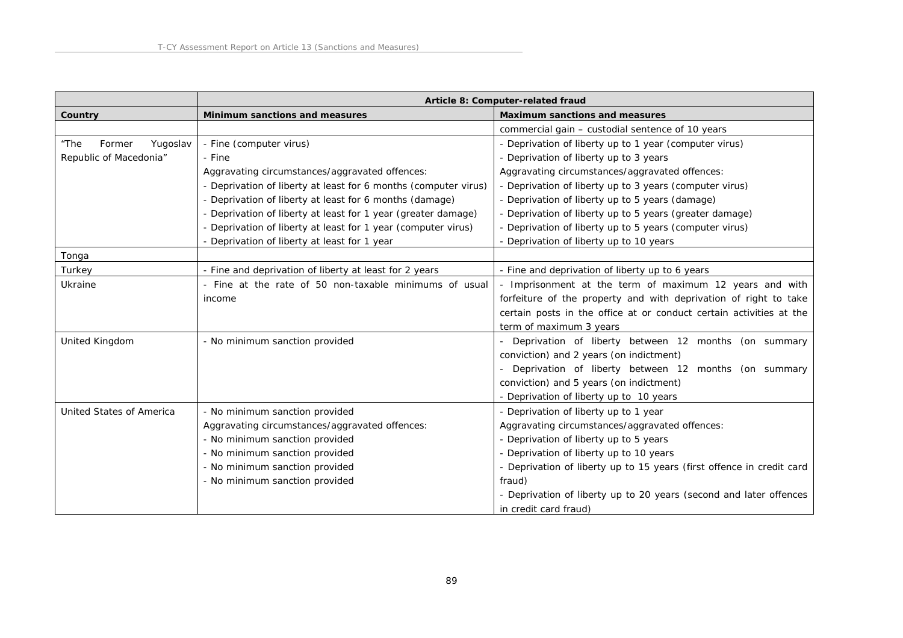| | Article 8: Computer-related fraud | |
|---|---|---|
| **Country** | **Minimum sanctions and measures** | **Maximum sanctions and measures** |
| | | commercial gain – custodial sentence of 10 years |
| "The Former Yugoslav Republic of Macedonia" | - Fine (computer virus)<br>- Fine<br>Aggravating circumstances/aggravated offences:<br>- Deprivation of liberty at least for 6 months (computer virus)<br>- Deprivation of liberty at least for 6 months (damage)<br>- Deprivation of liberty at least for 1 year (greater damage)<br>- Deprivation of liberty at least for 1 year (computer virus)<br>- Deprivation of liberty at least for 1 year | - Deprivation of liberty up to 1 year (computer virus)<br>- Deprivation of liberty up to 3 years<br>Aggravating circumstances/aggravated offences:<br>- Deprivation of liberty up to 3 years (computer virus)<br>- Deprivation of liberty up to 5 years (damage)<br>- Deprivation of liberty up to 5 years (greater damage)<br>- Deprivation of liberty up to 5 years (computer virus)<br>- Deprivation of liberty up to 10 years |
| Tonga | | |
| Turkey | - Fine and deprivation of liberty at least for 2 years | - Fine and deprivation of liberty up to 6 years |
| Ukraine | - Fine at the rate of 50 non-taxable minimums of usual income | - Imprisonment at the term of maximum 12 years and with forfeiture of the property and with deprivation of right to take certain posts in the office at or conduct certain activities at the term of maximum 3 years |
| United Kingdom | - No minimum sanction provided | - Deprivation of liberty between 12 months (on summary conviction) and 2 years (on indictment)<br>- Deprivation of liberty between 12 months (on summary conviction) and 5 years (on indictment)<br>- Deprivation of liberty up to 10 years |
| United States of America | - No minimum sanction provided<br>Aggravating circumstances/aggravated offences:<br>- No minimum sanction provided<br>- No minimum sanction provided<br>- No minimum sanction provided<br>- No minimum sanction provided | - Deprivation of liberty up to 1 year<br>Aggravating circumstances/aggravated offences:<br>- Deprivation of liberty up to 5 years<br>- Deprivation of liberty up to 10 years<br>- Deprivation of liberty up to 15 years (first offence in credit card fraud)<br>- Deprivation of liberty up to 20 years (second and later offences in credit card fraud) |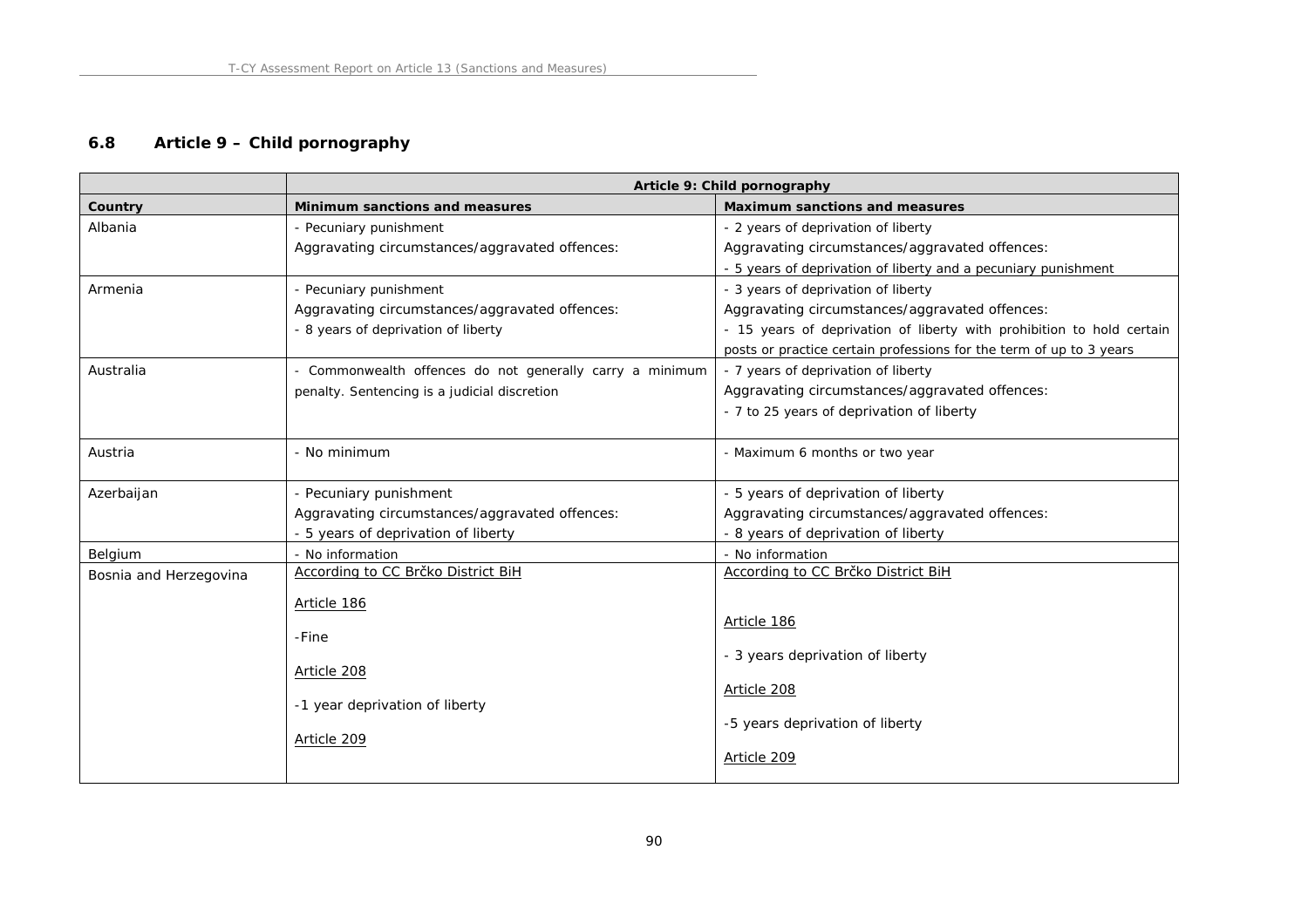## 6.8 Article 9 – Child pornography

| | Article 9: Child pornography | |
|---|---|---|
| **Country** | **Minimum sanctions and measures** | **Maximum sanctions and measures** |
| Albania | - Pecuniary punishment<br>Aggravating circumstances/aggravated offences: | - 2 years of deprivation of liberty<br>Aggravating circumstances/aggravated offences:<br>- 5 years of deprivation of liberty and a pecuniary punishment |
| Armenia | - Pecuniary punishment<br>Aggravating circumstances/aggravated offences:<br>- 8 years of deprivation of liberty | - 3 years of deprivation of liberty<br>Aggravating circumstances/aggravated offences:<br>- 15 years of deprivation of liberty with prohibition to hold certain posts or practice certain professions for the term of up to 3 years |
| Australia | - Commonwealth offences do not generally carry a minimum penalty. Sentencing is a judicial discretion | - 7 years of deprivation of liberty<br>Aggravating circumstances/aggravated offences:<br>- 7 to 25 years of deprivation of liberty |
| Austria | - No minimum | - Maximum 6 months or two year |
| Azerbaijan | - Pecuniary punishment<br>Aggravating circumstances/aggravated offences:<br>- 5 years of deprivation of liberty | - 5 years of deprivation of liberty<br>Aggravating circumstances/aggravated offences:<br>- 8 years of deprivation of liberty |
| Belgium | - No information | - No information |
| Bosnia and Herzegovina | According to CC Brčko District BiH<br>Article 186<br>-Fine<br>Article 208<br>-1 year deprivation of liberty<br>Article 209 | According to CC Brčko District BiH<br>Article 186<br>- 3 years deprivation of liberty<br>Article 208<br>-5 years deprivation of liberty<br>Article 209 |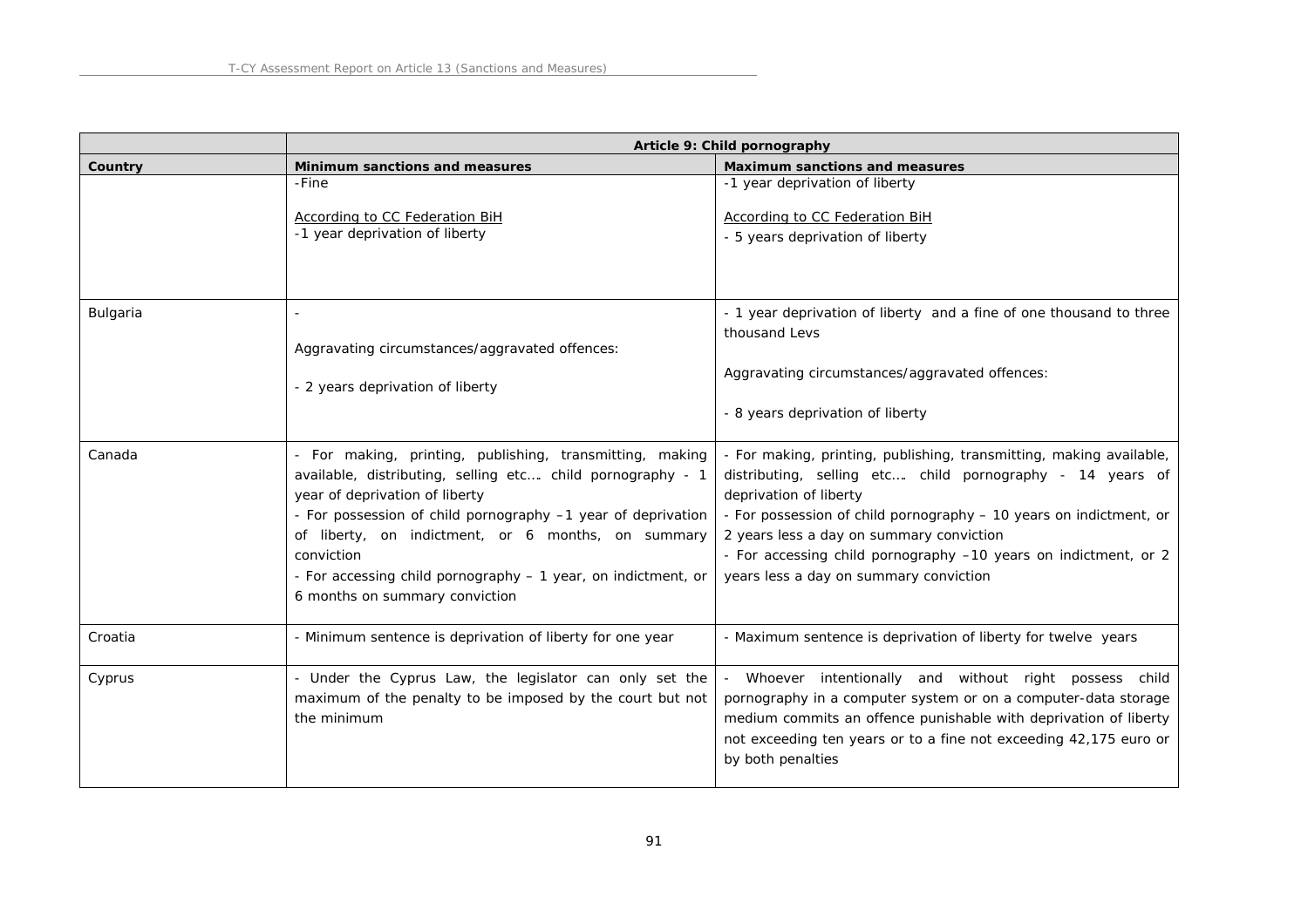| | Article 9: Child pornography | |
|---|---|---|
| **Country** | **Minimum sanctions and measures** | **Maximum sanctions and measures** |
| | -Fine<br><br>According to CC Federation BiH<br>-1 year deprivation of liberty | -1 year deprivation of liberty<br><br>According to CC Federation BiH<br>- 5 years deprivation of liberty |
| Bulgaria | -<br><br>Aggravating circumstances/aggravated offences:<br><br>- 2 years deprivation of liberty | - 1 year deprivation of liberty and a fine of one thousand to three thousand Levs<br><br>Aggravating circumstances/aggravated offences:<br><br>- 8 years deprivation of liberty |
| Canada | - For making, printing, publishing, transmitting, making available, distributing, selling etc…. child pornography - 1 year of deprivation of liberty<br>- For possession of child pornography –1 year of deprivation of liberty, on indictment, or 6 months, on summary conviction<br>- For accessing child pornography – 1 year, on indictment, or 6 months on summary conviction | - For making, printing, publishing, transmitting, making available, distributing, selling etc…. child pornography - 14 years of deprivation of liberty<br>- For possession of child pornography – 10 years on indictment, or 2 years less a day on summary conviction<br>- For accessing child pornography –10 years on indictment, or 2 years less a day on summary conviction |
| Croatia | - Minimum sentence is deprivation of liberty for one year | - Maximum sentence is deprivation of liberty for twelve years |
| Cyprus | - Under the Cyprus Law, the legislator can only set the maximum of the penalty to be imposed by the court but not the minimum | - Whoever intentionally and without right possess child pornography in a computer system or on a computer-data storage medium commits an offence punishable with deprivation of liberty not exceeding ten years or to a fine not exceeding 42,175 euro or by both penalties |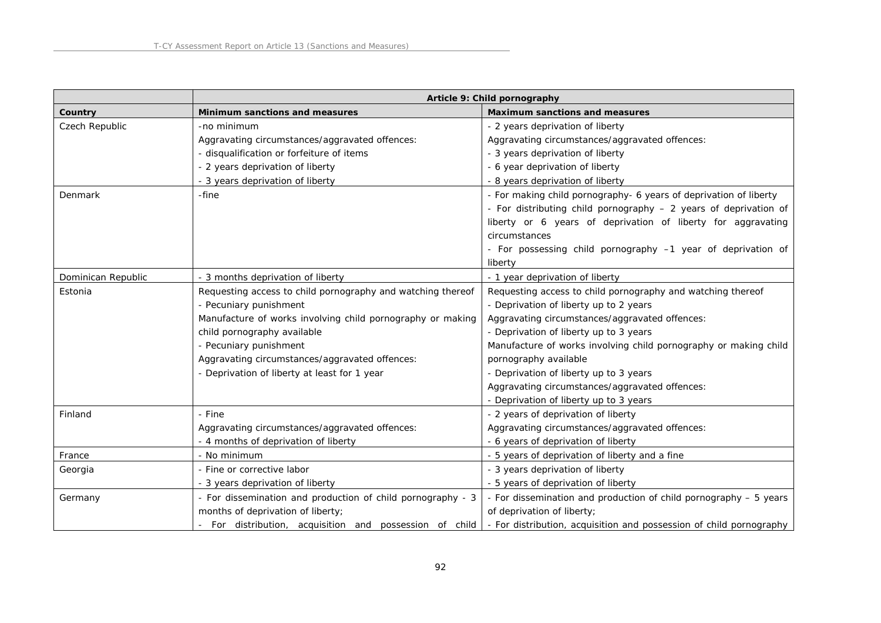| | Article 9: Child pornography | |
|---|---|---|
| **Country** | **Minimum sanctions and measures** | **Maximum sanctions and measures** |
| Czech Republic | -no minimum<br>Aggravating circumstances/aggravated offences:<br>- disqualification or forfeiture of items<br>- 2 years deprivation of liberty<br>- 3 years deprivation of liberty | - 2 years deprivation of liberty<br>Aggravating circumstances/aggravated offences:<br>- 3 years deprivation of liberty<br>- 6 year deprivation of liberty<br>- 8 years deprivation of liberty |
| Denmark | -fine | - For making child pornography- 6 years of deprivation of liberty<br>- For distributing child pornography – 2 years of deprivation of liberty or 6 years of deprivation of liberty for aggravating circumstances<br>- For possessing child pornography –1 year of deprivation of liberty |
| Dominican Republic | - 3 months deprivation of liberty | - 1 year deprivation of liberty |
| Estonia | Requesting access to child pornography and watching thereof<br>- Pecuniary punishment<br>Manufacture of works involving child pornography or making child pornography available<br>- Pecuniary punishment<br>Aggravating circumstances/aggravated offences:<br>- Deprivation of liberty at least for 1 year | Requesting access to child pornography and watching thereof<br>- Deprivation of liberty up to 2 years<br>Aggravating circumstances/aggravated offences:<br>- Deprivation of liberty up to 3 years<br>Manufacture of works involving child pornography or making child pornography available<br>- Deprivation of liberty up to 3 years<br>Aggravating circumstances/aggravated offences:<br>- Deprivation of liberty up to 3 years |
| Finland | - Fine<br>Aggravating circumstances/aggravated offences:<br>- 4 months of deprivation of liberty | - 2 years of deprivation of liberty<br>Aggravating circumstances/aggravated offences:<br>- 6 years of deprivation of liberty |
| France | - No minimum | - 5 years of deprivation of liberty and a fine |
| Georgia | - Fine or corrective labor<br>- 3 years deprivation of liberty | - 3 years deprivation of liberty<br>- 5 years of deprivation of liberty |
| Germany | - For dissemination and production of child pornography - 3 months of deprivation of liberty;<br>- For distribution, acquisition and possession of child | - For dissemination and production of child pornography – 5 years of deprivation of liberty;<br>- For distribution, acquisition and possession of child pornography |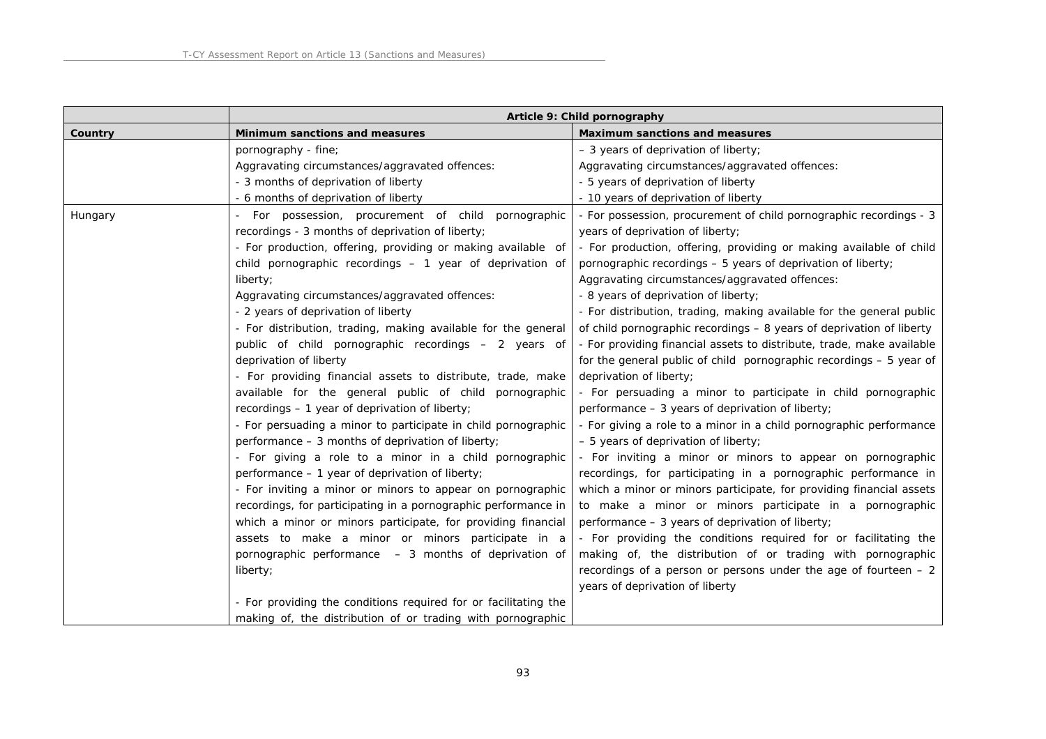| | Article 9: Child pornography | |
|---|---|---|
| **Country** | **Minimum sanctions and measures** | **Maximum sanctions and measures** |
| | pornography - fine;<br>Aggravating circumstances/aggravated offences:<br>- 3 months of deprivation of liberty<br>- 6 months of deprivation of liberty | – 3 years of deprivation of liberty;<br>Aggravating circumstances/aggravated offences:<br>- 5 years of deprivation of liberty<br>- 10 years of deprivation of liberty |
| Hungary | - For possession, procurement of child pornographic recordings - 3 months of deprivation of liberty;<br>- For production, offering, providing or making available of child pornographic recordings – 1 year of deprivation of liberty;<br>Aggravating circumstances/aggravated offences:<br>- 2 years of deprivation of liberty<br>- For distribution, trading, making available for the general public of child pornographic recordings – 2 years of deprivation of liberty<br>- For providing financial assets to distribute, trade, make available for the general public of child pornographic recordings – 1 year of deprivation of liberty;<br>- For persuading a minor to participate in child pornographic performance – 3 months of deprivation of liberty;<br>- For giving a role to a minor in a child pornographic performance – 1 year of deprivation of liberty;<br>- For inviting a minor or minors to appear on pornographic recordings, for participating in a pornographic performance in which a minor or minors participate, for providing financial assets to make a minor or minors participate in a pornographic performance – 3 months of deprivation of liberty;<br><br>- For providing the conditions required for or facilitating the making of, the distribution of or trading with pornographic | - For possession, procurement of child pornographic recordings - 3 years of deprivation of liberty;<br>- For production, offering, providing or making available of child pornographic recordings – 5 years of deprivation of liberty;<br>Aggravating circumstances/aggravated offences:<br>- 8 years of deprivation of liberty;<br>- For distribution, trading, making available for the general public of child pornographic recordings – 8 years of deprivation of liberty<br>- For providing financial assets to distribute, trade, make available for the general public of child pornographic recordings – 5 year of deprivation of liberty;<br>- For persuading a minor to participate in child pornographic performance – 3 years of deprivation of liberty;<br>- For giving a role to a minor in a child pornographic performance – 5 years of deprivation of liberty;<br>- For inviting a minor or minors to appear on pornographic recordings, for participating in a pornographic performance in which a minor or minors participate, for providing financial assets to make a minor or minors participate in a pornographic performance – 3 years of deprivation of liberty;<br>- For providing the conditions required for or facilitating the making of, the distribution of or trading with pornographic recordings of a person or persons under the age of fourteen – 2 years of deprivation of liberty |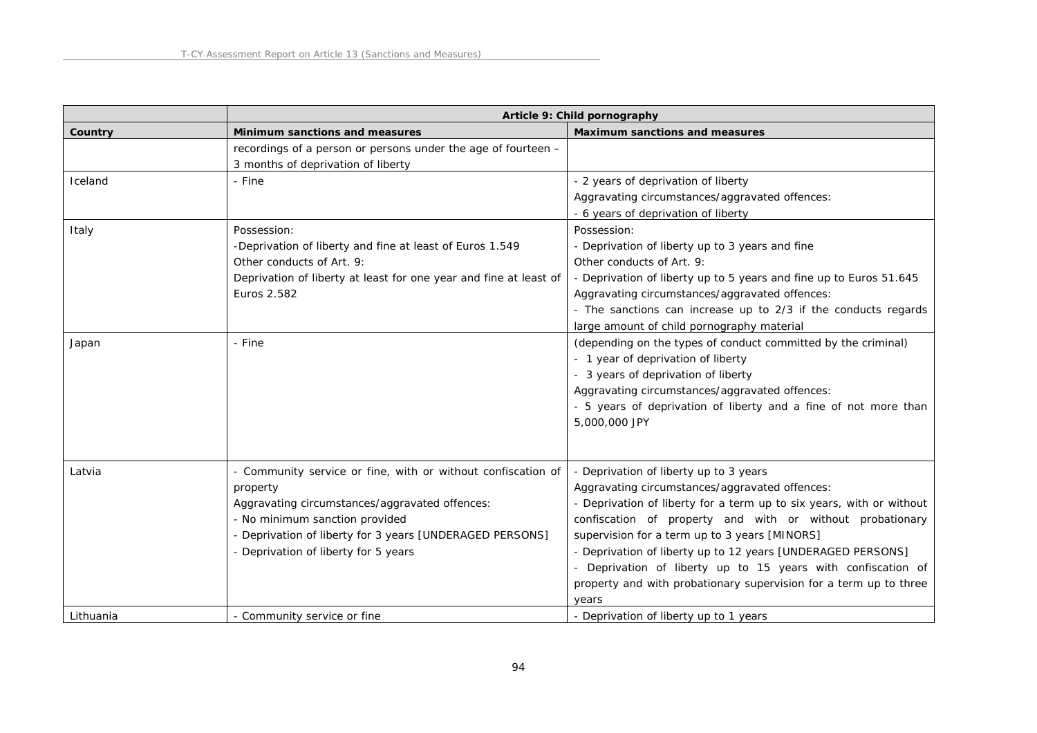| | Article 9: Child pornography | |
|---|---|---|
| **Country** | **Minimum sanctions and measures** | **Maximum sanctions and measures** |
| | recordings of a person or persons under the age of fourteen – 3 months of deprivation of liberty | |
| Iceland | - Fine | - 2 years of deprivation of liberty<br>Aggravating circumstances/aggravated offences:<br>- 6 years of deprivation of liberty |
| Italy | Possession:<br>-Deprivation of liberty and fine at least of Euros 1.549<br>Other conducts of Art. 9:<br>Deprivation of liberty at least for one year and fine at least of Euros 2.582 | Possession:<br>- Deprivation of liberty up to 3 years and fine<br>Other conducts of Art. 9:<br>- Deprivation of liberty up to 5 years and fine up to Euros 51.645<br>Aggravating circumstances/aggravated offences:<br>- The sanctions can increase up to 2/3 if the conducts regards large amount of child pornography material |
| Japan | - Fine | (depending on the types of conduct committed by the criminal)<br>- 1 year of deprivation of liberty<br>- 3 years of deprivation of liberty<br>Aggravating circumstances/aggravated offences:<br>- 5 years of deprivation of liberty and a fine of not more than 5,000,000 JPY |
| Latvia | - Community service or fine, with or without confiscation of property<br>Aggravating circumstances/aggravated offences:<br>- No minimum sanction provided<br>- Deprivation of liberty for 3 years [UNDERAGED PERSONS]<br>- Deprivation of liberty for 5 years | - Deprivation of liberty up to 3 years<br>Aggravating circumstances/aggravated offences:<br>- Deprivation of liberty for a term up to six years, with or without confiscation of property and with or without probationary supervision for a term up to 3 years [MINORS]<br>- Deprivation of liberty up to 12 years [UNDERAGED PERSONS]<br>- Deprivation of liberty up to 15 years with confiscation of property and with probationary supervision for a term up to three years |
| Lithuania | - Community service or fine | - Deprivation of liberty up to 1 years |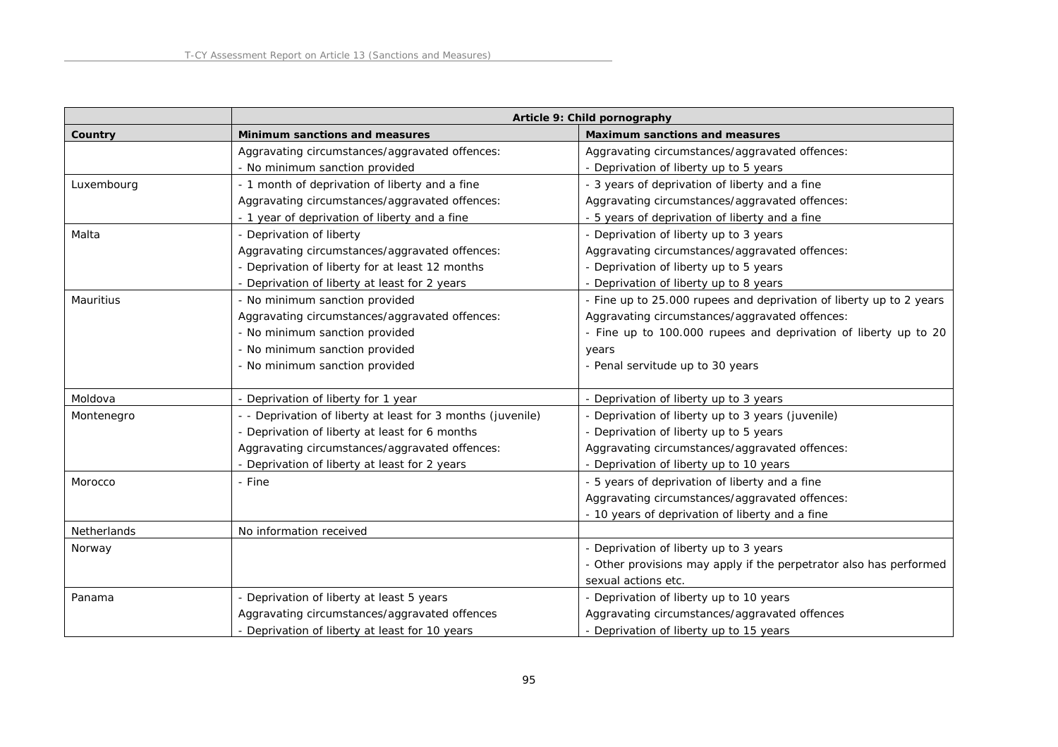| | Article 9: Child pornography | |
|---|---|---|
| **Country** | **Minimum sanctions and measures** | **Maximum sanctions and measures** |
| | Aggravating circumstances/aggravated offences:<br>- No minimum sanction provided | Aggravating circumstances/aggravated offences:<br>- Deprivation of liberty up to 5 years |
| Luxembourg | - 1 month of deprivation of liberty and a fine<br>Aggravating circumstances/aggravated offences:<br>- 1 year of deprivation of liberty and a fine | - 3 years of deprivation of liberty and a fine<br>Aggravating circumstances/aggravated offences:<br>- 5 years of deprivation of liberty and a fine |
| Malta | - Deprivation of liberty<br>Aggravating circumstances/aggravated offences:<br>- Deprivation of liberty for at least 12 months<br>- Deprivation of liberty at least for 2 years | - Deprivation of liberty up to 3 years<br>Aggravating circumstances/aggravated offences:<br>- Deprivation of liberty up to 5 years<br>- Deprivation of liberty up to 8 years |
| Mauritius | - No minimum sanction provided<br>Aggravating circumstances/aggravated offences:<br>- No minimum sanction provided<br>- No minimum sanction provided<br>- No minimum sanction provided | - Fine up to 25.000 rupees and deprivation of liberty up to 2 years<br>Aggravating circumstances/aggravated offences:<br>- Fine up to 100.000 rupees and deprivation of liberty up to 20 years<br>- Penal servitude up to 30 years |
| Moldova | - Deprivation of liberty for 1 year | - Deprivation of liberty up to 3 years |
| Montenegro | - - Deprivation of liberty at least for 3 months (juvenile)<br>- Deprivation of liberty at least for 6 months<br>Aggravating circumstances/aggravated offences:<br>- Deprivation of liberty at least for 2 years | - Deprivation of liberty up to 3 years (juvenile)<br>- Deprivation of liberty up to 5 years<br>Aggravating circumstances/aggravated offences:<br>- Deprivation of liberty up to 10 years |
| Morocco | - Fine | - 5 years of deprivation of liberty and a fine<br>Aggravating circumstances/aggravated offences:<br>- 10 years of deprivation of liberty and a fine |
| Netherlands | No information received | |
| Norway | | - Deprivation of liberty up to 3 years<br>- Other provisions may apply if the perpetrator also has performed sexual actions etc. |
| Panama | - Deprivation of liberty at least 5 years<br>Aggravating circumstances/aggravated offences<br>- Deprivation of liberty at least for 10 years | - Deprivation of liberty up to 10 years<br>Aggravating circumstances/aggravated offences<br>- Deprivation of liberty up to 15 years |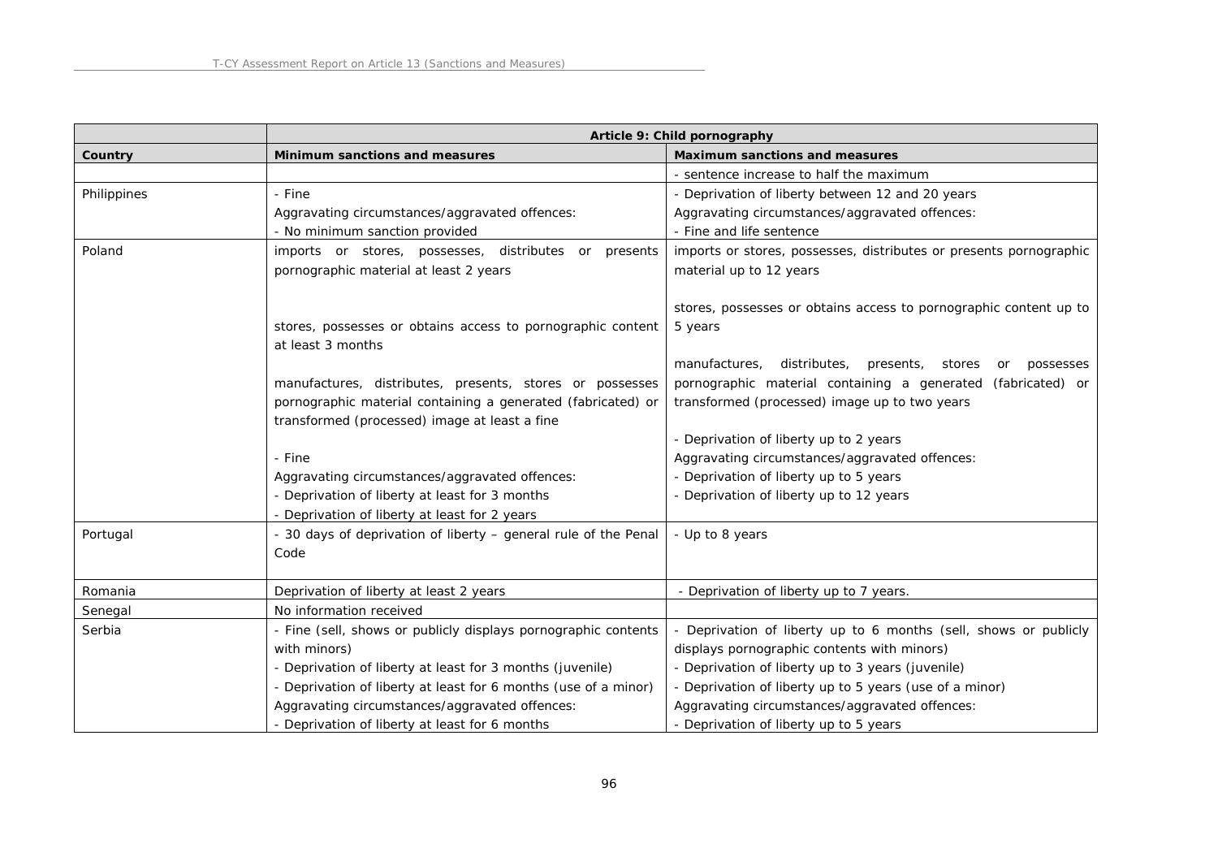| | Article 9: Child pornography | |
|---|---|---|
| **Country** | **Minimum sanctions and measures** | **Maximum sanctions and measures** |
| | | - sentence increase to half the maximum |
| Philippines | - Fine<br>Aggravating circumstances/aggravated offences:<br>- No minimum sanction provided | - Deprivation of liberty between 12 and 20 years<br>Aggravating circumstances/aggravated offences:<br>- Fine and life sentence |
| Poland | imports or stores, possesses, distributes or presents pornographic material at least 2 years<br><br>stores, possesses or obtains access to pornographic content at least 3 months<br><br>manufactures, distributes, presents, stores or possesses pornographic material containing a generated (fabricated) or transformed (processed) image at least a fine<br><br>- Fine<br>Aggravating circumstances/aggravated offences:<br>- Deprivation of liberty at least for 3 months<br>- Deprivation of liberty at least for 2 years | imports or stores, possesses, distributes or presents pornographic material up to 12 years<br><br>stores, possesses or obtains access to pornographic content up to 5 years<br><br>manufactures, distributes, presents, stores or possesses pornographic material containing a generated (fabricated) or transformed (processed) image up to two years<br><br>- Deprivation of liberty up to 2 years<br>Aggravating circumstances/aggravated offences:<br>- Deprivation of liberty up to 5 years<br>- Deprivation of liberty up to 12 years |
| Portugal | - 30 days of deprivation of liberty – general rule of the Penal Code | - Up to 8 years |
| Romania | Deprivation of liberty at least 2 years | - Deprivation of liberty up to 7 years. |
| Senegal | No information received | |
| Serbia | - Fine (sell, shows or publicly displays pornographic contents with minors)<br>- Deprivation of liberty at least for 3 months (juvenile)<br>- Deprivation of liberty at least for 6 months (use of a minor)<br>Aggravating circumstances/aggravated offences:<br>- Deprivation of liberty at least for 6 months | - Deprivation of liberty up to 6 months (sell, shows or publicly displays pornographic contents with minors)<br>- Deprivation of liberty up to 3 years (juvenile)<br>- Deprivation of liberty up to 5 years (use of a minor)<br>Aggravating circumstances/aggravated offences:<br>- Deprivation of liberty up to 5 years |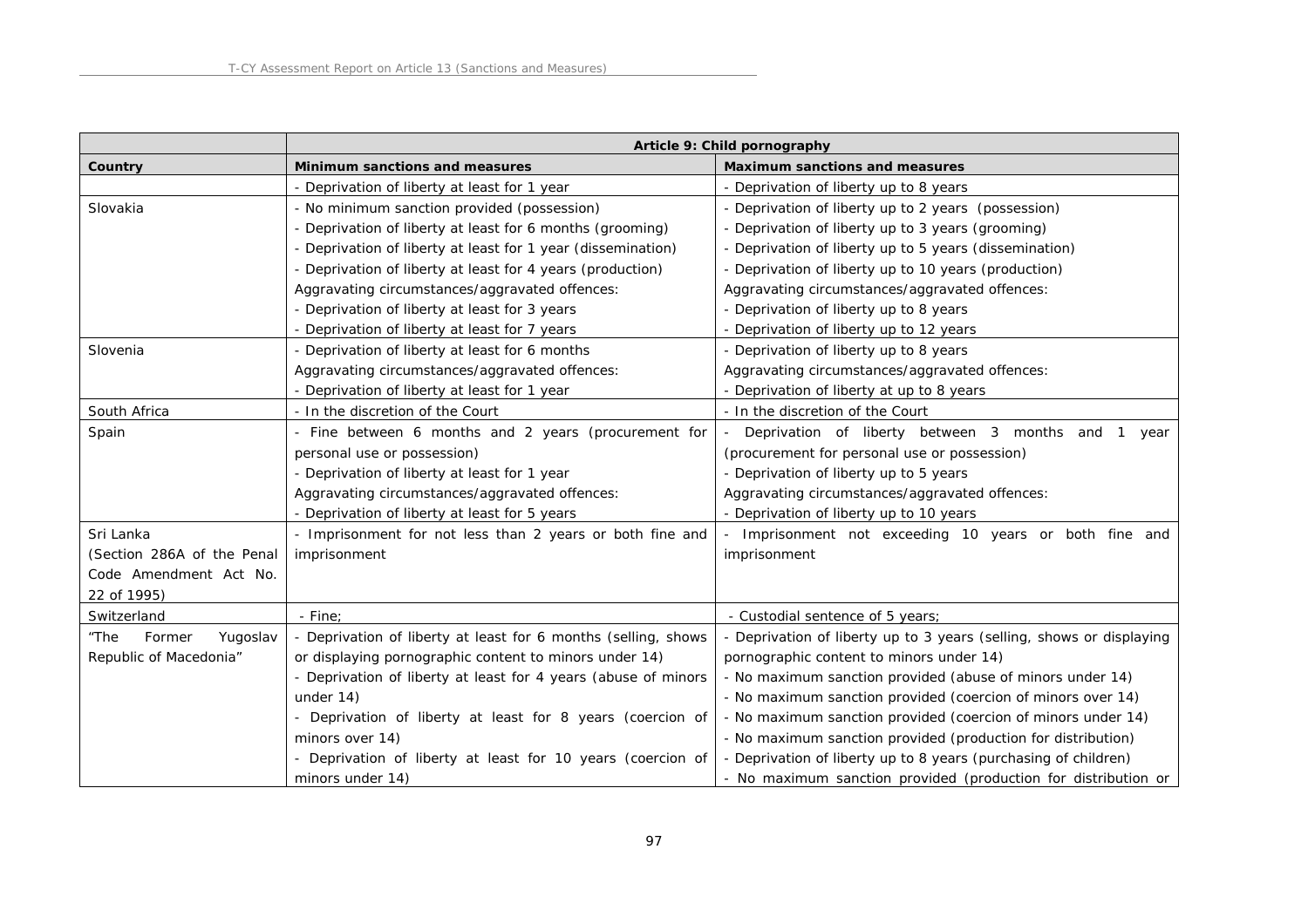| | Article 9: Child pornography | |
|---|---|---|
| **Country** | **Minimum sanctions and measures** | **Maximum sanctions and measures** |
| | - Deprivation of liberty at least for 1 year | - Deprivation of liberty up to 8 years |
| Slovakia | - No minimum sanction provided (possession)<br>- Deprivation of liberty at least for 6 months (grooming)<br>- Deprivation of liberty at least for 1 year (dissemination)<br>- Deprivation of liberty at least for 4 years (production)<br>Aggravating circumstances/aggravated offences:<br>- Deprivation of liberty at least for 3 years<br>- Deprivation of liberty at least for 7 years | - Deprivation of liberty up to 2 years (possession)<br>- Deprivation of liberty up to 3 years (grooming)<br>- Deprivation of liberty up to 5 years (dissemination)<br>- Deprivation of liberty up to 10 years (production)<br>Aggravating circumstances/aggravated offences:<br>- Deprivation of liberty up to 8 years<br>- Deprivation of liberty up to 12 years |
| Slovenia | - Deprivation of liberty at least for 6 months<br>Aggravating circumstances/aggravated offences:<br>- Deprivation of liberty at least for 1 year | - Deprivation of liberty up to 8 years<br>Aggravating circumstances/aggravated offences:<br>- Deprivation of liberty at up to 8 years |
| South Africa | - In the discretion of the Court | - In the discretion of the Court |
| Spain | - Fine between 6 months and 2 years (procurement for personal use or possession)<br>- Deprivation of liberty at least for 1 year<br>Aggravating circumstances/aggravated offences:<br>- Deprivation of liberty at least for 5 years | - Deprivation of liberty between 3 months and 1 year (procurement for personal use or possession)<br>- Deprivation of liberty up to 5 years<br>Aggravating circumstances/aggravated offences:<br>- Deprivation of liberty up to 10 years |
| Sri Lanka (Section 286A of the Penal Code Amendment Act No. 22 of 1995) | - Imprisonment for not less than 2 years or both fine and imprisonment | - Imprisonment not exceeding 10 years or both fine and imprisonment |
| Switzerland | - Fine; | - Custodial sentence of 5 years; |
| "The Former Yugoslav Republic of Macedonia" | - Deprivation of liberty at least for 6 months (selling, shows or displaying pornographic content to minors under 14)<br>- Deprivation of liberty at least for 4 years (abuse of minors under 14)<br>- Deprivation of liberty at least for 8 years (coercion of minors over 14)<br>- Deprivation of liberty at least for 10 years (coercion of minors under 14) | - Deprivation of liberty up to 3 years (selling, shows or displaying pornographic content to minors under 14)<br>- No maximum sanction provided (abuse of minors under 14)<br>- No maximum sanction provided (coercion of minors over 14)<br>- No maximum sanction provided (coercion of minors under 14)<br>- No maximum sanction provided (production for distribution)<br>- Deprivation of liberty up to 8 years (purchasing of children)<br>- No maximum sanction provided (production for distribution or |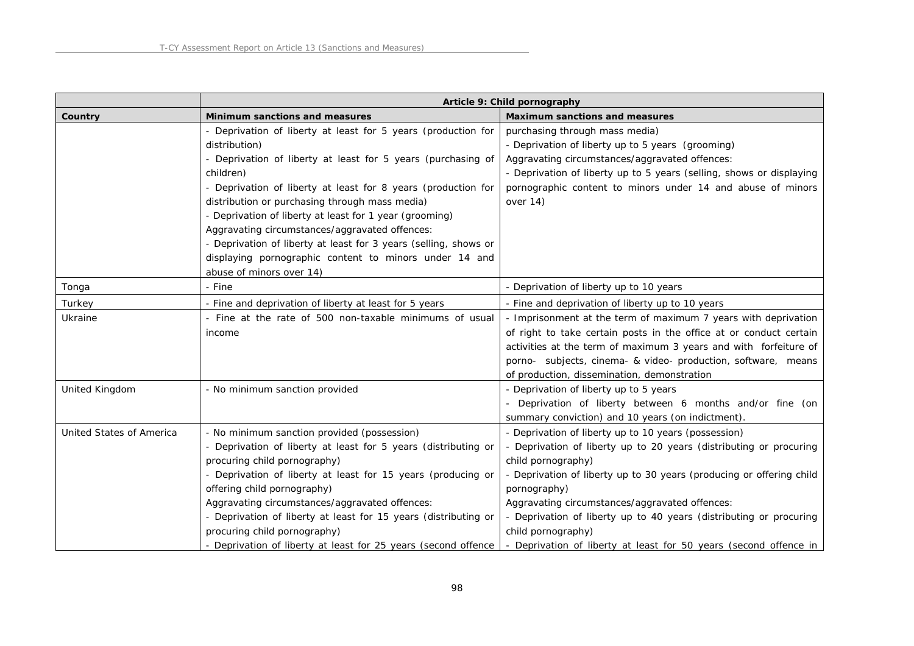| | Article 9: Child pornography | |
|---|---|---|
| **Country** | **Minimum sanctions and measures** | **Maximum sanctions and measures** |
| | - Deprivation of liberty at least for 5 years (production for distribution)<br>- Deprivation of liberty at least for 5 years (purchasing of children)<br>- Deprivation of liberty at least for 8 years (production for distribution or purchasing through mass media)<br>- Deprivation of liberty at least for 1 year (grooming)<br>Aggravating circumstances/aggravated offences:<br>- Deprivation of liberty at least for 3 years (selling, shows or displaying pornographic content to minors under 14 and abuse of minors over 14) | purchasing through mass media)<br>- Deprivation of liberty up to 5 years (grooming)<br>Aggravating circumstances/aggravated offences:<br>- Deprivation of liberty up to 5 years (selling, shows or displaying pornographic content to minors under 14 and abuse of minors over 14) |
| Tonga | - Fine | - Deprivation of liberty up to 10 years |
| Turkey | - Fine and deprivation of liberty at least for 5 years | - Fine and deprivation of liberty up to 10 years |
| Ukraine | - Fine at the rate of 500 non-taxable minimums of usual income | - Imprisonment at the term of maximum 7 years with deprivation of right to take certain posts in the office at or conduct certain activities at the term of maximum 3 years and with forfeiture of porno- subjects, cinema- & video- production, software, means of production, dissemination, demonstration |
| United Kingdom | - No minimum sanction provided | - Deprivation of liberty up to 5 years<br>- Deprivation of liberty between 6 months and/or fine (on summary conviction) and 10 years (on indictment). |
| United States of America | - No minimum sanction provided (possession)<br>- Deprivation of liberty at least for 5 years (distributing or procuring child pornography)<br>- Deprivation of liberty at least for 15 years (producing or offering child pornography)<br>Aggravating circumstances/aggravated offences:<br>- Deprivation of liberty at least for 15 years (distributing or procuring child pornography)<br>- Deprivation of liberty at least for 25 years (second offence | - Deprivation of liberty up to 10 years (possession)<br>- Deprivation of liberty up to 20 years (distributing or procuring child pornography)<br>- Deprivation of liberty up to 30 years (producing or offering child pornography)<br>Aggravating circumstances/aggravated offences:<br>- Deprivation of liberty up to 40 years (distributing or procuring child pornography)<br>- Deprivation of liberty at least for 50 years (second offence in |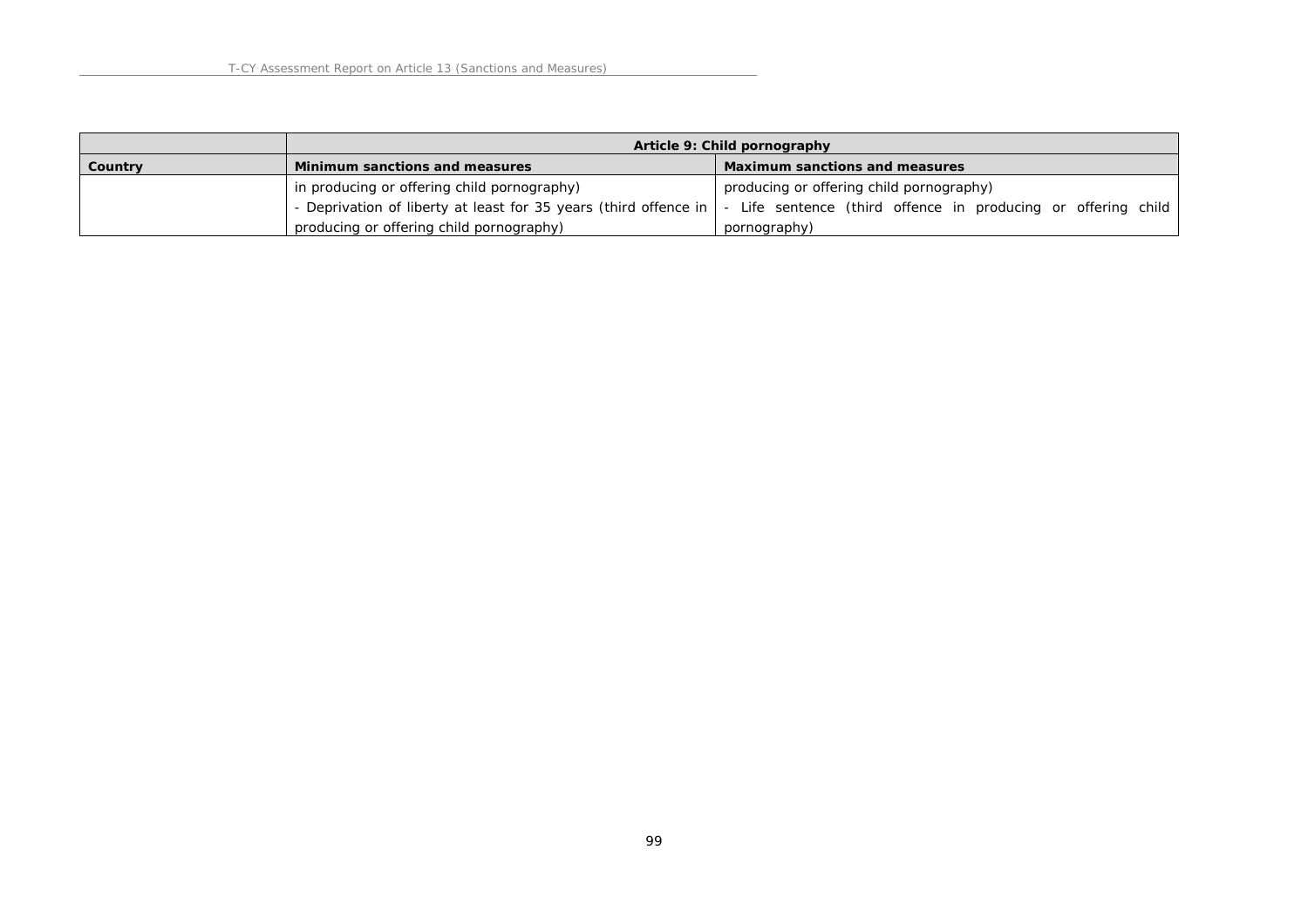| | Article 9: Child pornography | |
|---|---|---|
| Country | Minimum sanctions and measures | Maximum sanctions and measures |
| | in producing or offering child pornography)<br>- Deprivation of liberty at least for 35 years (third offence in producing or offering child pornography) | producing or offering child pornography)<br>- Life sentence (third offence in producing or offering child pornography) |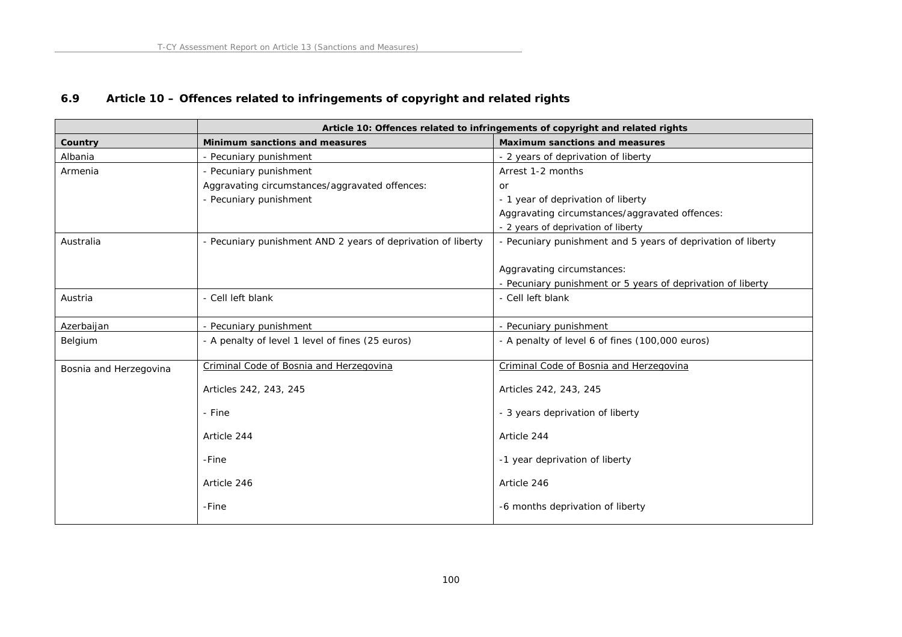## 6.9 Article 10 – Offences related to infringements of copyright and related rights

| | Article 10: Offences related to infringements of copyright and related rights | |
|---|---|---|
| **Country** | **Minimum sanctions and measures** | **Maximum sanctions and measures** |
| Albania | - Pecuniary punishment | - 2 years of deprivation of liberty |
| Armenia | - Pecuniary punishment<br>Aggravating circumstances/aggravated offences:<br>- Pecuniary punishment | Arrest 1-2 months<br>or<br>- 1 year of deprivation of liberty<br>Aggravating circumstances/aggravated offences:<br>- 2 years of deprivation of liberty |
| Australia | - Pecuniary punishment AND 2 years of deprivation of liberty | - Pecuniary punishment and 5 years of deprivation of liberty<br><br>Aggravating circumstances:<br>- Pecuniary punishment or 5 years of deprivation of liberty |
| Austria | - Cell left blank | - Cell left blank |
| Azerbaijan | - Pecuniary punishment | - Pecuniary punishment |
| Belgium | - A penalty of level 1 level of fines (25 euros) | - A penalty of level 6 of fines (100,000 euros) |
| Bosnia and Herzegovina | Criminal Code of Bosnia and Herzegovina<br><br>Articles 242, 243, 245<br><br>- Fine<br><br>Article 244<br><br>-Fine<br><br>Article 246<br><br>-Fine | Criminal Code of Bosnia and Herzegovina<br><br>Articles 242, 243, 245<br><br>- 3 years deprivation of liberty<br><br>Article 244<br><br>-1 year deprivation of liberty<br><br>Article 246<br><br>-6 months deprivation of liberty |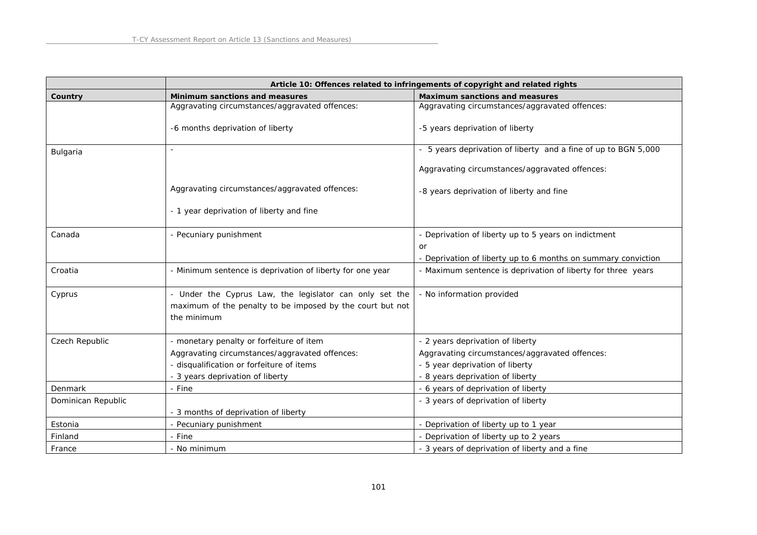| | Article 10: Offences related to infringements of copyright and related rights | |
|---|---|---|
| **Country** | **Minimum sanctions and measures** | **Maximum sanctions and measures** |
| | Aggravating circumstances/aggravated offences:<br><br>-6 months deprivation of liberty | Aggravating circumstances/aggravated offences:<br><br>-5 years deprivation of liberty |
| Bulgaria | -<br><br>Aggravating circumstances/aggravated offences:<br><br>- 1 year deprivation of liberty and fine | - 5 years deprivation of liberty and a fine of up to BGN 5,000<br><br>Aggravating circumstances/aggravated offences:<br><br>-8 years deprivation of liberty and fine |
| Canada | - Pecuniary punishment | - Deprivation of liberty up to 5 years on indictment<br>or<br>- Deprivation of liberty up to 6 months on summary conviction |
| Croatia | - Minimum sentence is deprivation of liberty for one year | - Maximum sentence is deprivation of liberty for three years |
| Cyprus | - Under the Cyprus Law, the legislator can only set the maximum of the penalty to be imposed by the court but not the minimum | - No information provided |
| Czech Republic | - monetary penalty or forfeiture of item<br>Aggravating circumstances/aggravated offences:<br>- disqualification or forfeiture of items<br>- 3 years deprivation of liberty | - 2 years deprivation of liberty<br>Aggravating circumstances/aggravated offences:<br>- 5 year deprivation of liberty<br>- 8 years deprivation of liberty |
| Denmark | - Fine | - 6 years of deprivation of liberty |
| Dominican Republic | - 3 months of deprivation of liberty | - 3 years of deprivation of liberty |
| Estonia | - Pecuniary punishment | - Deprivation of liberty up to 1 year |
| Finland | - Fine | - Deprivation of liberty up to 2 years |
| France | - No minimum | - 3 years of deprivation of liberty and a fine |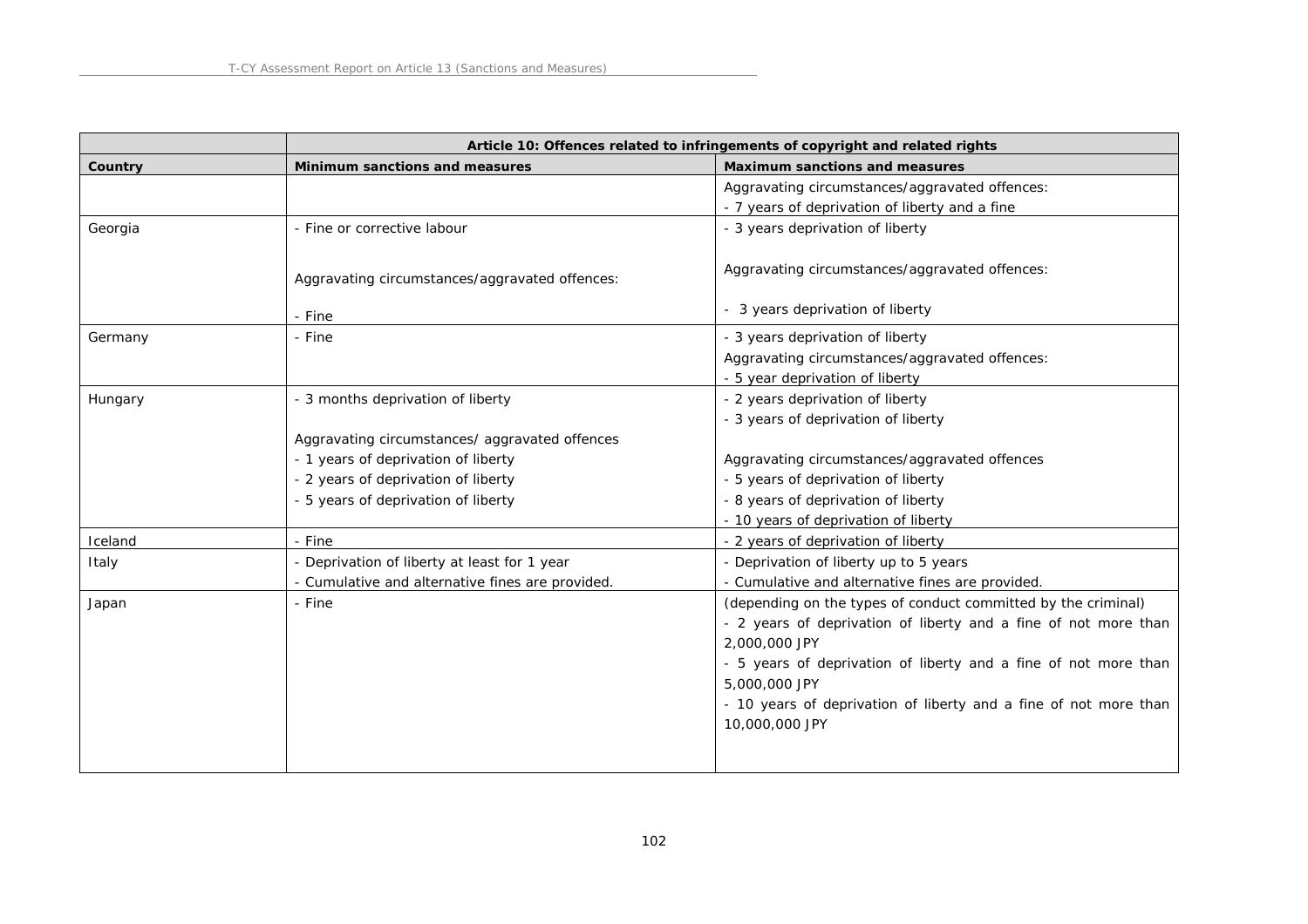| | Article 10: Offences related to infringements of copyright and related rights | |
|---|---|---|
| **Country** | **Minimum sanctions and measures** | **Maximum sanctions and measures** |
| | | Aggravating circumstances/aggravated offences:<br>- 7 years of deprivation of liberty and a fine |
| Georgia | - Fine or corrective labour<br><br>Aggravating circumstances/aggravated offences:<br><br>- Fine | - 3 years deprivation of liberty<br><br>Aggravating circumstances/aggravated offences:<br><br>- 3 years deprivation of liberty |
| Germany | - Fine | - 3 years deprivation of liberty<br>Aggravating circumstances/aggravated offences:<br>- 5 year deprivation of liberty |
| Hungary | - 3 months deprivation of liberty<br><br>Aggravating circumstances/ aggravated offences<br>- 1 years of deprivation of liberty<br>- 2 years of deprivation of liberty<br>- 5 years of deprivation of liberty | - 2 years deprivation of liberty<br>- 3 years of deprivation of liberty<br><br>Aggravating circumstances/aggravated offences<br>- 5 years of deprivation of liberty<br>- 8 years of deprivation of liberty<br>- 10 years of deprivation of liberty |
| Iceland | - Fine | - 2 years of deprivation of liberty |
| Italy | - Deprivation of liberty at least for 1 year<br>- Cumulative and alternative fines are provided. | - Deprivation of liberty up to 5 years<br>- Cumulative and alternative fines are provided. |
| Japan | - Fine | (depending on the types of conduct committed by the criminal)<br>- 2 years of deprivation of liberty and a fine of not more than 2,000,000 JPY<br>- 5 years of deprivation of liberty and a fine of not more than 5,000,000 JPY<br>- 10 years of deprivation of liberty and a fine of not more than 10,000,000 JPY |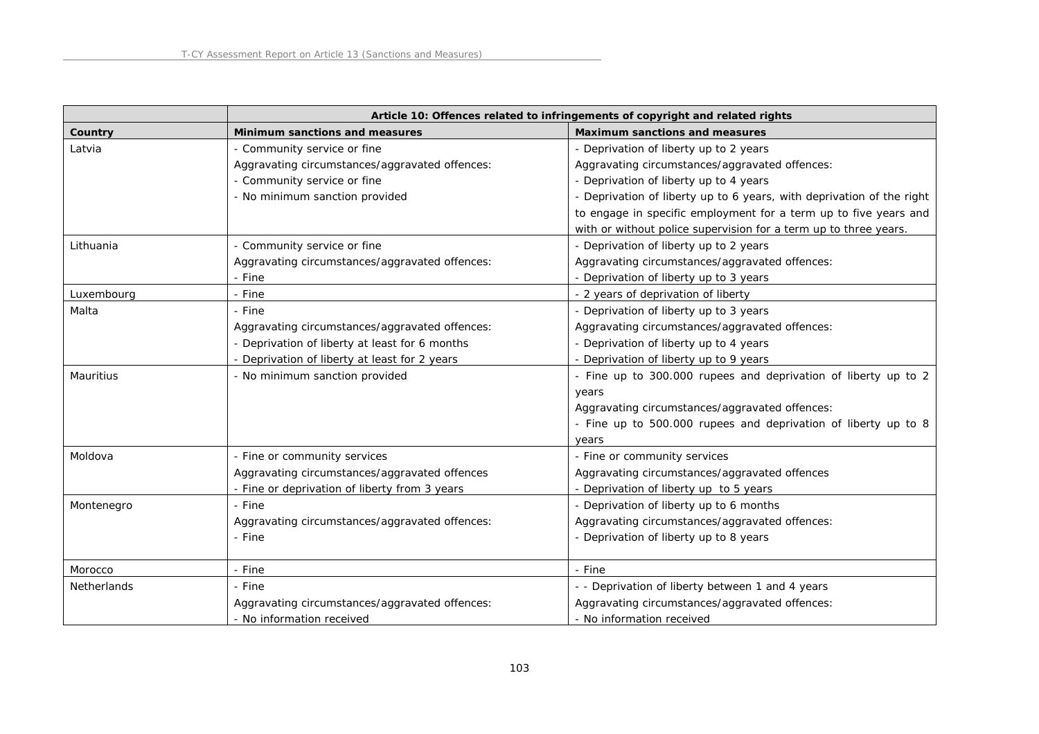| | Article 10: Offences related to infringements of copyright and related rights | |
|---|---|---|
| **Country** | **Minimum sanctions and measures** | **Maximum sanctions and measures** |
| Latvia | - Community service or fine<br>Aggravating circumstances/aggravated offences:<br>- Community service or fine<br>- No minimum sanction provided | - Deprivation of liberty up to 2 years<br>Aggravating circumstances/aggravated offences:<br>- Deprivation of liberty up to 4 years<br>- Deprivation of liberty up to 6 years, with deprivation of the right to engage in specific employment for a term up to five years and with or without police supervision for a term up to three years. |
| Lithuania | - Community service or fine<br>Aggravating circumstances/aggravated offences:<br>- Fine | - Deprivation of liberty up to 2 years<br>Aggravating circumstances/aggravated offences:<br>- Deprivation of liberty up to 3 years |
| Luxembourg | - Fine | - 2 years of deprivation of liberty |
| Malta | - Fine<br>Aggravating circumstances/aggravated offences:<br>- Deprivation of liberty at least for 6 months<br>- Deprivation of liberty at least for 2 years | - Deprivation of liberty up to 3 years<br>Aggravating circumstances/aggravated offences:<br>- Deprivation of liberty up to 4 years<br>- Deprivation of liberty up to 9 years |
| Mauritius | - No minimum sanction provided | - Fine up to 300.000 rupees and deprivation of liberty up to 2 years<br>Aggravating circumstances/aggravated offences:<br>- Fine up to 500.000 rupees and deprivation of liberty up to 8 years |
| Moldova | - Fine or community services<br>Aggravating circumstances/aggravated offences<br>- Fine or deprivation of liberty from 3 years | - Fine or community services<br>Aggravating circumstances/aggravated offences<br>- Deprivation of liberty up to 5 years |
| Montenegro | - Fine<br>Aggravating circumstances/aggravated offences:<br>- Fine | - Deprivation of liberty up to 6 months<br>Aggravating circumstances/aggravated offences:<br>- Deprivation of liberty up to 8 years |
| Morocco | - Fine | - Fine |
| Netherlands | - Fine<br>Aggravating circumstances/aggravated offences:<br>- No information received | - - Deprivation of liberty between 1 and 4 years<br>Aggravating circumstances/aggravated offences:<br>- No information received |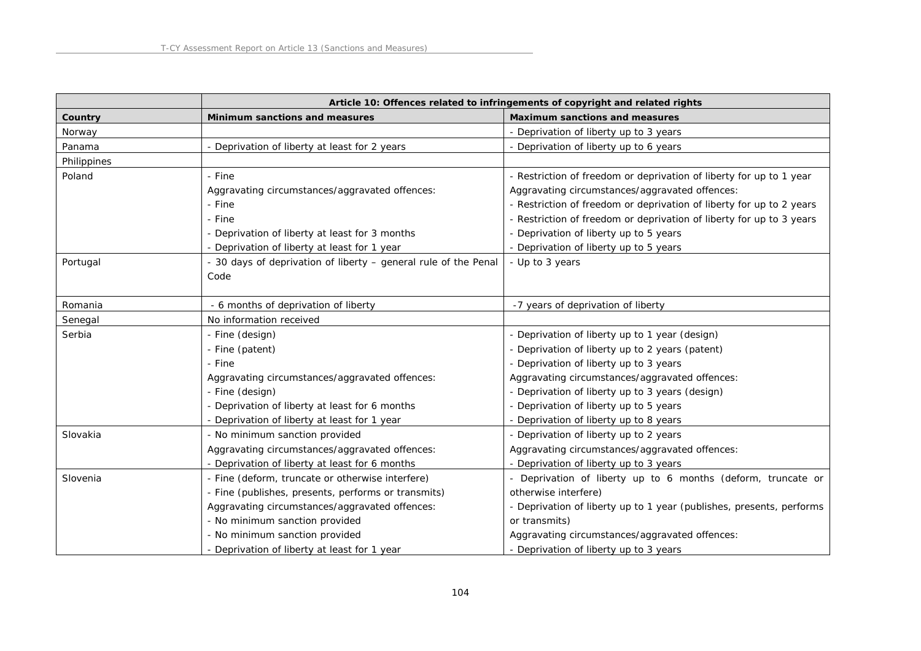| | Article 10: Offences related to infringements of copyright and related rights | |
|---|---|---|
| **Country** | **Minimum sanctions and measures** | **Maximum sanctions and measures** |
| Norway | | - Deprivation of liberty up to 3 years |
| Panama | - Deprivation of liberty at least for 2 years | - Deprivation of liberty up to 6 years |
| Philippines | | |
| Poland | - Fine<br>Aggravating circumstances/aggravated offences:<br>- Fine<br>- Fine<br>- Deprivation of liberty at least for 3 months<br>- Deprivation of liberty at least for 1 year | - Restriction of freedom or deprivation of liberty for up to 1 year<br>Aggravating circumstances/aggravated offences:<br>- Restriction of freedom or deprivation of liberty for up to 2 years<br>- Restriction of freedom or deprivation of liberty for up to 3 years<br>- Deprivation of liberty up to 5 years<br>- Deprivation of liberty up to 5 years |
| Portugal | - 30 days of deprivation of liberty – general rule of the Penal Code | - Up to 3 years |
| Romania | - 6 months of deprivation of liberty | -7 years of deprivation of liberty |
| Senegal | No information received | |
| Serbia | - Fine (design)<br>- Fine (patent)<br>- Fine<br>Aggravating circumstances/aggravated offences:<br>- Fine (design)<br>- Deprivation of liberty at least for 6 months<br>- Deprivation of liberty at least for 1 year | - Deprivation of liberty up to 1 year (design)<br>- Deprivation of liberty up to 2 years (patent)<br>- Deprivation of liberty up to 3 years<br>Aggravating circumstances/aggravated offences:<br>- Deprivation of liberty up to 3 years (design)<br>- Deprivation of liberty up to 5 years<br>- Deprivation of liberty up to 8 years |
| Slovakia | - No minimum sanction provided<br>Aggravating circumstances/aggravated offences:<br>- Deprivation of liberty at least for 6 months | - Deprivation of liberty up to 2 years<br>Aggravating circumstances/aggravated offences:<br>- Deprivation of liberty up to 3 years |
| Slovenia | - Fine (deform, truncate or otherwise interfere)<br>- Fine (publishes, presents, performs or transmits)<br>Aggravating circumstances/aggravated offences:<br>- No minimum sanction provided<br>- No minimum sanction provided<br>- Deprivation of liberty at least for 1 year | - Deprivation of liberty up to 6 months (deform, truncate or otherwise interfere)<br>- Deprivation of liberty up to 1 year (publishes, presents, performs or transmits)<br>Aggravating circumstances/aggravated offences:<br>- Deprivation of liberty up to 3 years |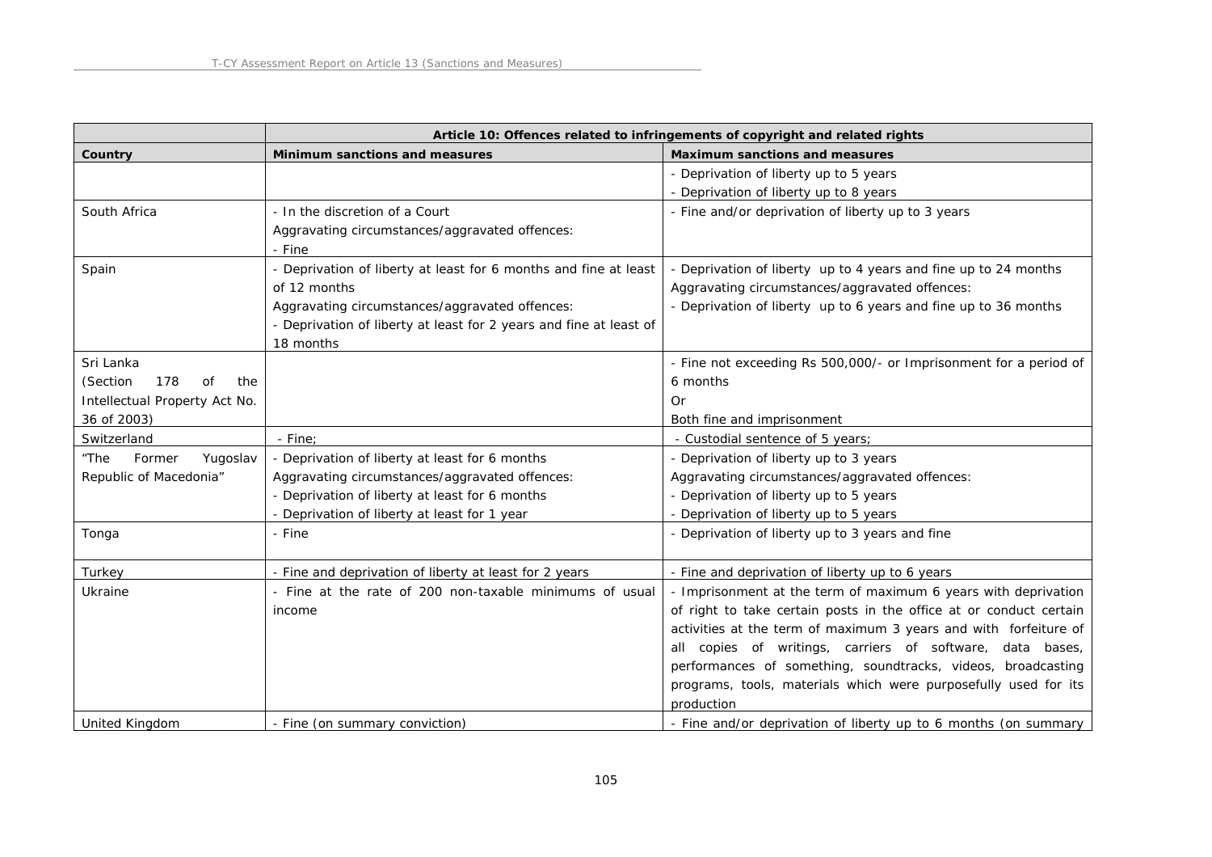| | Article 10: Offences related to infringements of copyright and related rights | |
|---|---|---|
| Country | Minimum sanctions and measures | Maximum sanctions and measures |
| | | - Deprivation of liberty up to 5 years<br>- Deprivation of liberty up to 8 years |
| South Africa | - In the discretion of a Court<br>Aggravating circumstances/aggravated offences:<br>- Fine | - Fine and/or deprivation of liberty up to 3 years |
| Spain | - Deprivation of liberty at least for 6 months and fine at least of 12 months<br>Aggravating circumstances/aggravated offences:<br>- Deprivation of liberty at least for 2 years and fine at least of 18 months | - Deprivation of liberty up to 4 years and fine up to 24 months<br>Aggravating circumstances/aggravated offences:<br>- Deprivation of liberty up to 6 years and fine up to 36 months |
| Sri Lanka<br>(Section 178 of the Intellectual Property Act No. 36 of 2003) | | - Fine not exceeding Rs 500,000/- or Imprisonment for a period of 6 months<br>Or<br>Both fine and imprisonment |
| Switzerland | - Fine; | - Custodial sentence of 5 years; |
| "The Former Yugoslav Republic of Macedonia" | - Deprivation of liberty at least for 6 months<br>Aggravating circumstances/aggravated offences:<br>- Deprivation of liberty at least for 6 months<br>- Deprivation of liberty at least for 1 year | - Deprivation of liberty up to 3 years<br>Aggravating circumstances/aggravated offences:<br>- Deprivation of liberty up to 5 years<br>- Deprivation of liberty up to 5 years |
| Tonga | - Fine | - Deprivation of liberty up to 3 years and fine |
| Turkey | - Fine and deprivation of liberty at least for 2 years | - Fine and deprivation of liberty up to 6 years |
| Ukraine | - Fine at the rate of 200 non-taxable minimums of usual income | - Imprisonment at the term of maximum 6 years with deprivation of right to take certain posts in the office at or conduct certain activities at the term of maximum 3 years and with forfeiture of all copies of writings, carriers of software, data bases, performances of something, soundtracks, videos, broadcasting programs, tools, materials which were purposefully used for its production |
| United Kingdom | - Fine (on summary conviction) | - Fine and/or deprivation of liberty up to 6 months (on summary |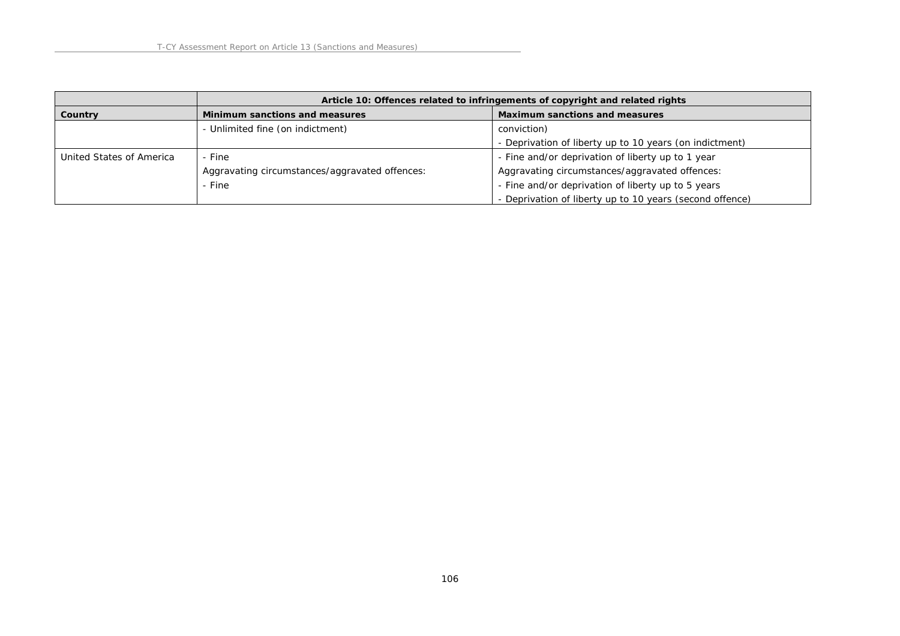| | Article 10: Offences related to infringements of copyright and related rights | |
|---|---|---|
| Country | Minimum sanctions and measures | Maximum sanctions and measures |
| | - Unlimited fine (on indictment) | conviction)<br>- Deprivation of liberty up to 10 years (on indictment) |
| United States of America | - Fine<br>Aggravating circumstances/aggravated offences:<br>- Fine | - Fine and/or deprivation of liberty up to 1 year<br>Aggravating circumstances/aggravated offences:<br>- Fine and/or deprivation of liberty up to 5 years<br>- Deprivation of liberty up to 10 years (second offence) |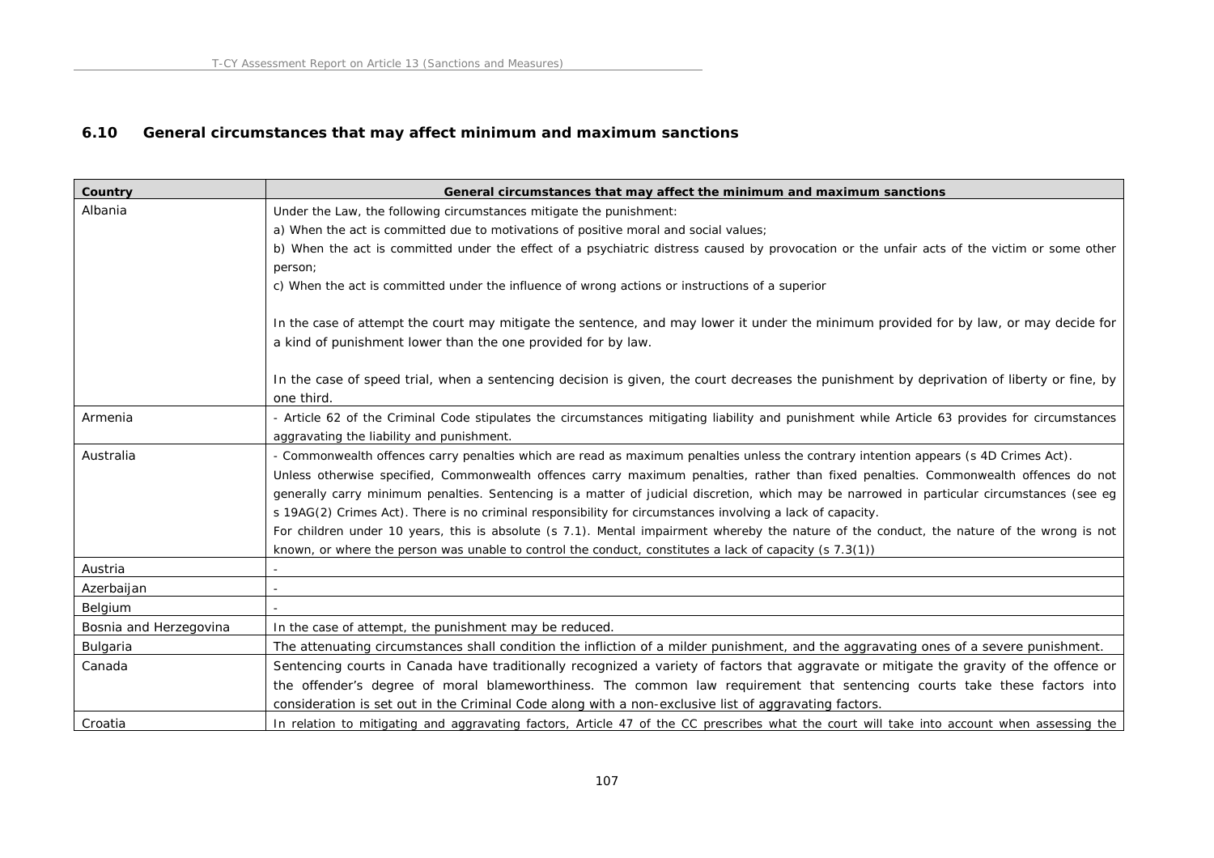## 6.10 General circumstances that may affect minimum and maximum sanctions

| Country | General circumstances that may affect the minimum and maximum sanctions |
|---|---|
| Albania | Under the Law, the following circumstances mitigate the punishment:<br>a) When the act is committed due to motivations of positive moral and social values;<br>b) When the act is committed under the effect of a psychiatric distress caused by provocation or the unfair acts of the victim or some other person;<br>c) When the act is committed under the influence of wrong actions or instructions of a superior<br><br>In the case of attempt the court may mitigate the sentence, and may lower it under the minimum provided for by law, or may decide for a kind of punishment lower than the one provided for by law.<br><br>In the case of speed trial, when a sentencing decision is given, the court decreases the punishment by deprivation of liberty or fine, by one third. |
| Armenia | - Article 62 of the Criminal Code stipulates the circumstances mitigating liability and punishment while Article 63 provides for circumstances aggravating the liability and punishment. |
| Australia | - Commonwealth offences carry penalties which are read as maximum penalties unless the contrary intention appears (s 4D Crimes Act).<br>Unless otherwise specified, Commonwealth offences carry maximum penalties, rather than fixed penalties. Commonwealth offences do not generally carry minimum penalties. Sentencing is a matter of judicial discretion, which may be narrowed in particular circumstances (see eg s 19AG(2) Crimes Act). There is no criminal responsibility for circumstances involving a lack of capacity.<br>For children under 10 years, this is absolute (s 7.1). Mental impairment whereby the nature of the conduct, the nature of the wrong is not known, or where the person was unable to control the conduct, constitutes a lack of capacity (s 7.3(1)) |
| Austria | - |
| Azerbaijan | - |
| Belgium | - |
| Bosnia and Herzegovina | In the case of attempt, the punishment may be reduced. |
| Bulgaria | The attenuating circumstances shall condition the infliction of a milder punishment, and the aggravating ones of a severe punishment. |
| Canada | Sentencing courts in Canada have traditionally recognized a variety of factors that aggravate or mitigate the gravity of the offence or the offender's degree of moral blameworthiness. The common law requirement that sentencing courts take these factors into consideration is set out in the Criminal Code along with a non-exclusive list of aggravating factors. |
| Croatia | In relation to mitigating and aggravating factors, Article 47 of the CC prescribes what the court will take into account when assessing the |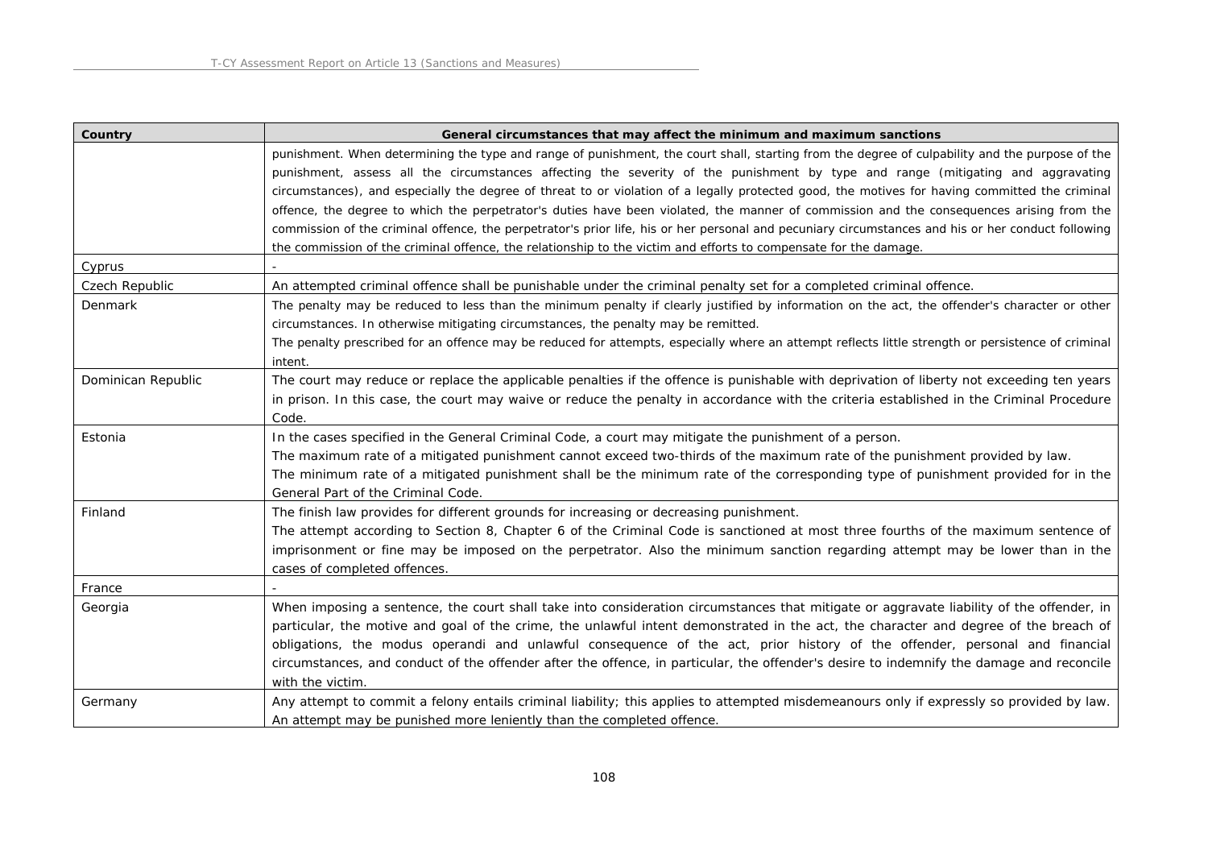| Country | General circumstances that may affect the minimum and maximum sanctions |
|---|---|
| | punishment. When determining the type and range of punishment, the court shall, starting from the degree of culpability and the purpose of the punishment, assess all the circumstances affecting the severity of the punishment by type and range (mitigating and aggravating circumstances), and especially the degree of threat to or violation of a legally protected good, the motives for having committed the criminal offence, the degree to which the perpetrator's duties have been violated, the manner of commission and the consequences arising from the commission of the criminal offence, the perpetrator's prior life, his or her personal and pecuniary circumstances and his or her conduct following the commission of the criminal offence, the relationship to the victim and efforts to compensate for the damage. |
| Cyprus | - |
| Czech Republic | An attempted criminal offence shall be punishable under the criminal penalty set for a completed criminal offence. |
| Denmark | The penalty may be reduced to less than the minimum penalty if clearly justified by information on the act, the offender's character or other circumstances. In otherwise mitigating circumstances, the penalty may be remitted.<br>The penalty prescribed for an offence may be reduced for attempts, especially where an attempt reflects little strength or persistence of criminal intent. |
| Dominican Republic | The court may reduce or replace the applicable penalties if the offence is punishable with deprivation of liberty not exceeding ten years in prison. In this case, the court may waive or reduce the penalty in accordance with the criteria established in the Criminal Procedure Code. |
| Estonia | In the cases specified in the General Criminal Code, a court may mitigate the punishment of a person.<br>The maximum rate of a mitigated punishment cannot exceed two-thirds of the maximum rate of the punishment provided by law.<br>The minimum rate of a mitigated punishment shall be the minimum rate of the corresponding type of punishment provided for in the General Part of the Criminal Code. |
| Finland | The finish law provides for different grounds for increasing or decreasing punishment.<br>The attempt according to Section 8, Chapter 6 of the Criminal Code is sanctioned at most three fourths of the maximum sentence of imprisonment or fine may be imposed on the perpetrator. Also the minimum sanction regarding attempt may be lower than in the cases of completed offences. |
| France | - |
| Georgia | When imposing a sentence, the court shall take into consideration circumstances that mitigate or aggravate liability of the offender, in particular, the motive and goal of the crime, the unlawful intent demonstrated in the act, the character and degree of the breach of obligations, the modus operandi and unlawful consequence of the act, prior history of the offender, personal and financial circumstances, and conduct of the offender after the offence, in particular, the offender's desire to indemnify the damage and reconcile with the victim. |
| Germany | Any attempt to commit a felony entails criminal liability; this applies to attempted misdemeanours only if expressly so provided by law.<br>An attempt may be punished more leniently than the completed offence. |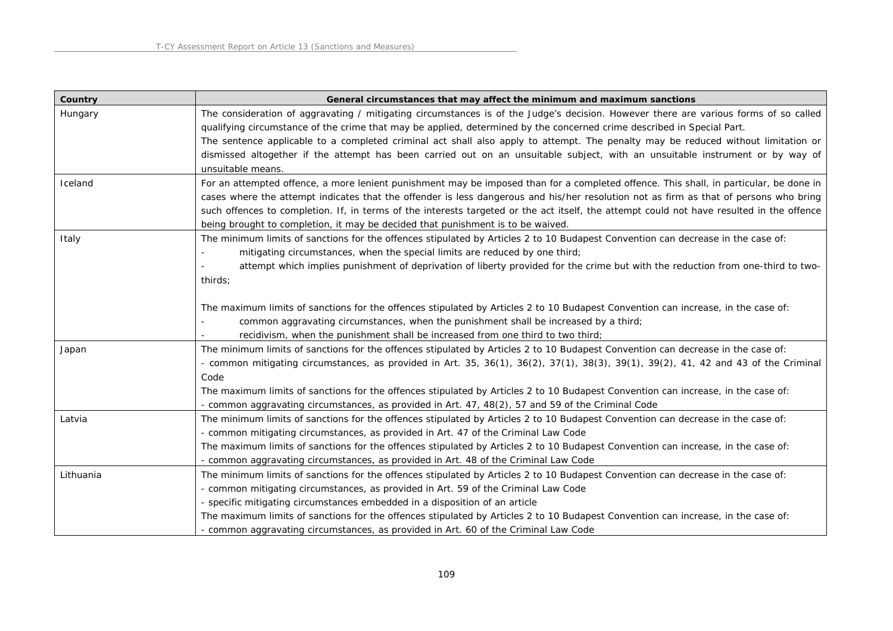| Country | General circumstances that may affect the minimum and maximum sanctions |
|---|---|
| Hungary | The consideration of aggravating / mitigating circumstances is of the Judge's decision. However there are various forms of so called qualifying circumstance of the crime that may be applied, determined by the concerned crime described in Special Part.<br>The sentence applicable to a completed criminal act shall also apply to attempt. The penalty may be reduced without limitation or dismissed altogether if the attempt has been carried out on an unsuitable subject, with an unsuitable instrument or by way of unsuitable means. |
| Iceland | For an attempted offence, a more lenient punishment may be imposed than for a completed offence. This shall, in particular, be done in cases where the attempt indicates that the offender is less dangerous and his/her resolution not as firm as that of persons who bring such offences to completion. If, in terms of the interests targeted or the act itself, the attempt could not have resulted in the offence being brought to completion, it may be decided that punishment is to be waived. |
| Italy | The minimum limits of sanctions for the offences stipulated by Articles 2 to 10 Budapest Convention can decrease in the case of:<br>- mitigating circumstances, when the special limits are reduced by one third;<br>- attempt which implies punishment of deprivation of liberty provided for the crime but with the reduction from one-third to two-thirds;<br><br>The maximum limits of sanctions for the offences stipulated by Articles 2 to 10 Budapest Convention can increase, in the case of:<br>- common aggravating circumstances, when the punishment shall be increased by a third;<br>- recidivism, when the punishment shall be increased from one third to two third; |
| Japan | The minimum limits of sanctions for the offences stipulated by Articles 2 to 10 Budapest Convention can decrease in the case of:<br>- common mitigating circumstances, as provided in Art. 35, 36(1), 36(2), 37(1), 38(3), 39(1), 39(2), 41, 42 and 43 of the Criminal Code<br>The maximum limits of sanctions for the offences stipulated by Articles 2 to 10 Budapest Convention can increase, in the case of:<br>- common aggravating circumstances, as provided in Art. 47, 48(2), 57 and 59 of the Criminal Code |
| Latvia | The minimum limits of sanctions for the offences stipulated by Articles 2 to 10 Budapest Convention can decrease in the case of:<br>- common mitigating circumstances, as provided in Art. 47 of the Criminal Law Code<br>The maximum limits of sanctions for the offences stipulated by Articles 2 to 10 Budapest Convention can increase, in the case of:<br>- common aggravating circumstances, as provided in Art. 48 of the Criminal Law Code |
| Lithuania | The minimum limits of sanctions for the offences stipulated by Articles 2 to 10 Budapest Convention can decrease in the case of:<br>- common mitigating circumstances, as provided in Art. 59 of the Criminal Law Code<br>- specific mitigating circumstances embedded in a disposition of an article<br>The maximum limits of sanctions for the offences stipulated by Articles 2 to 10 Budapest Convention can increase, in the case of:<br>- common aggravating circumstances, as provided in Art. 60 of the Criminal Law Code |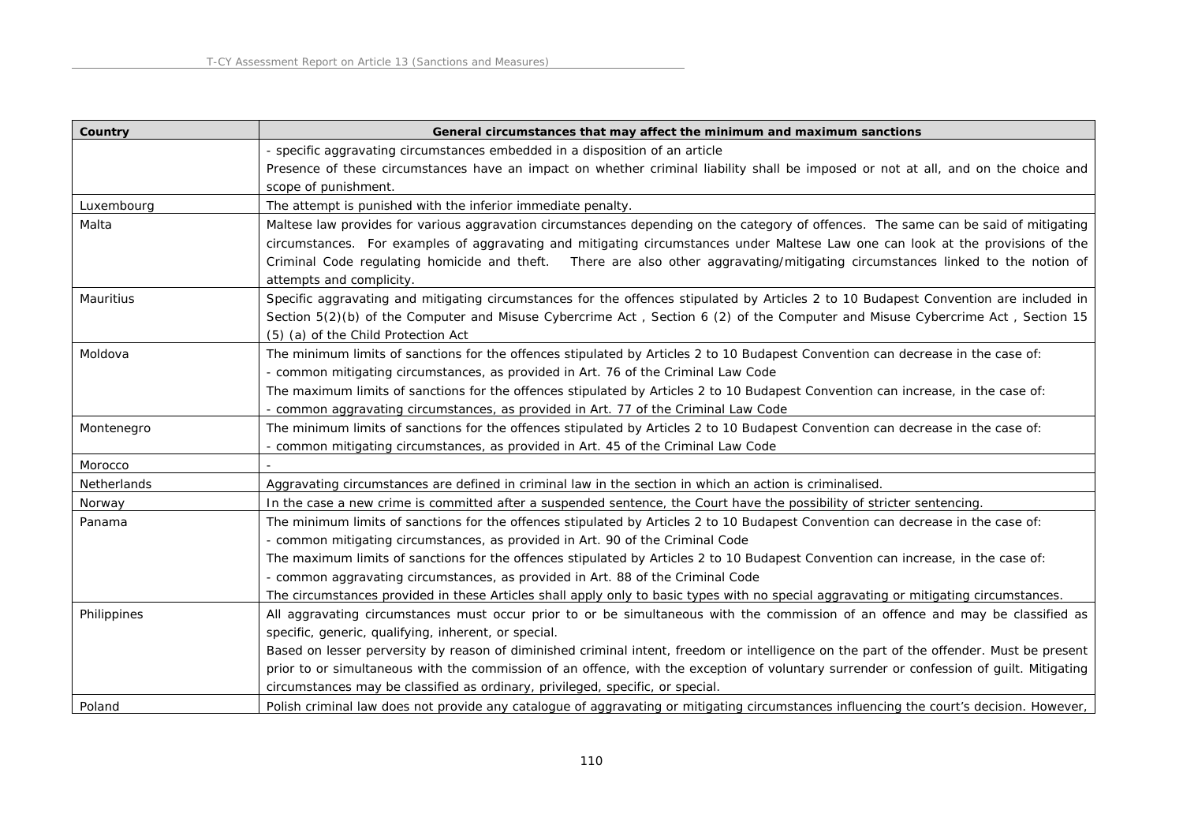| Country | General circumstances that may affect the minimum and maximum sanctions |
|---|---|
| | - specific aggravating circumstances embedded in a disposition of an article<br>Presence of these circumstances have an impact on whether criminal liability shall be imposed or not at all, and on the choice and scope of punishment. |
| Luxembourg | The attempt is punished with the inferior immediate penalty. |
| Malta | Maltese law provides for various aggravation circumstances depending on the category of offences. The same can be said of mitigating circumstances. For examples of aggravating and mitigating circumstances under Maltese Law one can look at the provisions of the Criminal Code regulating homicide and theft. There are also other aggravating/mitigating circumstances linked to the notion of attempts and complicity. |
| Mauritius | Specific aggravating and mitigating circumstances for the offences stipulated by Articles 2 to 10 Budapest Convention are included in Section 5(2)(b) of the Computer and Misuse Cybercrime Act , Section 6 (2) of the Computer and Misuse Cybercrime Act , Section 15 (5) (a) of the Child Protection Act |
| Moldova | The minimum limits of sanctions for the offences stipulated by Articles 2 to 10 Budapest Convention can decrease in the case of:<br>- common mitigating circumstances, as provided in Art. 76 of the Criminal Law Code<br>The maximum limits of sanctions for the offences stipulated by Articles 2 to 10 Budapest Convention can increase, in the case of:<br>- common aggravating circumstances, as provided in Art. 77 of the Criminal Law Code |
| Montenegro | The minimum limits of sanctions for the offences stipulated by Articles 2 to 10 Budapest Convention can decrease in the case of:<br>- common mitigating circumstances, as provided in Art. 45 of the Criminal Law Code |
| Morocco | - |
| Netherlands | Aggravating circumstances are defined in criminal law in the section in which an action is criminalised. |
| Norway | In the case a new crime is committed after a suspended sentence, the Court have the possibility of stricter sentencing. |
| Panama | The minimum limits of sanctions for the offences stipulated by Articles 2 to 10 Budapest Convention can decrease in the case of:<br>- common mitigating circumstances, as provided in Art. 90 of the Criminal Code<br>The maximum limits of sanctions for the offences stipulated by Articles 2 to 10 Budapest Convention can increase, in the case of:<br>- common aggravating circumstances, as provided in Art. 88 of the Criminal Code<br>The circumstances provided in these Articles shall apply only to basic types with no special aggravating or mitigating circumstances. |
| Philippines | All aggravating circumstances must occur prior to or be simultaneous with the commission of an offence and may be classified as specific, generic, qualifying, inherent, or special.<br>Based on lesser perversity by reason of diminished criminal intent, freedom or intelligence on the part of the offender. Must be present prior to or simultaneous with the commission of an offence, with the exception of voluntary surrender or confession of guilt. Mitigating circumstances may be classified as ordinary, privileged, specific, or special. |
| Poland | Polish criminal law does not provide any catalogue of aggravating or mitigating circumstances influencing the court's decision. However, |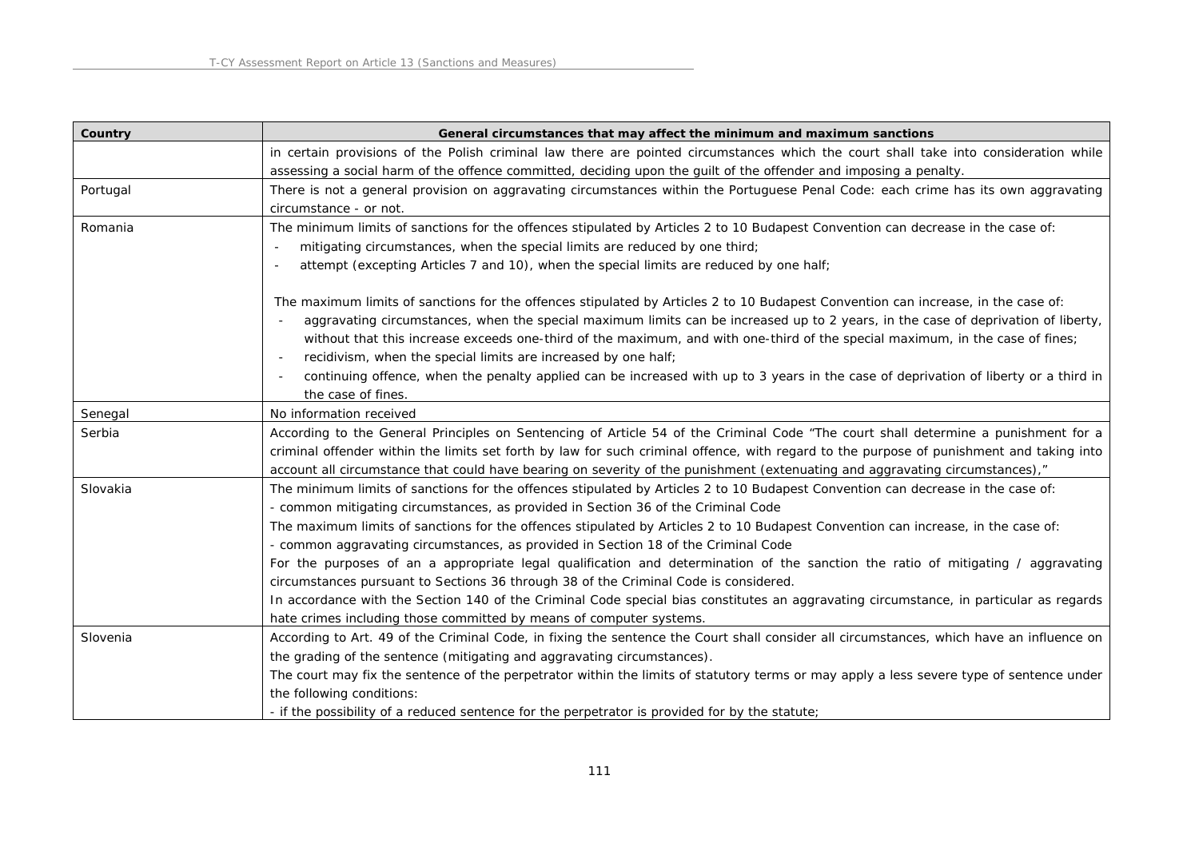| Country | General circumstances that may affect the minimum and maximum sanctions |
|---|---|
| | in certain provisions of the Polish criminal law there are pointed circumstances which the court shall take into consideration while assessing a social harm of the offence committed, deciding upon the guilt of the offender and imposing a penalty. |
| Portugal | There is not a general provision on aggravating circumstances within the Portuguese Penal Code: each crime has its own aggravating circumstance - or not. |
| Romania | The minimum limits of sanctions for the offences stipulated by Articles 2 to 10 Budapest Convention can decrease in the case of:<br>- mitigating circumstances, when the special limits are reduced by one third;<br>- attempt (excepting Articles 7 and 10), when the special limits are reduced by one half;<br><br>The maximum limits of sanctions for the offences stipulated by Articles 2 to 10 Budapest Convention can increase, in the case of:<br>- aggravating circumstances, when the special maximum limits can be increased up to 2 years, in the case of deprivation of liberty, without that this increase exceeds one-third of the maximum, and with one-third of the special maximum, in the case of fines;<br>- recidivism, when the special limits are increased by one half;<br>- continuing offence, when the penalty applied can be increased with up to 3 years in the case of deprivation of liberty or a third in the case of fines. |
| Senegal | No information received |
| Serbia | According to the General Principles on Sentencing of Article 54 of the Criminal Code "The court shall determine a punishment for a criminal offender within the limits set forth by law for such criminal offence, with regard to the purpose of punishment and taking into account all circumstance that could have bearing on severity of the punishment (extenuating and aggravating circumstances)," |
| Slovakia | The minimum limits of sanctions for the offences stipulated by Articles 2 to 10 Budapest Convention can decrease in the case of:<br>- common mitigating circumstances, as provided in Section 36 of the Criminal Code<br>The maximum limits of sanctions for the offences stipulated by Articles 2 to 10 Budapest Convention can increase, in the case of:<br>- common aggravating circumstances, as provided in Section 18 of the Criminal Code<br>For the purposes of an a appropriate legal qualification and determination of the sanction the ratio of mitigating / aggravating circumstances pursuant to Sections 36 through 38 of the Criminal Code is considered.<br>In accordance with the Section 140 of the Criminal Code special bias constitutes an aggravating circumstance, in particular as regards hate crimes including those committed by means of computer systems. |
| Slovenia | According to Art. 49 of the Criminal Code, in fixing the sentence the Court shall consider all circumstances, which have an influence on the grading of the sentence (mitigating and aggravating circumstances).<br>The court may fix the sentence of the perpetrator within the limits of statutory terms or may apply a less severe type of sentence under the following conditions:<br>- if the possibility of a reduced sentence for the perpetrator is provided for by the statute; |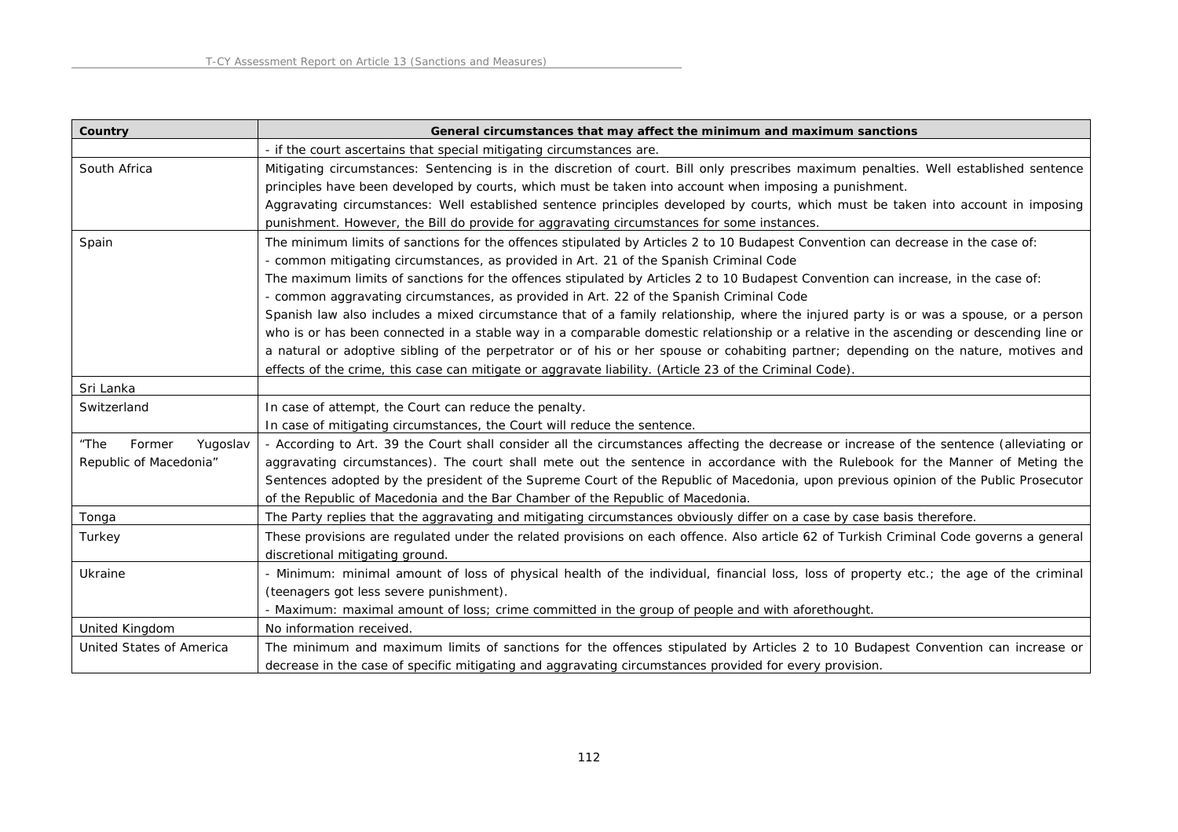| Country | General circumstances that may affect the minimum and maximum sanctions |
|---|---|
| | - if the court ascertains that special mitigating circumstances are. |
| South Africa | Mitigating circumstances: Sentencing is in the discretion of court. Bill only prescribes maximum penalties. Well established sentence principles have been developed by courts, which must be taken into account when imposing a punishment.<br>Aggravating circumstances: Well established sentence principles developed by courts, which must be taken into account in imposing punishment. However, the Bill do provide for aggravating circumstances for some instances. |
| Spain | The minimum limits of sanctions for the offences stipulated by Articles 2 to 10 Budapest Convention can decrease in the case of:<br>- common mitigating circumstances, as provided in Art. 21 of the Spanish Criminal Code<br>The maximum limits of sanctions for the offences stipulated by Articles 2 to 10 Budapest Convention can increase, in the case of:<br>- common aggravating circumstances, as provided in Art. 22 of the Spanish Criminal Code<br>Spanish law also includes a mixed circumstance that of a family relationship, where the injured party is or was a spouse, or a person who is or has been connected in a stable way in a comparable domestic relationship or a relative in the ascending or descending line or a natural or adoptive sibling of the perpetrator or of his or her spouse or cohabiting partner; depending on the nature, motives and effects of the crime, this case can mitigate or aggravate liability. (Article 23 of the Criminal Code). |
| Sri Lanka | |
| Switzerland | In case of attempt, the Court can reduce the penalty.<br>In case of mitigating circumstances, the Court will reduce the sentence. |
| "The Former Yugoslav Republic of Macedonia" | - According to Art. 39 the Court shall consider all the circumstances affecting the decrease or increase of the sentence (alleviating or aggravating circumstances). The court shall mete out the sentence in accordance with the Rulebook for the Manner of Meting the Sentences adopted by the president of the Supreme Court of the Republic of Macedonia, upon previous opinion of the Public Prosecutor of the Republic of Macedonia and the Bar Chamber of the Republic of Macedonia. |
| Tonga | The Party replies that the aggravating and mitigating circumstances obviously differ on a case by case basis therefore. |
| Turkey | These provisions are regulated under the related provisions on each offence. Also article 62 of Turkish Criminal Code governs a general discretional mitigating ground. |
| Ukraine | - Minimum: minimal amount of loss of physical health of the individual, financial loss, loss of property etc.; the age of the criminal (teenagers got less severe punishment).<br>- Maximum: maximal amount of loss; crime committed in the group of people and with aforethought. |
| United Kingdom | No information received. |
| United States of America | The minimum and maximum limits of sanctions for the offences stipulated by Articles 2 to 10 Budapest Convention can increase or decrease in the case of specific mitigating and aggravating circumstances provided for every provision. |